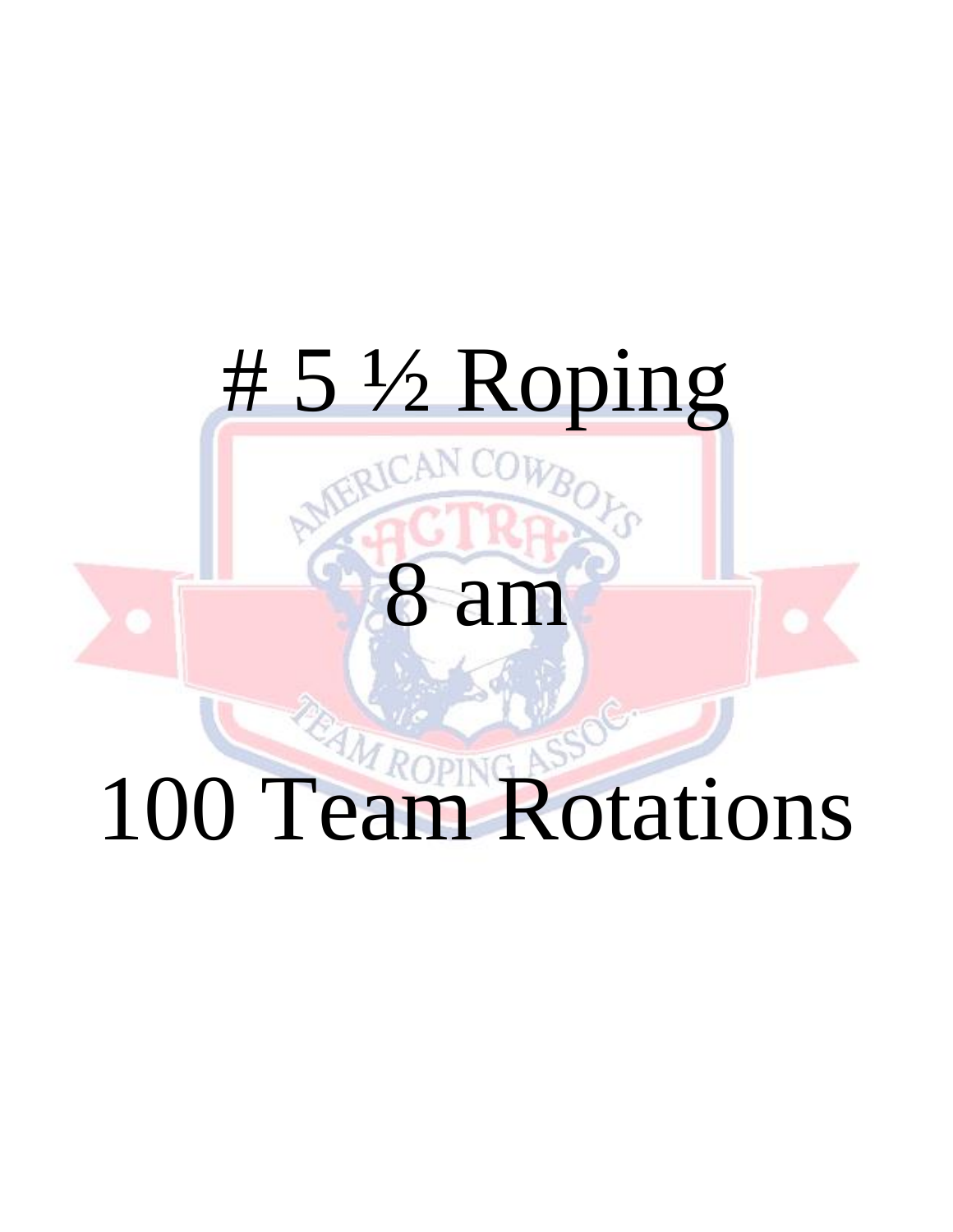# 5 ½ Roping

8 am

100 Team Rotations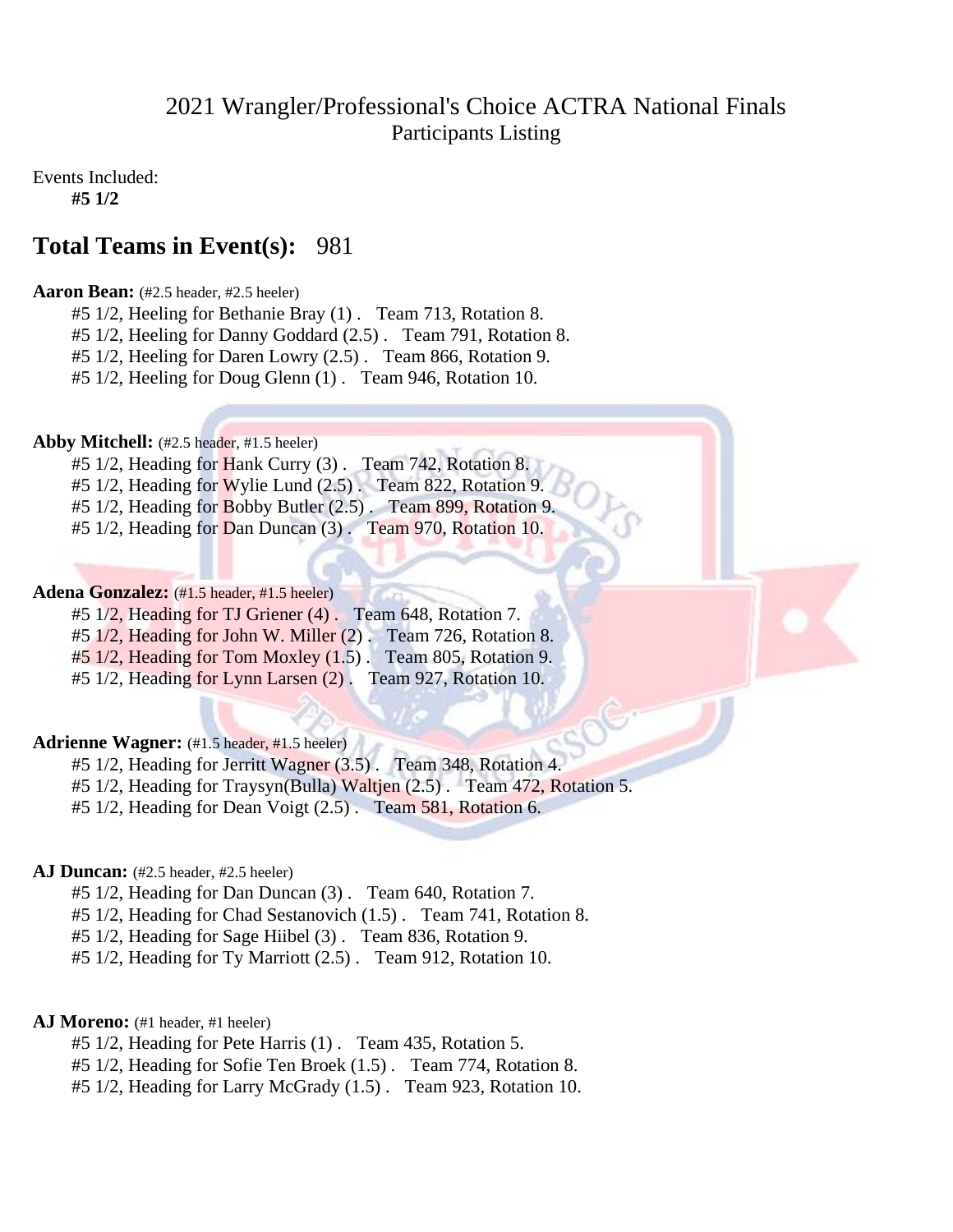# 2021 Wrangler/Professional's Choice ACTRA National Finals
## Participants Listing

Events Included:
**#5 1/2**

## Total Teams in Event(s): 981

**Aaron Bean:** (#2.5 header, #2.5 heeler)
- #5 1/2, Heeling for Bethanie Bray (1) . Team 713, Rotation 8.
- #5 1/2, Heeling for Danny Goddard (2.5) . Team 791, Rotation 8.
- #5 1/2, Heeling for Daren Lowry (2.5) . Team 866, Rotation 9.
- #5 1/2, Heeling for Doug Glenn (1) . Team 946, Rotation 10.

**Abby Mitchell:** (#2.5 header, #1.5 heeler)
- #5 1/2, Heading for Hank Curry (3) . Team 742, Rotation 8.
- #5 1/2, Heading for Wylie Lund (2.5) . Team 822, Rotation 9.
- #5 1/2, Heading for Bobby Butler (2.5) . Team 899, Rotation 9.
- #5 1/2, Heading for Dan Duncan (3) . Team 970, Rotation 10.

**Adena Gonzalez:** (#1.5 header, #1.5 heeler)
- #5 1/2, Heading for TJ Griener (4) . Team 648, Rotation 7.
- #5 1/2, Heading for John W. Miller (2) . Team 726, Rotation 8.
- #5 1/2, Heading for Tom Moxley (1.5) . Team 805, Rotation 9.
- #5 1/2, Heading for Lynn Larsen (2) . Team 927, Rotation 10.

**Adrienne Wagner:** (#1.5 header, #1.5 heeler)
- #5 1/2, Heading for Jerritt Wagner (3.5) . Team 348, Rotation 4.
- #5 1/2, Heading for Traysyn(Bulla) Waltjen (2.5) . Team 472, Rotation 5.
- #5 1/2, Heading for Dean Voigt (2.5) . Team 581, Rotation 6.

**AJ Duncan:** (#2.5 header, #2.5 heeler)
- #5 1/2, Heading for Dan Duncan (3) . Team 640, Rotation 7.
- #5 1/2, Heading for Chad Sestanovich (1.5) . Team 741, Rotation 8.
- #5 1/2, Heading for Sage Hiibel (3) . Team 836, Rotation 9.
- #5 1/2, Heading for Ty Marriott (2.5) . Team 912, Rotation 10.

**AJ Moreno:** (#1 header, #1 heeler)
- #5 1/2, Heading for Pete Harris (1) . Team 435, Rotation 5.
- #5 1/2, Heading for Sofie Ten Broek (1.5) . Team 774, Rotation 8.
- #5 1/2, Heading for Larry McGrady (1.5) . Team 923, Rotation 10.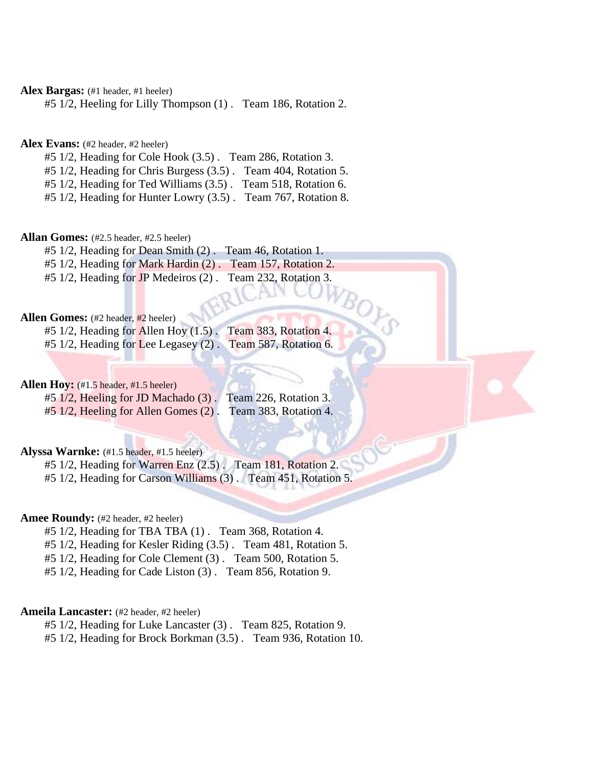**Alex Bargas:** (#1 header, #1 heeler)

#5 1/2, Heeling for Lilly Thompson (1) . Team 186, Rotation 2.

**Alex Evans:** (#2 header, #2 heeler)

#5 1/2, Heading for Cole Hook (3.5) . Team 286, Rotation 3.
#5 1/2, Heading for Chris Burgess (3.5) . Team 404, Rotation 5.
#5 1/2, Heading for Ted Williams (3.5) . Team 518, Rotation 6.
#5 1/2, Heading for Hunter Lowry (3.5) . Team 767, Rotation 8.

**Allan Gomes:** (#2.5 header, #2.5 heeler)

#5 1/2, Heading for Dean Smith (2) . Team 46, Rotation 1.
#5 1/2, Heading for Mark Hardin (2) . Team 157, Rotation 2.
#5 1/2, Heading for JP Medeiros (2) . Team 232, Rotation 3.

**Allen Gomes:** (#2 header, #2 heeler)

#5 1/2, Heading for Allen Hoy (1.5) . Team 383, Rotation 4.
#5 1/2, Heading for Lee Legasey (2) . Team 587, Rotation 6.

**Allen Hoy:** (#1.5 header, #1.5 heeler)

#5 1/2, Heeling for JD Machado (3) . Team 226, Rotation 3.
#5 1/2, Heeling for Allen Gomes (2) . Team 383, Rotation 4.

**Alyssa Warnke:** (#1.5 header, #1.5 heeler)

#5 1/2, Heading for Warren Enz (2.5) . Team 181, Rotation 2.
#5 1/2, Heading for Carson Williams (3) . Team 451, Rotation 5.

**Amee Roundy:** (#2 header, #2 heeler)

#5 1/2, Heading for TBA TBA (1) . Team 368, Rotation 4.
#5 1/2, Heading for Kesler Riding (3.5) . Team 481, Rotation 5.
#5 1/2, Heading for Cole Clement (3) . Team 500, Rotation 5.
#5 1/2, Heading for Cade Liston (3) . Team 856, Rotation 9.

**Ameila Lancaster:** (#2 header, #2 heeler)

#5 1/2, Heading for Luke Lancaster (3) . Team 825, Rotation 9.
#5 1/2, Heading for Brock Borkman (3.5) . Team 936, Rotation 10.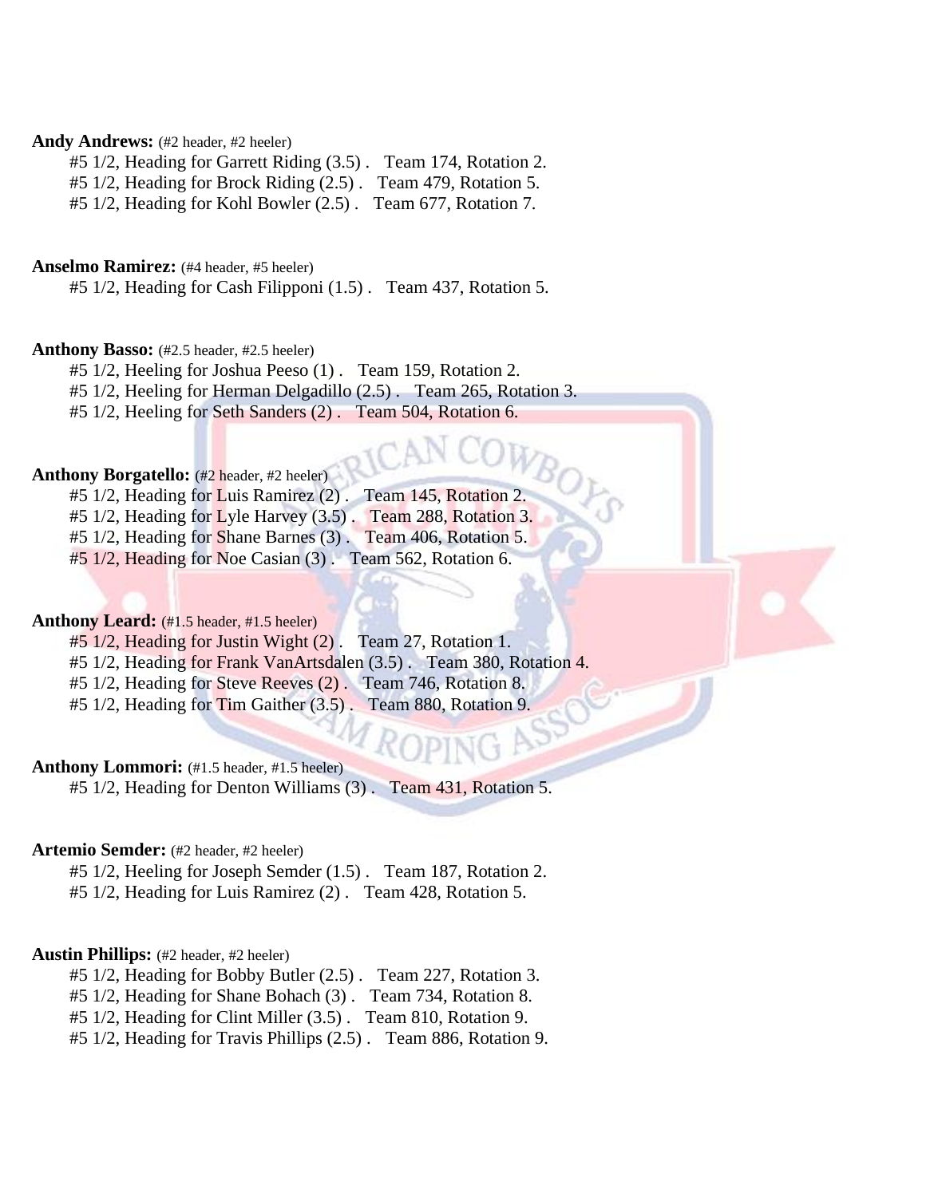**Andy Andrews:** (#2 header, #2 heeler)

#5 1/2, Heading for Garrett Riding (3.5) . Team 174, Rotation 2.
#5 1/2, Heading for Brock Riding (2.5) . Team 479, Rotation 5.
#5 1/2, Heading for Kohl Bowler (2.5) . Team 677, Rotation 7.

**Anselmo Ramirez:** (#4 header, #5 heeler)

#5 1/2, Heading for Cash Filipponi (1.5) . Team 437, Rotation 5.

**Anthony Basso:** (#2.5 header, #2.5 heeler)

#5 1/2, Heeling for Joshua Peeso (1) . Team 159, Rotation 2.
#5 1/2, Heeling for Herman Delgadillo (2.5) . Team 265, Rotation 3.
#5 1/2, Heeling for Seth Sanders (2) . Team 504, Rotation 6.

**Anthony Borgatello:** (#2 header, #2 heeler)

#5 1/2, Heading for Luis Ramirez (2) . Team 145, Rotation 2.
#5 1/2, Heading for Lyle Harvey (3.5) . Team 288, Rotation 3.
#5 1/2, Heading for Shane Barnes (3) . Team 406, Rotation 5.
#5 1/2, Heading for Noe Casian (3) . Team 562, Rotation 6.

**Anthony Leard:** (#1.5 header, #1.5 heeler)

#5 1/2, Heading for Justin Wight (2) . Team 27, Rotation 1.
#5 1/2, Heading for Frank VanArtsdalen (3.5) . Team 380, Rotation 4.
#5 1/2, Heading for Steve Reeves (2) . Team 746, Rotation 8.
#5 1/2, Heading for Tim Gaither (3.5) . Team 880, Rotation 9.

**Anthony Lommori:** (#1.5 header, #1.5 heeler)

#5 1/2, Heading for Denton Williams (3) . Team 431, Rotation 5.

**Artemio Semder:** (#2 header, #2 heeler)

#5 1/2, Heeling for Joseph Semder (1.5) . Team 187, Rotation 2.
#5 1/2, Heading for Luis Ramirez (2) . Team 428, Rotation 5.

**Austin Phillips:** (#2 header, #2 heeler)

#5 1/2, Heading for Bobby Butler (2.5) . Team 227, Rotation 3.
#5 1/2, Heading for Shane Bohach (3) . Team 734, Rotation 8.
#5 1/2, Heading for Clint Miller (3.5) . Team 810, Rotation 9.
#5 1/2, Heading for Travis Phillips (2.5) . Team 886, Rotation 9.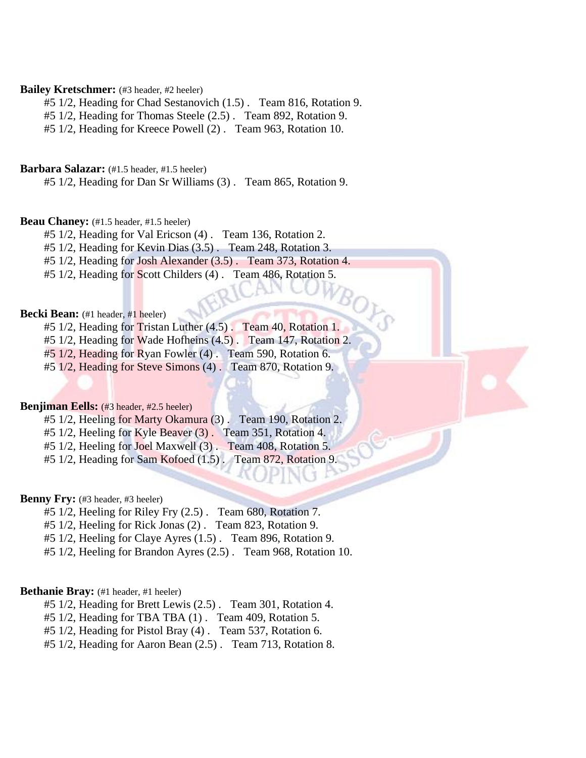**Bailey Kretschmer:** (#3 header, #2 heeler)

#5 1/2, Heading for Chad Sestanovich (1.5) . Team 816, Rotation 9.
#5 1/2, Heading for Thomas Steele (2.5) . Team 892, Rotation 9.
#5 1/2, Heading for Kreece Powell (2) . Team 963, Rotation 10.

**Barbara Salazar:** (#1.5 header, #1.5 heeler)

#5 1/2, Heading for Dan Sr Williams (3) . Team 865, Rotation 9.

**Beau Chaney:** (#1.5 header, #1.5 heeler)

#5 1/2, Heading for Val Ericson (4) . Team 136, Rotation 2.
#5 1/2, Heading for Kevin Dias (3.5) . Team 248, Rotation 3.
#5 1/2, Heading for Josh Alexander (3.5) . Team 373, Rotation 4.
#5 1/2, Heading for Scott Childers (4) . Team 486, Rotation 5.

**Becki Bean:** (#1 header, #1 heeler)

#5 1/2, Heading for Tristan Luther (4.5) . Team 40, Rotation 1.
#5 1/2, Heading for Wade Hofheins (4.5) . Team 147, Rotation 2.
#5 1/2, Heading for Ryan Fowler (4) . Team 590, Rotation 6.
#5 1/2, Heading for Steve Simons (4) . Team 870, Rotation 9.

**Benjiman Eells:** (#3 header, #2.5 heeler)

#5 1/2, Heeling for Marty Okamura (3) . Team 190, Rotation 2.
#5 1/2, Heeling for Kyle Beaver (3) . Team 351, Rotation 4.
#5 1/2, Heeling for Joel Maxwell (3) . Team 408, Rotation 5.
#5 1/2, Heading for Sam Kofoed (1.5) . Team 872, Rotation 9.

**Benny Fry:** (#3 header, #3 heeler)

#5 1/2, Heeling for Riley Fry (2.5) . Team 680, Rotation 7.
#5 1/2, Heeling for Rick Jonas (2) . Team 823, Rotation 9.
#5 1/2, Heeling for Claye Ayres (1.5) . Team 896, Rotation 9.
#5 1/2, Heeling for Brandon Ayres (2.5) . Team 968, Rotation 10.

**Bethanie Bray:** (#1 header, #1 heeler)

#5 1/2, Heading for Brett Lewis (2.5) . Team 301, Rotation 4.
#5 1/2, Heading for TBA TBA (1) . Team 409, Rotation 5.
#5 1/2, Heading for Pistol Bray (4) . Team 537, Rotation 6.
#5 1/2, Heading for Aaron Bean (2.5) . Team 713, Rotation 8.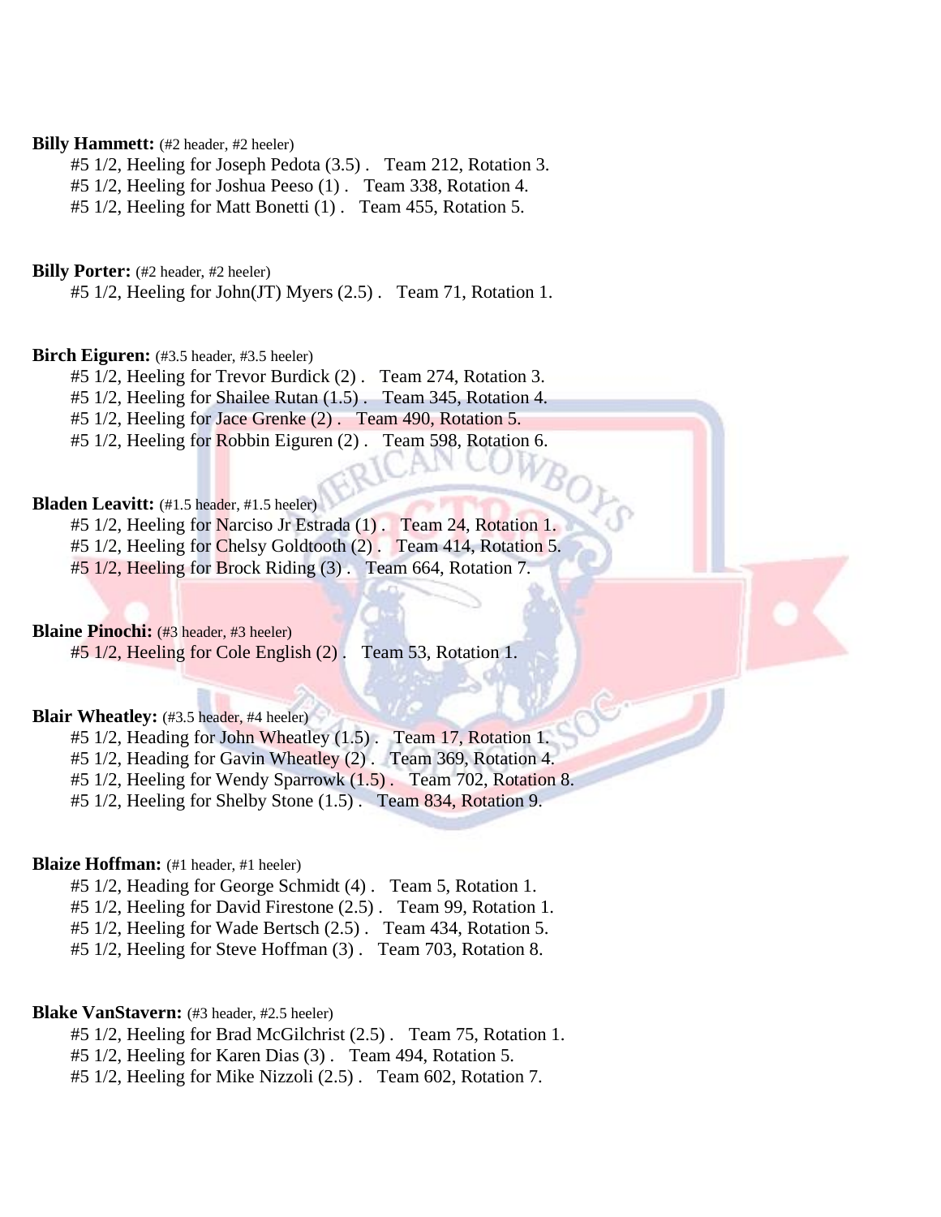**Billy Hammett:** (#2 header, #2 heeler)

#5 1/2, Heeling for Joseph Pedota (3.5) . Team 212, Rotation 3.
#5 1/2, Heeling for Joshua Peeso (1) . Team 338, Rotation 4.
#5 1/2, Heeling for Matt Bonetti (1) . Team 455, Rotation 5.

**Billy Porter:** (#2 header, #2 heeler)

#5 1/2, Heeling for John(JT) Myers (2.5) . Team 71, Rotation 1.

**Birch Eiguren:** (#3.5 header, #3.5 heeler)

#5 1/2, Heeling for Trevor Burdick (2) . Team 274, Rotation 3.
#5 1/2, Heeling for Shailee Rutan (1.5) . Team 345, Rotation 4.
#5 1/2, Heeling for Jace Grenke (2) . Team 490, Rotation 5.
#5 1/2, Heeling for Robbin Eiguren (2) . Team 598, Rotation 6.

**Bladen Leavitt:** (#1.5 header, #1.5 heeler)

#5 1/2, Heeling for Narciso Jr Estrada (1) . Team 24, Rotation 1.
#5 1/2, Heeling for Chelsy Goldtooth (2) . Team 414, Rotation 5.
#5 1/2, Heeling for Brock Riding (3) . Team 664, Rotation 7.

**Blaine Pinochi:** (#3 header, #3 heeler)

#5 1/2, Heeling for Cole English (2) . Team 53, Rotation 1.

**Blair Wheatley:** (#3.5 header, #4 heeler)

#5 1/2, Heading for John Wheatley (1.5) . Team 17, Rotation 1.
#5 1/2, Heading for Gavin Wheatley (2) . Team 369, Rotation 4.
#5 1/2, Heeling for Wendy Sparrowk (1.5) . Team 702, Rotation 8.
#5 1/2, Heeling for Shelby Stone (1.5) . Team 834, Rotation 9.

**Blaize Hoffman:** (#1 header, #1 heeler)

#5 1/2, Heading for George Schmidt (4) . Team 5, Rotation 1.
#5 1/2, Heeling for David Firestone (2.5) . Team 99, Rotation 1.
#5 1/2, Heeling for Wade Bertsch (2.5) . Team 434, Rotation 5.
#5 1/2, Heeling for Steve Hoffman (3) . Team 703, Rotation 8.

**Blake VanStavern:** (#3 header, #2.5 heeler)

#5 1/2, Heeling for Brad McGilchrist (2.5) . Team 75, Rotation 1.
#5 1/2, Heeling for Karen Dias (3) . Team 494, Rotation 5.
#5 1/2, Heeling for Mike Nizzoli (2.5) . Team 602, Rotation 7.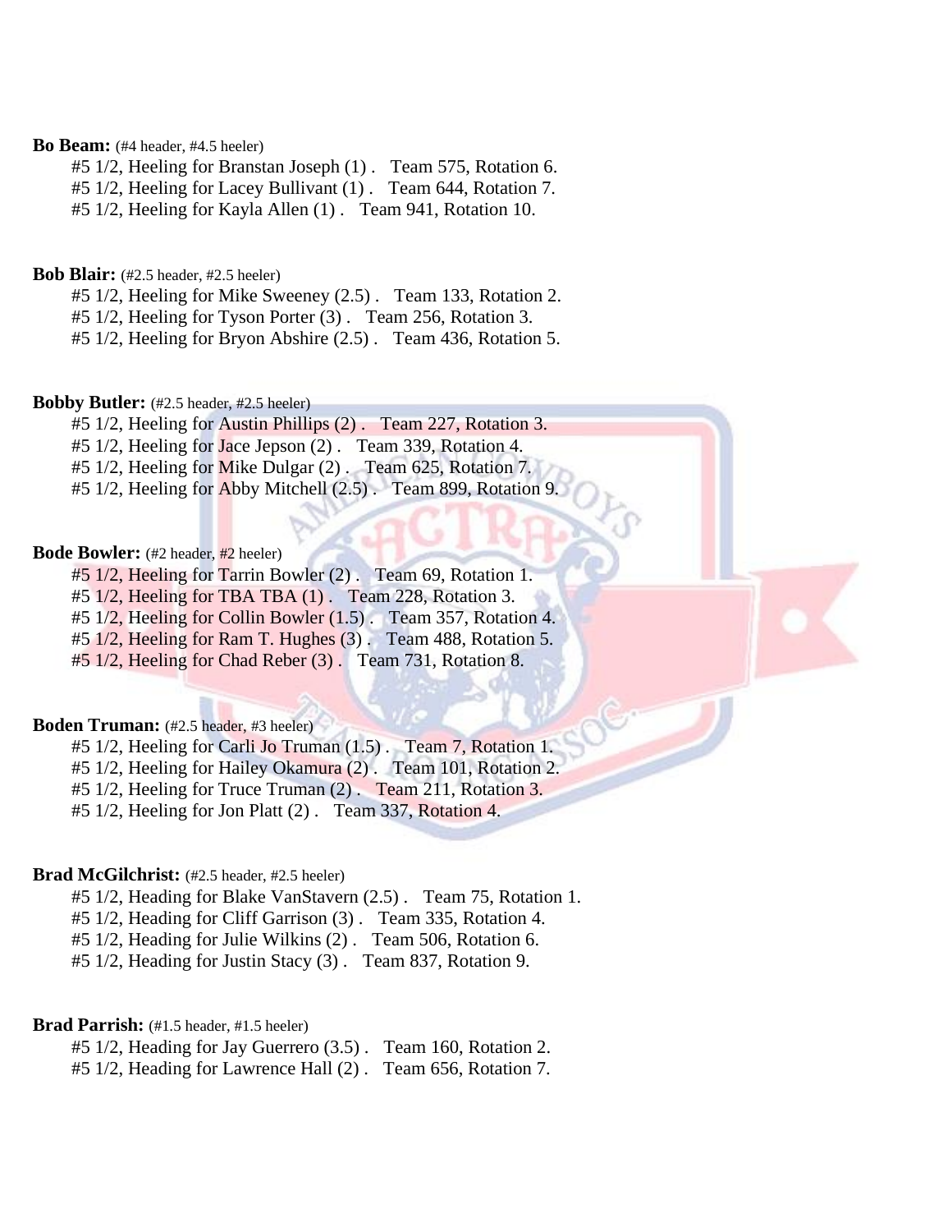**Bo Beam:** (#4 header, #4.5 heeler)

#5 1/2, Heeling for Branstan Joseph (1) . Team 575, Rotation 6.
#5 1/2, Heeling for Lacey Bullivant (1) . Team 644, Rotation 7.
#5 1/2, Heeling for Kayla Allen (1) . Team 941, Rotation 10.

**Bob Blair:** (#2.5 header, #2.5 heeler)

#5 1/2, Heeling for Mike Sweeney (2.5) . Team 133, Rotation 2.
#5 1/2, Heeling for Tyson Porter (3) . Team 256, Rotation 3.
#5 1/2, Heeling for Bryon Abshire (2.5) . Team 436, Rotation 5.

**Bobby Butler:** (#2.5 header, #2.5 heeler)

#5 1/2, Heeling for Austin Phillips (2) . Team 227, Rotation 3.
#5 1/2, Heeling for Jace Jepson (2) . Team 339, Rotation 4.
#5 1/2, Heeling for Mike Dulgar (2) . Team 625, Rotation 7.
#5 1/2, Heeling for Abby Mitchell (2.5) . Team 899, Rotation 9.

**Bode Bowler:** (#2 header, #2 heeler)

#5 1/2, Heeling for Tarrin Bowler (2) . Team 69, Rotation 1.
#5 1/2, Heeling for TBA TBA (1) . Team 228, Rotation 3.
#5 1/2, Heeling for Collin Bowler (1.5) . Team 357, Rotation 4.
#5 1/2, Heeling for Ram T. Hughes (3) . Team 488, Rotation 5.
#5 1/2, Heeling for Chad Reber (3) . Team 731, Rotation 8.

**Boden Truman:** (#2.5 header, #3 heeler)

#5 1/2, Heeling for Carli Jo Truman (1.5) . Team 7, Rotation 1.
#5 1/2, Heeling for Hailey Okamura (2) . Team 101, Rotation 2.
#5 1/2, Heeling for Truce Truman (2) . Team 211, Rotation 3.
#5 1/2, Heeling for Jon Platt (2) . Team 337, Rotation 4.

**Brad McGilchrist:** (#2.5 header, #2.5 heeler)

#5 1/2, Heading for Blake VanStavern (2.5) . Team 75, Rotation 1.
#5 1/2, Heading for Cliff Garrison (3) . Team 335, Rotation 4.
#5 1/2, Heading for Julie Wilkins (2) . Team 506, Rotation 6.
#5 1/2, Heading for Justin Stacy (3) . Team 837, Rotation 9.

**Brad Parrish:** (#1.5 header, #1.5 heeler)

#5 1/2, Heading for Jay Guerrero (3.5) . Team 160, Rotation 2.
#5 1/2, Heading for Lawrence Hall (2) . Team 656, Rotation 7.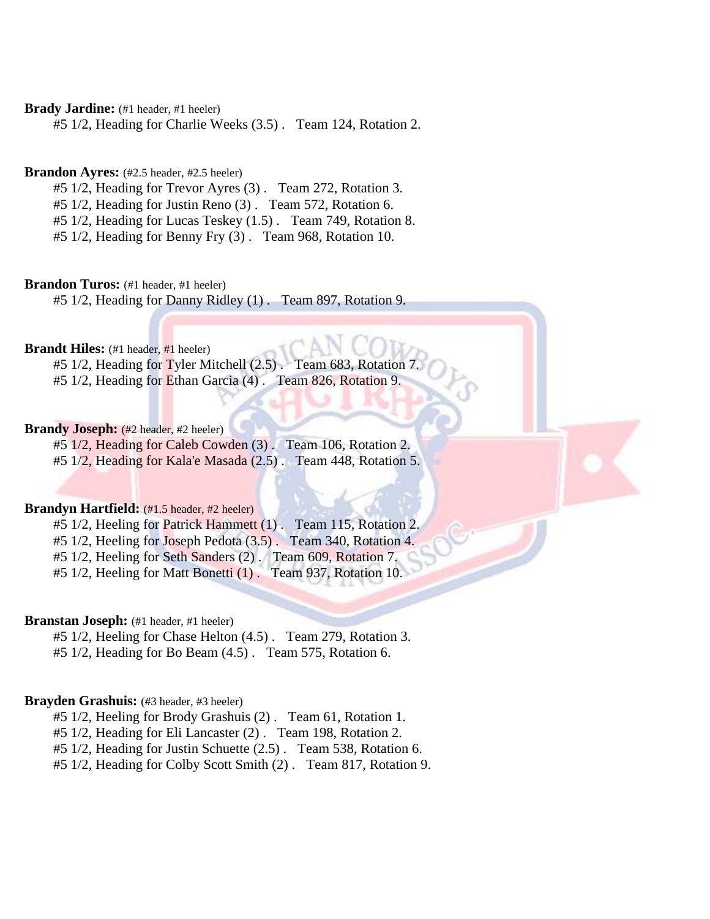**Brady Jardine:** (#1 header, #1 heeler)

#5 1/2, Heading for Charlie Weeks (3.5) .   Team 124, Rotation 2.

**Brandon Ayres:** (#2.5 header, #2.5 heeler)

#5 1/2, Heading for Trevor Ayres (3) .   Team 272, Rotation 3.
#5 1/2, Heading for Justin Reno (3) .   Team 572, Rotation 6.
#5 1/2, Heading for Lucas Teskey (1.5) .   Team 749, Rotation 8.
#5 1/2, Heading for Benny Fry (3) .   Team 968, Rotation 10.

**Brandon Turos:** (#1 header, #1 heeler)

#5 1/2, Heading for Danny Ridley (1) .   Team 897, Rotation 9.

**Brandt Hiles:** (#1 header, #1 heeler)

#5 1/2, Heading for Tyler Mitchell (2.5) .   Team 683, Rotation 7.
#5 1/2, Heading for Ethan Garcia (4) .   Team 826, Rotation 9.

**Brandy Joseph:** (#2 header, #2 heeler)

#5 1/2, Heading for Caleb Cowden (3) .   Team 106, Rotation 2.
#5 1/2, Heading for Kala'e Masada (2.5) .   Team 448, Rotation 5.

**Brandyn Hartfield:** (#1.5 header, #2 heeler)

#5 1/2, Heeling for Patrick Hammett (1) .   Team 115, Rotation 2.
#5 1/2, Heeling for Joseph Pedota (3.5) .   Team 340, Rotation 4.
#5 1/2, Heeling for Seth Sanders (2) .   Team 609, Rotation 7.
#5 1/2, Heeling for Matt Bonetti (1) .   Team 937, Rotation 10.

**Branstan Joseph:** (#1 header, #1 heeler)

#5 1/2, Heeling for Chase Helton (4.5) .   Team 279, Rotation 3.
#5 1/2, Heading for Bo Beam (4.5) .   Team 575, Rotation 6.

**Brayden Grashuis:** (#3 header, #3 heeler)

#5 1/2, Heeling for Brody Grashuis (2) .   Team 61, Rotation 1.
#5 1/2, Heading for Eli Lancaster (2) .   Team 198, Rotation 2.
#5 1/2, Heading for Justin Schuette (2.5) .   Team 538, Rotation 6.
#5 1/2, Heading for Colby Scott Smith (2) .   Team 817, Rotation 9.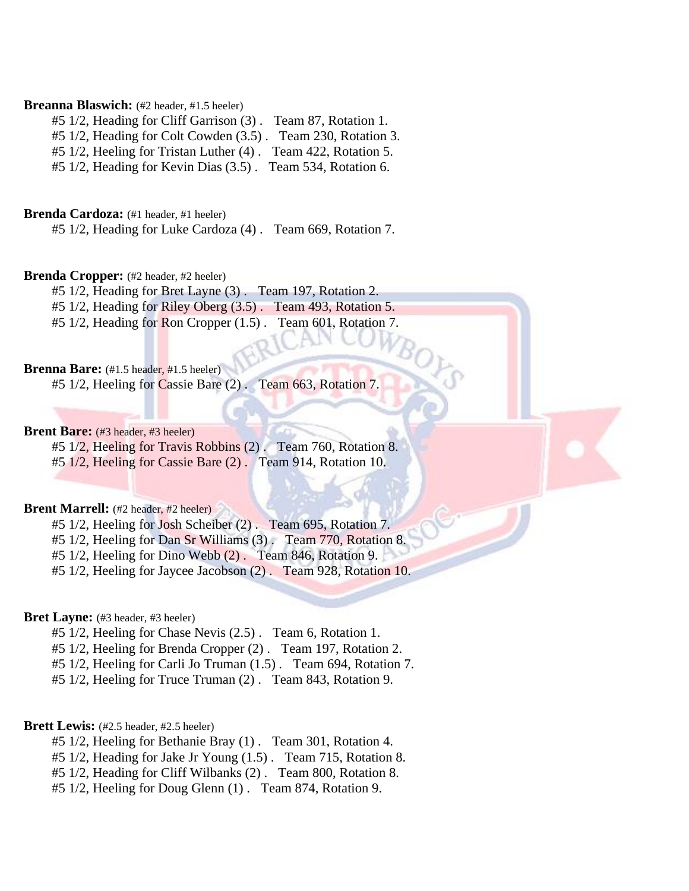**Breanna Blaswich:** (#2 header, #1.5 heeler)

#5 1/2, Heading for Cliff Garrison (3) . Team 87, Rotation 1.
#5 1/2, Heading for Colt Cowden (3.5) . Team 230, Rotation 3.
#5 1/2, Heeling for Tristan Luther (4) . Team 422, Rotation 5.
#5 1/2, Heading for Kevin Dias (3.5) . Team 534, Rotation 6.

**Brenda Cardoza:** (#1 header, #1 heeler)

#5 1/2, Heading for Luke Cardoza (4) . Team 669, Rotation 7.

**Brenda Cropper:** (#2 header, #2 heeler)

#5 1/2, Heading for Bret Layne (3) . Team 197, Rotation 2.
#5 1/2, Heading for Riley Oberg (3.5) . Team 493, Rotation 5.
#5 1/2, Heading for Ron Cropper (1.5) . Team 601, Rotation 7.

**Brenna Bare:** (#1.5 header, #1.5 heeler)

#5 1/2, Heeling for Cassie Bare (2) . Team 663, Rotation 7.

**Brent Bare:** (#3 header, #3 heeler)

#5 1/2, Heeling for Travis Robbins (2) . Team 760, Rotation 8.
#5 1/2, Heeling for Cassie Bare (2) . Team 914, Rotation 10.

**Brent Marrell:** (#2 header, #2 heeler)

#5 1/2, Heeling for Josh Scheiber (2) . Team 695, Rotation 7.
#5 1/2, Heeling for Dan Sr Williams (3) . Team 770, Rotation 8.
#5 1/2, Heeling for Dino Webb (2) . Team 846, Rotation 9.
#5 1/2, Heeling for Jaycee Jacobson (2) . Team 928, Rotation 10.

**Bret Layne:** (#3 header, #3 heeler)

#5 1/2, Heeling for Chase Nevis (2.5) . Team 6, Rotation 1.
#5 1/2, Heeling for Brenda Cropper (2) . Team 197, Rotation 2.
#5 1/2, Heeling for Carli Jo Truman (1.5) . Team 694, Rotation 7.
#5 1/2, Heeling for Truce Truman (2) . Team 843, Rotation 9.

**Brett Lewis:** (#2.5 header, #2.5 heeler)

#5 1/2, Heeling for Bethanie Bray (1) . Team 301, Rotation 4.
#5 1/2, Heading for Jake Jr Young (1.5) . Team 715, Rotation 8.
#5 1/2, Heading for Cliff Wilbanks (2) . Team 800, Rotation 8.
#5 1/2, Heeling for Doug Glenn (1) . Team 874, Rotation 9.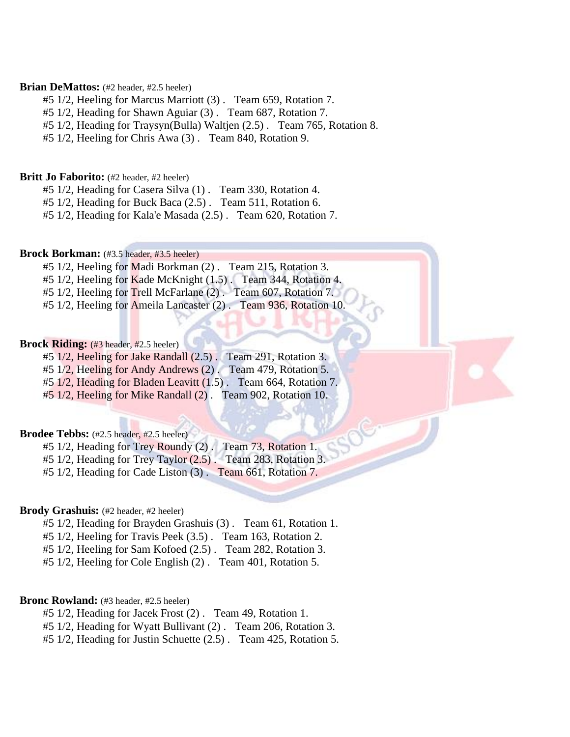**Brian DeMattos:** (#2 header, #2.5 heeler)

#5 1/2, Heeling for Marcus Marriott (3) .   Team 659, Rotation 7.
#5 1/2, Heading for Shawn Aguiar (3) .   Team 687, Rotation 7.
#5 1/2, Heading for Traysyn(Bulla) Waltjen (2.5) .   Team 765, Rotation 8.
#5 1/2, Heeling for Chris Awa (3) .   Team 840, Rotation 9.

**Britt Jo Faborito:** (#2 header, #2 heeler)

#5 1/2, Heading for Casera Silva (1) .   Team 330, Rotation 4.
#5 1/2, Heading for Buck Baca (2.5) .   Team 511, Rotation 6.
#5 1/2, Heading for Kala'e Masada (2.5) .   Team 620, Rotation 7.

**Brock Borkman:** (#3.5 header, #3.5 heeler)

#5 1/2, Heeling for Madi Borkman (2) .   Team 215, Rotation 3.
#5 1/2, Heeling for Kade McKnight (1.5) .   Team 344, Rotation 4.
#5 1/2, Heeling for Trell McFarlane (2) .   Team 607, Rotation 7.
#5 1/2, Heeling for Ameila Lancaster (2) .   Team 936, Rotation 10.

**Brock Riding:** (#3 header, #2.5 heeler)

#5 1/2, Heeling for Jake Randall (2.5) .   Team 291, Rotation 3.
#5 1/2, Heeling for Andy Andrews (2) .   Team 479, Rotation 5.
#5 1/2, Heading for Bladen Leavitt (1.5) .   Team 664, Rotation 7.
#5 1/2, Heeling for Mike Randall (2) .   Team 902, Rotation 10.

**Brodee Tebbs:** (#2.5 header, #2.5 heeler)

#5 1/2, Heading for Trey Roundy (2) .   Team 73, Rotation 1.
#5 1/2, Heading for Trey Taylor (2.5) .   Team 283, Rotation 3.
#5 1/2, Heading for Cade Liston (3) .   Team 661, Rotation 7.

**Brody Grashuis:** (#2 header, #2 heeler)

#5 1/2, Heading for Brayden Grashuis (3) .   Team 61, Rotation 1.
#5 1/2, Heeling for Travis Peek (3.5) .   Team 163, Rotation 2.
#5 1/2, Heeling for Sam Kofoed (2.5) .   Team 282, Rotation 3.
#5 1/2, Heeling for Cole English (2) .   Team 401, Rotation 5.

**Bronc Rowland:** (#3 header, #2.5 heeler)

#5 1/2, Heading for Jacek Frost (2) .   Team 49, Rotation 1.
#5 1/2, Heading for Wyatt Bullivant (2) .   Team 206, Rotation 3.
#5 1/2, Heading for Justin Schuette (2.5) .   Team 425, Rotation 5.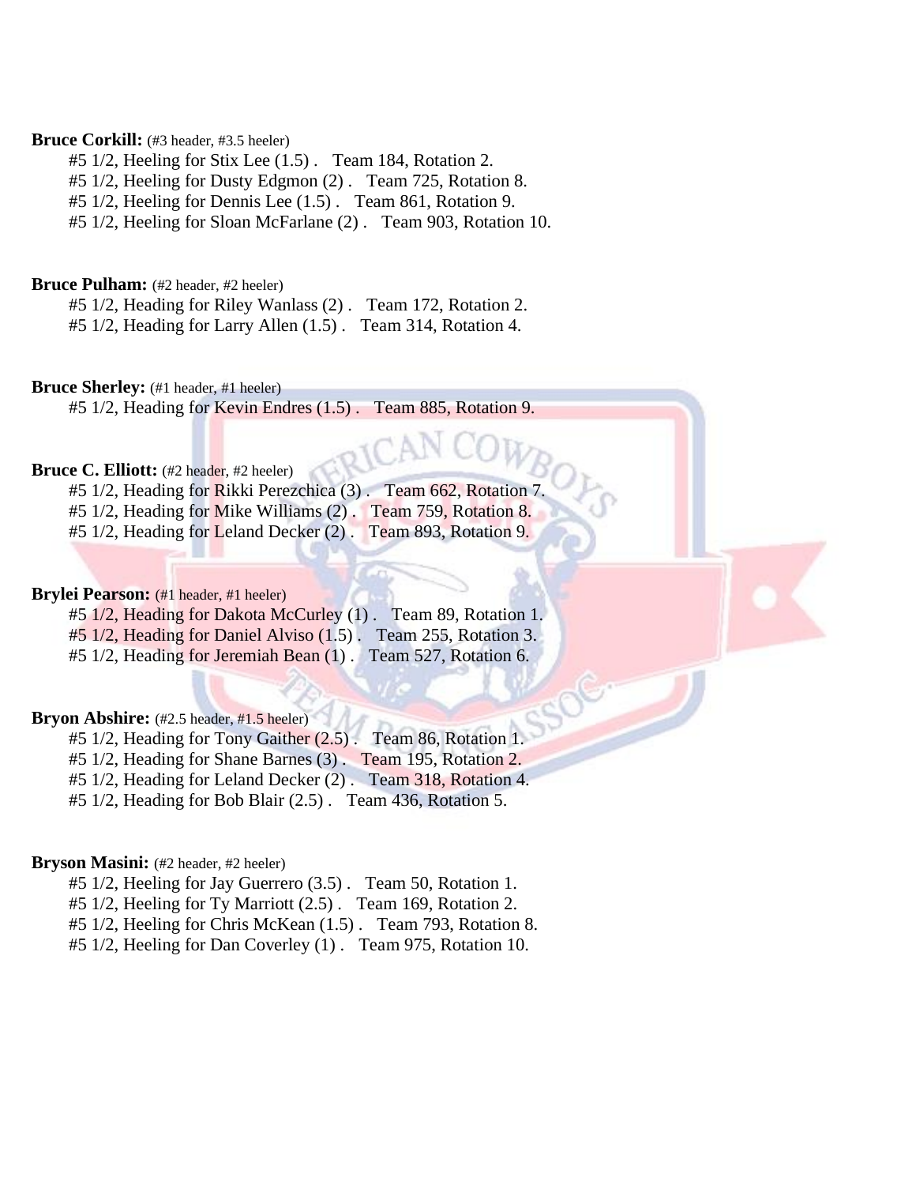**Bruce Corkill:** (#3 header, #3.5 heeler)

#5 1/2, Heeling for Stix Lee (1.5) . Team 184, Rotation 2.
#5 1/2, Heeling for Dusty Edgmon (2) . Team 725, Rotation 8.
#5 1/2, Heeling for Dennis Lee (1.5) . Team 861, Rotation 9.
#5 1/2, Heeling for Sloan McFarlane (2) . Team 903, Rotation 10.

**Bruce Pulham:** (#2 header, #2 heeler)

#5 1/2, Heading for Riley Wanlass (2) . Team 172, Rotation 2.
#5 1/2, Heading for Larry Allen (1.5) . Team 314, Rotation 4.

**Bruce Sherley:** (#1 header, #1 heeler)

#5 1/2, Heading for Kevin Endres (1.5) . Team 885, Rotation 9.

**Bruce C. Elliott:** (#2 header, #2 heeler)

#5 1/2, Heading for Rikki Perezchica (3) . Team 662, Rotation 7.
#5 1/2, Heading for Mike Williams (2) . Team 759, Rotation 8.
#5 1/2, Heading for Leland Decker (2) . Team 893, Rotation 9.

**Brylei Pearson:** (#1 header, #1 heeler)

#5 1/2, Heading for Dakota McCurley (1) . Team 89, Rotation 1.
#5 1/2, Heading for Daniel Alviso (1.5) . Team 255, Rotation 3.
#5 1/2, Heading for Jeremiah Bean (1) . Team 527, Rotation 6.

**Bryon Abshire:** (#2.5 header, #1.5 heeler)

#5 1/2, Heading for Tony Gaither (2.5) . Team 86, Rotation 1.
#5 1/2, Heading for Shane Barnes (3) . Team 195, Rotation 2.
#5 1/2, Heading for Leland Decker (2) . Team 318, Rotation 4.
#5 1/2, Heading for Bob Blair (2.5) . Team 436, Rotation 5.

**Bryson Masini:** (#2 header, #2 heeler)

#5 1/2, Heeling for Jay Guerrero (3.5) . Team 50, Rotation 1.
#5 1/2, Heeling for Ty Marriott (2.5) . Team 169, Rotation 2.
#5 1/2, Heeling for Chris McKean (1.5) . Team 793, Rotation 8.
#5 1/2, Heeling for Dan Coverley (1) . Team 975, Rotation 10.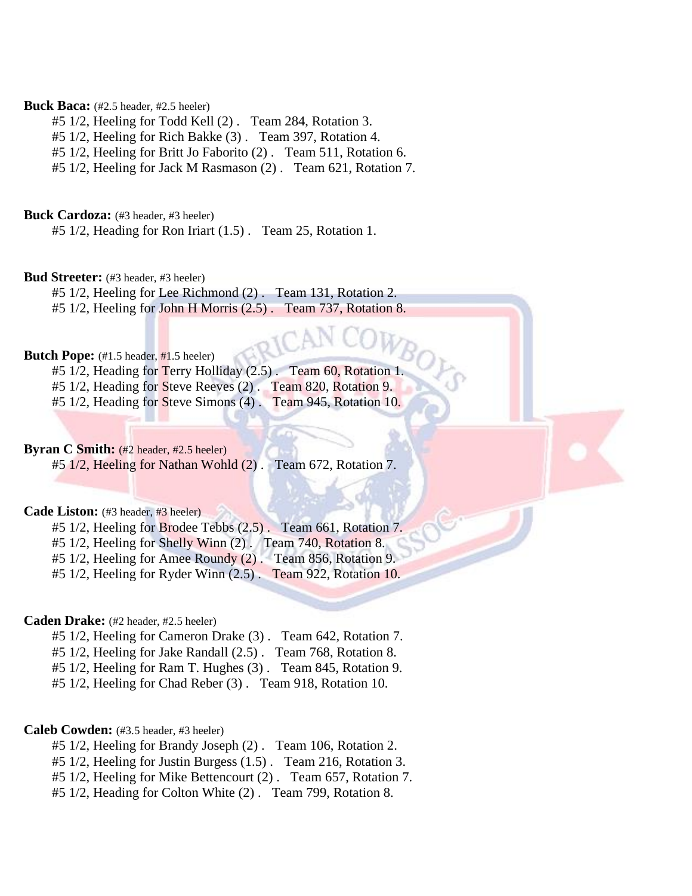**Buck Baca:** (#2.5 header, #2.5 heeler)

#5 1/2, Heeling for Todd Kell (2) .   Team 284, Rotation 3.
#5 1/2, Heeling for Rich Bakke (3) .   Team 397, Rotation 4.
#5 1/2, Heeling for Britt Jo Faborito (2) .   Team 511, Rotation 6.
#5 1/2, Heeling for Jack M Rasmason (2) .   Team 621, Rotation 7.

**Buck Cardoza:** (#3 header, #3 heeler)

#5 1/2, Heading for Ron Iriart (1.5) .   Team 25, Rotation 1.

**Bud Streeter:** (#3 header, #3 heeler)

#5 1/2, Heeling for Lee Richmond (2) .   Team 131, Rotation 2.
#5 1/2, Heeling for John H Morris (2.5) .   Team 737, Rotation 8.

**Butch Pope:** (#1.5 header, #1.5 heeler)

#5 1/2, Heading for Terry Holliday (2.5) .   Team 60, Rotation 1.
#5 1/2, Heading for Steve Reeves (2) .   Team 820, Rotation 9.
#5 1/2, Heading for Steve Simons (4) .   Team 945, Rotation 10.

**Byran C Smith:** (#2 header, #2.5 heeler)

#5 1/2, Heeling for Nathan Wohld (2) .   Team 672, Rotation 7.

**Cade Liston:** (#3 header, #3 heeler)

#5 1/2, Heeling for Brodee Tebbs (2.5) .   Team 661, Rotation 7.
#5 1/2, Heeling for Shelly Winn (2) .   Team 740, Rotation 8.
#5 1/2, Heeling for Amee Roundy (2) .   Team 856, Rotation 9.
#5 1/2, Heeling for Ryder Winn (2.5) .   Team 922, Rotation 10.

**Caden Drake:** (#2 header, #2.5 heeler)

#5 1/2, Heeling for Cameron Drake (3) .   Team 642, Rotation 7.
#5 1/2, Heeling for Jake Randall (2.5) .   Team 768, Rotation 8.
#5 1/2, Heeling for Ram T. Hughes (3) .   Team 845, Rotation 9.
#5 1/2, Heeling for Chad Reber (3) .   Team 918, Rotation 10.

**Caleb Cowden:** (#3.5 header, #3 heeler)

#5 1/2, Heeling for Brandy Joseph (2) .   Team 106, Rotation 2.
#5 1/2, Heeling for Justin Burgess (1.5) .   Team 216, Rotation 3.
#5 1/2, Heeling for Mike Bettencourt (2) .   Team 657, Rotation 7.
#5 1/2, Heading for Colton White (2) .   Team 799, Rotation 8.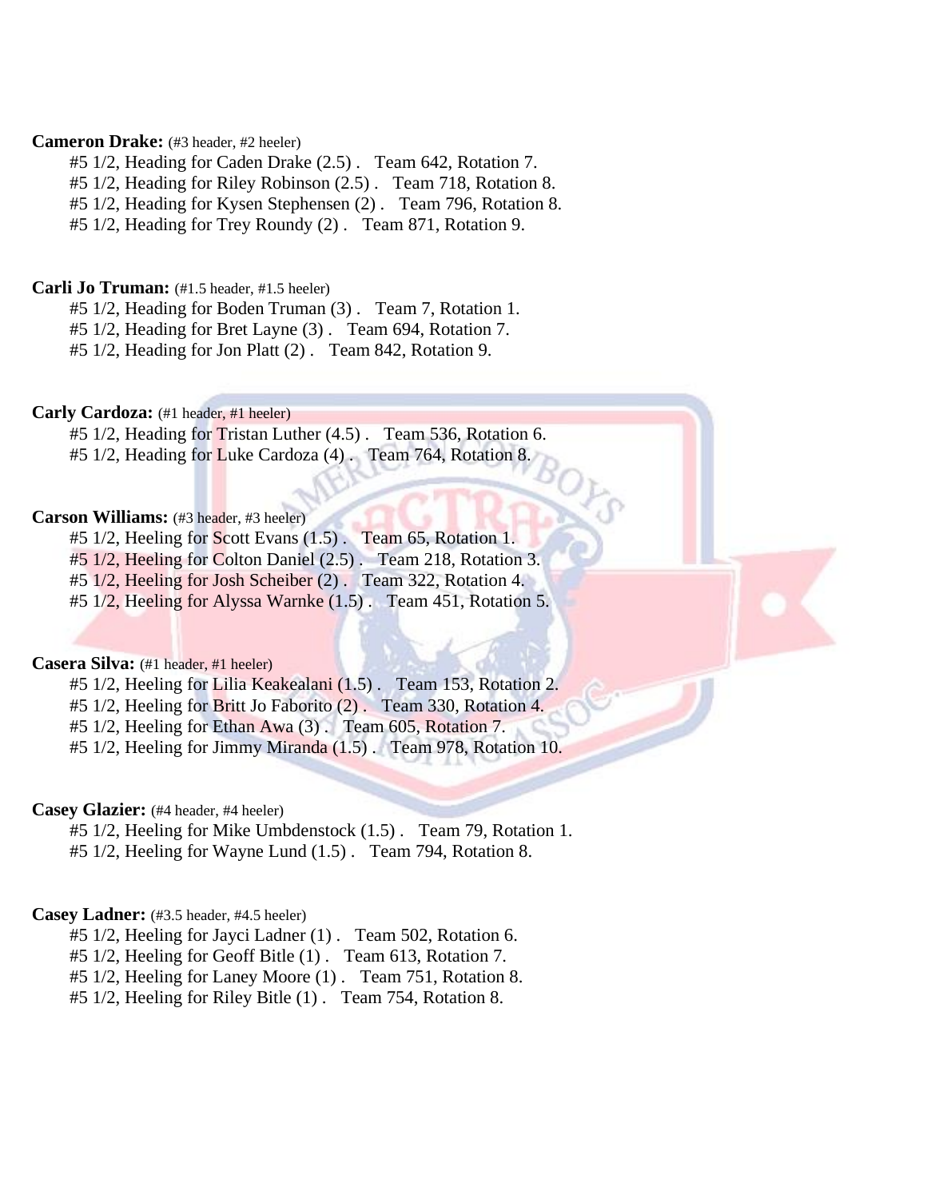**Cameron Drake:** (#3 header, #2 heeler)

#5 1/2, Heading for Caden Drake (2.5) . Team 642, Rotation 7.
#5 1/2, Heading for Riley Robinson (2.5) . Team 718, Rotation 8.
#5 1/2, Heading for Kysen Stephensen (2) . Team 796, Rotation 8.
#5 1/2, Heading for Trey Roundy (2) . Team 871, Rotation 9.

**Carli Jo Truman:** (#1.5 header, #1.5 heeler)

#5 1/2, Heading for Boden Truman (3) . Team 7, Rotation 1.
#5 1/2, Heading for Bret Layne (3) . Team 694, Rotation 7.
#5 1/2, Heading for Jon Platt (2) . Team 842, Rotation 9.

**Carly Cardoza:** (#1 header, #1 heeler)

#5 1/2, Heading for Tristan Luther (4.5) . Team 536, Rotation 6.
#5 1/2, Heading for Luke Cardoza (4) . Team 764, Rotation 8.

**Carson Williams:** (#3 header, #3 heeler)

#5 1/2, Heeling for Scott Evans (1.5) . Team 65, Rotation 1.
#5 1/2, Heeling for Colton Daniel (2.5) . Team 218, Rotation 3.
#5 1/2, Heeling for Josh Scheiber (2) . Team 322, Rotation 4.
#5 1/2, Heeling for Alyssa Warnke (1.5) . Team 451, Rotation 5.

**Casera Silva:** (#1 header, #1 heeler)

#5 1/2, Heeling for Lilia Keakealani (1.5) . Team 153, Rotation 2.
#5 1/2, Heeling for Britt Jo Faborito (2) . Team 330, Rotation 4.
#5 1/2, Heeling for Ethan Awa (3) . Team 605, Rotation 7.
#5 1/2, Heeling for Jimmy Miranda (1.5) . Team 978, Rotation 10.

**Casey Glazier:** (#4 header, #4 heeler)

#5 1/2, Heeling for Mike Umbdenstock (1.5) . Team 79, Rotation 1.
#5 1/2, Heeling for Wayne Lund (1.5) . Team 794, Rotation 8.

**Casey Ladner:** (#3.5 header, #4.5 heeler)

#5 1/2, Heeling for Jayci Ladner (1) . Team 502, Rotation 6.
#5 1/2, Heeling for Geoff Bitle (1) . Team 613, Rotation 7.
#5 1/2, Heeling for Laney Moore (1) . Team 751, Rotation 8.
#5 1/2, Heeling for Riley Bitle (1) . Team 754, Rotation 8.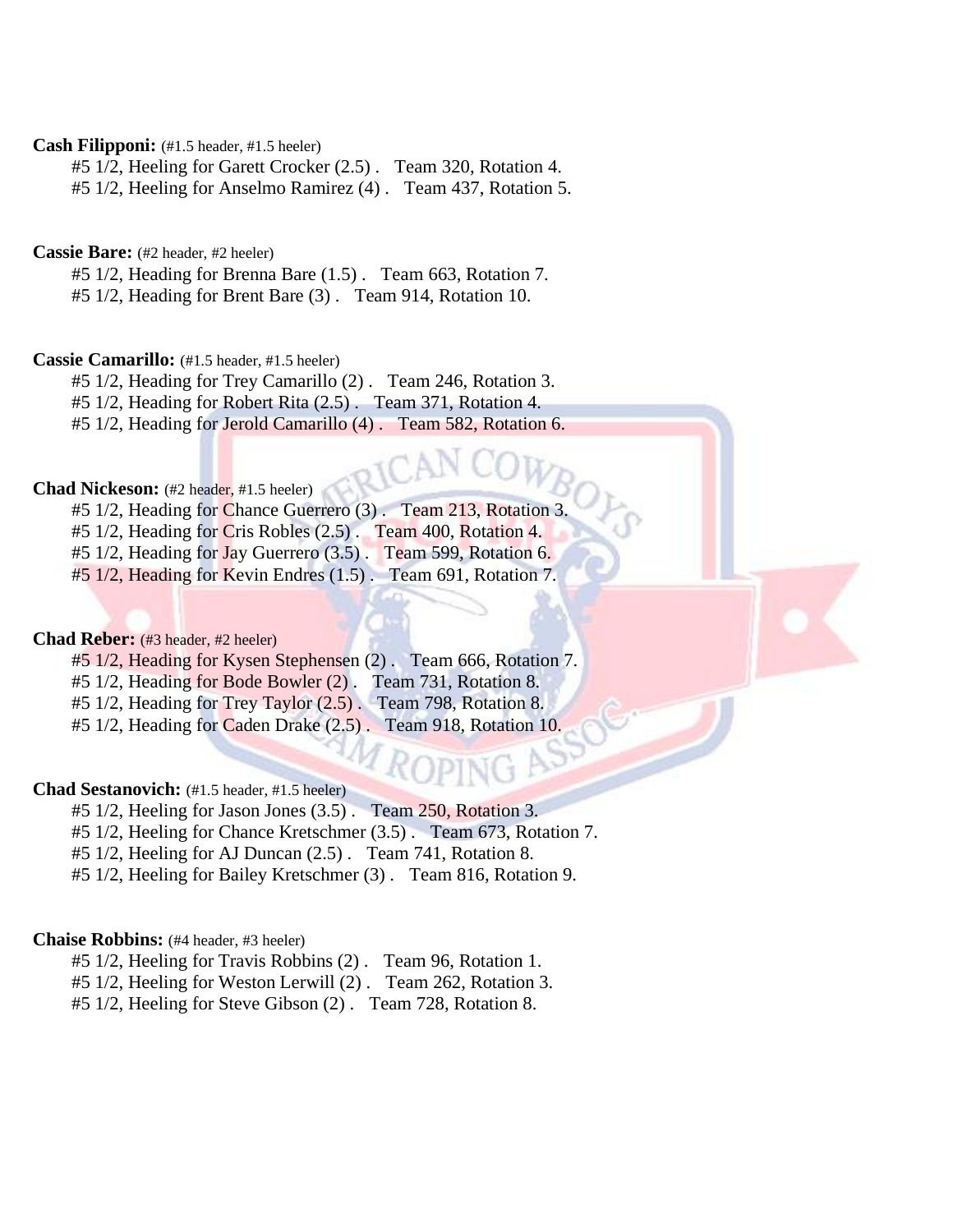**Cash Filipponi:** (#1.5 header, #1.5 heeler)

#5 1/2, Heeling for Garett Crocker (2.5) . Team 320, Rotation 4.
#5 1/2, Heeling for Anselmo Ramirez (4) . Team 437, Rotation 5.

**Cassie Bare:** (#2 header, #2 heeler)

#5 1/2, Heading for Brenna Bare (1.5) . Team 663, Rotation 7.
#5 1/2, Heading for Brent Bare (3) . Team 914, Rotation 10.

**Cassie Camarillo:** (#1.5 header, #1.5 heeler)

#5 1/2, Heading for Trey Camarillo (2) . Team 246, Rotation 3.
#5 1/2, Heading for Robert Rita (2.5) . Team 371, Rotation 4.
#5 1/2, Heading for Jerold Camarillo (4) . Team 582, Rotation 6.

**Chad Nickeson:** (#2 header, #1.5 heeler)

#5 1/2, Heading for Chance Guerrero (3) . Team 213, Rotation 3.
#5 1/2, Heading for Cris Robles (2.5) . Team 400, Rotation 4.
#5 1/2, Heading for Jay Guerrero (3.5) . Team 599, Rotation 6.
#5 1/2, Heading for Kevin Endres (1.5) . Team 691, Rotation 7.

**Chad Reber:** (#3 header, #2 heeler)

#5 1/2, Heading for Kysen Stephensen (2) . Team 666, Rotation 7.
#5 1/2, Heading for Bode Bowler (2) . Team 731, Rotation 8.
#5 1/2, Heading for Trey Taylor (2.5) . Team 798, Rotation 8.
#5 1/2, Heading for Caden Drake (2.5) . Team 918, Rotation 10.

**Chad Sestanovich:** (#1.5 header, #1.5 heeler)

#5 1/2, Heeling for Jason Jones (3.5) . Team 250, Rotation 3.
#5 1/2, Heeling for Chance Kretschmer (3.5) . Team 673, Rotation 7.
#5 1/2, Heeling for AJ Duncan (2.5) . Team 741, Rotation 8.
#5 1/2, Heeling for Bailey Kretschmer (3) . Team 816, Rotation 9.

**Chaise Robbins:** (#4 header, #3 heeler)

#5 1/2, Heeling for Travis Robbins (2) . Team 96, Rotation 1.
#5 1/2, Heeling for Weston Lerwill (2) . Team 262, Rotation 3.
#5 1/2, Heeling for Steve Gibson (2) . Team 728, Rotation 8.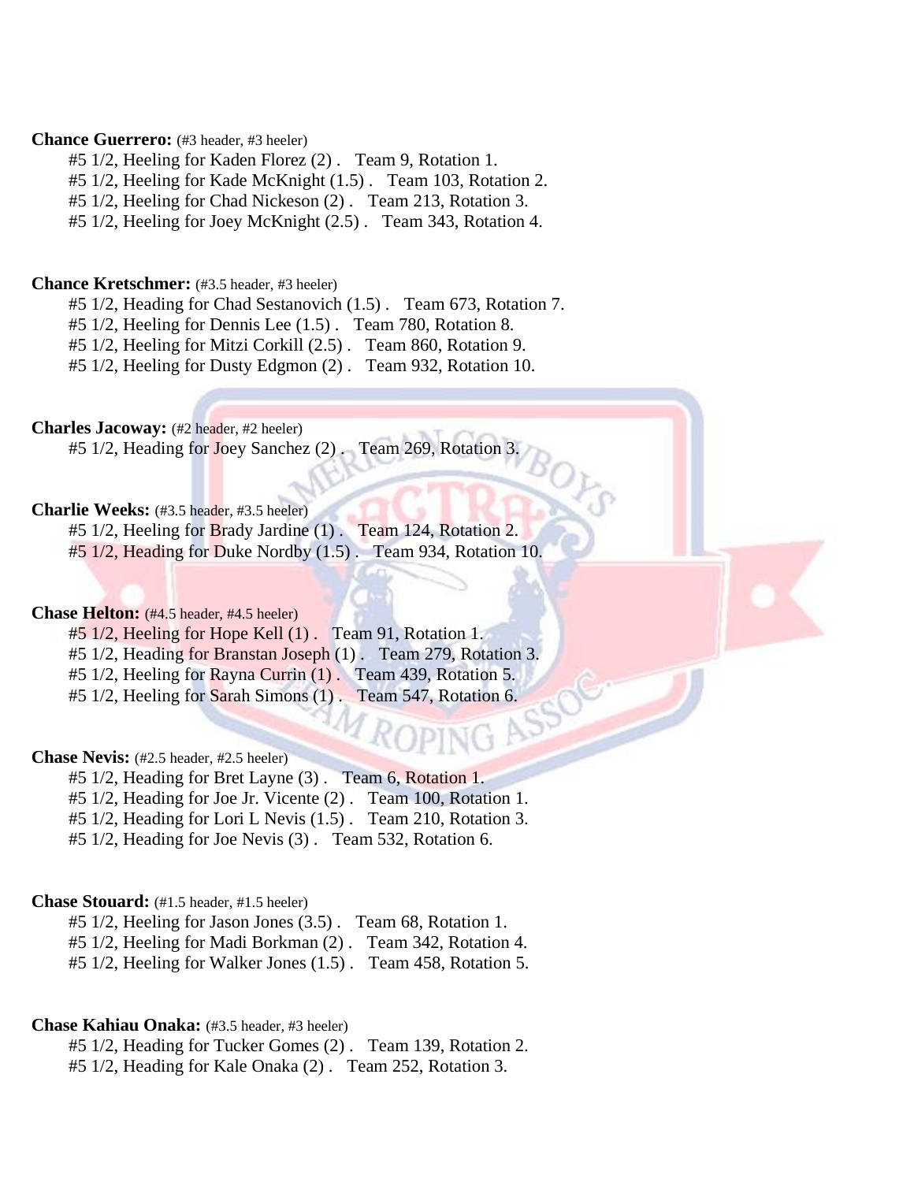**Chance Guerrero:** (#3 header, #3 heeler)

#5 1/2, Heeling for Kaden Florez (2) . Team 9, Rotation 1.
#5 1/2, Heeling for Kade McKnight (1.5) . Team 103, Rotation 2.
#5 1/2, Heeling for Chad Nickeson (2) . Team 213, Rotation 3.
#5 1/2, Heeling for Joey McKnight (2.5) . Team 343, Rotation 4.

**Chance Kretschmer:** (#3.5 header, #3 heeler)

#5 1/2, Heading for Chad Sestanovich (1.5) . Team 673, Rotation 7.
#5 1/2, Heeling for Dennis Lee (1.5) . Team 780, Rotation 8.
#5 1/2, Heeling for Mitzi Corkill (2.5) . Team 860, Rotation 9.
#5 1/2, Heeling for Dusty Edgmon (2) . Team 932, Rotation 10.

**Charles Jacoway:** (#2 header, #2 heeler)

#5 1/2, Heading for Joey Sanchez (2) . Team 269, Rotation 3.

**Charlie Weeks:** (#3.5 header, #3.5 heeler)

#5 1/2, Heeling for Brady Jardine (1) . Team 124, Rotation 2.
#5 1/2, Heading for Duke Nordby (1.5) . Team 934, Rotation 10.

**Chase Helton:** (#4.5 header, #4.5 heeler)

#5 1/2, Heeling for Hope Kell (1) . Team 91, Rotation 1.
#5 1/2, Heading for Branstan Joseph (1) . Team 279, Rotation 3.
#5 1/2, Heeling for Rayna Currin (1) . Team 439, Rotation 5.
#5 1/2, Heeling for Sarah Simons (1) . Team 547, Rotation 6.

**Chase Nevis:** (#2.5 header, #2.5 heeler)

#5 1/2, Heading for Bret Layne (3) . Team 6, Rotation 1.
#5 1/2, Heading for Joe Jr. Vicente (2) . Team 100, Rotation 1.
#5 1/2, Heading for Lori L Nevis (1.5) . Team 210, Rotation 3.
#5 1/2, Heading for Joe Nevis (3) . Team 532, Rotation 6.

**Chase Stouard:** (#1.5 header, #1.5 heeler)

#5 1/2, Heeling for Jason Jones (3.5) . Team 68, Rotation 1.
#5 1/2, Heeling for Madi Borkman (2) . Team 342, Rotation 4.
#5 1/2, Heeling for Walker Jones (1.5) . Team 458, Rotation 5.

**Chase Kahiau Onaka:** (#3.5 header, #3 heeler)

#5 1/2, Heading for Tucker Gomes (2) . Team 139, Rotation 2.
#5 1/2, Heading for Kale Onaka (2) . Team 252, Rotation 3.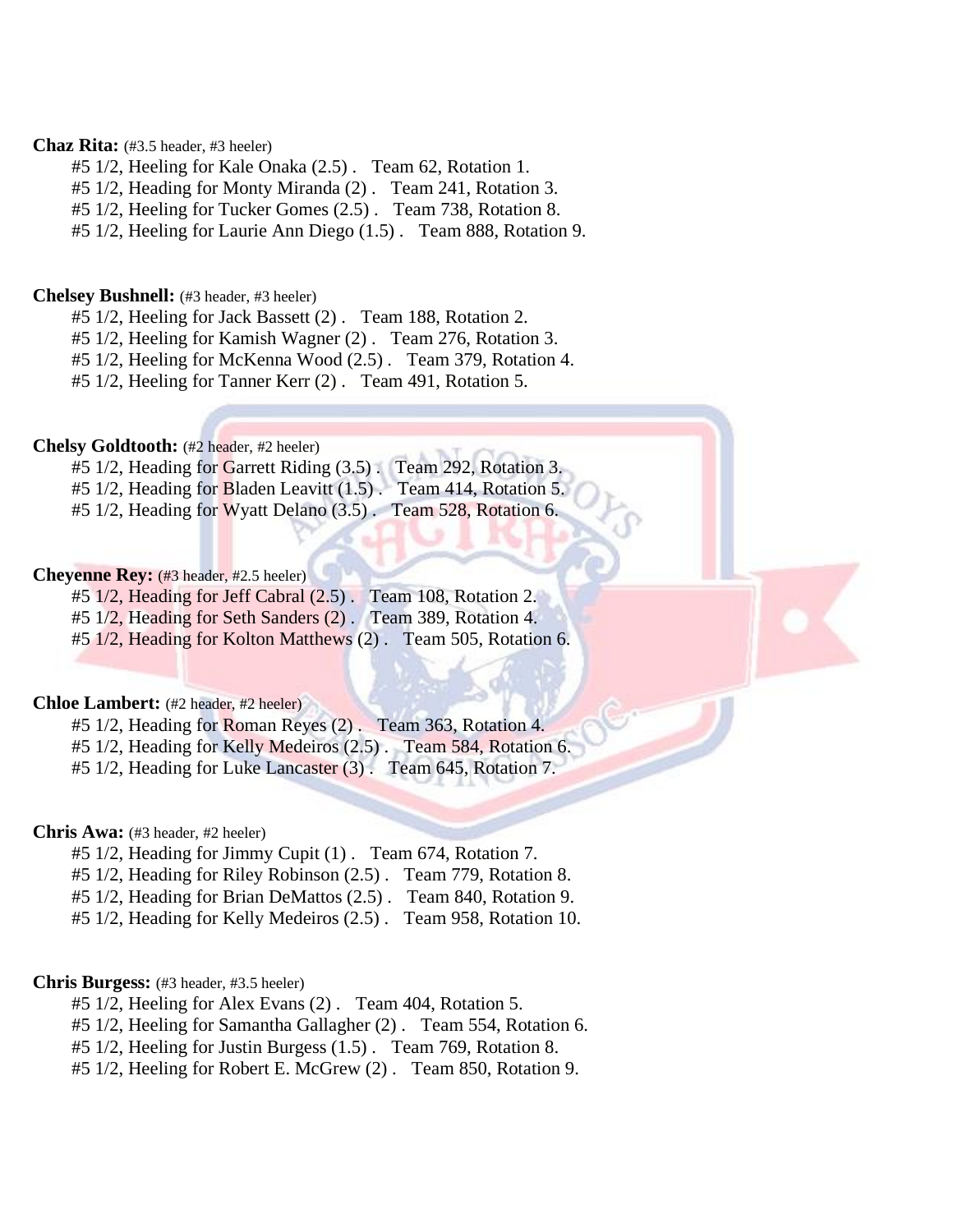**Chaz Rita:** (#3.5 header, #3 heeler)

#5 1/2, Heeling for Kale Onaka (2.5) . Team 62, Rotation 1.
#5 1/2, Heading for Monty Miranda (2) . Team 241, Rotation 3.
#5 1/2, Heeling for Tucker Gomes (2.5) . Team 738, Rotation 8.
#5 1/2, Heeling for Laurie Ann Diego (1.5) . Team 888, Rotation 9.

**Chelsey Bushnell:** (#3 header, #3 heeler)

#5 1/2, Heeling for Jack Bassett (2) . Team 188, Rotation 2.
#5 1/2, Heeling for Kamish Wagner (2) . Team 276, Rotation 3.
#5 1/2, Heeling for McKenna Wood (2.5) . Team 379, Rotation 4.
#5 1/2, Heeling for Tanner Kerr (2) . Team 491, Rotation 5.

**Chelsy Goldtooth:** (#2 header, #2 heeler)

#5 1/2, Heading for Garrett Riding (3.5) . Team 292, Rotation 3.
#5 1/2, Heading for Bladen Leavitt (1.5) . Team 414, Rotation 5.
#5 1/2, Heading for Wyatt Delano (3.5) . Team 528, Rotation 6.

**Cheyenne Rey:** (#3 header, #2.5 heeler)

#5 1/2, Heading for Jeff Cabral (2.5) . Team 108, Rotation 2.
#5 1/2, Heading for Seth Sanders (2) . Team 389, Rotation 4.
#5 1/2, Heading for Kolton Matthews (2) . Team 505, Rotation 6.

**Chloe Lambert:** (#2 header, #2 heeler)

#5 1/2, Heading for Roman Reyes (2) . Team 363, Rotation 4.
#5 1/2, Heading for Kelly Medeiros (2.5) . Team 584, Rotation 6.
#5 1/2, Heading for Luke Lancaster (3) . Team 645, Rotation 7.

**Chris Awa:** (#3 header, #2 heeler)

#5 1/2, Heading for Jimmy Cupit (1) . Team 674, Rotation 7.
#5 1/2, Heading for Riley Robinson (2.5) . Team 779, Rotation 8.
#5 1/2, Heading for Brian DeMattos (2.5) . Team 840, Rotation 9.
#5 1/2, Heading for Kelly Medeiros (2.5) . Team 958, Rotation 10.

**Chris Burgess:** (#3 header, #3.5 heeler)

#5 1/2, Heeling for Alex Evans (2) . Team 404, Rotation 5.
#5 1/2, Heeling for Samantha Gallagher (2) . Team 554, Rotation 6.
#5 1/2, Heeling for Justin Burgess (1.5) . Team 769, Rotation 8.
#5 1/2, Heeling for Robert E. McGrew (2) . Team 850, Rotation 9.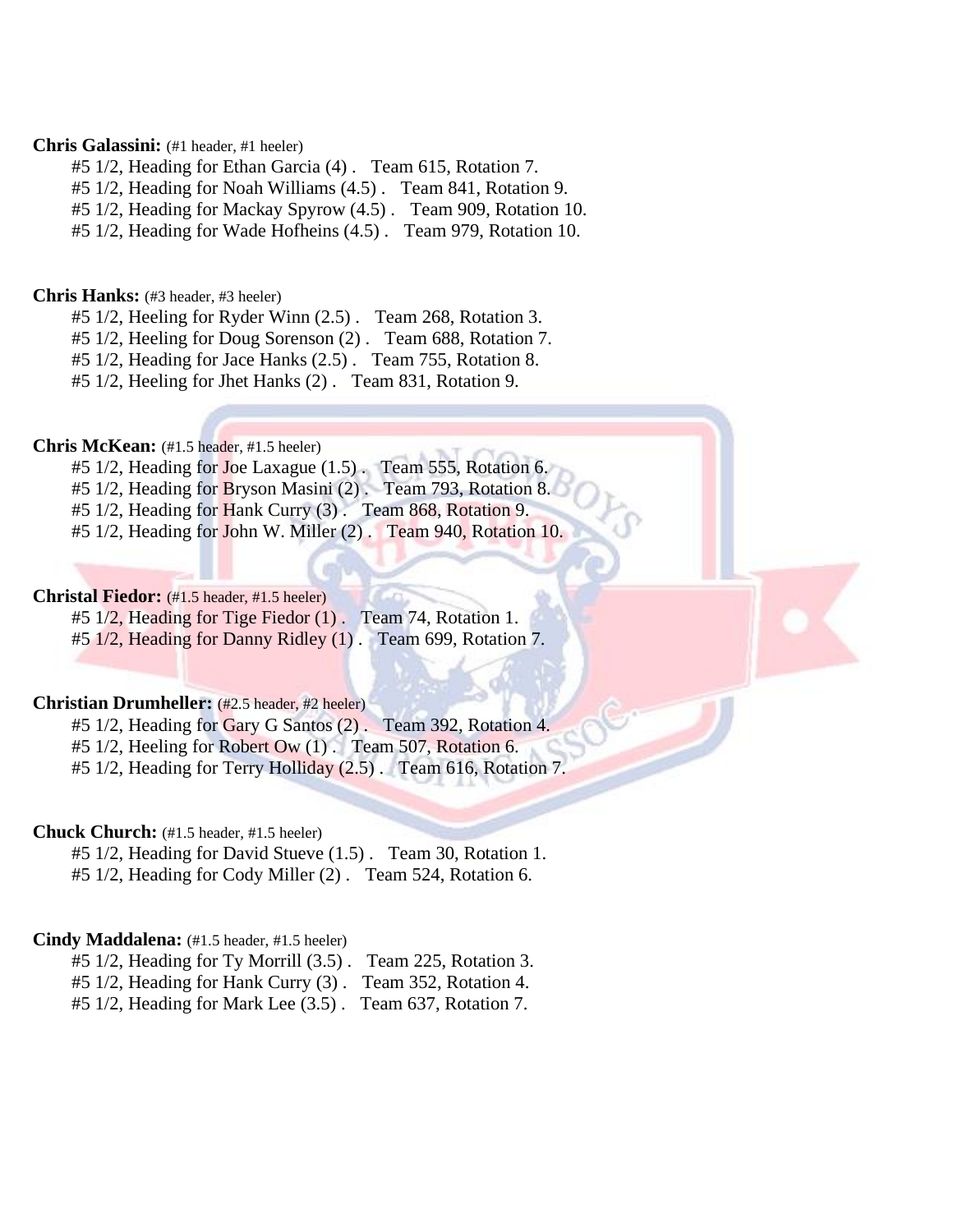**Chris Galassini:** (#1 header, #1 heeler)

#5 1/2, Heading for Ethan Garcia (4) . Team 615, Rotation 7.
#5 1/2, Heading for Noah Williams (4.5) . Team 841, Rotation 9.
#5 1/2, Heading for Mackay Spyrow (4.5) . Team 909, Rotation 10.
#5 1/2, Heading for Wade Hofheins (4.5) . Team 979, Rotation 10.

**Chris Hanks:** (#3 header, #3 heeler)

#5 1/2, Heeling for Ryder Winn (2.5) . Team 268, Rotation 3.
#5 1/2, Heeling for Doug Sorenson (2) . Team 688, Rotation 7.
#5 1/2, Heading for Jace Hanks (2.5) . Team 755, Rotation 8.
#5 1/2, Heeling for Jhet Hanks (2) . Team 831, Rotation 9.

**Chris McKean:** (#1.5 header, #1.5 heeler)

#5 1/2, Heading for Joe Laxague (1.5) . Team 555, Rotation 6.
#5 1/2, Heading for Bryson Masini (2) . Team 793, Rotation 8.
#5 1/2, Heading for Hank Curry (3) . Team 868, Rotation 9.
#5 1/2, Heading for John W. Miller (2) . Team 940, Rotation 10.

**Christal Fiedor:** (#1.5 header, #1.5 heeler)

#5 1/2, Heading for Tige Fiedor (1) . Team 74, Rotation 1.
#5 1/2, Heading for Danny Ridley (1) . Team 699, Rotation 7.

**Christian Drumheller:** (#2.5 header, #2 heeler)

#5 1/2, Heading for Gary G Santos (2) . Team 392, Rotation 4.
#5 1/2, Heeling for Robert Ow (1) . Team 507, Rotation 6.
#5 1/2, Heading for Terry Holliday (2.5) . Team 616, Rotation 7.

**Chuck Church:** (#1.5 header, #1.5 heeler)

#5 1/2, Heading for David Stueve (1.5) . Team 30, Rotation 1.
#5 1/2, Heading for Cody Miller (2) . Team 524, Rotation 6.

**Cindy Maddalena:** (#1.5 header, #1.5 heeler)

#5 1/2, Heading for Ty Morrill (3.5) . Team 225, Rotation 3.
#5 1/2, Heading for Hank Curry (3) . Team 352, Rotation 4.
#5 1/2, Heading for Mark Lee (3.5) . Team 637, Rotation 7.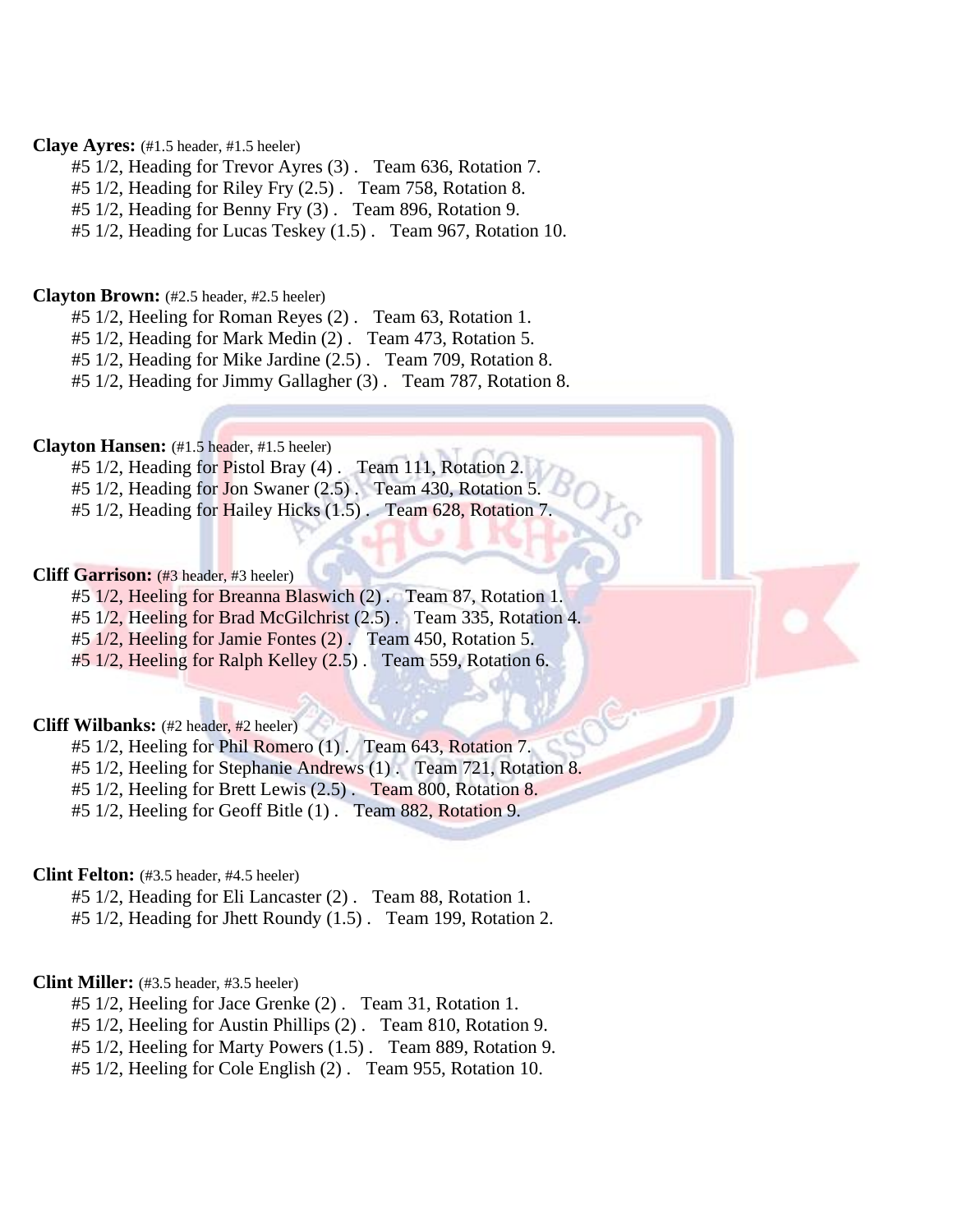**Claye Ayres:** (#1.5 header, #1.5 heeler)

#5 1/2, Heading for Trevor Ayres (3) . Team 636, Rotation 7.
#5 1/2, Heading for Riley Fry (2.5) . Team 758, Rotation 8.
#5 1/2, Heading for Benny Fry (3) . Team 896, Rotation 9.
#5 1/2, Heading for Lucas Teskey (1.5) . Team 967, Rotation 10.

**Clayton Brown:** (#2.5 header, #2.5 heeler)

#5 1/2, Heeling for Roman Reyes (2) . Team 63, Rotation 1.
#5 1/2, Heading for Mark Medin (2) . Team 473, Rotation 5.
#5 1/2, Heading for Mike Jardine (2.5) . Team 709, Rotation 8.
#5 1/2, Heading for Jimmy Gallagher (3) . Team 787, Rotation 8.

**Clayton Hansen:** (#1.5 header, #1.5 heeler)

#5 1/2, Heading for Pistol Bray (4) . Team 111, Rotation 2.
#5 1/2, Heading for Jon Swaner (2.5) . Team 430, Rotation 5.
#5 1/2, Heading for Hailey Hicks (1.5) . Team 628, Rotation 7.

**Cliff Garrison:** (#3 header, #3 heeler)

#5 1/2, Heeling for Breanna Blaswich (2) . Team 87, Rotation 1.
#5 1/2, Heeling for Brad McGilchrist (2.5) . Team 335, Rotation 4.
#5 1/2, Heeling for Jamie Fontes (2) . Team 450, Rotation 5.
#5 1/2, Heeling for Ralph Kelley (2.5) . Team 559, Rotation 6.

**Cliff Wilbanks:** (#2 header, #2 heeler)

#5 1/2, Heeling for Phil Romero (1) . Team 643, Rotation 7.
#5 1/2, Heeling for Stephanie Andrews (1) . Team 721, Rotation 8.
#5 1/2, Heeling for Brett Lewis (2.5) . Team 800, Rotation 8.
#5 1/2, Heeling for Geoff Bitle (1) . Team 882, Rotation 9.

**Clint Felton:** (#3.5 header, #4.5 heeler)

#5 1/2, Heading for Eli Lancaster (2) . Team 88, Rotation 1.
#5 1/2, Heading for Jhett Roundy (1.5) . Team 199, Rotation 2.

**Clint Miller:** (#3.5 header, #3.5 heeler)

#5 1/2, Heeling for Jace Grenke (2) . Team 31, Rotation 1.
#5 1/2, Heeling for Austin Phillips (2) . Team 810, Rotation 9.
#5 1/2, Heeling for Marty Powers (1.5) . Team 889, Rotation 9.
#5 1/2, Heeling for Cole English (2) . Team 955, Rotation 10.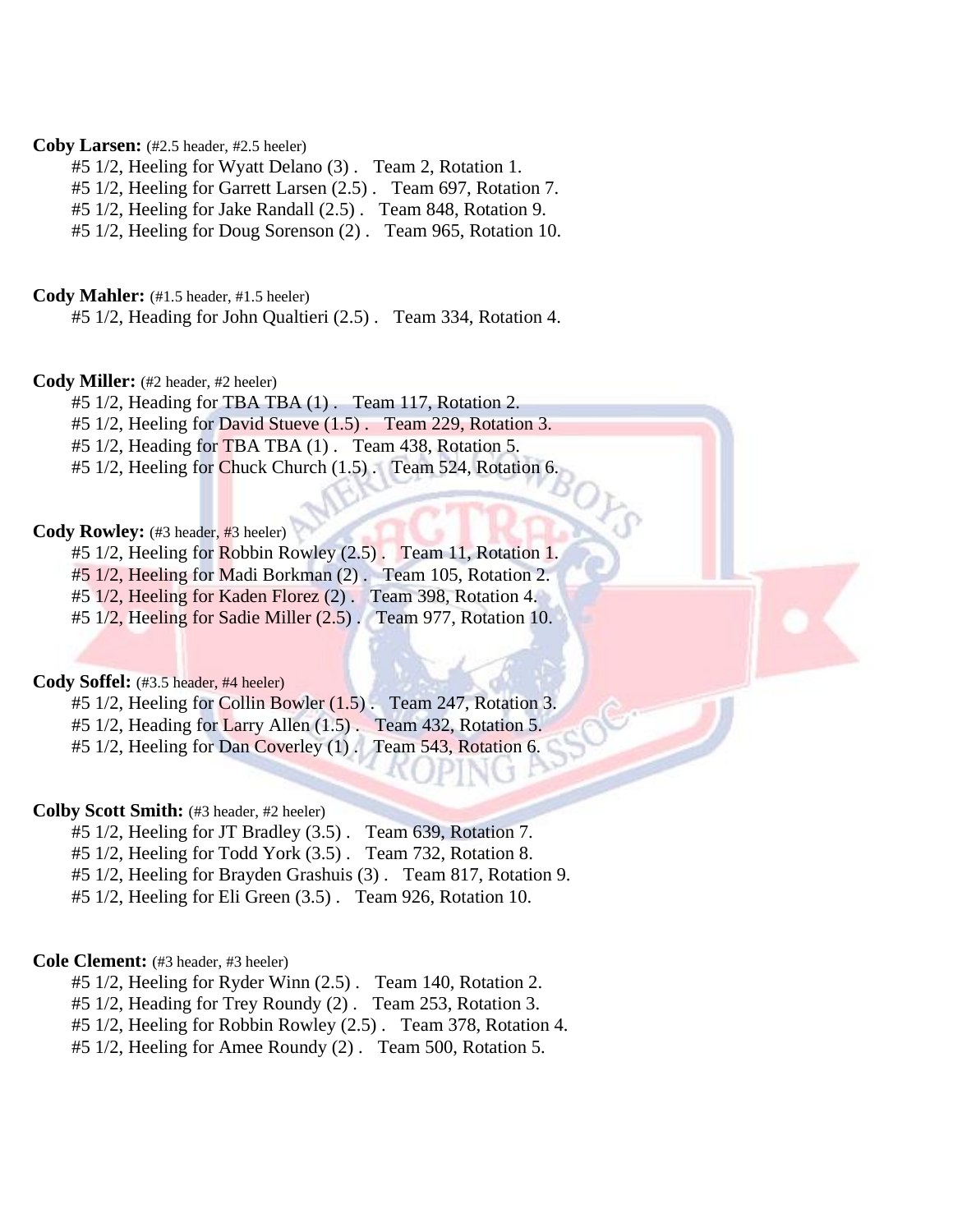**Coby Larsen:** (#2.5 header, #2.5 heeler)

#5 1/2, Heeling for Wyatt Delano (3) . Team 2, Rotation 1.
#5 1/2, Heeling for Garrett Larsen (2.5) . Team 697, Rotation 7.
#5 1/2, Heeling for Jake Randall (2.5) . Team 848, Rotation 9.
#5 1/2, Heeling for Doug Sorenson (2) . Team 965, Rotation 10.

**Cody Mahler:** (#1.5 header, #1.5 heeler)

#5 1/2, Heading for John Qualtieri (2.5) . Team 334, Rotation 4.

**Cody Miller:** (#2 header, #2 heeler)

#5 1/2, Heading for TBA TBA (1) . Team 117, Rotation 2.
#5 1/2, Heeling for David Stueve (1.5) . Team 229, Rotation 3.
#5 1/2, Heading for TBA TBA (1) . Team 438, Rotation 5.
#5 1/2, Heeling for Chuck Church (1.5) . Team 524, Rotation 6.

**Cody Rowley:** (#3 header, #3 heeler)

#5 1/2, Heeling for Robbin Rowley (2.5) . Team 11, Rotation 1.
#5 1/2, Heeling for Madi Borkman (2) . Team 105, Rotation 2.
#5 1/2, Heeling for Kaden Florez (2) . Team 398, Rotation 4.
#5 1/2, Heeling for Sadie Miller (2.5) . Team 977, Rotation 10.

**Cody Soffel:** (#3.5 header, #4 heeler)

#5 1/2, Heeling for Collin Bowler (1.5) . Team 247, Rotation 3.
#5 1/2, Heading for Larry Allen (1.5) . Team 432, Rotation 5.
#5 1/2, Heeling for Dan Coverley (1) . Team 543, Rotation 6.

**Colby Scott Smith:** (#3 header, #2 heeler)

#5 1/2, Heeling for JT Bradley (3.5) . Team 639, Rotation 7.
#5 1/2, Heeling for Todd York (3.5) . Team 732, Rotation 8.
#5 1/2, Heeling for Brayden Grashuis (3) . Team 817, Rotation 9.
#5 1/2, Heeling for Eli Green (3.5) . Team 926, Rotation 10.

**Cole Clement:** (#3 header, #3 heeler)

#5 1/2, Heeling for Ryder Winn (2.5) . Team 140, Rotation 2.
#5 1/2, Heading for Trey Roundy (2) . Team 253, Rotation 3.
#5 1/2, Heeling for Robbin Rowley (2.5) . Team 378, Rotation 4.
#5 1/2, Heeling for Amee Roundy (2) . Team 500, Rotation 5.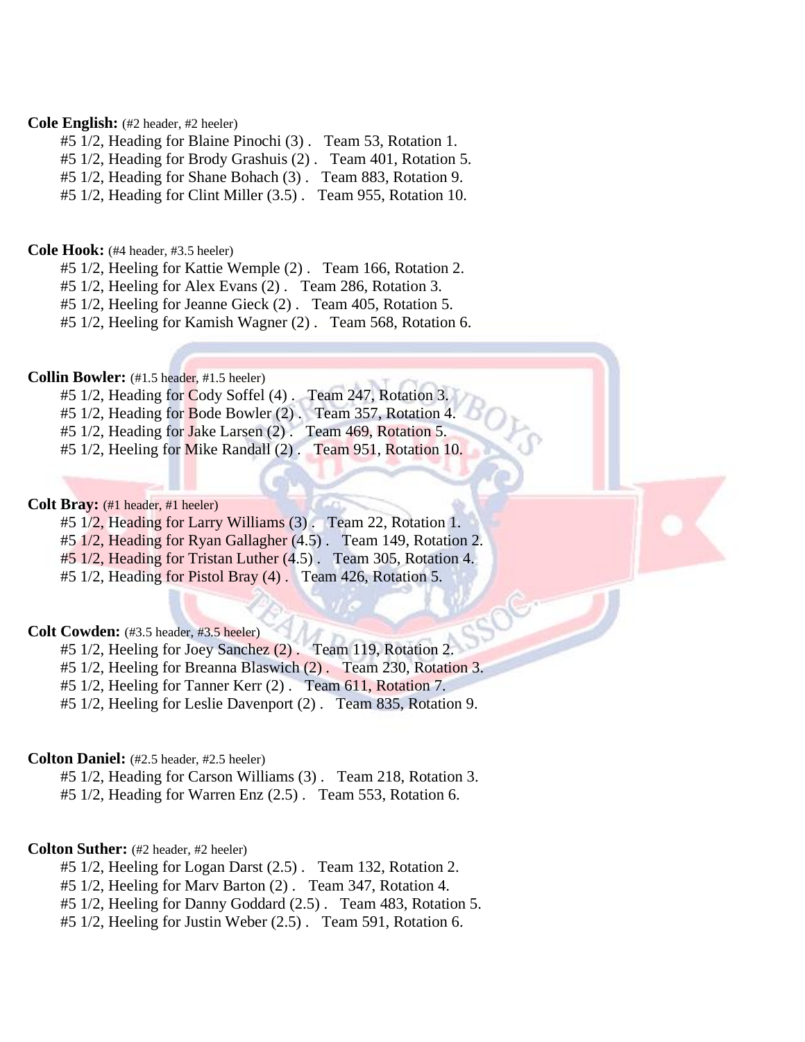**Cole English:** (#2 header, #2 heeler)

#5 1/2, Heading for Blaine Pinochi (3) . Team 53, Rotation 1.
#5 1/2, Heading for Brody Grashuis (2) . Team 401, Rotation 5.
#5 1/2, Heading for Shane Bohach (3) . Team 883, Rotation 9.
#5 1/2, Heading for Clint Miller (3.5) . Team 955, Rotation 10.

**Cole Hook:** (#4 header, #3.5 heeler)

#5 1/2, Heeling for Kattie Wemple (2) . Team 166, Rotation 2.
#5 1/2, Heeling for Alex Evans (2) . Team 286, Rotation 3.
#5 1/2, Heeling for Jeanne Gieck (2) . Team 405, Rotation 5.
#5 1/2, Heeling for Kamish Wagner (2) . Team 568, Rotation 6.

**Collin Bowler:** (#1.5 header, #1.5 heeler)

#5 1/2, Heading for Cody Soffel (4) . Team 247, Rotation 3.
#5 1/2, Heading for Bode Bowler (2) . Team 357, Rotation 4.
#5 1/2, Heading for Jake Larsen (2) . Team 469, Rotation 5.
#5 1/2, Heeling for Mike Randall (2) . Team 951, Rotation 10.

**Colt Bray:** (#1 header, #1 heeler)

#5 1/2, Heading for Larry Williams (3) . Team 22, Rotation 1.
#5 1/2, Heading for Ryan Gallagher (4.5) . Team 149, Rotation 2.
#5 1/2, Heading for Tristan Luther (4.5) . Team 305, Rotation 4.
#5 1/2, Heading for Pistol Bray (4) . Team 426, Rotation 5.

**Colt Cowden:** (#3.5 header, #3.5 heeler)

#5 1/2, Heeling for Joey Sanchez (2) . Team 119, Rotation 2.
#5 1/2, Heeling for Breanna Blaswich (2) . Team 230, Rotation 3.
#5 1/2, Heeling for Tanner Kerr (2) . Team 611, Rotation 7.
#5 1/2, Heeling for Leslie Davenport (2) . Team 835, Rotation 9.

**Colton Daniel:** (#2.5 header, #2.5 heeler)

#5 1/2, Heading for Carson Williams (3) . Team 218, Rotation 3.
#5 1/2, Heading for Warren Enz (2.5) . Team 553, Rotation 6.

**Colton Suther:** (#2 header, #2 heeler)

#5 1/2, Heeling for Logan Darst (2.5) . Team 132, Rotation 2.
#5 1/2, Heeling for Marv Barton (2) . Team 347, Rotation 4.
#5 1/2, Heeling for Danny Goddard (2.5) . Team 483, Rotation 5.
#5 1/2, Heeling for Justin Weber (2.5) . Team 591, Rotation 6.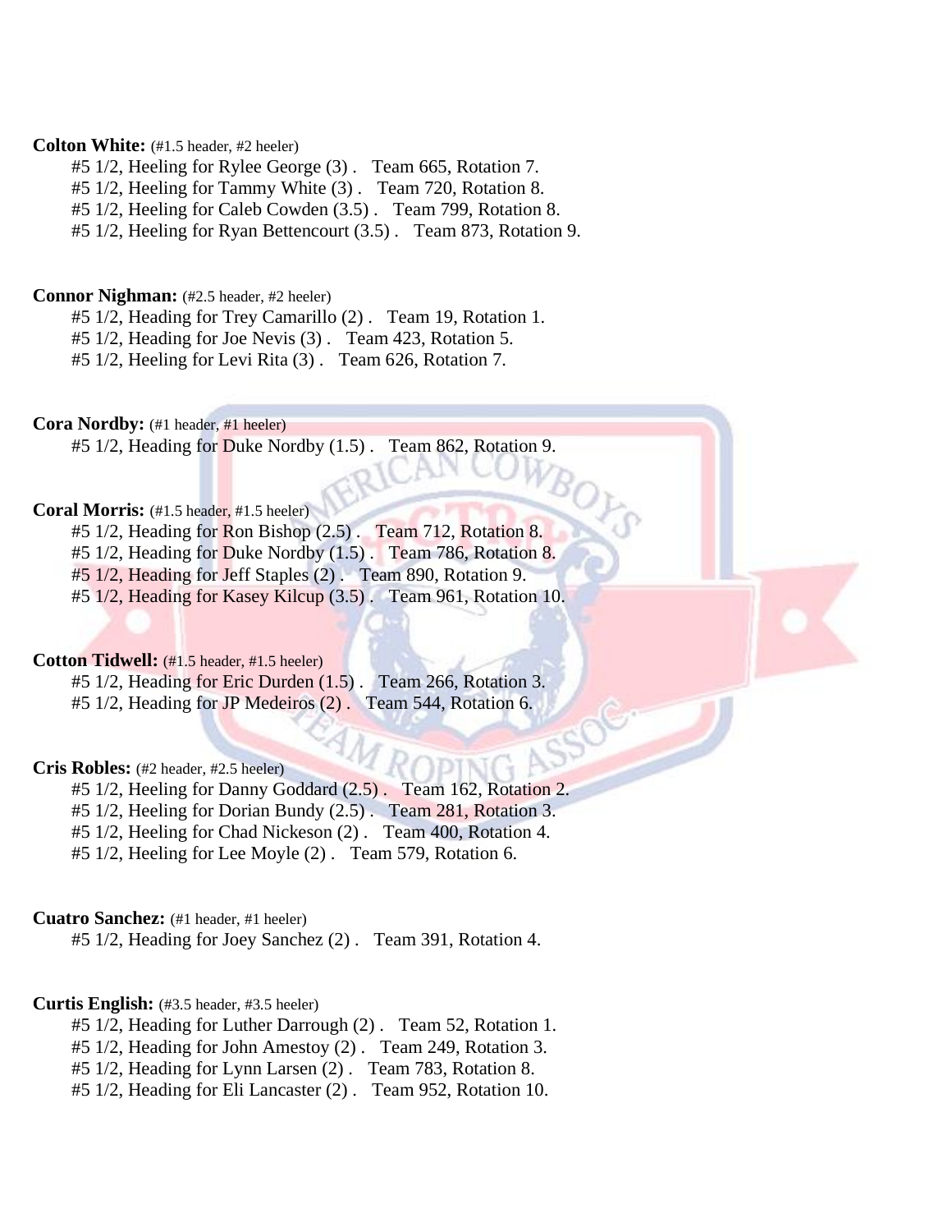**Colton White:** (#1.5 header, #2 heeler)

#5 1/2, Heeling for Rylee George (3) . Team 665, Rotation 7.
#5 1/2, Heeling for Tammy White (3) . Team 720, Rotation 8.
#5 1/2, Heeling for Caleb Cowden (3.5) . Team 799, Rotation 8.
#5 1/2, Heeling for Ryan Bettencourt (3.5) . Team 873, Rotation 9.

**Connor Nighman:** (#2.5 header, #2 heeler)

#5 1/2, Heading for Trey Camarillo (2) . Team 19, Rotation 1.
#5 1/2, Heading for Joe Nevis (3) . Team 423, Rotation 5.
#5 1/2, Heeling for Levi Rita (3) . Team 626, Rotation 7.

**Cora Nordby:** (#1 header, #1 heeler)

#5 1/2, Heading for Duke Nordby (1.5) . Team 862, Rotation 9.

**Coral Morris:** (#1.5 header, #1.5 heeler)

#5 1/2, Heading for Ron Bishop (2.5) . Team 712, Rotation 8.
#5 1/2, Heading for Duke Nordby (1.5) . Team 786, Rotation 8.
#5 1/2, Heading for Jeff Staples (2) . Team 890, Rotation 9.
#5 1/2, Heading for Kasey Kilcup (3.5) . Team 961, Rotation 10.

**Cotton Tidwell:** (#1.5 header, #1.5 heeler)

#5 1/2, Heading for Eric Durden (1.5) . Team 266, Rotation 3.
#5 1/2, Heading for JP Medeiros (2) . Team 544, Rotation 6.

**Cris Robles:** (#2 header, #2.5 heeler)

#5 1/2, Heeling for Danny Goddard (2.5) . Team 162, Rotation 2.
#5 1/2, Heeling for Dorian Bundy (2.5) . Team 281, Rotation 3.
#5 1/2, Heeling for Chad Nickeson (2) . Team 400, Rotation 4.
#5 1/2, Heeling for Lee Moyle (2) . Team 579, Rotation 6.

**Cuatro Sanchez:** (#1 header, #1 heeler)

#5 1/2, Heading for Joey Sanchez (2) . Team 391, Rotation 4.

**Curtis English:** (#3.5 header, #3.5 heeler)

#5 1/2, Heading for Luther Darrough (2) . Team 52, Rotation 1.
#5 1/2, Heading for John Amestoy (2) . Team 249, Rotation 3.
#5 1/2, Heading for Lynn Larsen (2) . Team 783, Rotation 8.
#5 1/2, Heading for Eli Lancaster (2) . Team 952, Rotation 10.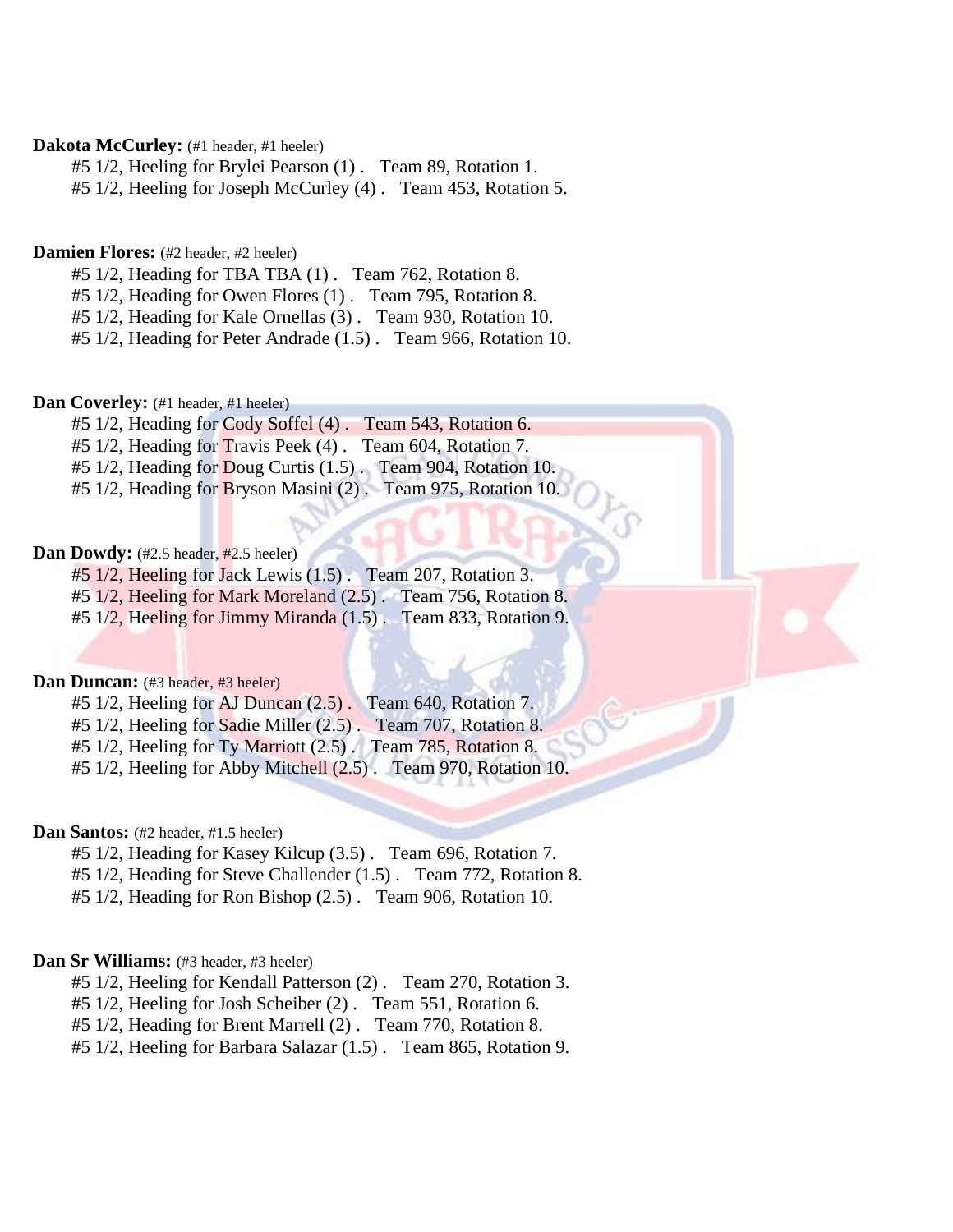**Dakota McCurley:** (#1 header, #1 heeler)

#5 1/2, Heeling for Brylei Pearson (1) .   Team 89, Rotation 1.
#5 1/2, Heeling for Joseph McCurley (4) .   Team 453, Rotation 5.

**Damien Flores:** (#2 header, #2 heeler)

#5 1/2, Heading for TBA TBA (1) .   Team 762, Rotation 8.
#5 1/2, Heading for Owen Flores (1) .   Team 795, Rotation 8.
#5 1/2, Heading for Kale Ornellas (3) .   Team 930, Rotation 10.
#5 1/2, Heading for Peter Andrade (1.5) .   Team 966, Rotation 10.

**Dan Coverley:** (#1 header, #1 heeler)

#5 1/2, Heading for Cody Soffel (4) .   Team 543, Rotation 6.
#5 1/2, Heading for Travis Peek (4) .   Team 604, Rotation 7.
#5 1/2, Heading for Doug Curtis (1.5) .   Team 904, Rotation 10.
#5 1/2, Heading for Bryson Masini (2) .   Team 975, Rotation 10.

**Dan Dowdy:** (#2.5 header, #2.5 heeler)

#5 1/2, Heeling for Jack Lewis (1.5) .   Team 207, Rotation 3.
#5 1/2, Heeling for Mark Moreland (2.5) .   Team 756, Rotation 8.
#5 1/2, Heeling for Jimmy Miranda (1.5) .   Team 833, Rotation 9.

**Dan Duncan:** (#3 header, #3 heeler)

#5 1/2, Heeling for AJ Duncan (2.5) .   Team 640, Rotation 7.
#5 1/2, Heeling for Sadie Miller (2.5) .   Team 707, Rotation 8.
#5 1/2, Heeling for Ty Marriott (2.5) .   Team 785, Rotation 8.
#5 1/2, Heeling for Abby Mitchell (2.5) .   Team 970, Rotation 10.

**Dan Santos:** (#2 header, #1.5 heeler)

#5 1/2, Heading for Kasey Kilcup (3.5) .   Team 696, Rotation 7.
#5 1/2, Heading for Steve Challender (1.5) .   Team 772, Rotation 8.
#5 1/2, Heading for Ron Bishop (2.5) .   Team 906, Rotation 10.

**Dan Sr Williams:** (#3 header, #3 heeler)

#5 1/2, Heeling for Kendall Patterson (2) .   Team 270, Rotation 3.
#5 1/2, Heeling for Josh Scheiber (2) .   Team 551, Rotation 6.
#5 1/2, Heading for Brent Marrell (2) .   Team 770, Rotation 8.
#5 1/2, Heeling for Barbara Salazar (1.5) .   Team 865, Rotation 9.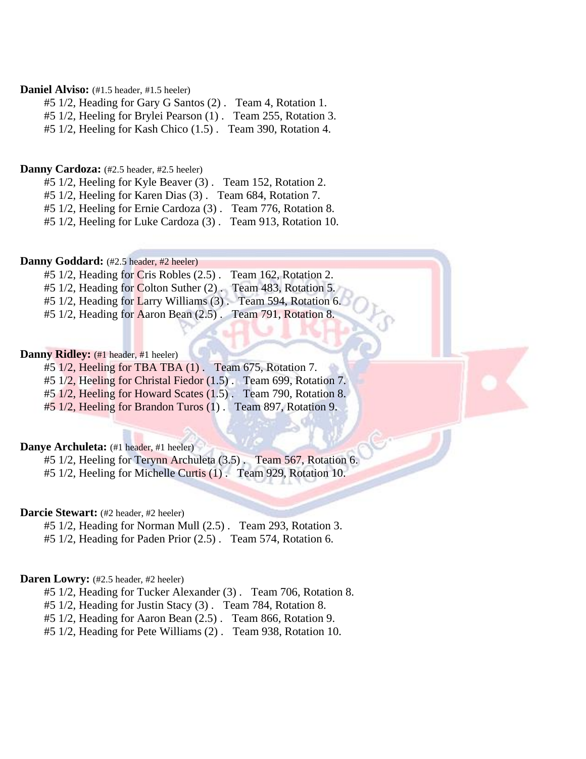**Daniel Alviso:** (#1.5 header, #1.5 heeler)

#5 1/2, Heading for Gary G Santos (2) . Team 4, Rotation 1.
#5 1/2, Heeling for Brylei Pearson (1) . Team 255, Rotation 3.
#5 1/2, Heeling for Kash Chico (1.5) . Team 390, Rotation 4.

**Danny Cardoza:** (#2.5 header, #2.5 heeler)

#5 1/2, Heeling for Kyle Beaver (3) . Team 152, Rotation 2.
#5 1/2, Heeling for Karen Dias (3) . Team 684, Rotation 7.
#5 1/2, Heeling for Ernie Cardoza (3) . Team 776, Rotation 8.
#5 1/2, Heeling for Luke Cardoza (3) . Team 913, Rotation 10.

**Danny Goddard:** (#2.5 header, #2 heeler)

#5 1/2, Heading for Cris Robles (2.5) . Team 162, Rotation 2.
#5 1/2, Heading for Colton Suther (2) . Team 483, Rotation 5.
#5 1/2, Heading for Larry Williams (3) . Team 594, Rotation 6.
#5 1/2, Heading for Aaron Bean (2.5) . Team 791, Rotation 8.

**Danny Ridley:** (#1 header, #1 heeler)

#5 1/2, Heeling for TBA TBA (1) . Team 675, Rotation 7.
#5 1/2, Heeling for Christal Fiedor (1.5) . Team 699, Rotation 7.
#5 1/2, Heeling for Howard Scates (1.5) . Team 790, Rotation 8.
#5 1/2, Heeling for Brandon Turos (1) . Team 897, Rotation 9.

**Danye Archuleta:** (#1 header, #1 heeler)

#5 1/2, Heeling for Terynn Archuleta (3.5) . Team 567, Rotation 6.
#5 1/2, Heeling for Michelle Curtis (1) . Team 929, Rotation 10.

**Darcie Stewart:** (#2 header, #2 heeler)

#5 1/2, Heading for Norman Mull (2.5) . Team 293, Rotation 3.
#5 1/2, Heading for Paden Prior (2.5) . Team 574, Rotation 6.

**Daren Lowry:** (#2.5 header, #2 heeler)

#5 1/2, Heading for Tucker Alexander (3) . Team 706, Rotation 8.
#5 1/2, Heading for Justin Stacy (3) . Team 784, Rotation 8.
#5 1/2, Heading for Aaron Bean (2.5) . Team 866, Rotation 9.
#5 1/2, Heading for Pete Williams (2) . Team 938, Rotation 10.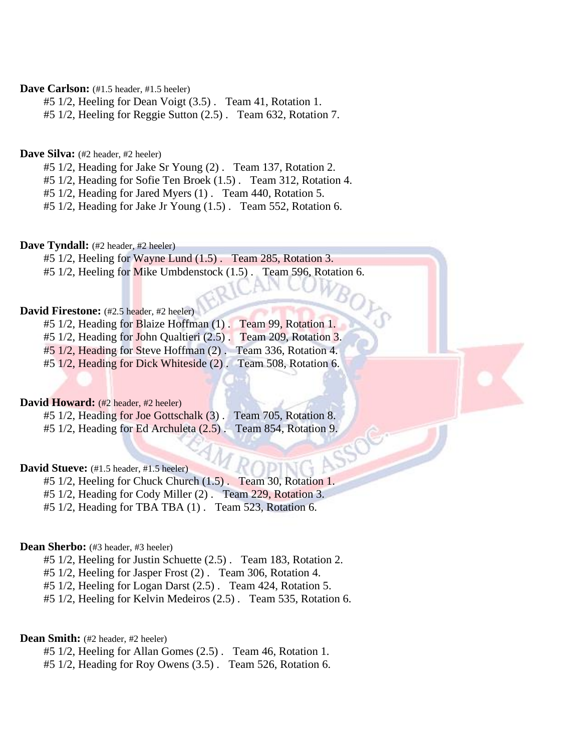**Dave Carlson:** (#1.5 header, #1.5 heeler)

#5 1/2, Heeling for Dean Voigt (3.5) . Team 41, Rotation 1.
#5 1/2, Heeling for Reggie Sutton (2.5) . Team 632, Rotation 7.

**Dave Silva:** (#2 header, #2 heeler)

#5 1/2, Heading for Jake Sr Young (2) . Team 137, Rotation 2.
#5 1/2, Heading for Sofie Ten Broek (1.5) . Team 312, Rotation 4.
#5 1/2, Heading for Jared Myers (1) . Team 440, Rotation 5.
#5 1/2, Heading for Jake Jr Young (1.5) . Team 552, Rotation 6.

**Dave Tyndall:** (#2 header, #2 heeler)

#5 1/2, Heeling for Wayne Lund (1.5) . Team 285, Rotation 3.
#5 1/2, Heeling for Mike Umbdenstock (1.5) . Team 596, Rotation 6.

**David Firestone:** (#2.5 header, #2 heeler)

#5 1/2, Heading for Blaize Hoffman (1) . Team 99, Rotation 1.
#5 1/2, Heading for John Qualtieri (2.5) . Team 209, Rotation 3.
#5 1/2, Heading for Steve Hoffman (2) . Team 336, Rotation 4.
#5 1/2, Heading for Dick Whiteside (2) . Team 508, Rotation 6.

**David Howard:** (#2 header, #2 heeler)

#5 1/2, Heading for Joe Gottschalk (3) . Team 705, Rotation 8.
#5 1/2, Heading for Ed Archuleta (2.5) . Team 854, Rotation 9.

**David Stueve:** (#1.5 header, #1.5 heeler)

#5 1/2, Heeling for Chuck Church (1.5) . Team 30, Rotation 1.
#5 1/2, Heading for Cody Miller (2) . Team 229, Rotation 3.
#5 1/2, Heading for TBA TBA (1) . Team 523, Rotation 6.

**Dean Sherbo:** (#3 header, #3 heeler)

#5 1/2, Heeling for Justin Schuette (2.5) . Team 183, Rotation 2.
#5 1/2, Heeling for Jasper Frost (2) . Team 306, Rotation 4.
#5 1/2, Heeling for Logan Darst (2.5) . Team 424, Rotation 5.
#5 1/2, Heeling for Kelvin Medeiros (2.5) . Team 535, Rotation 6.

**Dean Smith:** (#2 header, #2 heeler)

#5 1/2, Heeling for Allan Gomes (2.5) . Team 46, Rotation 1.
#5 1/2, Heading for Roy Owens (3.5) . Team 526, Rotation 6.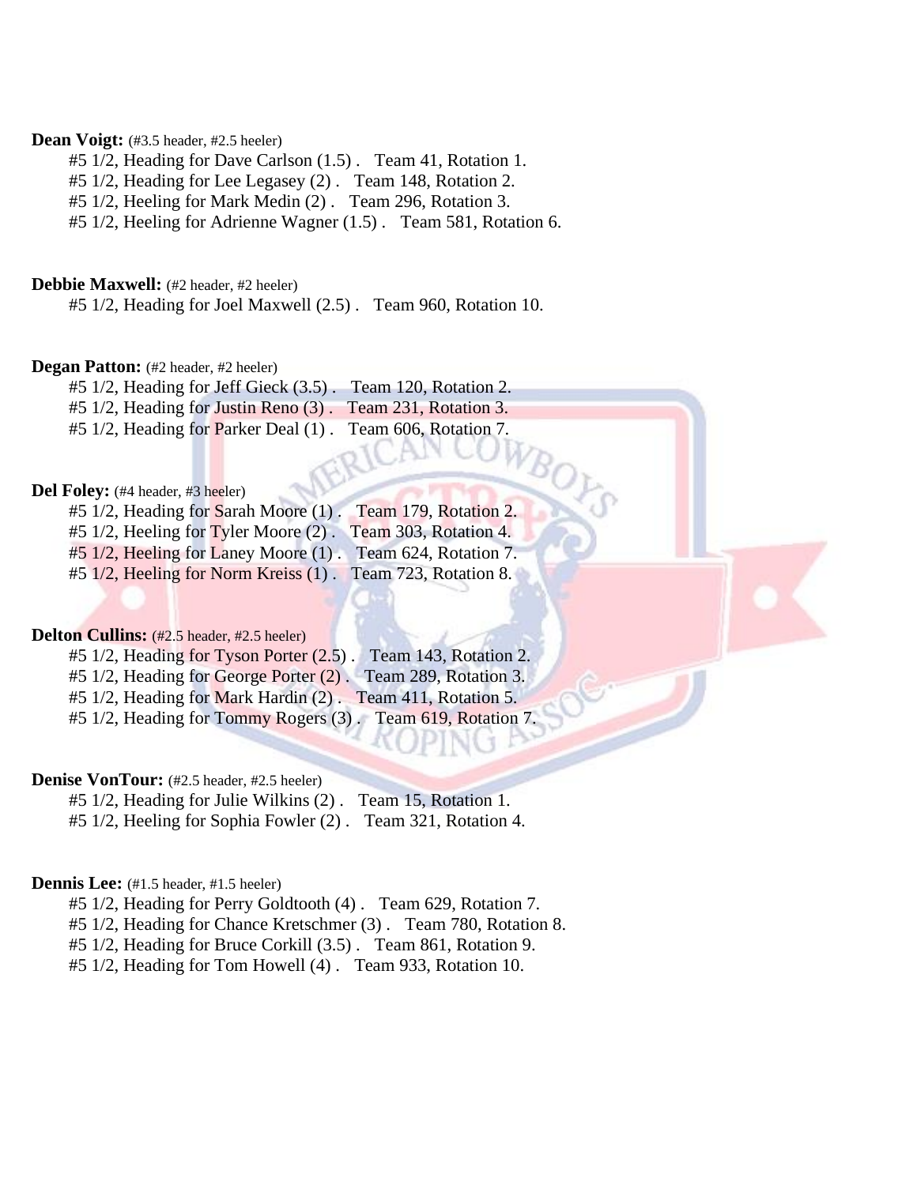**Dean Voigt:** (#3.5 header, #2.5 heeler)

#5 1/2, Heading for Dave Carlson (1.5) . Team 41, Rotation 1.
#5 1/2, Heading for Lee Legasey (2) . Team 148, Rotation 2.
#5 1/2, Heeling for Mark Medin (2) . Team 296, Rotation 3.
#5 1/2, Heeling for Adrienne Wagner (1.5) . Team 581, Rotation 6.

**Debbie Maxwell:** (#2 header, #2 heeler)

#5 1/2, Heading for Joel Maxwell (2.5) . Team 960, Rotation 10.

**Degan Patton:** (#2 header, #2 heeler)

#5 1/2, Heading for Jeff Gieck (3.5) . Team 120, Rotation 2.
#5 1/2, Heading for Justin Reno (3) . Team 231, Rotation 3.
#5 1/2, Heading for Parker Deal (1) . Team 606, Rotation 7.

**Del Foley:** (#4 header, #3 heeler)

#5 1/2, Heading for Sarah Moore (1) . Team 179, Rotation 2.
#5 1/2, Heeling for Tyler Moore (2) . Team 303, Rotation 4.
#5 1/2, Heeling for Laney Moore (1) . Team 624, Rotation 7.
#5 1/2, Heeling for Norm Kreiss (1) . Team 723, Rotation 8.

**Delton Cullins:** (#2.5 header, #2.5 heeler)

#5 1/2, Heading for Tyson Porter (2.5) . Team 143, Rotation 2.
#5 1/2, Heading for George Porter (2) . Team 289, Rotation 3.
#5 1/2, Heading for Mark Hardin (2) . Team 411, Rotation 5.
#5 1/2, Heading for Tommy Rogers (3) . Team 619, Rotation 7.

**Denise VonTour:** (#2.5 header, #2.5 heeler)

#5 1/2, Heading for Julie Wilkins (2) . Team 15, Rotation 1.
#5 1/2, Heeling for Sophia Fowler (2) . Team 321, Rotation 4.

**Dennis Lee:** (#1.5 header, #1.5 heeler)

#5 1/2, Heading for Perry Goldtooth (4) . Team 629, Rotation 7.
#5 1/2, Heading for Chance Kretschmer (3) . Team 780, Rotation 8.
#5 1/2, Heading for Bruce Corkill (3.5) . Team 861, Rotation 9.
#5 1/2, Heading for Tom Howell (4) . Team 933, Rotation 10.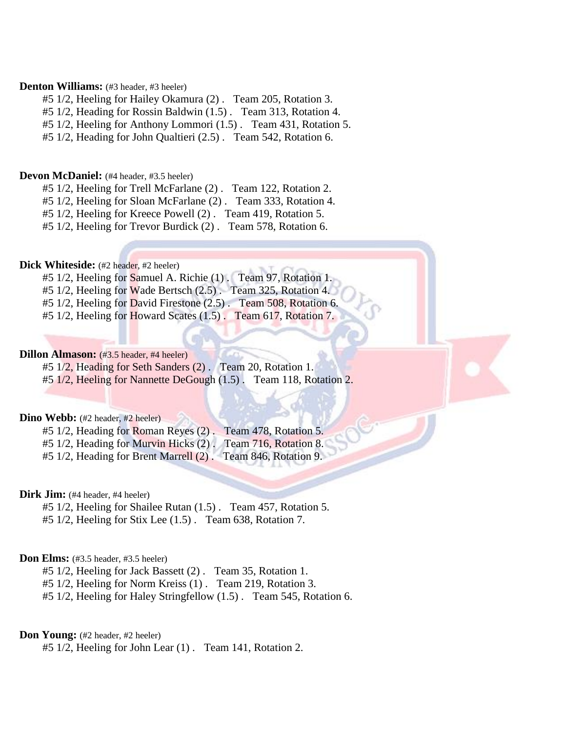**Denton Williams:** (#3 header, #3 heeler)

#5 1/2, Heeling for Hailey Okamura (2) . Team 205, Rotation 3.
#5 1/2, Heading for Rossin Baldwin (1.5) . Team 313, Rotation 4.
#5 1/2, Heeling for Anthony Lommori (1.5) . Team 431, Rotation 5.
#5 1/2, Heading for John Qualtieri (2.5) . Team 542, Rotation 6.

**Devon McDaniel:** (#4 header, #3.5 heeler)

#5 1/2, Heeling for Trell McFarlane (2) . Team 122, Rotation 2.
#5 1/2, Heeling for Sloan McFarlane (2) . Team 333, Rotation 4.
#5 1/2, Heeling for Kreece Powell (2) . Team 419, Rotation 5.
#5 1/2, Heeling for Trevor Burdick (2) . Team 578, Rotation 6.

**Dick Whiteside:** (#2 header, #2 heeler)

#5 1/2, Heeling for Samuel A. Richie (1) . Team 97, Rotation 1.
#5 1/2, Heeling for Wade Bertsch (2.5) . Team 325, Rotation 4.
#5 1/2, Heeling for David Firestone (2.5) . Team 508, Rotation 6.
#5 1/2, Heeling for Howard Scates (1.5) . Team 617, Rotation 7.

**Dillon Almason:** (#3.5 header, #4 heeler)

#5 1/2, Heading for Seth Sanders (2) . Team 20, Rotation 1.
#5 1/2, Heeling for Nannette DeGough (1.5) . Team 118, Rotation 2.

**Dino Webb:** (#2 header, #2 heeler)

#5 1/2, Heading for Roman Reyes (2) . Team 478, Rotation 5.
#5 1/2, Heading for Murvin Hicks (2) . Team 716, Rotation 8.
#5 1/2, Heading for Brent Marrell (2) . Team 846, Rotation 9.

**Dirk Jim:** (#4 header, #4 heeler)

#5 1/2, Heeling for Shailee Rutan (1.5) . Team 457, Rotation 5.
#5 1/2, Heeling for Stix Lee (1.5) . Team 638, Rotation 7.

**Don Elms:** (#3.5 header, #3.5 heeler)

#5 1/2, Heeling for Jack Bassett (2) . Team 35, Rotation 1.
#5 1/2, Heeling for Norm Kreiss (1) . Team 219, Rotation 3.
#5 1/2, Heeling for Haley Stringfellow (1.5) . Team 545, Rotation 6.

**Don Young:** (#2 header, #2 heeler)

#5 1/2, Heeling for John Lear (1) . Team 141, Rotation 2.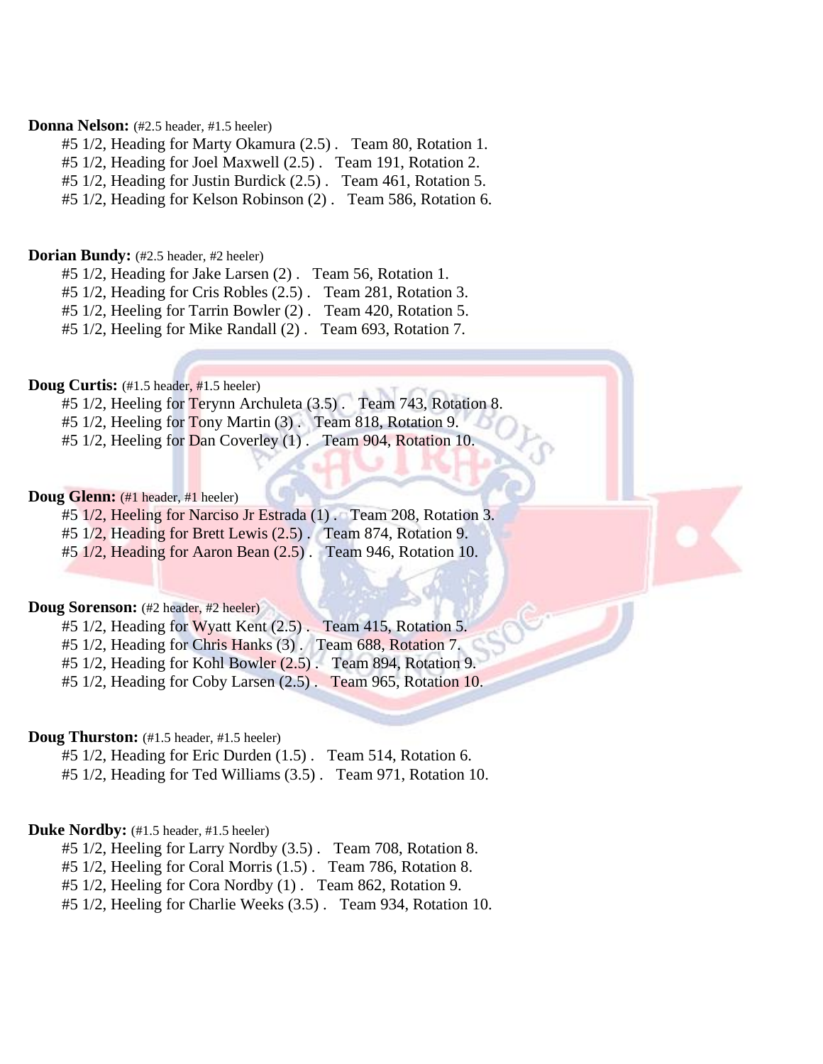**Donna Nelson:** (#2.5 header, #1.5 heeler)

#5 1/2, Heading for Marty Okamura (2.5) . Team 80, Rotation 1.
#5 1/2, Heading for Joel Maxwell (2.5) . Team 191, Rotation 2.
#5 1/2, Heading for Justin Burdick (2.5) . Team 461, Rotation 5.
#5 1/2, Heading for Kelson Robinson (2) . Team 586, Rotation 6.

**Dorian Bundy:** (#2.5 header, #2 heeler)

#5 1/2, Heading for Jake Larsen (2) . Team 56, Rotation 1.
#5 1/2, Heading for Cris Robles (2.5) . Team 281, Rotation 3.
#5 1/2, Heeling for Tarrin Bowler (2) . Team 420, Rotation 5.
#5 1/2, Heeling for Mike Randall (2) . Team 693, Rotation 7.

**Doug Curtis:** (#1.5 header, #1.5 heeler)

#5 1/2, Heeling for Terynn Archuleta (3.5) . Team 743, Rotation 8.
#5 1/2, Heeling for Tony Martin (3) . Team 818, Rotation 9.
#5 1/2, Heeling for Dan Coverley (1) . Team 904, Rotation 10.

**Doug Glenn:** (#1 header, #1 heeler)

#5 1/2, Heeling for Narciso Jr Estrada (1) . Team 208, Rotation 3.
#5 1/2, Heading for Brett Lewis (2.5) . Team 874, Rotation 9.
#5 1/2, Heading for Aaron Bean (2.5) . Team 946, Rotation 10.

**Doug Sorenson:** (#2 header, #2 heeler)

#5 1/2, Heading for Wyatt Kent (2.5) . Team 415, Rotation 5.
#5 1/2, Heading for Chris Hanks (3) . Team 688, Rotation 7.
#5 1/2, Heading for Kohl Bowler (2.5) . Team 894, Rotation 9.
#5 1/2, Heading for Coby Larsen (2.5) . Team 965, Rotation 10.

**Doug Thurston:** (#1.5 header, #1.5 heeler)

#5 1/2, Heading for Eric Durden (1.5) . Team 514, Rotation 6.
#5 1/2, Heading for Ted Williams (3.5) . Team 971, Rotation 10.

**Duke Nordby:** (#1.5 header, #1.5 heeler)

#5 1/2, Heeling for Larry Nordby (3.5) . Team 708, Rotation 8.
#5 1/2, Heeling for Coral Morris (1.5) . Team 786, Rotation 8.
#5 1/2, Heeling for Cora Nordby (1) . Team 862, Rotation 9.
#5 1/2, Heeling for Charlie Weeks (3.5) . Team 934, Rotation 10.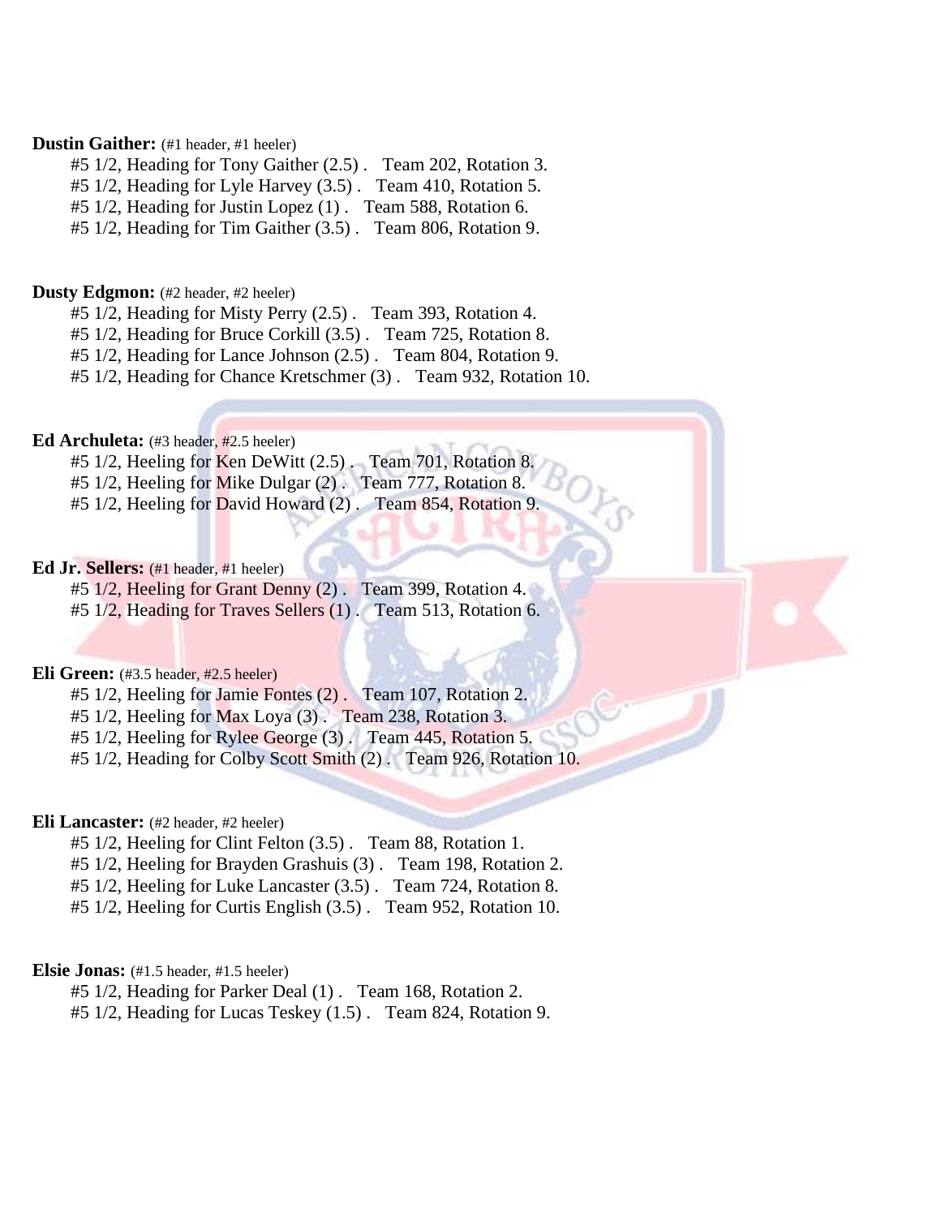**Dustin Gaither:** (#1 header, #1 heeler)

#5 1/2, Heading for Tony Gaither (2.5) . Team 202, Rotation 3.
#5 1/2, Heading for Lyle Harvey (3.5) . Team 410, Rotation 5.
#5 1/2, Heading for Justin Lopez (1) . Team 588, Rotation 6.
#5 1/2, Heading for Tim Gaither (3.5) . Team 806, Rotation 9.

**Dusty Edgmon:** (#2 header, #2 heeler)

#5 1/2, Heading for Misty Perry (2.5) . Team 393, Rotation 4.
#5 1/2, Heading for Bruce Corkill (3.5) . Team 725, Rotation 8.
#5 1/2, Heading for Lance Johnson (2.5) . Team 804, Rotation 9.
#5 1/2, Heading for Chance Kretschmer (3) . Team 932, Rotation 10.

**Ed Archuleta:** (#3 header, #2.5 heeler)

#5 1/2, Heeling for Ken DeWitt (2.5) . Team 701, Rotation 8.
#5 1/2, Heeling for Mike Dulgar (2) . Team 777, Rotation 8.
#5 1/2, Heeling for David Howard (2) . Team 854, Rotation 9.

**Ed Jr. Sellers:** (#1 header, #1 heeler)

#5 1/2, Heeling for Grant Denny (2) . Team 399, Rotation 4.
#5 1/2, Heading for Traves Sellers (1) . Team 513, Rotation 6.

**Eli Green:** (#3.5 header, #2.5 heeler)

#5 1/2, Heeling for Jamie Fontes (2) . Team 107, Rotation 2.
#5 1/2, Heeling for Max Loya (3) . Team 238, Rotation 3.
#5 1/2, Heeling for Rylee George (3) . Team 445, Rotation 5.
#5 1/2, Heading for Colby Scott Smith (2) . Team 926, Rotation 10.

**Eli Lancaster:** (#2 header, #2 heeler)

#5 1/2, Heeling for Clint Felton (3.5) . Team 88, Rotation 1.
#5 1/2, Heeling for Brayden Grashuis (3) . Team 198, Rotation 2.
#5 1/2, Heeling for Luke Lancaster (3.5) . Team 724, Rotation 8.
#5 1/2, Heeling for Curtis English (3.5) . Team 952, Rotation 10.

**Elsie Jonas:** (#1.5 header, #1.5 heeler)

#5 1/2, Heading for Parker Deal (1) . Team 168, Rotation 2.
#5 1/2, Heading for Lucas Teskey (1.5) . Team 824, Rotation 9.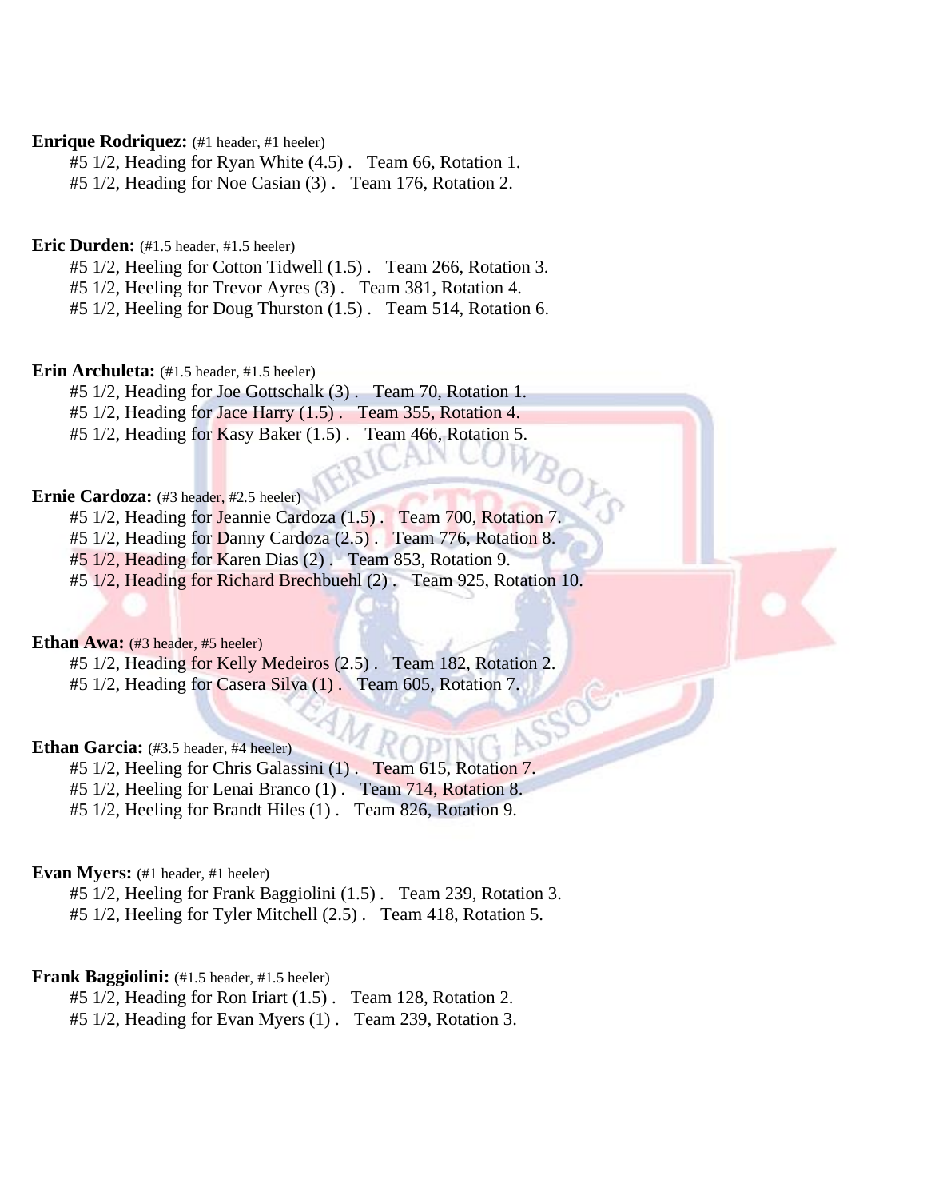**Enrique Rodriquez:** (#1 header, #1 heeler)

#5 1/2, Heading for Ryan White (4.5) . Team 66, Rotation 1.
#5 1/2, Heading for Noe Casian (3) . Team 176, Rotation 2.

**Eric Durden:** (#1.5 header, #1.5 heeler)

#5 1/2, Heeling for Cotton Tidwell (1.5) . Team 266, Rotation 3.
#5 1/2, Heeling for Trevor Ayres (3) . Team 381, Rotation 4.
#5 1/2, Heeling for Doug Thurston (1.5) . Team 514, Rotation 6.

**Erin Archuleta:** (#1.5 header, #1.5 heeler)

#5 1/2, Heading for Joe Gottschalk (3) . Team 70, Rotation 1.
#5 1/2, Heading for Jace Harry (1.5) . Team 355, Rotation 4.
#5 1/2, Heading for Kasy Baker (1.5) . Team 466, Rotation 5.

**Ernie Cardoza:** (#3 header, #2.5 heeler)

#5 1/2, Heading for Jeannie Cardoza (1.5) . Team 700, Rotation 7.
#5 1/2, Heading for Danny Cardoza (2.5) . Team 776, Rotation 8.
#5 1/2, Heading for Karen Dias (2) . Team 853, Rotation 9.
#5 1/2, Heading for Richard Brechbuehl (2) . Team 925, Rotation 10.

**Ethan Awa:** (#3 header, #5 heeler)

#5 1/2, Heading for Kelly Medeiros (2.5) . Team 182, Rotation 2.
#5 1/2, Heading for Casera Silva (1) . Team 605, Rotation 7.

**Ethan Garcia:** (#3.5 header, #4 heeler)

#5 1/2, Heeling for Chris Galassini (1) . Team 615, Rotation 7.
#5 1/2, Heeling for Lenai Branco (1) . Team 714, Rotation 8.
#5 1/2, Heeling for Brandt Hiles (1) . Team 826, Rotation 9.

**Evan Myers:** (#1 header, #1 heeler)

#5 1/2, Heeling for Frank Baggiolini (1.5) . Team 239, Rotation 3.
#5 1/2, Heeling for Tyler Mitchell (2.5) . Team 418, Rotation 5.

**Frank Baggiolini:** (#1.5 header, #1.5 heeler)

#5 1/2, Heading for Ron Iriart (1.5) . Team 128, Rotation 2.
#5 1/2, Heading for Evan Myers (1) . Team 239, Rotation 3.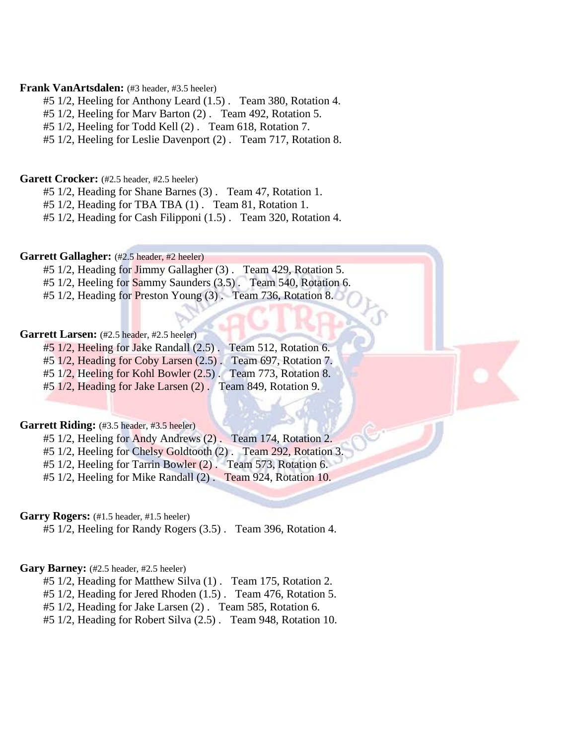**Frank VanArtsdalen:** (#3 header, #3.5 heeler)

#5 1/2, Heeling for Anthony Leard (1.5) . Team 380, Rotation 4.
#5 1/2, Heeling for Marv Barton (2) . Team 492, Rotation 5.
#5 1/2, Heeling for Todd Kell (2) . Team 618, Rotation 7.
#5 1/2, Heeling for Leslie Davenport (2) . Team 717, Rotation 8.

**Garett Crocker:** (#2.5 header, #2.5 heeler)

#5 1/2, Heading for Shane Barnes (3) . Team 47, Rotation 1.
#5 1/2, Heading for TBA TBA (1) . Team 81, Rotation 1.
#5 1/2, Heading for Cash Filipponi (1.5) . Team 320, Rotation 4.

**Garrett Gallagher:** (#2.5 header, #2 heeler)

#5 1/2, Heading for Jimmy Gallagher (3) . Team 429, Rotation 5.
#5 1/2, Heeling for Sammy Saunders (3.5) . Team 540, Rotation 6.
#5 1/2, Heading for Preston Young (3) . Team 736, Rotation 8.

**Garrett Larsen:** (#2.5 header, #2.5 heeler)

#5 1/2, Heeling for Jake Randall (2.5) . Team 512, Rotation 6.
#5 1/2, Heading for Coby Larsen (2.5) . Team 697, Rotation 7.
#5 1/2, Heeling for Kohl Bowler (2.5) . Team 773, Rotation 8.
#5 1/2, Heading for Jake Larsen (2) . Team 849, Rotation 9.

**Garrett Riding:** (#3.5 header, #3.5 heeler)

#5 1/2, Heeling for Andy Andrews (2) . Team 174, Rotation 2.
#5 1/2, Heeling for Chelsy Goldtooth (2) . Team 292, Rotation 3.
#5 1/2, Heeling for Tarrin Bowler (2) . Team 573, Rotation 6.
#5 1/2, Heeling for Mike Randall (2) . Team 924, Rotation 10.

**Garry Rogers:** (#1.5 header, #1.5 heeler)

#5 1/2, Heeling for Randy Rogers (3.5) . Team 396, Rotation 4.

**Gary Barney:** (#2.5 header, #2.5 heeler)

#5 1/2, Heading for Matthew Silva (1) . Team 175, Rotation 2.
#5 1/2, Heading for Jered Rhoden (1.5) . Team 476, Rotation 5.
#5 1/2, Heading for Jake Larsen (2) . Team 585, Rotation 6.
#5 1/2, Heading for Robert Silva (2.5) . Team 948, Rotation 10.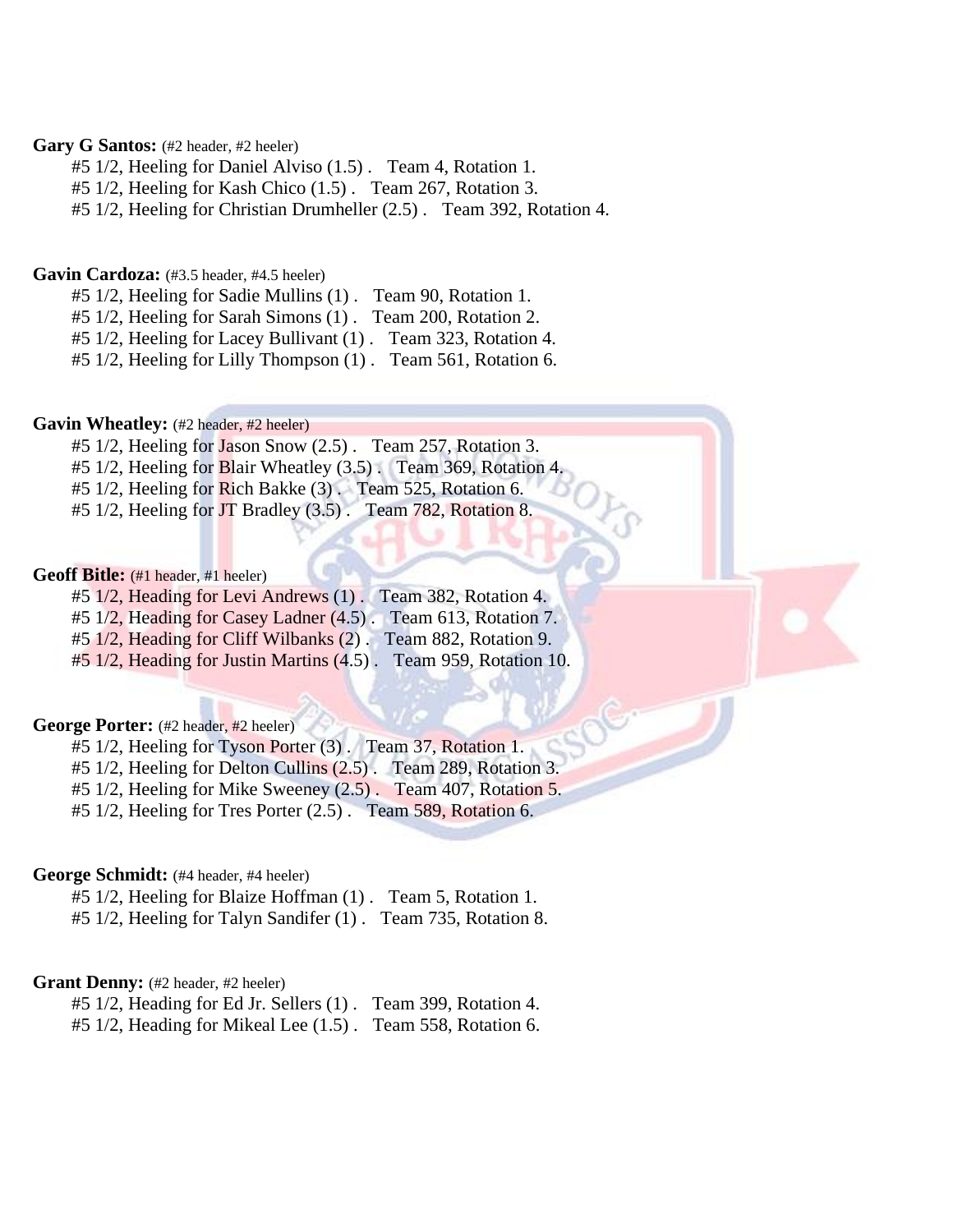**Gary G Santos:** (#2 header, #2 heeler)

#5 1/2, Heeling for Daniel Alviso (1.5) . Team 4, Rotation 1.
#5 1/2, Heeling for Kash Chico (1.5) . Team 267, Rotation 3.
#5 1/2, Heeling for Christian Drumheller (2.5) . Team 392, Rotation 4.

**Gavin Cardoza:** (#3.5 header, #4.5 heeler)

#5 1/2, Heeling for Sadie Mullins (1) . Team 90, Rotation 1.
#5 1/2, Heeling for Sarah Simons (1) . Team 200, Rotation 2.
#5 1/2, Heeling for Lacey Bullivant (1) . Team 323, Rotation 4.
#5 1/2, Heeling for Lilly Thompson (1) . Team 561, Rotation 6.

**Gavin Wheatley:** (#2 header, #2 heeler)

#5 1/2, Heeling for Jason Snow (2.5) . Team 257, Rotation 3.
#5 1/2, Heeling for Blair Wheatley (3.5) . Team 369, Rotation 4.
#5 1/2, Heeling for Rich Bakke (3) . Team 525, Rotation 6.
#5 1/2, Heeling for JT Bradley (3.5) . Team 782, Rotation 8.

**Geoff Bitle:** (#1 header, #1 heeler)

#5 1/2, Heading for Levi Andrews (1) . Team 382, Rotation 4.
#5 1/2, Heading for Casey Ladner (4.5) . Team 613, Rotation 7.
#5 1/2, Heading for Cliff Wilbanks (2) . Team 882, Rotation 9.
#5 1/2, Heading for Justin Martins (4.5) . Team 959, Rotation 10.

**George Porter:** (#2 header, #2 heeler)

#5 1/2, Heeling for Tyson Porter (3) . Team 37, Rotation 1.
#5 1/2, Heeling for Delton Cullins (2.5) . Team 289, Rotation 3.
#5 1/2, Heeling for Mike Sweeney (2.5) . Team 407, Rotation 5.
#5 1/2, Heeling for Tres Porter (2.5) . Team 589, Rotation 6.

**George Schmidt:** (#4 header, #4 heeler)

#5 1/2, Heeling for Blaize Hoffman (1) . Team 5, Rotation 1.
#5 1/2, Heeling for Talyn Sandifer (1) . Team 735, Rotation 8.

**Grant Denny:** (#2 header, #2 heeler)

#5 1/2, Heading for Ed Jr. Sellers (1) . Team 399, Rotation 4.
#5 1/2, Heading for Mikeal Lee (1.5) . Team 558, Rotation 6.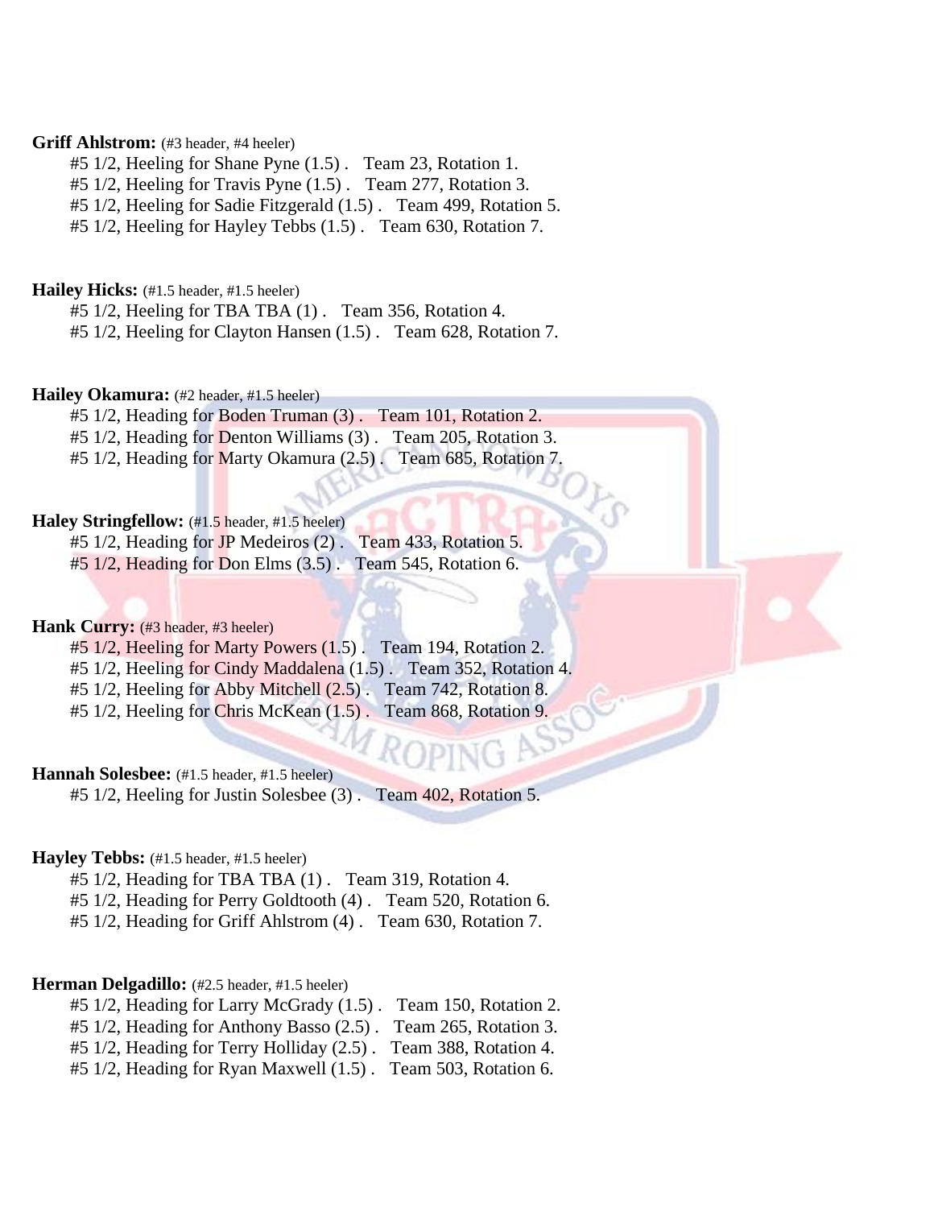**Griff Ahlstrom:** (#3 header, #4 heeler)

#5 1/2, Heeling for Shane Pyne (1.5) . Team 23, Rotation 1.
#5 1/2, Heeling for Travis Pyne (1.5) . Team 277, Rotation 3.
#5 1/2, Heeling for Sadie Fitzgerald (1.5) . Team 499, Rotation 5.
#5 1/2, Heeling for Hayley Tebbs (1.5) . Team 630, Rotation 7.

**Hailey Hicks:** (#1.5 header, #1.5 heeler)

#5 1/2, Heeling for TBA TBA (1) . Team 356, Rotation 4.
#5 1/2, Heeling for Clayton Hansen (1.5) . Team 628, Rotation 7.

**Hailey Okamura:** (#2 header, #1.5 heeler)

#5 1/2, Heading for Boden Truman (3) . Team 101, Rotation 2.
#5 1/2, Heading for Denton Williams (3) . Team 205, Rotation 3.
#5 1/2, Heading for Marty Okamura (2.5) . Team 685, Rotation 7.

**Haley Stringfellow:** (#1.5 header, #1.5 heeler)

#5 1/2, Heading for JP Medeiros (2) . Team 433, Rotation 5.
#5 1/2, Heading for Don Elms (3.5) . Team 545, Rotation 6.

**Hank Curry:** (#3 header, #3 heeler)

#5 1/2, Heeling for Marty Powers (1.5) . Team 194, Rotation 2.
#5 1/2, Heeling for Cindy Maddalena (1.5) . Team 352, Rotation 4.
#5 1/2, Heeling for Abby Mitchell (2.5) . Team 742, Rotation 8.
#5 1/2, Heeling for Chris McKean (1.5) . Team 868, Rotation 9.

**Hannah Solesbee:** (#1.5 header, #1.5 heeler)

#5 1/2, Heeling for Justin Solesbee (3) . Team 402, Rotation 5.

**Hayley Tebbs:** (#1.5 header, #1.5 heeler)

#5 1/2, Heading for TBA TBA (1) . Team 319, Rotation 4.
#5 1/2, Heading for Perry Goldtooth (4) . Team 520, Rotation 6.
#5 1/2, Heading for Griff Ahlstrom (4) . Team 630, Rotation 7.

**Herman Delgadillo:** (#2.5 header, #1.5 heeler)

#5 1/2, Heading for Larry McGrady (1.5) . Team 150, Rotation 2.
#5 1/2, Heading for Anthony Basso (2.5) . Team 265, Rotation 3.
#5 1/2, Heading for Terry Holliday (2.5) . Team 388, Rotation 4.
#5 1/2, Heading for Ryan Maxwell (1.5) . Team 503, Rotation 6.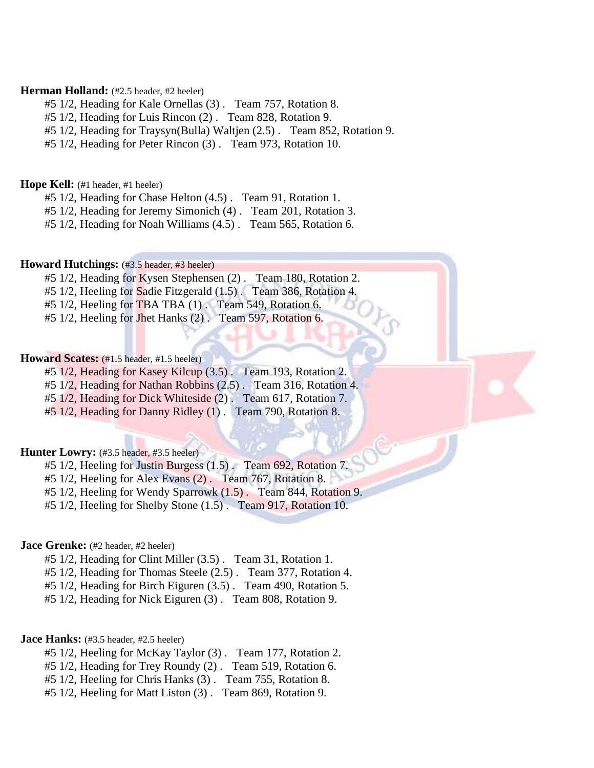**Herman Holland:** (#2.5 header, #2 heeler)

#5 1/2, Heading for Kale Ornellas (3) . Team 757, Rotation 8.
#5 1/2, Heading for Luis Rincon (2) . Team 828, Rotation 9.
#5 1/2, Heading for Traysyn(Bulla) Waltjen (2.5) . Team 852, Rotation 9.
#5 1/2, Heading for Peter Rincon (3) . Team 973, Rotation 10.

**Hope Kell:** (#1 header, #1 heeler)

#5 1/2, Heading for Chase Helton (4.5) . Team 91, Rotation 1.
#5 1/2, Heading for Jeremy Simonich (4) . Team 201, Rotation 3.
#5 1/2, Heading for Noah Williams (4.5) . Team 565, Rotation 6.

**Howard Hutchings:** (#3.5 header, #3 heeler)

#5 1/2, Heading for Kysen Stephensen (2) . Team 180, Rotation 2.
#5 1/2, Heeling for Sadie Fitzgerald (1.5) . Team 386, Rotation 4.
#5 1/2, Heeling for TBA TBA (1) . Team 549, Rotation 6.
#5 1/2, Heeling for Jhet Hanks (2) . Team 597, Rotation 6.

**Howard Scates:** (#1.5 header, #1.5 heeler)

#5 1/2, Heading for Kasey Kilcup (3.5) . Team 193, Rotation 2.
#5 1/2, Heading for Nathan Robbins (2.5) . Team 316, Rotation 4.
#5 1/2, Heading for Dick Whiteside (2) . Team 617, Rotation 7.
#5 1/2, Heading for Danny Ridley (1) . Team 790, Rotation 8.

**Hunter Lowry:** (#3.5 header, #3.5 heeler)

#5 1/2, Heeling for Justin Burgess (1.5) . Team 692, Rotation 7.
#5 1/2, Heeling for Alex Evans (2) . Team 767, Rotation 8.
#5 1/2, Heeling for Wendy Sparrowk (1.5) . Team 844, Rotation 9.
#5 1/2, Heeling for Shelby Stone (1.5) . Team 917, Rotation 10.

**Jace Grenke:** (#2 header, #2 heeler)

#5 1/2, Heading for Clint Miller (3.5) . Team 31, Rotation 1.
#5 1/2, Heading for Thomas Steele (2.5) . Team 377, Rotation 4.
#5 1/2, Heading for Birch Eiguren (3.5) . Team 490, Rotation 5.
#5 1/2, Heading for Nick Eiguren (3) . Team 808, Rotation 9.

**Jace Hanks:** (#3.5 header, #2.5 heeler)

#5 1/2, Heeling for McKay Taylor (3) . Team 177, Rotation 2.
#5 1/2, Heading for Trey Roundy (2) . Team 519, Rotation 6.
#5 1/2, Heeling for Chris Hanks (3) . Team 755, Rotation 8.
#5 1/2, Heeling for Matt Liston (3) . Team 869, Rotation 9.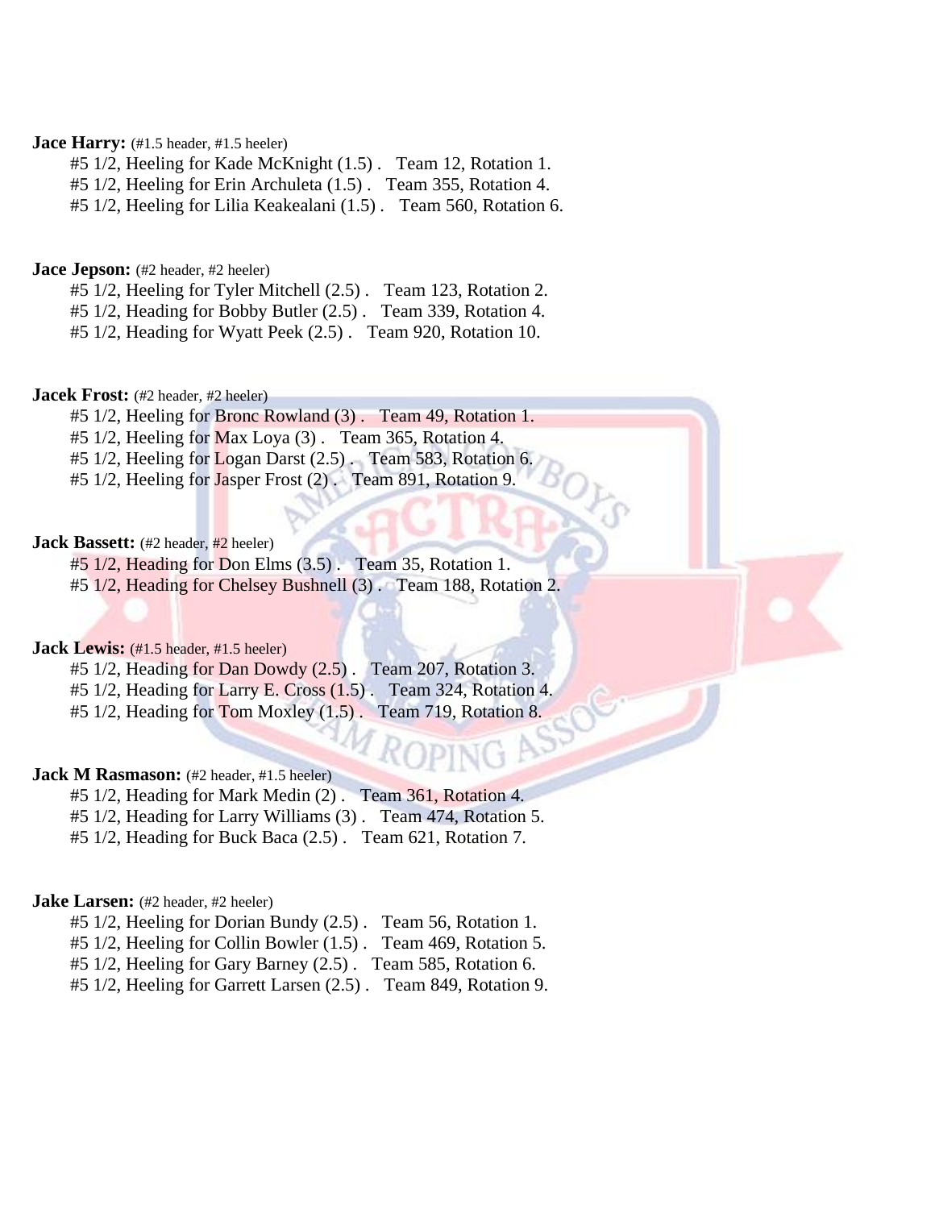**Jace Harry:** (#1.5 header, #1.5 heeler)

#5 1/2, Heeling for Kade McKnight (1.5) . Team 12, Rotation 1.
#5 1/2, Heeling for Erin Archuleta (1.5) . Team 355, Rotation 4.
#5 1/2, Heeling for Lilia Keakealani (1.5) . Team 560, Rotation 6.

**Jace Jepson:** (#2 header, #2 heeler)

#5 1/2, Heeling for Tyler Mitchell (2.5) . Team 123, Rotation 2.
#5 1/2, Heading for Bobby Butler (2.5) . Team 339, Rotation 4.
#5 1/2, Heading for Wyatt Peek (2.5) . Team 920, Rotation 10.

**Jacek Frost:** (#2 header, #2 heeler)

#5 1/2, Heeling for Bronc Rowland (3) . Team 49, Rotation 1.
#5 1/2, Heeling for Max Loya (3) . Team 365, Rotation 4.
#5 1/2, Heeling for Logan Darst (2.5) . Team 583, Rotation 6.
#5 1/2, Heeling for Jasper Frost (2) . Team 891, Rotation 9.

**Jack Bassett:** (#2 header, #2 heeler)

#5 1/2, Heading for Don Elms (3.5) . Team 35, Rotation 1.
#5 1/2, Heading for Chelsey Bushnell (3) . Team 188, Rotation 2.

**Jack Lewis:** (#1.5 header, #1.5 heeler)

#5 1/2, Heading for Dan Dowdy (2.5) . Team 207, Rotation 3.
#5 1/2, Heading for Larry E. Cross (1.5) . Team 324, Rotation 4.
#5 1/2, Heading for Tom Moxley (1.5) . Team 719, Rotation 8.

**Jack M Rasmason:** (#2 header, #1.5 heeler)

#5 1/2, Heading for Mark Medin (2) . Team 361, Rotation 4.
#5 1/2, Heading for Larry Williams (3) . Team 474, Rotation 5.
#5 1/2, Heading for Buck Baca (2.5) . Team 621, Rotation 7.

**Jake Larsen:** (#2 header, #2 heeler)

#5 1/2, Heeling for Dorian Bundy (2.5) . Team 56, Rotation 1.
#5 1/2, Heeling for Collin Bowler (1.5) . Team 469, Rotation 5.
#5 1/2, Heeling for Gary Barney (2.5) . Team 585, Rotation 6.
#5 1/2, Heeling for Garrett Larsen (2.5) . Team 849, Rotation 9.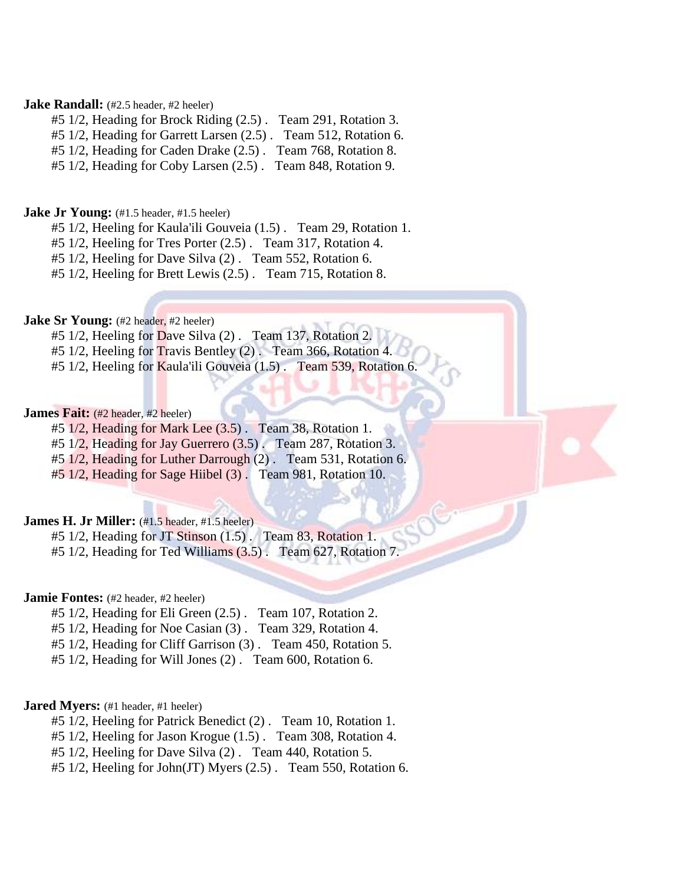**Jake Randall:** (#2.5 header, #2 heeler)

#5 1/2, Heading for Brock Riding (2.5) . Team 291, Rotation 3.
#5 1/2, Heading for Garrett Larsen (2.5) . Team 512, Rotation 6.
#5 1/2, Heading for Caden Drake (2.5) . Team 768, Rotation 8.
#5 1/2, Heading for Coby Larsen (2.5) . Team 848, Rotation 9.

**Jake Jr Young:** (#1.5 header, #1.5 heeler)

#5 1/2, Heeling for Kaula'ili Gouveia (1.5) . Team 29, Rotation 1.
#5 1/2, Heeling for Tres Porter (2.5) . Team 317, Rotation 4.
#5 1/2, Heeling for Dave Silva (2) . Team 552, Rotation 6.
#5 1/2, Heeling for Brett Lewis (2.5) . Team 715, Rotation 8.

**Jake Sr Young:** (#2 header, #2 heeler)

#5 1/2, Heeling for Dave Silva (2) . Team 137, Rotation 2.
#5 1/2, Heeling for Travis Bentley (2) . Team 366, Rotation 4.
#5 1/2, Heeling for Kaula'ili Gouveia (1.5) . Team 539, Rotation 6.

**James Fait:** (#2 header, #2 heeler)

#5 1/2, Heading for Mark Lee (3.5) . Team 38, Rotation 1.
#5 1/2, Heading for Jay Guerrero (3.5) . Team 287, Rotation 3.
#5 1/2, Heading for Luther Darrough (2) . Team 531, Rotation 6.
#5 1/2, Heading for Sage Hiibel (3) . Team 981, Rotation 10.

**James H. Jr Miller:** (#1.5 header, #1.5 heeler)

#5 1/2, Heading for JT Stinson (1.5) . Team 83, Rotation 1.
#5 1/2, Heading for Ted Williams (3.5) . Team 627, Rotation 7.

**Jamie Fontes:** (#2 header, #2 heeler)

#5 1/2, Heading for Eli Green (2.5) . Team 107, Rotation 2.
#5 1/2, Heading for Noe Casian (3) . Team 329, Rotation 4.
#5 1/2, Heading for Cliff Garrison (3) . Team 450, Rotation 5.
#5 1/2, Heading for Will Jones (2) . Team 600, Rotation 6.

**Jared Myers:** (#1 header, #1 heeler)

#5 1/2, Heeling for Patrick Benedict (2) . Team 10, Rotation 1.
#5 1/2, Heeling for Jason Krogue (1.5) . Team 308, Rotation 4.
#5 1/2, Heeling for Dave Silva (2) . Team 440, Rotation 5.
#5 1/2, Heeling for John(JT) Myers (2.5) . Team 550, Rotation 6.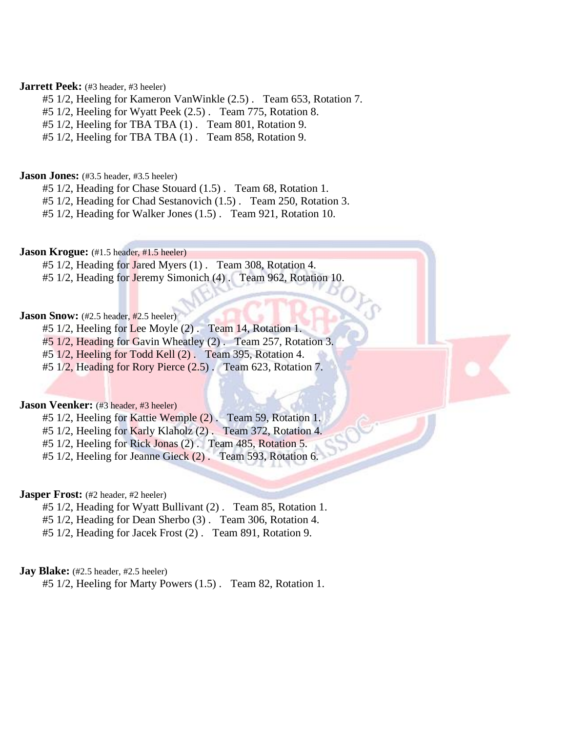**Jarrett Peek:** (#3 header, #3 heeler)

#5 1/2, Heeling for Kameron VanWinkle (2.5) . Team 653, Rotation 7.
#5 1/2, Heeling for Wyatt Peek (2.5) . Team 775, Rotation 8.
#5 1/2, Heeling for TBA TBA (1) . Team 801, Rotation 9.
#5 1/2, Heeling for TBA TBA (1) . Team 858, Rotation 9.

**Jason Jones:** (#3.5 header, #3.5 heeler)

#5 1/2, Heading for Chase Stouard (1.5) . Team 68, Rotation 1.
#5 1/2, Heading for Chad Sestanovich (1.5) . Team 250, Rotation 3.
#5 1/2, Heading for Walker Jones (1.5) . Team 921, Rotation 10.

**Jason Krogue:** (#1.5 header, #1.5 heeler)

#5 1/2, Heading for Jared Myers (1) . Team 308, Rotation 4.
#5 1/2, Heading for Jeremy Simonich (4) . Team 962, Rotation 10.

**Jason Snow:** (#2.5 header, #2.5 heeler)

#5 1/2, Heeling for Lee Moyle (2) . Team 14, Rotation 1.
#5 1/2, Heading for Gavin Wheatley (2) . Team 257, Rotation 3.
#5 1/2, Heeling for Todd Kell (2) . Team 395, Rotation 4.
#5 1/2, Heading for Rory Pierce (2.5) . Team 623, Rotation 7.

**Jason Veenker:** (#3 header, #3 heeler)

#5 1/2, Heeling for Kattie Wemple (2) . Team 59, Rotation 1.
#5 1/2, Heeling for Karly Klaholz (2) . Team 372, Rotation 4.
#5 1/2, Heeling for Rick Jonas (2) . Team 485, Rotation 5.
#5 1/2, Heeling for Jeanne Gieck (2) . Team 593, Rotation 6.

**Jasper Frost:** (#2 header, #2 heeler)

#5 1/2, Heading for Wyatt Bullivant (2) . Team 85, Rotation 1.
#5 1/2, Heading for Dean Sherbo (3) . Team 306, Rotation 4.
#5 1/2, Heading for Jacek Frost (2) . Team 891, Rotation 9.

**Jay Blake:** (#2.5 header, #2.5 heeler)

#5 1/2, Heeling for Marty Powers (1.5) . Team 82, Rotation 1.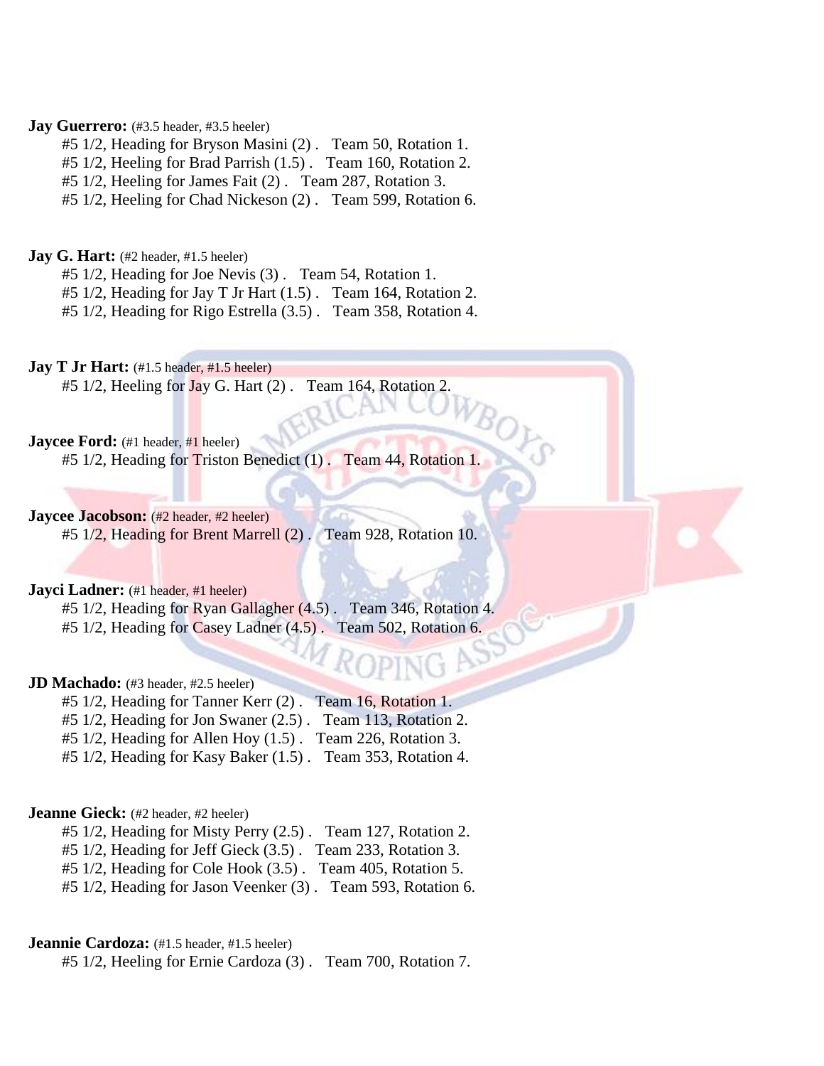**Jay Guerrero:** (#3.5 header, #3.5 heeler)

#5 1/2, Heading for Bryson Masini (2) . Team 50, Rotation 1.
#5 1/2, Heeling for Brad Parrish (1.5) . Team 160, Rotation 2.
#5 1/2, Heeling for James Fait (2) . Team 287, Rotation 3.
#5 1/2, Heeling for Chad Nickeson (2) . Team 599, Rotation 6.

**Jay G. Hart:** (#2 header, #1.5 heeler)

#5 1/2, Heading for Joe Nevis (3) . Team 54, Rotation 1.
#5 1/2, Heading for Jay T Jr Hart (1.5) . Team 164, Rotation 2.
#5 1/2, Heading for Rigo Estrella (3.5) . Team 358, Rotation 4.

**Jay T Jr Hart:** (#1.5 header, #1.5 heeler)

#5 1/2, Heeling for Jay G. Hart (2) . Team 164, Rotation 2.

**Jaycee Ford:** (#1 header, #1 heeler)

#5 1/2, Heading for Triston Benedict (1) . Team 44, Rotation 1.

**Jaycee Jacobson:** (#2 header, #2 heeler)

#5 1/2, Heading for Brent Marrell (2) . Team 928, Rotation 10.

**Jayci Ladner:** (#1 header, #1 heeler)

#5 1/2, Heading for Ryan Gallagher (4.5) . Team 346, Rotation 4.
#5 1/2, Heading for Casey Ladner (4.5) . Team 502, Rotation 6.

**JD Machado:** (#3 header, #2.5 heeler)

#5 1/2, Heading for Tanner Kerr (2) . Team 16, Rotation 1.
#5 1/2, Heading for Jon Swaner (2.5) . Team 113, Rotation 2.
#5 1/2, Heading for Allen Hoy (1.5) . Team 226, Rotation 3.
#5 1/2, Heading for Kasy Baker (1.5) . Team 353, Rotation 4.

**Jeanne Gieck:** (#2 header, #2 heeler)

#5 1/2, Heading for Misty Perry (2.5) . Team 127, Rotation 2.
#5 1/2, Heading for Jeff Gieck (3.5) . Team 233, Rotation 3.
#5 1/2, Heading for Cole Hook (3.5) . Team 405, Rotation 5.
#5 1/2, Heading for Jason Veenker (3) . Team 593, Rotation 6.

**Jeannie Cardoza:** (#1.5 header, #1.5 heeler)

#5 1/2, Heeling for Ernie Cardoza (3) . Team 700, Rotation 7.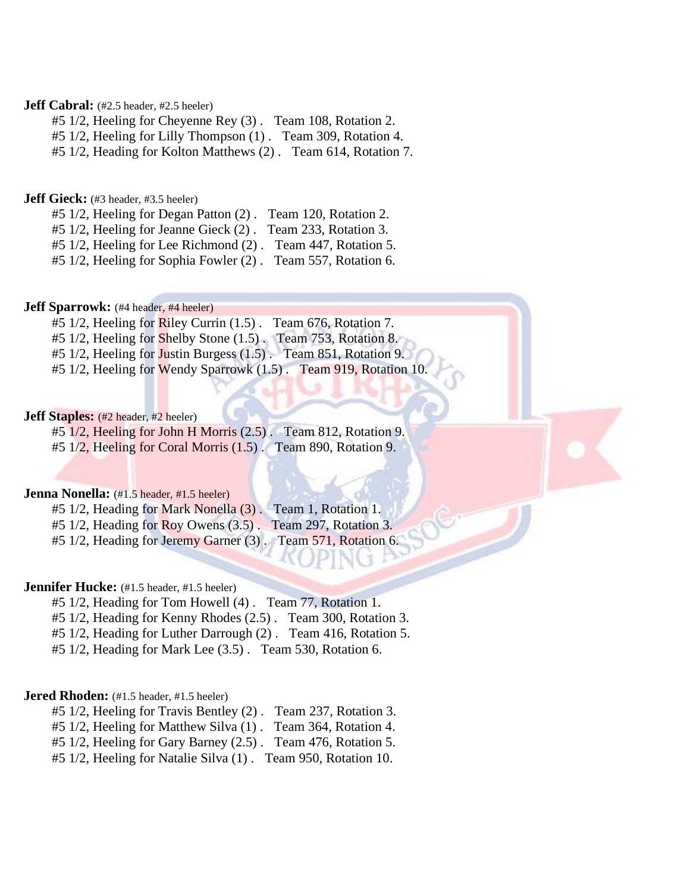**Jeff Cabral:** (#2.5 header, #2.5 heeler)

#5 1/2, Heeling for Cheyenne Rey (3) . Team 108, Rotation 2.
#5 1/2, Heeling for Lilly Thompson (1) . Team 309, Rotation 4.
#5 1/2, Heading for Kolton Matthews (2) . Team 614, Rotation 7.

**Jeff Gieck:** (#3 header, #3.5 heeler)

#5 1/2, Heeling for Degan Patton (2) . Team 120, Rotation 2.
#5 1/2, Heeling for Jeanne Gieck (2) . Team 233, Rotation 3.
#5 1/2, Heeling for Lee Richmond (2) . Team 447, Rotation 5.
#5 1/2, Heeling for Sophia Fowler (2) . Team 557, Rotation 6.

**Jeff Sparrowk:** (#4 header, #4 heeler)

#5 1/2, Heeling for Riley Currin (1.5) . Team 676, Rotation 7.
#5 1/2, Heeling for Shelby Stone (1.5) . Team 753, Rotation 8.
#5 1/2, Heeling for Justin Burgess (1.5) . Team 851, Rotation 9.
#5 1/2, Heeling for Wendy Sparrowk (1.5) . Team 919, Rotation 10.

**Jeff Staples:** (#2 header, #2 heeler)

#5 1/2, Heeling for John H Morris (2.5) . Team 812, Rotation 9.
#5 1/2, Heeling for Coral Morris (1.5) . Team 890, Rotation 9.

**Jenna Nonella:** (#1.5 header, #1.5 heeler)

#5 1/2, Heading for Mark Nonella (3) . Team 1, Rotation 1.
#5 1/2, Heading for Roy Owens (3.5) . Team 297, Rotation 3.
#5 1/2, Heading for Jeremy Garner (3) . Team 571, Rotation 6.

**Jennifer Hucke:** (#1.5 header, #1.5 heeler)

#5 1/2, Heading for Tom Howell (4) . Team 77, Rotation 1.
#5 1/2, Heading for Kenny Rhodes (2.5) . Team 300, Rotation 3.
#5 1/2, Heading for Luther Darrough (2) . Team 416, Rotation 5.
#5 1/2, Heading for Mark Lee (3.5) . Team 530, Rotation 6.

**Jered Rhoden:** (#1.5 header, #1.5 heeler)

#5 1/2, Heeling for Travis Bentley (2) . Team 237, Rotation 3.
#5 1/2, Heeling for Matthew Silva (1) . Team 364, Rotation 4.
#5 1/2, Heeling for Gary Barney (2.5) . Team 476, Rotation 5.
#5 1/2, Heeling for Natalie Silva (1) . Team 950, Rotation 10.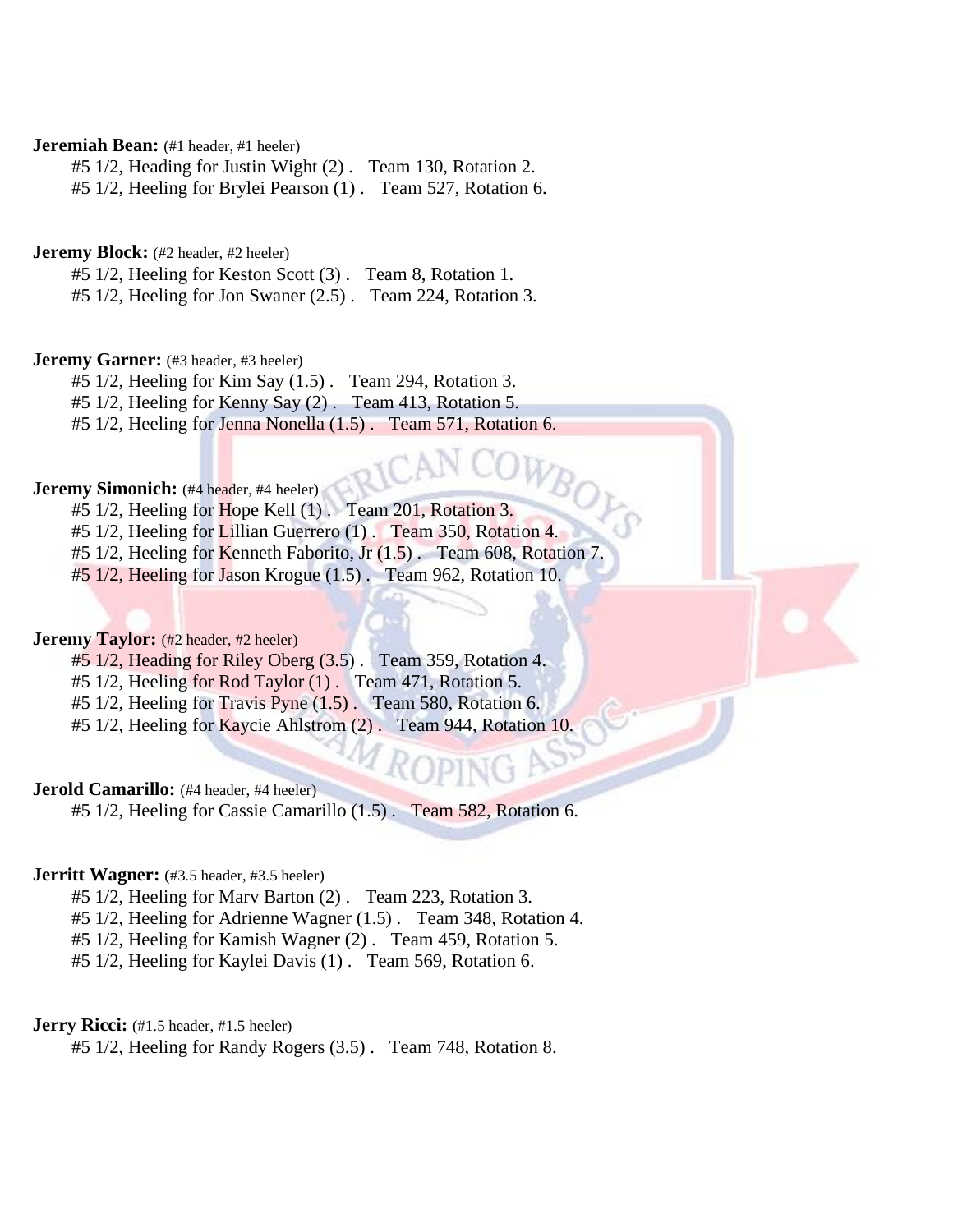**Jeremiah Bean:** (#1 header, #1 heeler)

#5 1/2, Heading for Justin Wight (2) . Team 130, Rotation 2.
#5 1/2, Heeling for Brylei Pearson (1) . Team 527, Rotation 6.

**Jeremy Block:** (#2 header, #2 heeler)

#5 1/2, Heeling for Keston Scott (3) . Team 8, Rotation 1.
#5 1/2, Heeling for Jon Swaner (2.5) . Team 224, Rotation 3.

**Jeremy Garner:** (#3 header, #3 heeler)

#5 1/2, Heeling for Kim Say (1.5) . Team 294, Rotation 3.
#5 1/2, Heeling for Kenny Say (2) . Team 413, Rotation 5.
#5 1/2, Heeling for Jenna Nonella (1.5) . Team 571, Rotation 6.

**Jeremy Simonich:** (#4 header, #4 heeler)

#5 1/2, Heeling for Hope Kell (1) . Team 201, Rotation 3.
#5 1/2, Heeling for Lillian Guerrero (1) . Team 350, Rotation 4.
#5 1/2, Heeling for Kenneth Faborito, Jr (1.5) . Team 608, Rotation 7.
#5 1/2, Heeling for Jason Krogue (1.5) . Team 962, Rotation 10.

**Jeremy Taylor:** (#2 header, #2 heeler)

#5 1/2, Heading for Riley Oberg (3.5) . Team 359, Rotation 4.
#5 1/2, Heeling for Rod Taylor (1) . Team 471, Rotation 5.
#5 1/2, Heeling for Travis Pyne (1.5) . Team 580, Rotation 6.
#5 1/2, Heeling for Kaycie Ahlstrom (2) . Team 944, Rotation 10.

**Jerold Camarillo:** (#4 header, #4 heeler)

#5 1/2, Heeling for Cassie Camarillo (1.5) . Team 582, Rotation 6.

**Jerritt Wagner:** (#3.5 header, #3.5 heeler)

#5 1/2, Heeling for Marv Barton (2) . Team 223, Rotation 3.
#5 1/2, Heeling for Adrienne Wagner (1.5) . Team 348, Rotation 4.
#5 1/2, Heeling for Kamish Wagner (2) . Team 459, Rotation 5.
#5 1/2, Heeling for Kaylei Davis (1) . Team 569, Rotation 6.

**Jerry Ricci:** (#1.5 header, #1.5 heeler)

#5 1/2, Heeling for Randy Rogers (3.5) . Team 748, Rotation 8.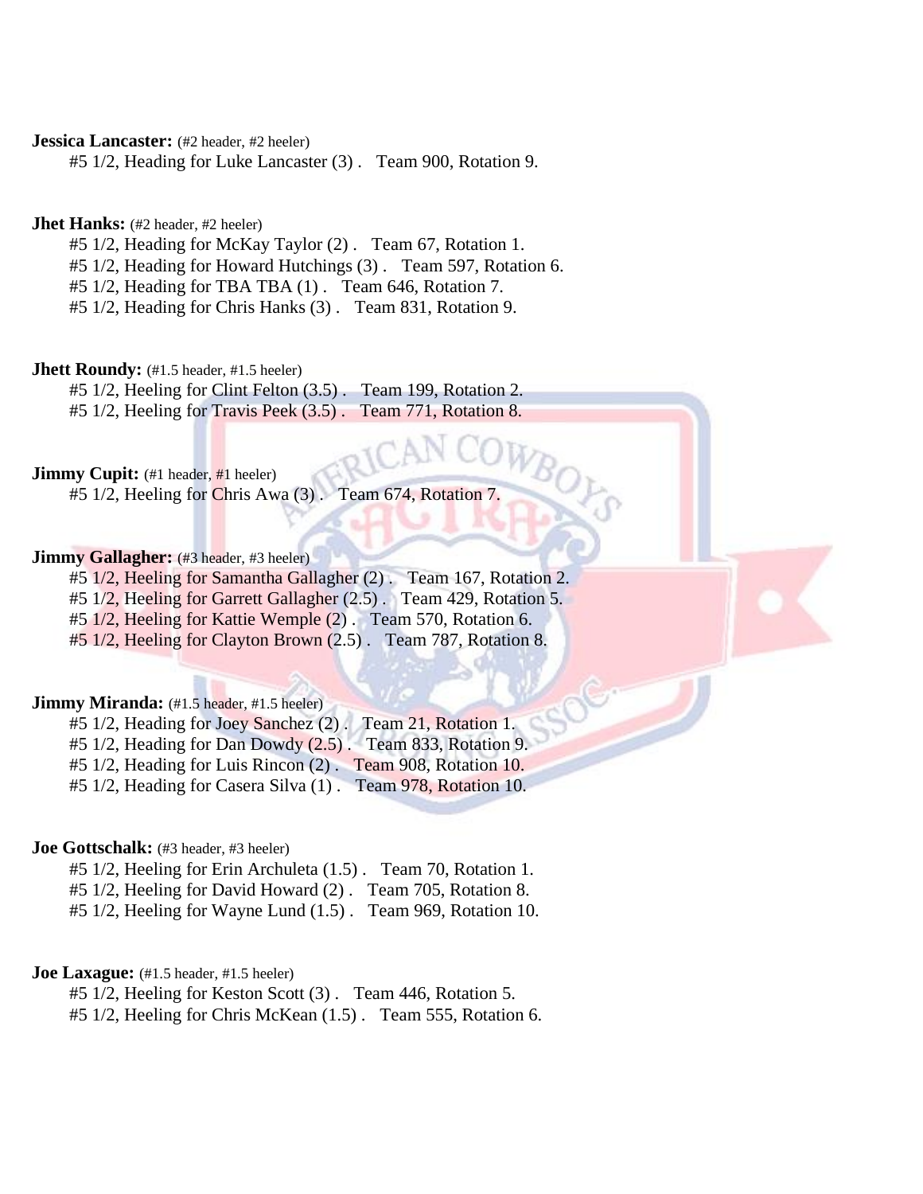**Jessica Lancaster:** (#2 header, #2 heeler)

#5 1/2, Heading for Luke Lancaster (3) . Team 900, Rotation 9.

**Jhet Hanks:** (#2 header, #2 heeler)

#5 1/2, Heading for McKay Taylor (2) . Team 67, Rotation 1.
#5 1/2, Heading for Howard Hutchings (3) . Team 597, Rotation 6.
#5 1/2, Heading for TBA TBA (1) . Team 646, Rotation 7.
#5 1/2, Heading for Chris Hanks (3) . Team 831, Rotation 9.

**Jhett Roundy:** (#1.5 header, #1.5 heeler)

#5 1/2, Heeling for Clint Felton (3.5) . Team 199, Rotation 2.
#5 1/2, Heeling for Travis Peek (3.5) . Team 771, Rotation 8.

**Jimmy Cupit:** (#1 header, #1 heeler)

#5 1/2, Heeling for Chris Awa (3) . Team 674, Rotation 7.

**Jimmy Gallagher:** (#3 header, #3 heeler)

#5 1/2, Heeling for Samantha Gallagher (2) . Team 167, Rotation 2.
#5 1/2, Heeling for Garrett Gallagher (2.5) . Team 429, Rotation 5.
#5 1/2, Heeling for Kattie Wemple (2) . Team 570, Rotation 6.
#5 1/2, Heeling for Clayton Brown (2.5) . Team 787, Rotation 8.

**Jimmy Miranda:** (#1.5 header, #1.5 heeler)

#5 1/2, Heading for Joey Sanchez (2) . Team 21, Rotation 1.
#5 1/2, Heading for Dan Dowdy (2.5) . Team 833, Rotation 9.
#5 1/2, Heading for Luis Rincon (2) . Team 908, Rotation 10.
#5 1/2, Heading for Casera Silva (1) . Team 978, Rotation 10.

**Joe Gottschalk:** (#3 header, #3 heeler)

#5 1/2, Heeling for Erin Archuleta (1.5) . Team 70, Rotation 1.
#5 1/2, Heeling for David Howard (2) . Team 705, Rotation 8.
#5 1/2, Heeling for Wayne Lund (1.5) . Team 969, Rotation 10.

**Joe Laxague:** (#1.5 header, #1.5 heeler)

#5 1/2, Heeling for Keston Scott (3) . Team 446, Rotation 5.
#5 1/2, Heeling for Chris McKean (1.5) . Team 555, Rotation 6.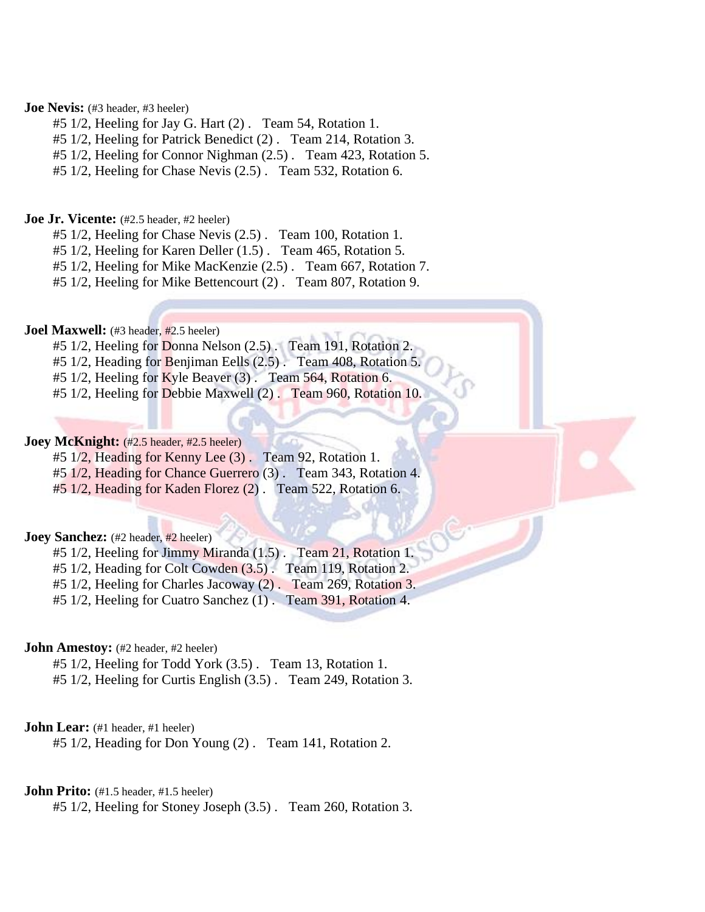**Joe Nevis:** (#3 header, #3 heeler)

#5 1/2, Heeling for Jay G. Hart (2) . Team 54, Rotation 1.
#5 1/2, Heeling for Patrick Benedict (2) . Team 214, Rotation 3.
#5 1/2, Heeling for Connor Nighman (2.5) . Team 423, Rotation 5.
#5 1/2, Heeling for Chase Nevis (2.5) . Team 532, Rotation 6.

**Joe Jr. Vicente:** (#2.5 header, #2 heeler)

#5 1/2, Heeling for Chase Nevis (2.5) . Team 100, Rotation 1.
#5 1/2, Heeling for Karen Deller (1.5) . Team 465, Rotation 5.
#5 1/2, Heeling for Mike MacKenzie (2.5) . Team 667, Rotation 7.
#5 1/2, Heeling for Mike Bettencourt (2) . Team 807, Rotation 9.

**Joel Maxwell:** (#3 header, #2.5 heeler)

#5 1/2, Heeling for Donna Nelson (2.5) . Team 191, Rotation 2.
#5 1/2, Heading for Benjiman Eells (2.5) . Team 408, Rotation 5.
#5 1/2, Heeling for Kyle Beaver (3) . Team 564, Rotation 6.
#5 1/2, Heeling for Debbie Maxwell (2) . Team 960, Rotation 10.

**Joey McKnight:** (#2.5 header, #2.5 heeler)

#5 1/2, Heading for Kenny Lee (3) . Team 92, Rotation 1.
#5 1/2, Heading for Chance Guerrero (3) . Team 343, Rotation 4.
#5 1/2, Heading for Kaden Florez (2) . Team 522, Rotation 6.

**Joey Sanchez:** (#2 header, #2 heeler)

#5 1/2, Heeling for Jimmy Miranda (1.5) . Team 21, Rotation 1.
#5 1/2, Heading for Colt Cowden (3.5) . Team 119, Rotation 2.
#5 1/2, Heeling for Charles Jacoway (2) . Team 269, Rotation 3.
#5 1/2, Heeling for Cuatro Sanchez (1) . Team 391, Rotation 4.

**John Amestoy:** (#2 header, #2 heeler)

#5 1/2, Heeling for Todd York (3.5) . Team 13, Rotation 1.
#5 1/2, Heeling for Curtis English (3.5) . Team 249, Rotation 3.

**John Lear:** (#1 header, #1 heeler)

#5 1/2, Heading for Don Young (2) . Team 141, Rotation 2.

**John Prito:** (#1.5 header, #1.5 heeler)

#5 1/2, Heeling for Stoney Joseph (3.5) . Team 260, Rotation 3.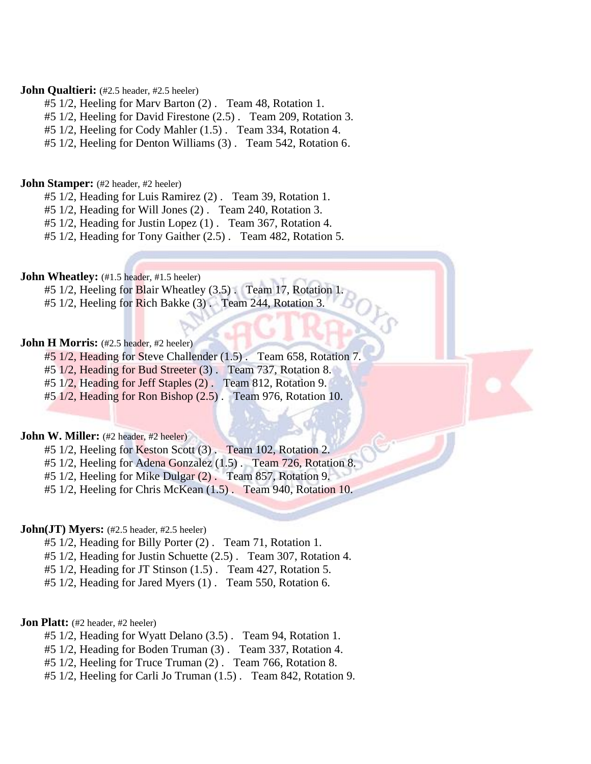**John Qualtieri:** (#2.5 header, #2.5 heeler)

#5 1/2, Heeling for Marv Barton (2) . Team 48, Rotation 1.
#5 1/2, Heeling for David Firestone (2.5) . Team 209, Rotation 3.
#5 1/2, Heeling for Cody Mahler (1.5) . Team 334, Rotation 4.
#5 1/2, Heeling for Denton Williams (3) . Team 542, Rotation 6.

**John Stamper:** (#2 header, #2 heeler)

#5 1/2, Heading for Luis Ramirez (2) . Team 39, Rotation 1.
#5 1/2, Heading for Will Jones (2) . Team 240, Rotation 3.
#5 1/2, Heading for Justin Lopez (1) . Team 367, Rotation 4.
#5 1/2, Heading for Tony Gaither (2.5) . Team 482, Rotation 5.

**John Wheatley:** (#1.5 header, #1.5 heeler)

#5 1/2, Heeling for Blair Wheatley (3.5) . Team 17, Rotation 1.
#5 1/2, Heeling for Rich Bakke (3) . Team 244, Rotation 3.

**John H Morris:** (#2.5 header, #2 heeler)

#5 1/2, Heading for Steve Challender (1.5) . Team 658, Rotation 7.
#5 1/2, Heading for Bud Streeter (3) . Team 737, Rotation 8.
#5 1/2, Heading for Jeff Staples (2) . Team 812, Rotation 9.
#5 1/2, Heading for Ron Bishop (2.5) . Team 976, Rotation 10.

**John W. Miller:** (#2 header, #2 heeler)

#5 1/2, Heeling for Keston Scott (3) . Team 102, Rotation 2.
#5 1/2, Heeling for Adena Gonzalez (1.5) . Team 726, Rotation 8.
#5 1/2, Heeling for Mike Dulgar (2) . Team 857, Rotation 9.
#5 1/2, Heeling for Chris McKean (1.5) . Team 940, Rotation 10.

**John(JT) Myers:** (#2.5 header, #2.5 heeler)

#5 1/2, Heading for Billy Porter (2) . Team 71, Rotation 1.
#5 1/2, Heading for Justin Schuette (2.5) . Team 307, Rotation 4.
#5 1/2, Heading for JT Stinson (1.5) . Team 427, Rotation 5.
#5 1/2, Heading for Jared Myers (1) . Team 550, Rotation 6.

**Jon Platt:** (#2 header, #2 heeler)

#5 1/2, Heading for Wyatt Delano (3.5) . Team 94, Rotation 1.
#5 1/2, Heading for Boden Truman (3) . Team 337, Rotation 4.
#5 1/2, Heeling for Truce Truman (2) . Team 766, Rotation 8.
#5 1/2, Heeling for Carli Jo Truman (1.5) . Team 842, Rotation 9.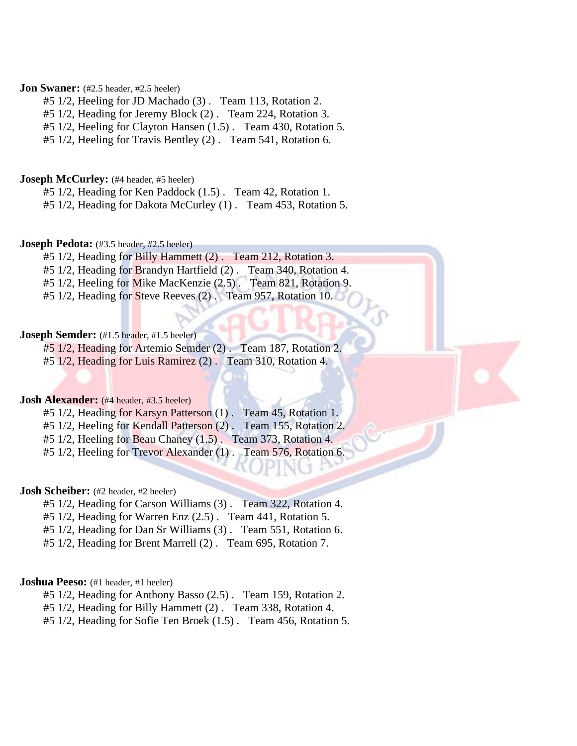**Jon Swaner:** (#2.5 header, #2.5 heeler)

#5 1/2, Heeling for JD Machado (3) . Team 113, Rotation 2.
#5 1/2, Heading for Jeremy Block (2) . Team 224, Rotation 3.
#5 1/2, Heeling for Clayton Hansen (1.5) . Team 430, Rotation 5.
#5 1/2, Heeling for Travis Bentley (2) . Team 541, Rotation 6.

**Joseph McCurley:** (#4 header, #5 heeler)

#5 1/2, Heading for Ken Paddock (1.5) . Team 42, Rotation 1.
#5 1/2, Heading for Dakota McCurley (1) . Team 453, Rotation 5.

**Joseph Pedota:** (#3.5 header, #2.5 heeler)

#5 1/2, Heading for Billy Hammett (2) . Team 212, Rotation 3.
#5 1/2, Heading for Brandyn Hartfield (2) . Team 340, Rotation 4.
#5 1/2, Heeling for Mike MacKenzie (2.5) . Team 821, Rotation 9.
#5 1/2, Heading for Steve Reeves (2) . Team 957, Rotation 10.

**Joseph Semder:** (#1.5 header, #1.5 heeler)

#5 1/2, Heading for Artemio Semder (2) . Team 187, Rotation 2.
#5 1/2, Heading for Luis Ramirez (2) . Team 310, Rotation 4.

**Josh Alexander:** (#4 header, #3.5 heeler)

#5 1/2, Heading for Karsyn Patterson (1) . Team 45, Rotation 1.
#5 1/2, Heeling for Kendall Patterson (2) . Team 155, Rotation 2.
#5 1/2, Heeling for Beau Chaney (1.5) . Team 373, Rotation 4.
#5 1/2, Heeling for Trevor Alexander (1) . Team 576, Rotation 6.

**Josh Scheiber:** (#2 header, #2 heeler)

#5 1/2, Heading for Carson Williams (3) . Team 322, Rotation 4.
#5 1/2, Heading for Warren Enz (2.5) . Team 441, Rotation 5.
#5 1/2, Heading for Dan Sr Williams (3) . Team 551, Rotation 6.
#5 1/2, Heading for Brent Marrell (2) . Team 695, Rotation 7.

**Joshua Peeso:** (#1 header, #1 heeler)

#5 1/2, Heading for Anthony Basso (2.5) . Team 159, Rotation 2.
#5 1/2, Heading for Billy Hammett (2) . Team 338, Rotation 4.
#5 1/2, Heading for Sofie Ten Broek (1.5) . Team 456, Rotation 5.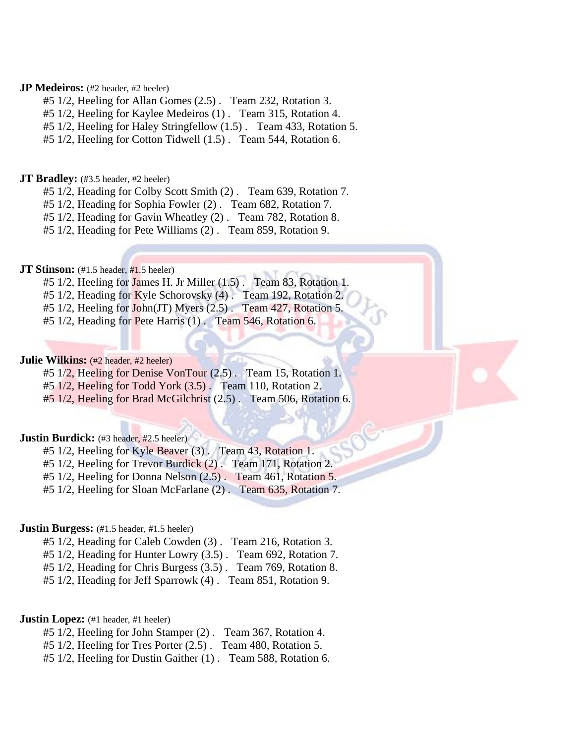**JP Medeiros:** (#2 header, #2 heeler)

#5 1/2, Heeling for Allan Gomes (2.5) . Team 232, Rotation 3.
#5 1/2, Heeling for Kaylee Medeiros (1) . Team 315, Rotation 4.
#5 1/2, Heeling for Haley Stringfellow (1.5) . Team 433, Rotation 5.
#5 1/2, Heeling for Cotton Tidwell (1.5) . Team 544, Rotation 6.

**JT Bradley:** (#3.5 header, #2 heeler)

#5 1/2, Heading for Colby Scott Smith (2) . Team 639, Rotation 7.
#5 1/2, Heading for Sophia Fowler (2) . Team 682, Rotation 7.
#5 1/2, Heading for Gavin Wheatley (2) . Team 782, Rotation 8.
#5 1/2, Heading for Pete Williams (2) . Team 859, Rotation 9.

**JT Stinson:** (#1.5 header, #1.5 heeler)

#5 1/2, Heeling for James H. Jr Miller (1.5) . Team 83, Rotation 1.
#5 1/2, Heading for Kyle Schorovsky (4) . Team 192, Rotation 2.
#5 1/2, Heeling for John(JT) Myers (2.5) . Team 427, Rotation 5.
#5 1/2, Heading for Pete Harris (1) . Team 546, Rotation 6.

**Julie Wilkins:** (#2 header, #2 heeler)

#5 1/2, Heeling for Denise VonTour (2.5) . Team 15, Rotation 1.
#5 1/2, Heeling for Todd York (3.5) . Team 110, Rotation 2.
#5 1/2, Heeling for Brad McGilchrist (2.5) . Team 506, Rotation 6.

**Justin Burdick:** (#3 header, #2.5 heeler)

#5 1/2, Heeling for Kyle Beaver (3) . Team 43, Rotation 1.
#5 1/2, Heeling for Trevor Burdick (2) . Team 171, Rotation 2.
#5 1/2, Heeling for Donna Nelson (2.5) . Team 461, Rotation 5.
#5 1/2, Heeling for Sloan McFarlane (2) . Team 635, Rotation 7.

**Justin Burgess:** (#1.5 header, #1.5 heeler)

#5 1/2, Heading for Caleb Cowden (3) . Team 216, Rotation 3.
#5 1/2, Heading for Hunter Lowry (3.5) . Team 692, Rotation 7.
#5 1/2, Heading for Chris Burgess (3.5) . Team 769, Rotation 8.
#5 1/2, Heading for Jeff Sparrowk (4) . Team 851, Rotation 9.

**Justin Lopez:** (#1 header, #1 heeler)

#5 1/2, Heeling for John Stamper (2) . Team 367, Rotation 4.
#5 1/2, Heeling for Tres Porter (2.5) . Team 480, Rotation 5.
#5 1/2, Heeling for Dustin Gaither (1) . Team 588, Rotation 6.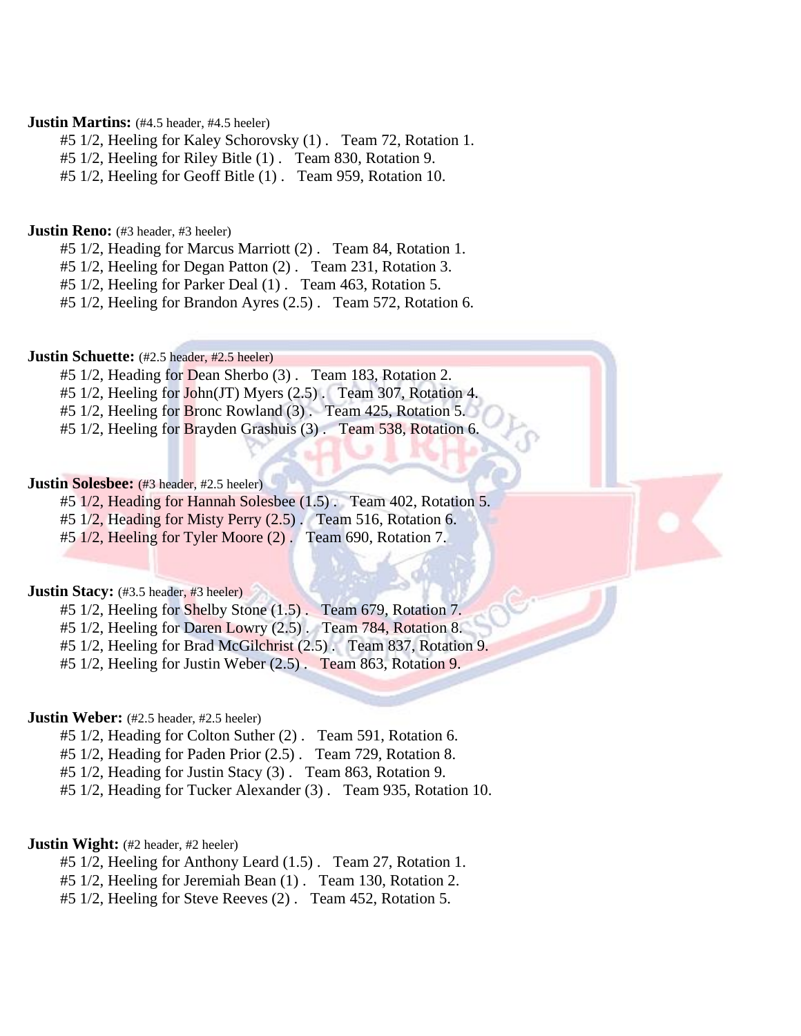**Justin Martins:** (#4.5 header, #4.5 heeler)

#5 1/2, Heeling for Kaley Schorovsky (1) . Team 72, Rotation 1.
#5 1/2, Heeling for Riley Bitle (1) . Team 830, Rotation 9.
#5 1/2, Heeling for Geoff Bitle (1) . Team 959, Rotation 10.

**Justin Reno:** (#3 header, #3 heeler)

#5 1/2, Heading for Marcus Marriott (2) . Team 84, Rotation 1.
#5 1/2, Heeling for Degan Patton (2) . Team 231, Rotation 3.
#5 1/2, Heeling for Parker Deal (1) . Team 463, Rotation 5.
#5 1/2, Heeling for Brandon Ayres (2.5) . Team 572, Rotation 6.

**Justin Schuette:** (#2.5 header, #2.5 heeler)

#5 1/2, Heading for Dean Sherbo (3) . Team 183, Rotation 2.
#5 1/2, Heeling for John(JT) Myers (2.5) . Team 307, Rotation 4.
#5 1/2, Heeling for Bronc Rowland (3) . Team 425, Rotation 5.
#5 1/2, Heeling for Brayden Grashuis (3) . Team 538, Rotation 6.

**Justin Solesbee:** (#3 header, #2.5 heeler)

#5 1/2, Heading for Hannah Solesbee (1.5) . Team 402, Rotation 5.
#5 1/2, Heading for Misty Perry (2.5) . Team 516, Rotation 6.
#5 1/2, Heeling for Tyler Moore (2) . Team 690, Rotation 7.

**Justin Stacy:** (#3.5 header, #3 heeler)

#5 1/2, Heeling for Shelby Stone (1.5) . Team 679, Rotation 7.
#5 1/2, Heeling for Daren Lowry (2.5) . Team 784, Rotation 8.
#5 1/2, Heeling for Brad McGilchrist (2.5) . Team 837, Rotation 9.
#5 1/2, Heeling for Justin Weber (2.5) . Team 863, Rotation 9.

**Justin Weber:** (#2.5 header, #2.5 heeler)

#5 1/2, Heading for Colton Suther (2) . Team 591, Rotation 6.
#5 1/2, Heading for Paden Prior (2.5) . Team 729, Rotation 8.
#5 1/2, Heading for Justin Stacy (3) . Team 863, Rotation 9.
#5 1/2, Heading for Tucker Alexander (3) . Team 935, Rotation 10.

**Justin Wight:** (#2 header, #2 heeler)

#5 1/2, Heeling for Anthony Leard (1.5) . Team 27, Rotation 1.
#5 1/2, Heeling for Jeremiah Bean (1) . Team 130, Rotation 2.
#5 1/2, Heeling for Steve Reeves (2) . Team 452, Rotation 5.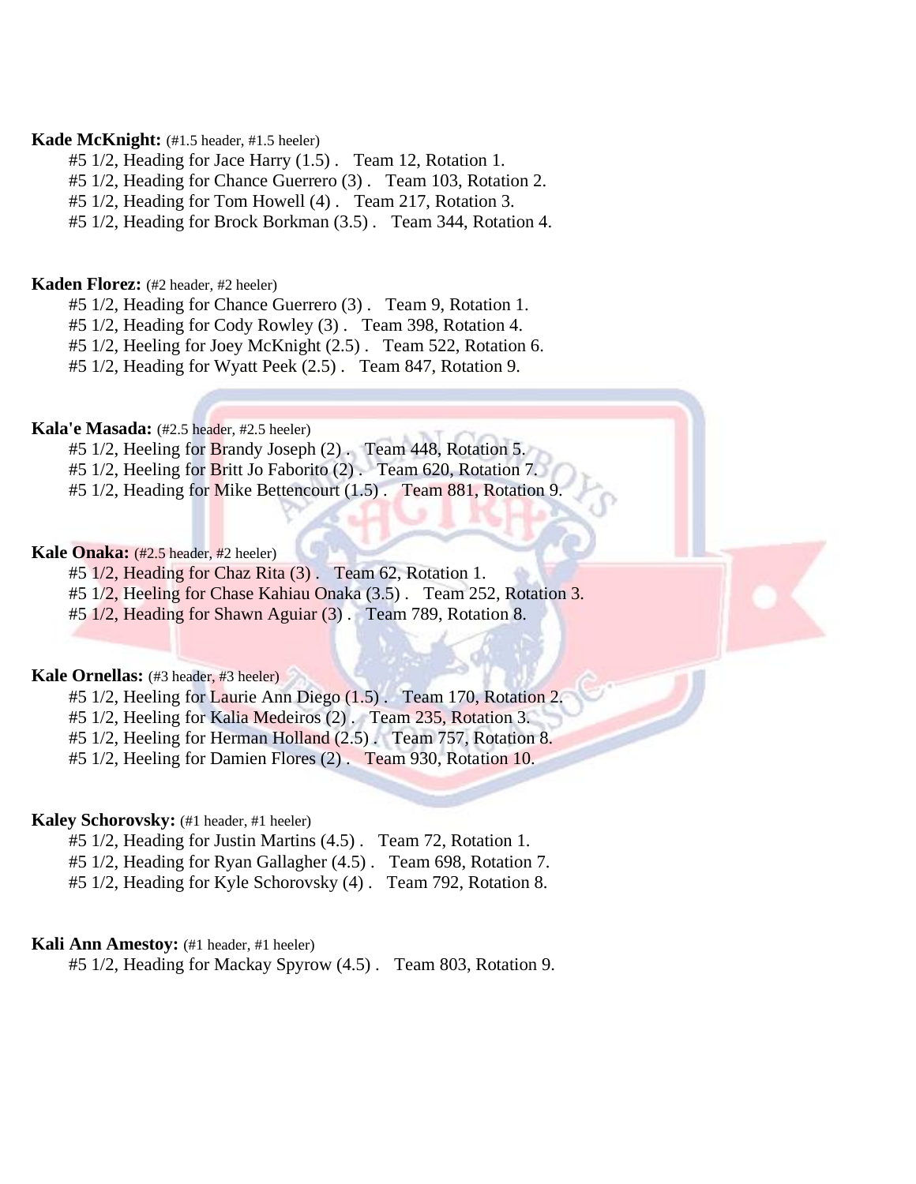**Kade McKnight:** (#1.5 header, #1.5 heeler)

#5 1/2, Heading for Jace Harry (1.5) . Team 12, Rotation 1.
#5 1/2, Heading for Chance Guerrero (3) . Team 103, Rotation 2.
#5 1/2, Heading for Tom Howell (4) . Team 217, Rotation 3.
#5 1/2, Heading for Brock Borkman (3.5) . Team 344, Rotation 4.

**Kaden Florez:** (#2 header, #2 heeler)

#5 1/2, Heading for Chance Guerrero (3) . Team 9, Rotation 1.
#5 1/2, Heading for Cody Rowley (3) . Team 398, Rotation 4.
#5 1/2, Heeling for Joey McKnight (2.5) . Team 522, Rotation 6.
#5 1/2, Heading for Wyatt Peek (2.5) . Team 847, Rotation 9.

**Kala'e Masada:** (#2.5 header, #2.5 heeler)

#5 1/2, Heeling for Brandy Joseph (2) . Team 448, Rotation 5.
#5 1/2, Heeling for Britt Jo Faborito (2) . Team 620, Rotation 7.
#5 1/2, Heading for Mike Bettencourt (1.5) . Team 881, Rotation 9.

**Kale Onaka:** (#2.5 header, #2 heeler)

#5 1/2, Heading for Chaz Rita (3) . Team 62, Rotation 1.
#5 1/2, Heeling for Chase Kahiau Onaka (3.5) . Team 252, Rotation 3.
#5 1/2, Heading for Shawn Aguiar (3) . Team 789, Rotation 8.

**Kale Ornellas:** (#3 header, #3 heeler)

#5 1/2, Heeling for Laurie Ann Diego (1.5) . Team 170, Rotation 2.
#5 1/2, Heeling for Kalia Medeiros (2) . Team 235, Rotation 3.
#5 1/2, Heeling for Herman Holland (2.5) . Team 757, Rotation 8.
#5 1/2, Heeling for Damien Flores (2) . Team 930, Rotation 10.

**Kaley Schorovsky:** (#1 header, #1 heeler)

#5 1/2, Heading for Justin Martins (4.5) . Team 72, Rotation 1.
#5 1/2, Heading for Ryan Gallagher (4.5) . Team 698, Rotation 7.
#5 1/2, Heading for Kyle Schorovsky (4) . Team 792, Rotation 8.

**Kali Ann Amestoy:** (#1 header, #1 heeler)

#5 1/2, Heading for Mackay Spyrow (4.5) . Team 803, Rotation 9.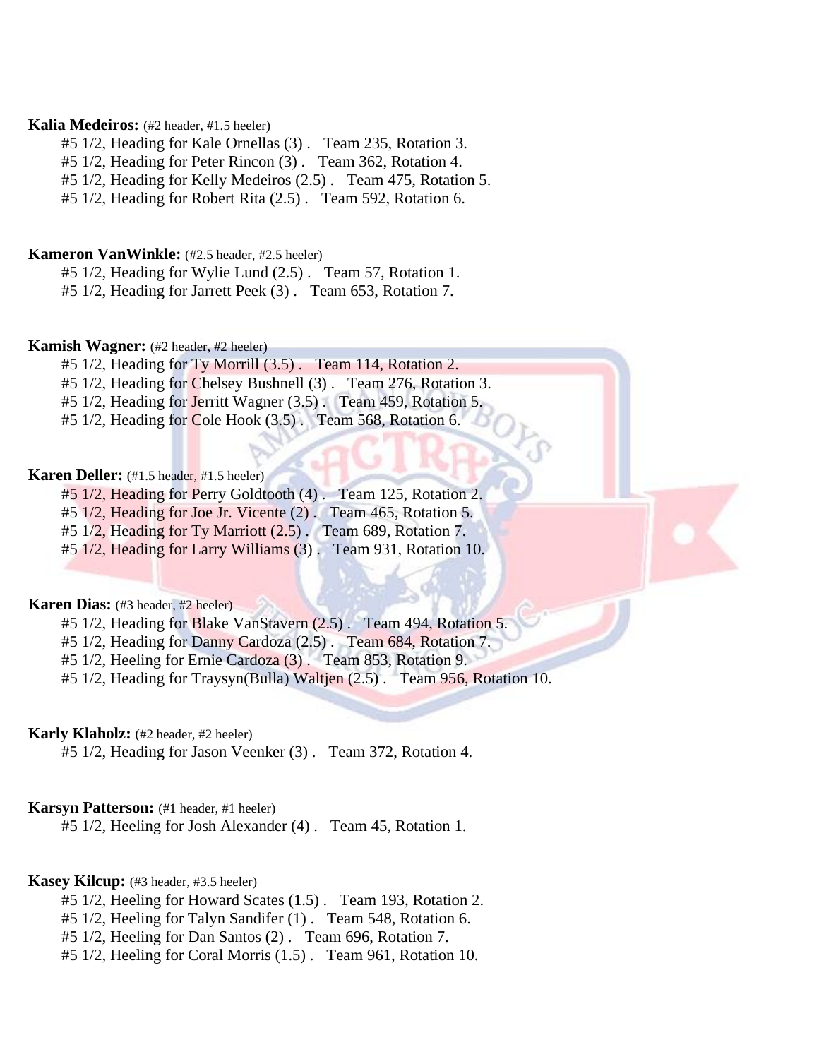**Kalia Medeiros:** (#2 header, #1.5 heeler)

#5 1/2, Heading for Kale Ornellas (3) . Team 235, Rotation 3.
#5 1/2, Heading for Peter Rincon (3) . Team 362, Rotation 4.
#5 1/2, Heading for Kelly Medeiros (2.5) . Team 475, Rotation 5.
#5 1/2, Heading for Robert Rita (2.5) . Team 592, Rotation 6.

**Kameron VanWinkle:** (#2.5 header, #2.5 heeler)

#5 1/2, Heading for Wylie Lund (2.5) . Team 57, Rotation 1.
#5 1/2, Heading for Jarrett Peek (3) . Team 653, Rotation 7.

**Kamish Wagner:** (#2 header, #2 heeler)

#5 1/2, Heading for Ty Morrill (3.5) . Team 114, Rotation 2.
#5 1/2, Heading for Chelsey Bushnell (3) . Team 276, Rotation 3.
#5 1/2, Heading for Jerritt Wagner (3.5) . Team 459, Rotation 5.
#5 1/2, Heading for Cole Hook (3.5) . Team 568, Rotation 6.

**Karen Deller:** (#1.5 header, #1.5 heeler)

#5 1/2, Heading for Perry Goldtooth (4) . Team 125, Rotation 2.
#5 1/2, Heading for Joe Jr. Vicente (2) . Team 465, Rotation 5.
#5 1/2, Heading for Ty Marriott (2.5) . Team 689, Rotation 7.
#5 1/2, Heading for Larry Williams (3) . Team 931, Rotation 10.

**Karen Dias:** (#3 header, #2 heeler)

#5 1/2, Heading for Blake VanStavern (2.5) . Team 494, Rotation 5.
#5 1/2, Heading for Danny Cardoza (2.5) . Team 684, Rotation 7.
#5 1/2, Heeling for Ernie Cardoza (3) . Team 853, Rotation 9.
#5 1/2, Heading for Traysyn(Bulla) Waltjen (2.5) . Team 956, Rotation 10.

**Karly Klaholz:** (#2 header, #2 heeler)

#5 1/2, Heading for Jason Veenker (3) . Team 372, Rotation 4.

**Karsyn Patterson:** (#1 header, #1 heeler)

#5 1/2, Heeling for Josh Alexander (4) . Team 45, Rotation 1.

**Kasey Kilcup:** (#3 header, #3.5 heeler)

#5 1/2, Heeling for Howard Scates (1.5) . Team 193, Rotation 2.
#5 1/2, Heeling for Talyn Sandifer (1) . Team 548, Rotation 6.
#5 1/2, Heeling for Dan Santos (2) . Team 696, Rotation 7.
#5 1/2, Heeling for Coral Morris (1.5) . Team 961, Rotation 10.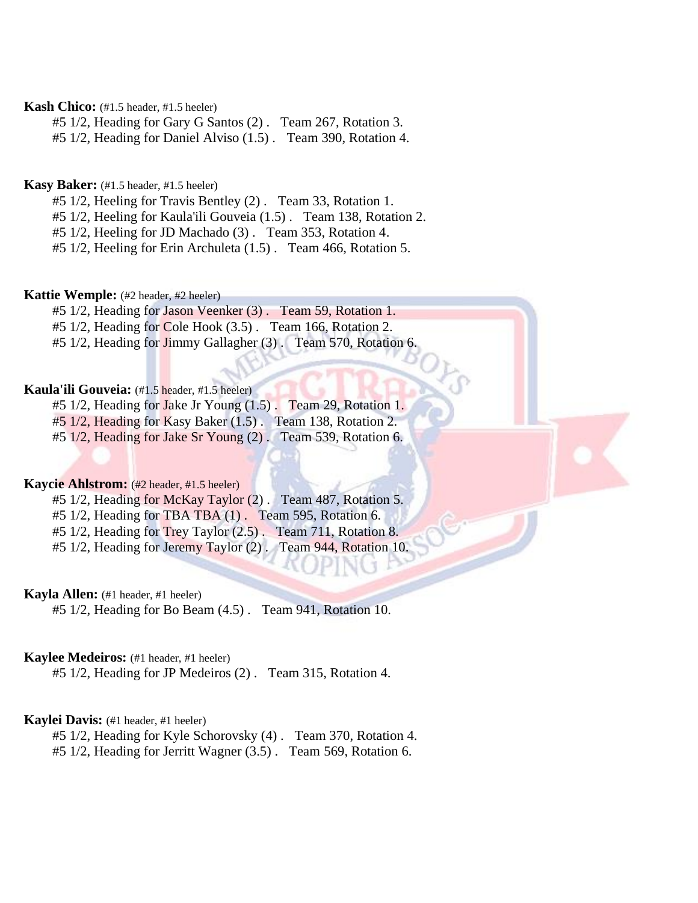**Kash Chico:** (#1.5 header, #1.5 heeler)

#5 1/2, Heading for Gary G Santos (2) . Team 267, Rotation 3.
#5 1/2, Heading for Daniel Alviso (1.5) . Team 390, Rotation 4.

**Kasy Baker:** (#1.5 header, #1.5 heeler)

#5 1/2, Heeling for Travis Bentley (2) . Team 33, Rotation 1.
#5 1/2, Heeling for Kaula'ili Gouveia (1.5) . Team 138, Rotation 2.
#5 1/2, Heeling for JD Machado (3) . Team 353, Rotation 4.
#5 1/2, Heeling for Erin Archuleta (1.5) . Team 466, Rotation 5.

**Kattie Wemple:** (#2 header, #2 heeler)

#5 1/2, Heading for Jason Veenker (3) . Team 59, Rotation 1.
#5 1/2, Heading for Cole Hook (3.5) . Team 166, Rotation 2.
#5 1/2, Heading for Jimmy Gallagher (3) . Team 570, Rotation 6.

**Kaula'ili Gouveia:** (#1.5 header, #1.5 heeler)

#5 1/2, Heading for Jake Jr Young (1.5) . Team 29, Rotation 1.
#5 1/2, Heading for Kasy Baker (1.5) . Team 138, Rotation 2.
#5 1/2, Heading for Jake Sr Young (2) . Team 539, Rotation 6.

**Kaycie Ahlstrom:** (#2 header, #1.5 heeler)

#5 1/2, Heading for McKay Taylor (2) . Team 487, Rotation 5.
#5 1/2, Heading for TBA TBA (1) . Team 595, Rotation 6.
#5 1/2, Heading for Trey Taylor (2.5) . Team 711, Rotation 8.
#5 1/2, Heading for Jeremy Taylor (2) . Team 944, Rotation 10.

**Kayla Allen:** (#1 header, #1 heeler)

#5 1/2, Heading for Bo Beam (4.5) . Team 941, Rotation 10.

**Kaylee Medeiros:** (#1 header, #1 heeler)

#5 1/2, Heading for JP Medeiros (2) . Team 315, Rotation 4.

**Kaylei Davis:** (#1 header, #1 heeler)

#5 1/2, Heading for Kyle Schorovsky (4) . Team 370, Rotation 4.
#5 1/2, Heading for Jerritt Wagner (3.5) . Team 569, Rotation 6.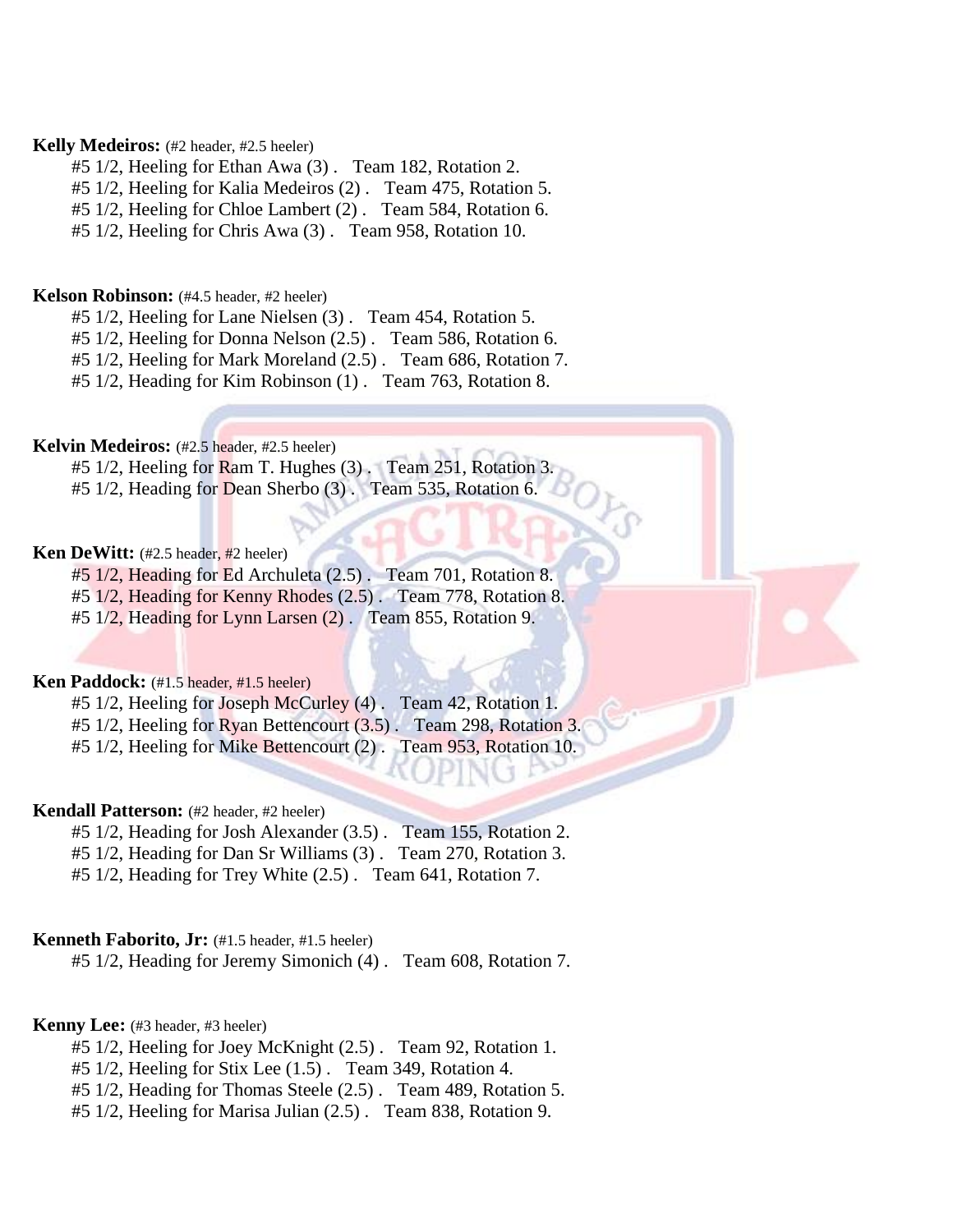**Kelly Medeiros:** (#2 header, #2.5 heeler)

#5 1/2, Heeling for Ethan Awa (3) . Team 182, Rotation 2.
#5 1/2, Heeling for Kalia Medeiros (2) . Team 475, Rotation 5.
#5 1/2, Heeling for Chloe Lambert (2) . Team 584, Rotation 6.
#5 1/2, Heeling for Chris Awa (3) . Team 958, Rotation 10.

**Kelson Robinson:** (#4.5 header, #2 heeler)

#5 1/2, Heeling for Lane Nielsen (3) . Team 454, Rotation 5.
#5 1/2, Heeling for Donna Nelson (2.5) . Team 586, Rotation 6.
#5 1/2, Heeling for Mark Moreland (2.5) . Team 686, Rotation 7.
#5 1/2, Heading for Kim Robinson (1) . Team 763, Rotation 8.

**Kelvin Medeiros:** (#2.5 header, #2.5 heeler)

#5 1/2, Heeling for Ram T. Hughes (3) . Team 251, Rotation 3.
#5 1/2, Heading for Dean Sherbo (3) . Team 535, Rotation 6.

**Ken DeWitt:** (#2.5 header, #2 heeler)

#5 1/2, Heading for Ed Archuleta (2.5) . Team 701, Rotation 8.
#5 1/2, Heading for Kenny Rhodes (2.5) . Team 778, Rotation 8.
#5 1/2, Heading for Lynn Larsen (2) . Team 855, Rotation 9.

**Ken Paddock:** (#1.5 header, #1.5 heeler)

#5 1/2, Heeling for Joseph McCurley (4) . Team 42, Rotation 1.
#5 1/2, Heeling for Ryan Bettencourt (3.5) . Team 298, Rotation 3.
#5 1/2, Heeling for Mike Bettencourt (2) . Team 953, Rotation 10.

**Kendall Patterson:** (#2 header, #2 heeler)

#5 1/2, Heading for Josh Alexander (3.5) . Team 155, Rotation 2.
#5 1/2, Heading for Dan Sr Williams (3) . Team 270, Rotation 3.
#5 1/2, Heading for Trey White (2.5) . Team 641, Rotation 7.

**Kenneth Faborito, Jr:** (#1.5 header, #1.5 heeler)

#5 1/2, Heading for Jeremy Simonich (4) . Team 608, Rotation 7.

**Kenny Lee:** (#3 header, #3 heeler)

#5 1/2, Heeling for Joey McKnight (2.5) . Team 92, Rotation 1.
#5 1/2, Heeling for Stix Lee (1.5) . Team 349, Rotation 4.
#5 1/2, Heading for Thomas Steele (2.5) . Team 489, Rotation 5.
#5 1/2, Heeling for Marisa Julian (2.5) . Team 838, Rotation 9.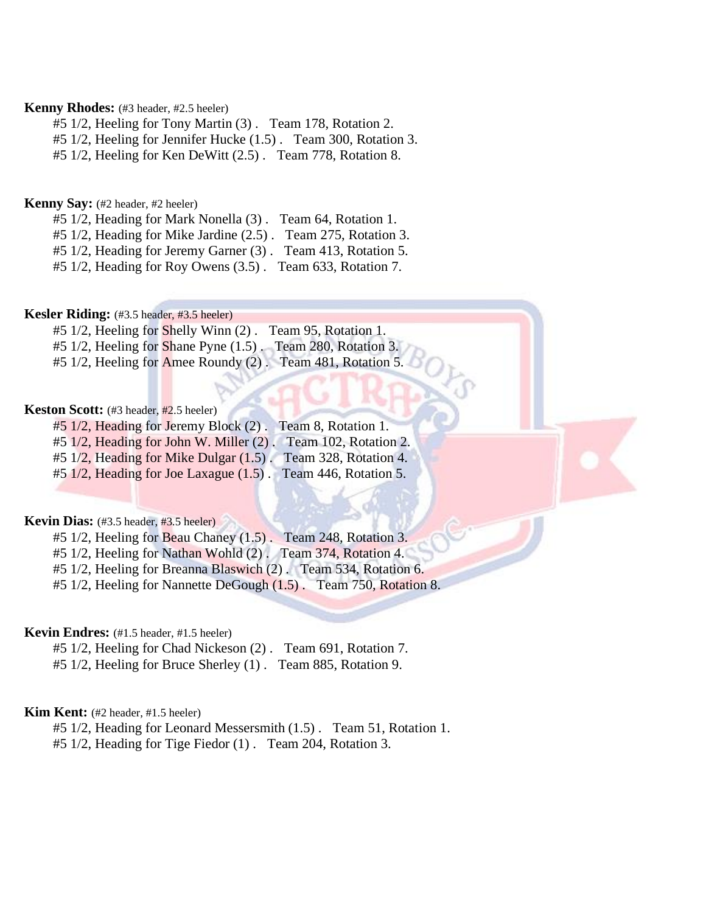**Kenny Rhodes:** (#3 header, #2.5 heeler)

#5 1/2, Heeling for Tony Martin (3) .   Team 178, Rotation 2.
#5 1/2, Heeling for Jennifer Hucke (1.5) .   Team 300, Rotation 3.
#5 1/2, Heeling for Ken DeWitt (2.5) .   Team 778, Rotation 8.

**Kenny Say:** (#2 header, #2 heeler)

#5 1/2, Heading for Mark Nonella (3) .   Team 64, Rotation 1.
#5 1/2, Heading for Mike Jardine (2.5) .   Team 275, Rotation 3.
#5 1/2, Heading for Jeremy Garner (3) .   Team 413, Rotation 5.
#5 1/2, Heading for Roy Owens (3.5) .   Team 633, Rotation 7.

**Kesler Riding:** (#3.5 header, #3.5 heeler)

#5 1/2, Heeling for Shelly Winn (2) .   Team 95, Rotation 1.
#5 1/2, Heeling for Shane Pyne (1.5) .   Team 280, Rotation 3.
#5 1/2, Heeling for Amee Roundy (2) .   Team 481, Rotation 5.

**Keston Scott:** (#3 header, #2.5 heeler)

#5 1/2, Heading for Jeremy Block (2) .   Team 8, Rotation 1.
#5 1/2, Heading for John W. Miller (2) .   Team 102, Rotation 2.
#5 1/2, Heading for Mike Dulgar (1.5) .   Team 328, Rotation 4.
#5 1/2, Heading for Joe Laxague (1.5) .   Team 446, Rotation 5.

**Kevin Dias:** (#3.5 header, #3.5 heeler)

#5 1/2, Heeling for Beau Chaney (1.5) .   Team 248, Rotation 3.
#5 1/2, Heeling for Nathan Wohld (2) .   Team 374, Rotation 4.
#5 1/2, Heeling for Breanna Blaswich (2) .   Team 534, Rotation 6.
#5 1/2, Heeling for Nannette DeGough (1.5) .   Team 750, Rotation 8.

**Kevin Endres:** (#1.5 header, #1.5 heeler)

#5 1/2, Heeling for Chad Nickeson (2) .   Team 691, Rotation 7.
#5 1/2, Heeling for Bruce Sherley (1) .   Team 885, Rotation 9.

**Kim Kent:** (#2 header, #1.5 heeler)

#5 1/2, Heading for Leonard Messersmith (1.5) .   Team 51, Rotation 1.
#5 1/2, Heading for Tige Fiedor (1) .   Team 204, Rotation 3.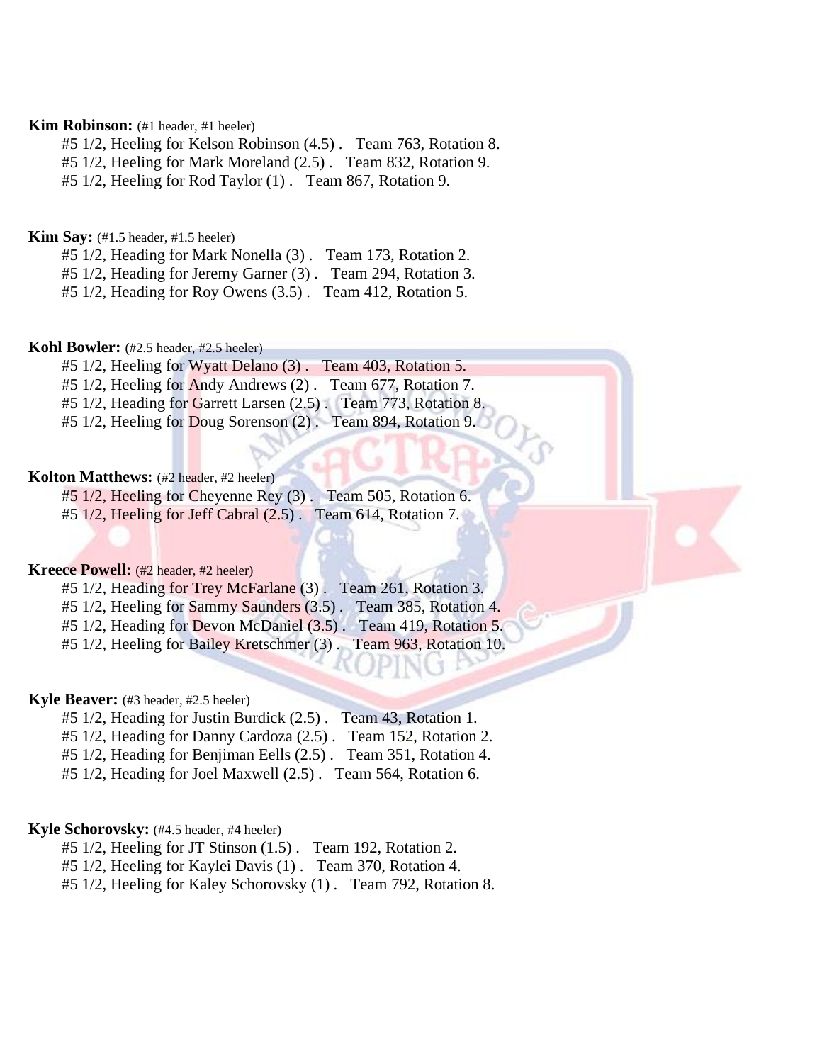**Kim Robinson:** (#1 header, #1 heeler)

#5 1/2, Heeling for Kelson Robinson (4.5) . Team 763, Rotation 8.
#5 1/2, Heeling for Mark Moreland (2.5) . Team 832, Rotation 9.
#5 1/2, Heeling for Rod Taylor (1) . Team 867, Rotation 9.

**Kim Say:** (#1.5 header, #1.5 heeler)

#5 1/2, Heading for Mark Nonella (3) . Team 173, Rotation 2.
#5 1/2, Heading for Jeremy Garner (3) . Team 294, Rotation 3.
#5 1/2, Heading for Roy Owens (3.5) . Team 412, Rotation 5.

**Kohl Bowler:** (#2.5 header, #2.5 heeler)

#5 1/2, Heeling for Wyatt Delano (3) . Team 403, Rotation 5.
#5 1/2, Heeling for Andy Andrews (2) . Team 677, Rotation 7.
#5 1/2, Heading for Garrett Larsen (2.5) . Team 773, Rotation 8.
#5 1/2, Heeling for Doug Sorenson (2) . Team 894, Rotation 9.

**Kolton Matthews:** (#2 header, #2 heeler)

#5 1/2, Heeling for Cheyenne Rey (3) . Team 505, Rotation 6.
#5 1/2, Heeling for Jeff Cabral (2.5) . Team 614, Rotation 7.

**Kreece Powell:** (#2 header, #2 heeler)

#5 1/2, Heading for Trey McFarlane (3) . Team 261, Rotation 3.
#5 1/2, Heeling for Sammy Saunders (3.5) . Team 385, Rotation 4.
#5 1/2, Heading for Devon McDaniel (3.5) . Team 419, Rotation 5.
#5 1/2, Heeling for Bailey Kretschmer (3) . Team 963, Rotation 10.

**Kyle Beaver:** (#3 header, #2.5 heeler)

#5 1/2, Heading for Justin Burdick (2.5) . Team 43, Rotation 1.
#5 1/2, Heading for Danny Cardoza (2.5) . Team 152, Rotation 2.
#5 1/2, Heading for Benjiman Eells (2.5) . Team 351, Rotation 4.
#5 1/2, Heading for Joel Maxwell (2.5) . Team 564, Rotation 6.

**Kyle Schorovsky:** (#4.5 header, #4 heeler)

#5 1/2, Heeling for JT Stinson (1.5) . Team 192, Rotation 2.
#5 1/2, Heeling for Kaylei Davis (1) . Team 370, Rotation 4.
#5 1/2, Heeling for Kaley Schorovsky (1) . Team 792, Rotation 8.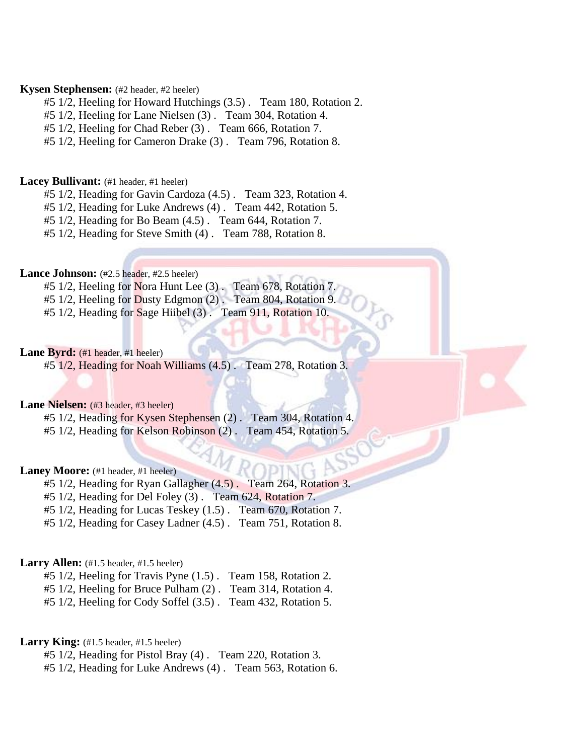**Kysen Stephensen:** (#2 header, #2 heeler)

#5 1/2, Heeling for Howard Hutchings (3.5) .  Team 180, Rotation 2.
#5 1/2, Heeling for Lane Nielsen (3) .  Team 304, Rotation 4.
#5 1/2, Heeling for Chad Reber (3) .  Team 666, Rotation 7.
#5 1/2, Heeling for Cameron Drake (3) .  Team 796, Rotation 8.

**Lacey Bullivant:** (#1 header, #1 heeler)

#5 1/2, Heading for Gavin Cardoza (4.5) .  Team 323, Rotation 4.
#5 1/2, Heading for Luke Andrews (4) .  Team 442, Rotation 5.
#5 1/2, Heading for Bo Beam (4.5) .  Team 644, Rotation 7.
#5 1/2, Heading for Steve Smith (4) .  Team 788, Rotation 8.

**Lance Johnson:** (#2.5 header, #2.5 heeler)

#5 1/2, Heeling for Nora Hunt Lee (3) .  Team 678, Rotation 7.
#5 1/2, Heeling for Dusty Edgmon (2) .  Team 804, Rotation 9.
#5 1/2, Heading for Sage Hiibel (3) .  Team 911, Rotation 10.

**Lane Byrd:** (#1 header, #1 heeler)

#5 1/2, Heading for Noah Williams (4.5) .  Team 278, Rotation 3.

**Lane Nielsen:** (#3 header, #3 heeler)

#5 1/2, Heading for Kysen Stephensen (2) .  Team 304, Rotation 4.
#5 1/2, Heading for Kelson Robinson (2) .  Team 454, Rotation 5.

**Laney Moore:** (#1 header, #1 heeler)

#5 1/2, Heading for Ryan Gallagher (4.5) .  Team 264, Rotation 3.
#5 1/2, Heading for Del Foley (3) .  Team 624, Rotation 7.
#5 1/2, Heading for Lucas Teskey (1.5) .  Team 670, Rotation 7.
#5 1/2, Heading for Casey Ladner (4.5) .  Team 751, Rotation 8.

**Larry Allen:** (#1.5 header, #1.5 heeler)

#5 1/2, Heeling for Travis Pyne (1.5) .  Team 158, Rotation 2.
#5 1/2, Heeling for Bruce Pulham (2) .  Team 314, Rotation 4.
#5 1/2, Heeling for Cody Soffel (3.5) .  Team 432, Rotation 5.

**Larry King:** (#1.5 header, #1.5 heeler)

#5 1/2, Heading for Pistol Bray (4) .  Team 220, Rotation 3.
#5 1/2, Heading for Luke Andrews (4) .  Team 563, Rotation 6.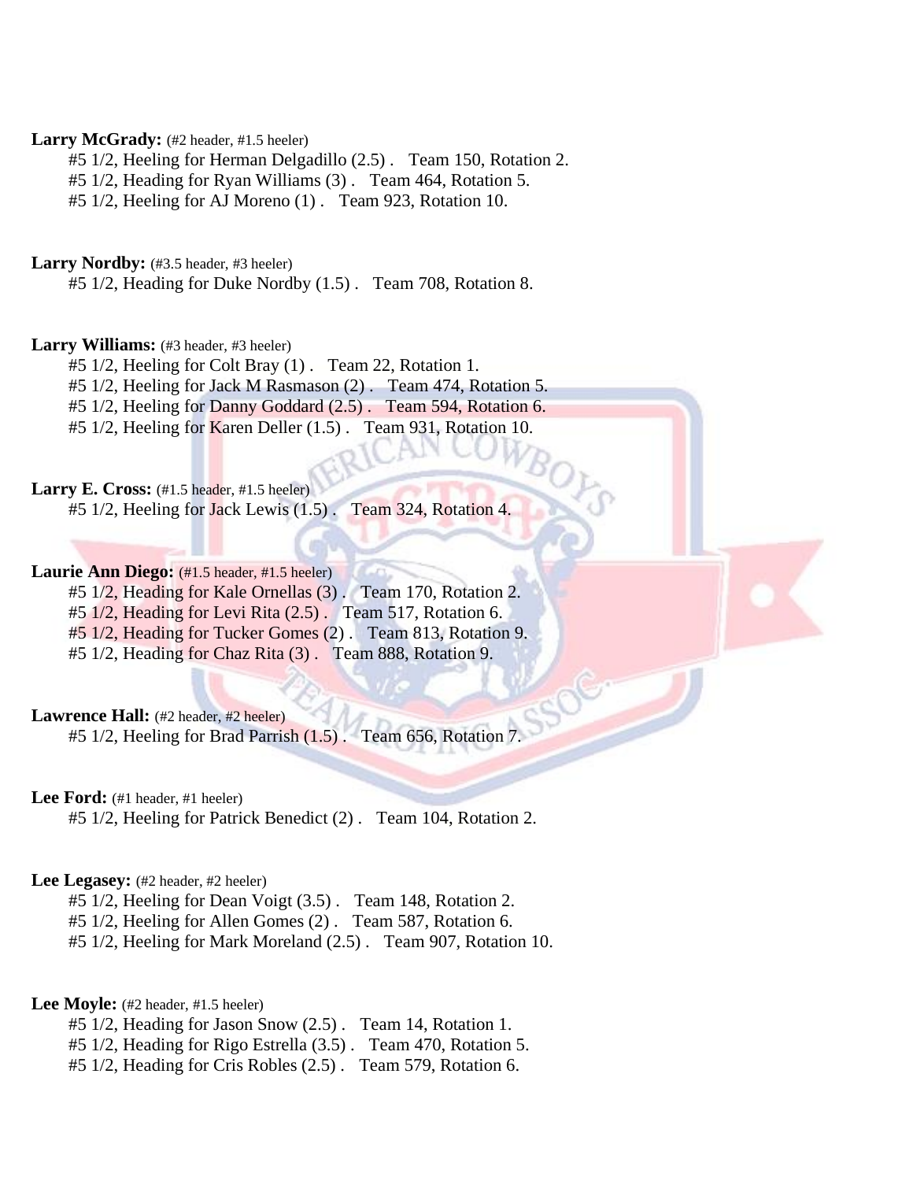**Larry McGrady:** (#2 header, #1.5 heeler)

#5 1/2, Heeling for Herman Delgadillo (2.5) . Team 150, Rotation 2.
#5 1/2, Heading for Ryan Williams (3) . Team 464, Rotation 5.
#5 1/2, Heeling for AJ Moreno (1) . Team 923, Rotation 10.

**Larry Nordby:** (#3.5 header, #3 heeler)

#5 1/2, Heading for Duke Nordby (1.5) . Team 708, Rotation 8.

**Larry Williams:** (#3 header, #3 heeler)

#5 1/2, Heeling for Colt Bray (1) . Team 22, Rotation 1.
#5 1/2, Heeling for Jack M Rasmason (2) . Team 474, Rotation 5.
#5 1/2, Heeling for Danny Goddard (2.5) . Team 594, Rotation 6.
#5 1/2, Heeling for Karen Deller (1.5) . Team 931, Rotation 10.

**Larry E. Cross:** (#1.5 header, #1.5 heeler)

#5 1/2, Heeling for Jack Lewis (1.5) . Team 324, Rotation 4.

**Laurie Ann Diego:** (#1.5 header, #1.5 heeler)

#5 1/2, Heading for Kale Ornellas (3) . Team 170, Rotation 2.
#5 1/2, Heading for Levi Rita (2.5) . Team 517, Rotation 6.
#5 1/2, Heading for Tucker Gomes (2) . Team 813, Rotation 9.
#5 1/2, Heading for Chaz Rita (3) . Team 888, Rotation 9.

**Lawrence Hall:** (#2 header, #2 heeler)

#5 1/2, Heeling for Brad Parrish (1.5) . Team 656, Rotation 7.

**Lee Ford:** (#1 header, #1 heeler)

#5 1/2, Heeling for Patrick Benedict (2) . Team 104, Rotation 2.

**Lee Legasey:** (#2 header, #2 heeler)

#5 1/2, Heeling for Dean Voigt (3.5) . Team 148, Rotation 2.
#5 1/2, Heeling for Allen Gomes (2) . Team 587, Rotation 6.
#5 1/2, Heeling for Mark Moreland (2.5) . Team 907, Rotation 10.

**Lee Moyle:** (#2 header, #1.5 heeler)

#5 1/2, Heading for Jason Snow (2.5) . Team 14, Rotation 1.
#5 1/2, Heading for Rigo Estrella (3.5) . Team 470, Rotation 5.
#5 1/2, Heading for Cris Robles (2.5) . Team 579, Rotation 6.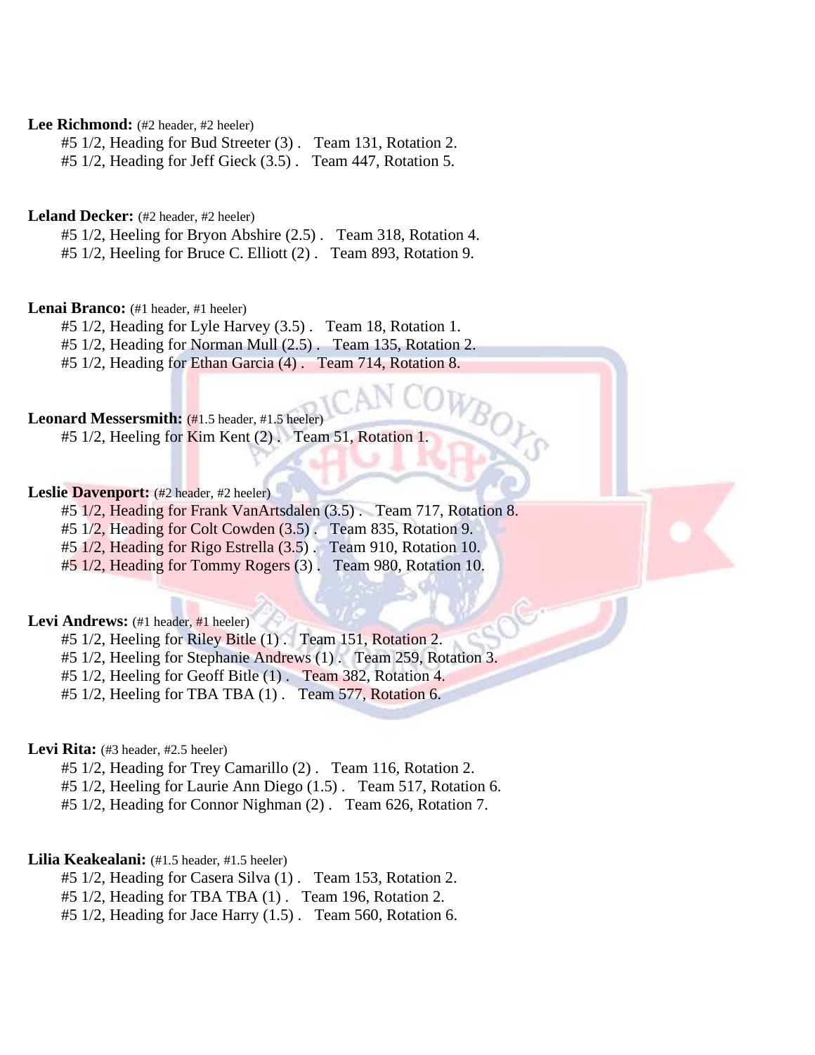**Lee Richmond:** (#2 header, #2 heeler)

#5 1/2, Heading for Bud Streeter (3) . Team 131, Rotation 2.
#5 1/2, Heading for Jeff Gieck (3.5) . Team 447, Rotation 5.

**Leland Decker:** (#2 header, #2 heeler)

#5 1/2, Heeling for Bryon Abshire (2.5) . Team 318, Rotation 4.
#5 1/2, Heeling for Bruce C. Elliott (2) . Team 893, Rotation 9.

**Lenai Branco:** (#1 header, #1 heeler)

#5 1/2, Heading for Lyle Harvey (3.5) . Team 18, Rotation 1.
#5 1/2, Heading for Norman Mull (2.5) . Team 135, Rotation 2.
#5 1/2, Heading for Ethan Garcia (4) . Team 714, Rotation 8.

**Leonard Messersmith:** (#1.5 header, #1.5 heeler)

#5 1/2, Heeling for Kim Kent (2) . Team 51, Rotation 1.

**Leslie Davenport:** (#2 header, #2 heeler)

#5 1/2, Heading for Frank VanArtsdalen (3.5) . Team 717, Rotation 8.
#5 1/2, Heading for Colt Cowden (3.5) . Team 835, Rotation 9.
#5 1/2, Heading for Rigo Estrella (3.5) . Team 910, Rotation 10.
#5 1/2, Heading for Tommy Rogers (3) . Team 980, Rotation 10.

**Levi Andrews:** (#1 header, #1 heeler)

#5 1/2, Heeling for Riley Bitle (1) . Team 151, Rotation 2.
#5 1/2, Heeling for Stephanie Andrews (1) . Team 259, Rotation 3.
#5 1/2, Heeling for Geoff Bitle (1) . Team 382, Rotation 4.
#5 1/2, Heeling for TBA TBA (1) . Team 577, Rotation 6.

**Levi Rita:** (#3 header, #2.5 heeler)

#5 1/2, Heading for Trey Camarillo (2) . Team 116, Rotation 2.
#5 1/2, Heeling for Laurie Ann Diego (1.5) . Team 517, Rotation 6.
#5 1/2, Heading for Connor Nighman (2) . Team 626, Rotation 7.

**Lilia Keakealani:** (#1.5 header, #1.5 heeler)

#5 1/2, Heading for Casera Silva (1) . Team 153, Rotation 2.
#5 1/2, Heading for TBA TBA (1) . Team 196, Rotation 2.
#5 1/2, Heading for Jace Harry (1.5) . Team 560, Rotation 6.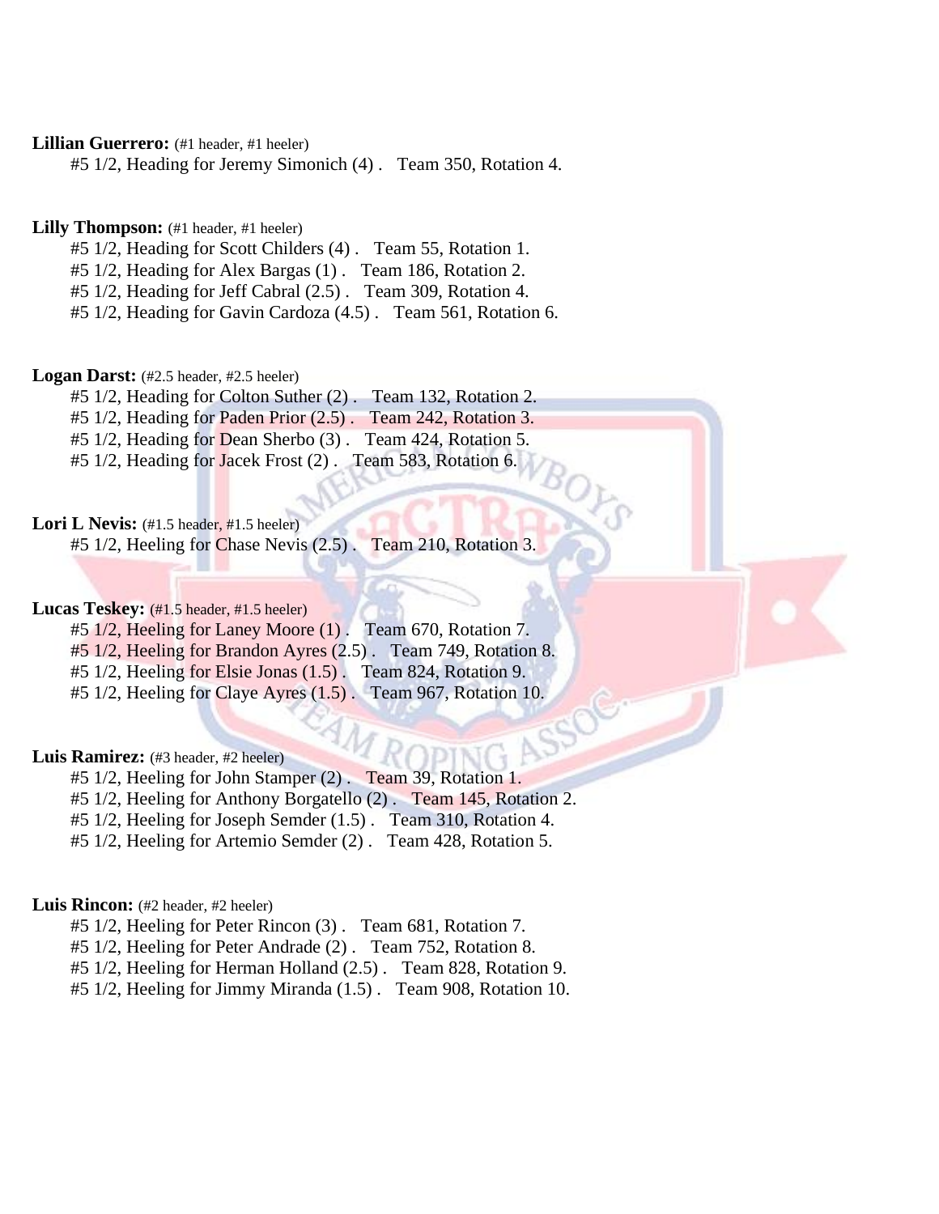**Lillian Guerrero:** (#1 header, #1 heeler)

#5 1/2, Heading for Jeremy Simonich (4) . Team 350, Rotation 4.

**Lilly Thompson:** (#1 header, #1 heeler)

#5 1/2, Heading for Scott Childers (4) . Team 55, Rotation 1.
#5 1/2, Heading for Alex Bargas (1) . Team 186, Rotation 2.
#5 1/2, Heading for Jeff Cabral (2.5) . Team 309, Rotation 4.
#5 1/2, Heading for Gavin Cardoza (4.5) . Team 561, Rotation 6.

**Logan Darst:** (#2.5 header, #2.5 heeler)

#5 1/2, Heading for Colton Suther (2) . Team 132, Rotation 2.
#5 1/2, Heading for Paden Prior (2.5) . Team 242, Rotation 3.
#5 1/2, Heading for Dean Sherbo (3) . Team 424, Rotation 5.
#5 1/2, Heading for Jacek Frost (2) . Team 583, Rotation 6.

**Lori L Nevis:** (#1.5 header, #1.5 heeler)

#5 1/2, Heeling for Chase Nevis (2.5) . Team 210, Rotation 3.

**Lucas Teskey:** (#1.5 header, #1.5 heeler)

#5 1/2, Heeling for Laney Moore (1) . Team 670, Rotation 7.
#5 1/2, Heeling for Brandon Ayres (2.5) . Team 749, Rotation 8.
#5 1/2, Heeling for Elsie Jonas (1.5) . Team 824, Rotation 9.
#5 1/2, Heeling for Claye Ayres (1.5) . Team 967, Rotation 10.

**Luis Ramirez:** (#3 header, #2 heeler)

#5 1/2, Heeling for John Stamper (2) . Team 39, Rotation 1.
#5 1/2, Heeling for Anthony Borgatello (2) . Team 145, Rotation 2.
#5 1/2, Heeling for Joseph Semder (1.5) . Team 310, Rotation 4.
#5 1/2, Heeling for Artemio Semder (2) . Team 428, Rotation 5.

**Luis Rincon:** (#2 header, #2 heeler)

#5 1/2, Heeling for Peter Rincon (3) . Team 681, Rotation 7.
#5 1/2, Heeling for Peter Andrade (2) . Team 752, Rotation 8.
#5 1/2, Heeling for Herman Holland (2.5) . Team 828, Rotation 9.
#5 1/2, Heeling for Jimmy Miranda (1.5) . Team 908, Rotation 10.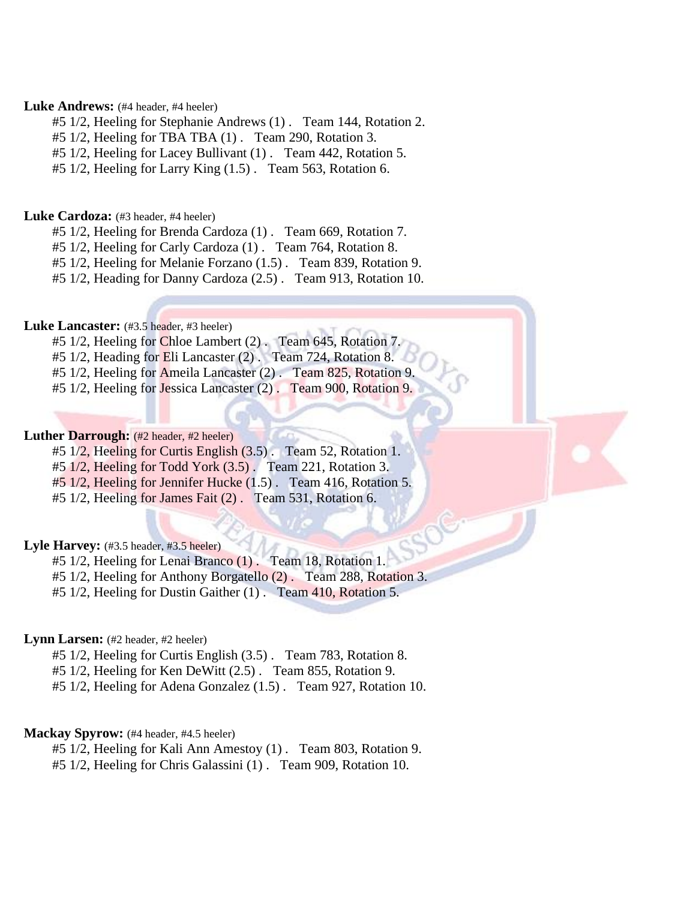**Luke Andrews:** (#4 header, #4 heeler)

#5 1/2, Heeling for Stephanie Andrews (1) . Team 144, Rotation 2.
#5 1/2, Heeling for TBA TBA (1) . Team 290, Rotation 3.
#5 1/2, Heeling for Lacey Bullivant (1) . Team 442, Rotation 5.
#5 1/2, Heeling for Larry King (1.5) . Team 563, Rotation 6.

**Luke Cardoza:** (#3 header, #4 heeler)

#5 1/2, Heeling for Brenda Cardoza (1) . Team 669, Rotation 7.
#5 1/2, Heeling for Carly Cardoza (1) . Team 764, Rotation 8.
#5 1/2, Heeling for Melanie Forzano (1.5) . Team 839, Rotation 9.
#5 1/2, Heading for Danny Cardoza (2.5) . Team 913, Rotation 10.

**Luke Lancaster:** (#3.5 header, #3 heeler)

#5 1/2, Heeling for Chloe Lambert (2) . Team 645, Rotation 7.
#5 1/2, Heading for Eli Lancaster (2) . Team 724, Rotation 8.
#5 1/2, Heeling for Ameila Lancaster (2) . Team 825, Rotation 9.
#5 1/2, Heeling for Jessica Lancaster (2) . Team 900, Rotation 9.

**Luther Darrough:** (#2 header, #2 heeler)

#5 1/2, Heeling for Curtis English (3.5) . Team 52, Rotation 1.
#5 1/2, Heeling for Todd York (3.5) . Team 221, Rotation 3.
#5 1/2, Heeling for Jennifer Hucke (1.5) . Team 416, Rotation 5.
#5 1/2, Heeling for James Fait (2) . Team 531, Rotation 6.

**Lyle Harvey:** (#3.5 header, #3.5 heeler)

#5 1/2, Heeling for Lenai Branco (1) . Team 18, Rotation 1.
#5 1/2, Heeling for Anthony Borgatello (2) . Team 288, Rotation 3.
#5 1/2, Heeling for Dustin Gaither (1) . Team 410, Rotation 5.

**Lynn Larsen:** (#2 header, #2 heeler)

#5 1/2, Heeling for Curtis English (3.5) . Team 783, Rotation 8.
#5 1/2, Heeling for Ken DeWitt (2.5) . Team 855, Rotation 9.
#5 1/2, Heeling for Adena Gonzalez (1.5) . Team 927, Rotation 10.

**Mackay Spyrow:** (#4 header, #4.5 heeler)

#5 1/2, Heeling for Kali Ann Amestoy (1) . Team 803, Rotation 9.
#5 1/2, Heeling for Chris Galassini (1) . Team 909, Rotation 10.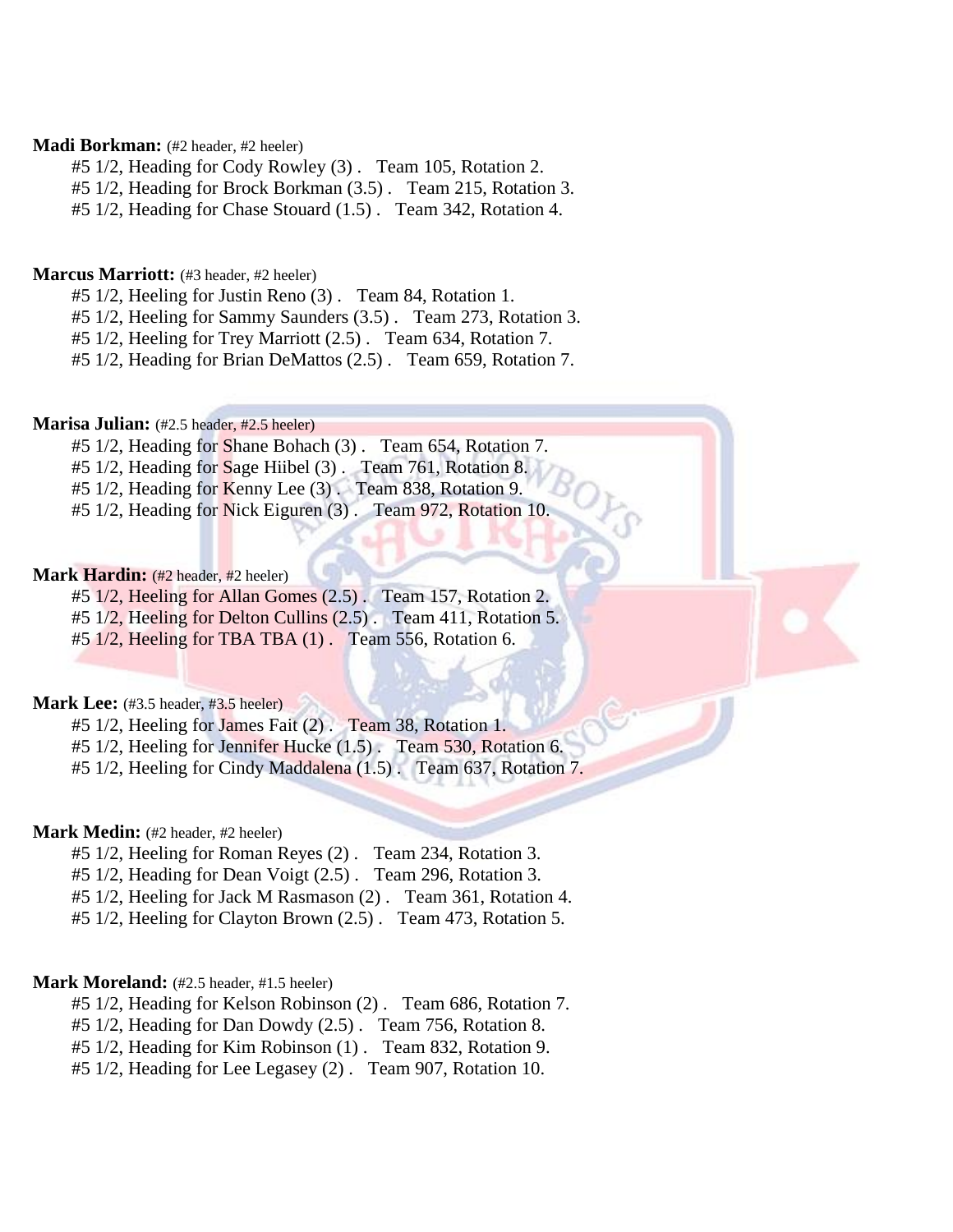**Madi Borkman:** (#2 header, #2 heeler)

#5 1/2, Heading for Cody Rowley (3) . Team 105, Rotation 2.
#5 1/2, Heading for Brock Borkman (3.5) . Team 215, Rotation 3.
#5 1/2, Heading for Chase Stouard (1.5) . Team 342, Rotation 4.

**Marcus Marriott:** (#3 header, #2 heeler)

#5 1/2, Heeling for Justin Reno (3) . Team 84, Rotation 1.
#5 1/2, Heeling for Sammy Saunders (3.5) . Team 273, Rotation 3.
#5 1/2, Heeling for Trey Marriott (2.5) . Team 634, Rotation 7.
#5 1/2, Heading for Brian DeMattos (2.5) . Team 659, Rotation 7.

**Marisa Julian:** (#2.5 header, #2.5 heeler)

#5 1/2, Heading for Shane Bohach (3) . Team 654, Rotation 7.
#5 1/2, Heading for Sage Hiibel (3) . Team 761, Rotation 8.
#5 1/2, Heading for Kenny Lee (3) . Team 838, Rotation 9.
#5 1/2, Heading for Nick Eiguren (3) . Team 972, Rotation 10.

**Mark Hardin:** (#2 header, #2 heeler)

#5 1/2, Heeling for Allan Gomes (2.5) . Team 157, Rotation 2.
#5 1/2, Heeling for Delton Cullins (2.5) . Team 411, Rotation 5.
#5 1/2, Heeling for TBA TBA (1) . Team 556, Rotation 6.

**Mark Lee:** (#3.5 header, #3.5 heeler)

#5 1/2, Heeling for James Fait (2) . Team 38, Rotation 1.
#5 1/2, Heeling for Jennifer Hucke (1.5) . Team 530, Rotation 6.
#5 1/2, Heeling for Cindy Maddalena (1.5) . Team 637, Rotation 7.

**Mark Medin:** (#2 header, #2 heeler)

#5 1/2, Heeling for Roman Reyes (2) . Team 234, Rotation 3.
#5 1/2, Heading for Dean Voigt (2.5) . Team 296, Rotation 3.
#5 1/2, Heeling for Jack M Rasmason (2) . Team 361, Rotation 4.
#5 1/2, Heeling for Clayton Brown (2.5) . Team 473, Rotation 5.

**Mark Moreland:** (#2.5 header, #1.5 heeler)

#5 1/2, Heading for Kelson Robinson (2) . Team 686, Rotation 7.
#5 1/2, Heading for Dan Dowdy (2.5) . Team 756, Rotation 8.
#5 1/2, Heading for Kim Robinson (1) . Team 832, Rotation 9.
#5 1/2, Heading for Lee Legasey (2) . Team 907, Rotation 10.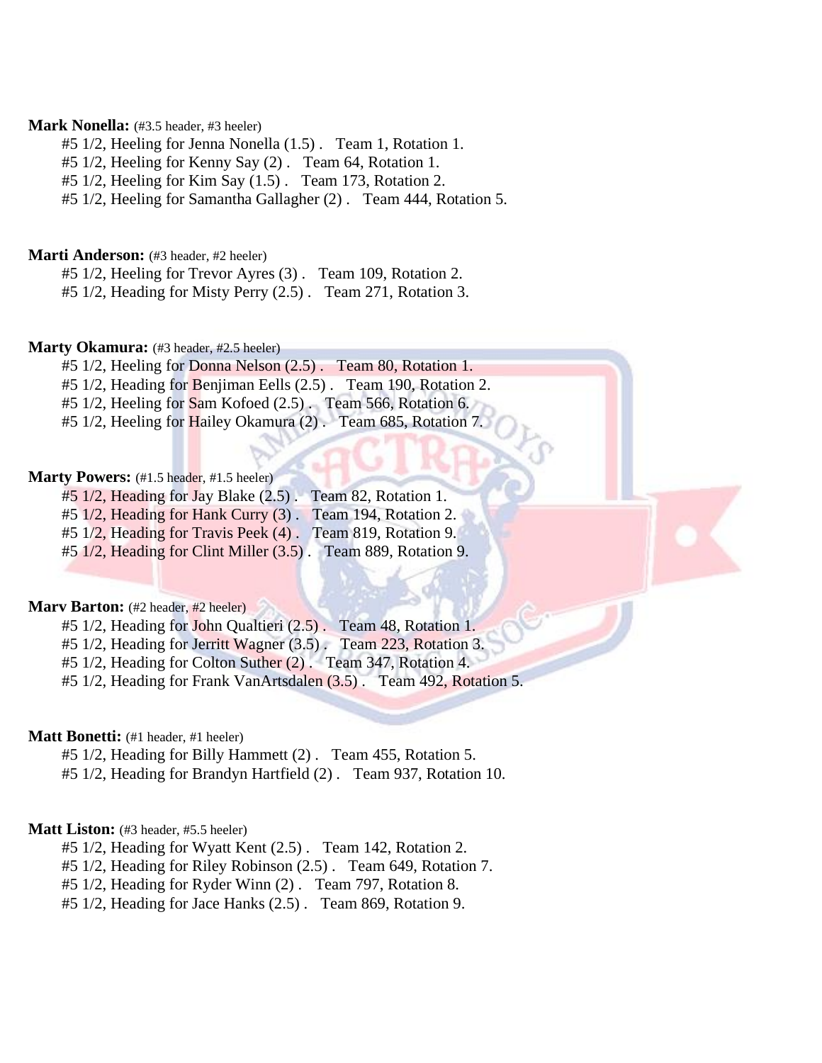**Mark Nonella:** (#3.5 header, #3 heeler)

#5 1/2, Heeling for Jenna Nonella (1.5) . Team 1, Rotation 1.
#5 1/2, Heeling for Kenny Say (2) . Team 64, Rotation 1.
#5 1/2, Heeling for Kim Say (1.5) . Team 173, Rotation 2.
#5 1/2, Heeling for Samantha Gallagher (2) . Team 444, Rotation 5.

**Marti Anderson:** (#3 header, #2 heeler)

#5 1/2, Heeling for Trevor Ayres (3) . Team 109, Rotation 2.
#5 1/2, Heading for Misty Perry (2.5) . Team 271, Rotation 3.

**Marty Okamura:** (#3 header, #2.5 heeler)

#5 1/2, Heeling for Donna Nelson (2.5) . Team 80, Rotation 1.
#5 1/2, Heading for Benjiman Eells (2.5) . Team 190, Rotation 2.
#5 1/2, Heeling for Sam Kofoed (2.5) . Team 566, Rotation 6.
#5 1/2, Heeling for Hailey Okamura (2) . Team 685, Rotation 7.

**Marty Powers:** (#1.5 header, #1.5 heeler)

#5 1/2, Heading for Jay Blake (2.5) . Team 82, Rotation 1.
#5 1/2, Heading for Hank Curry (3) . Team 194, Rotation 2.
#5 1/2, Heading for Travis Peek (4) . Team 819, Rotation 9.
#5 1/2, Heading for Clint Miller (3.5) . Team 889, Rotation 9.

**Marv Barton:** (#2 header, #2 heeler)

#5 1/2, Heading for John Qualtieri (2.5) . Team 48, Rotation 1.
#5 1/2, Heading for Jerritt Wagner (3.5) . Team 223, Rotation 3.
#5 1/2, Heading for Colton Suther (2) . Team 347, Rotation 4.
#5 1/2, Heading for Frank VanArtsdalen (3.5) . Team 492, Rotation 5.

**Matt Bonetti:** (#1 header, #1 heeler)

#5 1/2, Heading for Billy Hammett (2) . Team 455, Rotation 5.
#5 1/2, Heading for Brandyn Hartfield (2) . Team 937, Rotation 10.

**Matt Liston:** (#3 header, #5.5 heeler)

#5 1/2, Heading for Wyatt Kent (2.5) . Team 142, Rotation 2.
#5 1/2, Heading for Riley Robinson (2.5) . Team 649, Rotation 7.
#5 1/2, Heading for Ryder Winn (2) . Team 797, Rotation 8.
#5 1/2, Heading for Jace Hanks (2.5) . Team 869, Rotation 9.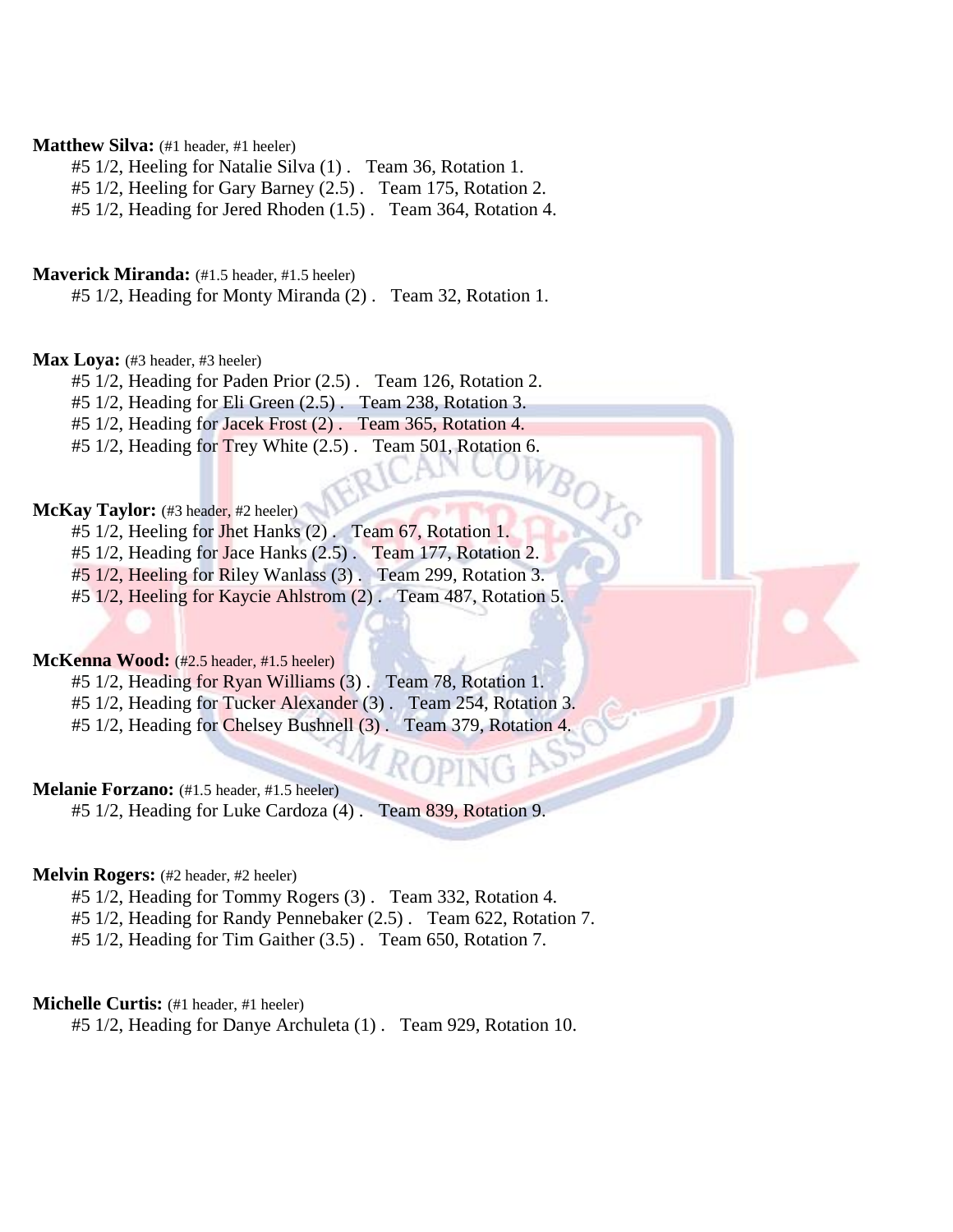**Matthew Silva:** (#1 header, #1 heeler)

#5 1/2, Heeling for Natalie Silva (1) . Team 36, Rotation 1.
#5 1/2, Heeling for Gary Barney (2.5) . Team 175, Rotation 2.
#5 1/2, Heading for Jered Rhoden (1.5) . Team 364, Rotation 4.

**Maverick Miranda:** (#1.5 header, #1.5 heeler)

#5 1/2, Heading for Monty Miranda (2) . Team 32, Rotation 1.

**Max Loya:** (#3 header, #3 heeler)

#5 1/2, Heading for Paden Prior (2.5) . Team 126, Rotation 2.
#5 1/2, Heading for Eli Green (2.5) . Team 238, Rotation 3.
#5 1/2, Heading for Jacek Frost (2) . Team 365, Rotation 4.
#5 1/2, Heading for Trey White (2.5) . Team 501, Rotation 6.

**McKay Taylor:** (#3 header, #2 heeler)

#5 1/2, Heeling for Jhet Hanks (2) . Team 67, Rotation 1.
#5 1/2, Heading for Jace Hanks (2.5) . Team 177, Rotation 2.
#5 1/2, Heeling for Riley Wanlass (3) . Team 299, Rotation 3.
#5 1/2, Heeling for Kaycie Ahlstrom (2) . Team 487, Rotation 5.

**McKenna Wood:** (#2.5 header, #1.5 heeler)

#5 1/2, Heading for Ryan Williams (3) . Team 78, Rotation 1.
#5 1/2, Heading for Tucker Alexander (3) . Team 254, Rotation 3.
#5 1/2, Heading for Chelsey Bushnell (3) . Team 379, Rotation 4.

**Melanie Forzano:** (#1.5 header, #1.5 heeler)

#5 1/2, Heading for Luke Cardoza (4) . Team 839, Rotation 9.

**Melvin Rogers:** (#2 header, #2 heeler)

#5 1/2, Heading for Tommy Rogers (3) . Team 332, Rotation 4.
#5 1/2, Heading for Randy Pennebaker (2.5) . Team 622, Rotation 7.
#5 1/2, Heading for Tim Gaither (3.5) . Team 650, Rotation 7.

**Michelle Curtis:** (#1 header, #1 heeler)

#5 1/2, Heading for Danye Archuleta (1) . Team 929, Rotation 10.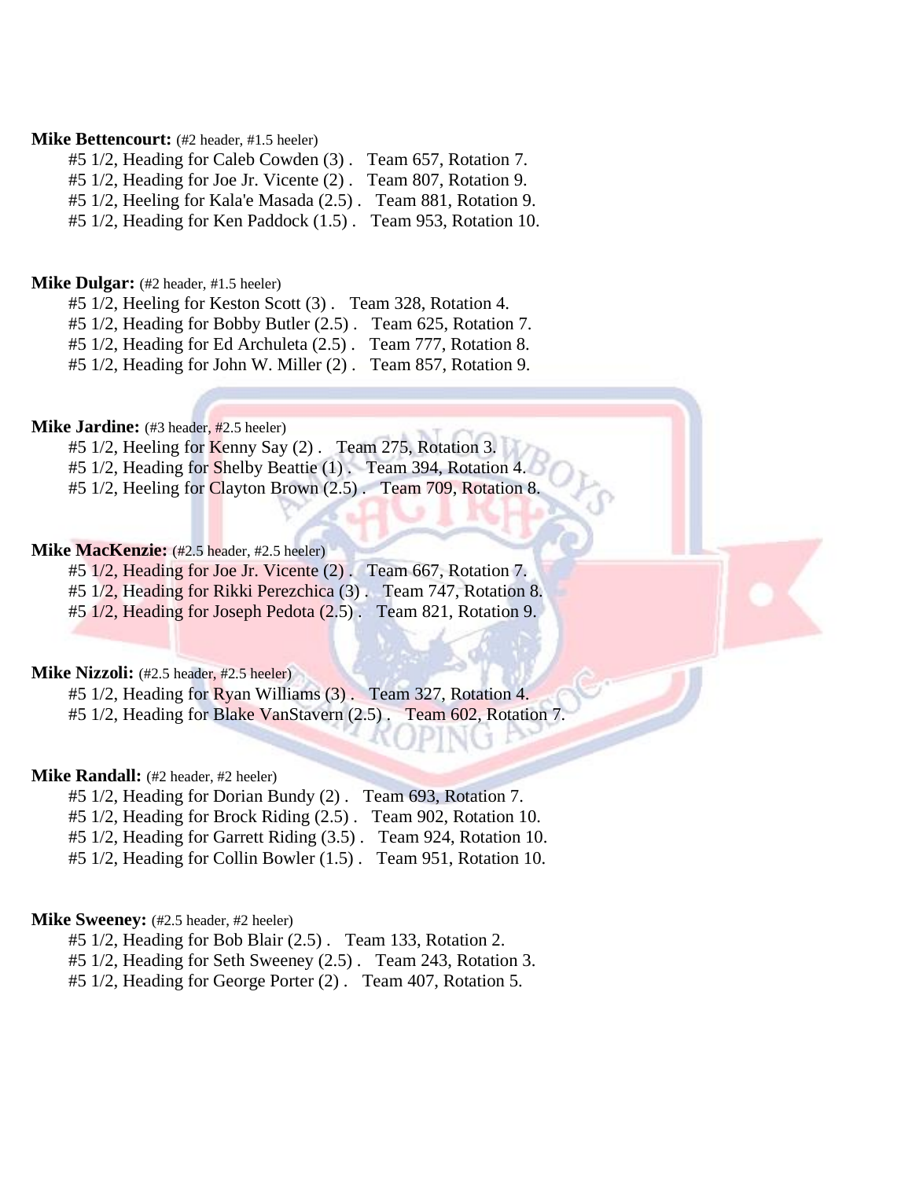**Mike Bettencourt:** (#2 header, #1.5 heeler)

#5 1/2, Heading for Caleb Cowden (3) . Team 657, Rotation 7.
#5 1/2, Heading for Joe Jr. Vicente (2) . Team 807, Rotation 9.
#5 1/2, Heeling for Kala'e Masada (2.5) . Team 881, Rotation 9.
#5 1/2, Heading for Ken Paddock (1.5) . Team 953, Rotation 10.

**Mike Dulgar:** (#2 header, #1.5 heeler)

#5 1/2, Heeling for Keston Scott (3) . Team 328, Rotation 4.
#5 1/2, Heading for Bobby Butler (2.5) . Team 625, Rotation 7.
#5 1/2, Heading for Ed Archuleta (2.5) . Team 777, Rotation 8.
#5 1/2, Heading for John W. Miller (2) . Team 857, Rotation 9.

**Mike Jardine:** (#3 header, #2.5 heeler)

#5 1/2, Heeling for Kenny Say (2) . Team 275, Rotation 3.
#5 1/2, Heading for Shelby Beattie (1) . Team 394, Rotation 4.
#5 1/2, Heeling for Clayton Brown (2.5) . Team 709, Rotation 8.

**Mike MacKenzie:** (#2.5 header, #2.5 heeler)

#5 1/2, Heading for Joe Jr. Vicente (2) . Team 667, Rotation 7.
#5 1/2, Heading for Rikki Perezchica (3) . Team 747, Rotation 8.
#5 1/2, Heading for Joseph Pedota (2.5) . Team 821, Rotation 9.

**Mike Nizzoli:** (#2.5 header, #2.5 heeler)

#5 1/2, Heading for Ryan Williams (3) . Team 327, Rotation 4.
#5 1/2, Heading for Blake VanStavern (2.5) . Team 602, Rotation 7.

**Mike Randall:** (#2 header, #2 heeler)

#5 1/2, Heading for Dorian Bundy (2) . Team 693, Rotation 7.
#5 1/2, Heading for Brock Riding (2.5) . Team 902, Rotation 10.
#5 1/2, Heading for Garrett Riding (3.5) . Team 924, Rotation 10.
#5 1/2, Heading for Collin Bowler (1.5) . Team 951, Rotation 10.

**Mike Sweeney:** (#2.5 header, #2 heeler)

#5 1/2, Heading for Bob Blair (2.5) . Team 133, Rotation 2.
#5 1/2, Heading for Seth Sweeney (2.5) . Team 243, Rotation 3.
#5 1/2, Heading for George Porter (2) . Team 407, Rotation 5.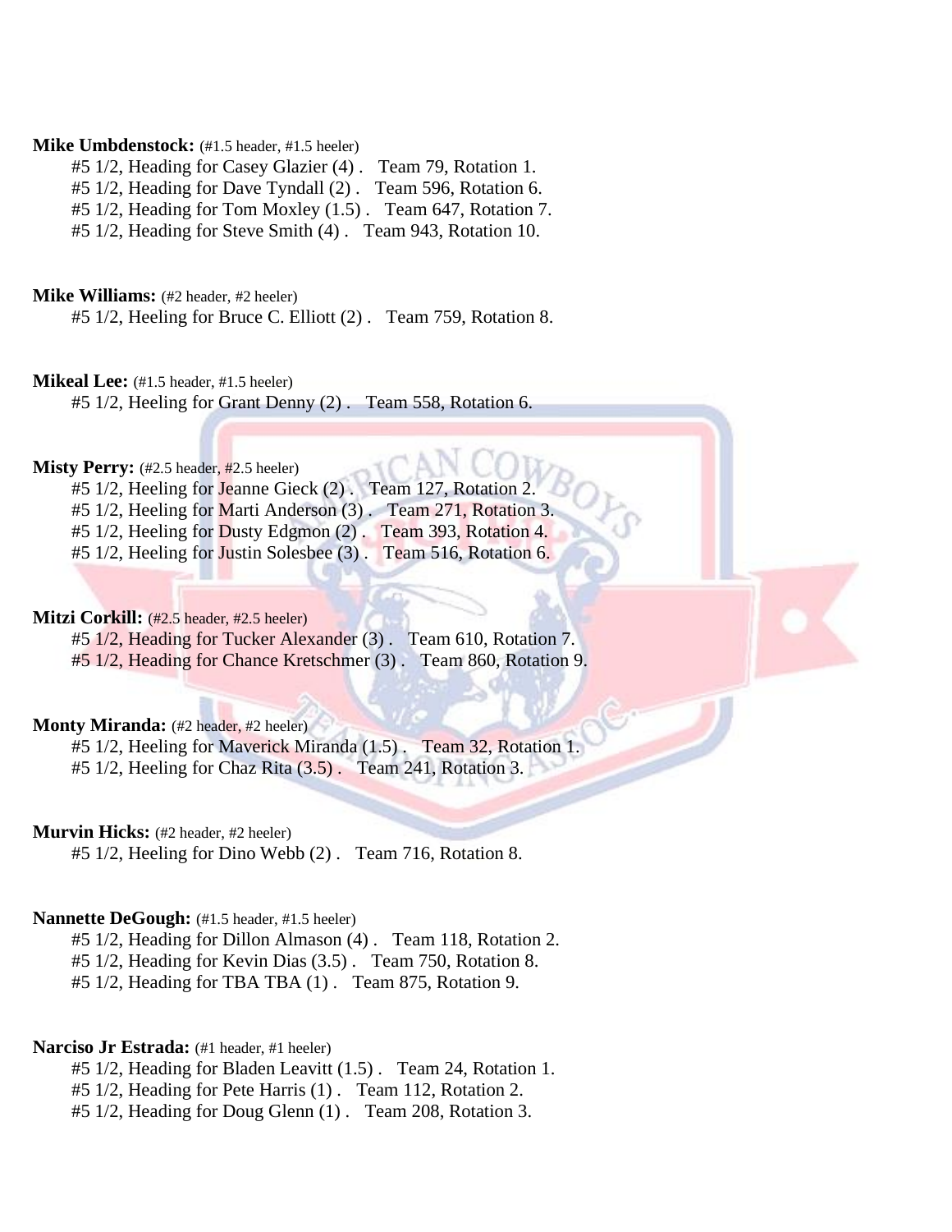**Mike Umbdenstock:** (#1.5 header, #1.5 heeler)

#5 1/2, Heading for Casey Glazier (4) . Team 79, Rotation 1.
#5 1/2, Heading for Dave Tyndall (2) . Team 596, Rotation 6.
#5 1/2, Heading for Tom Moxley (1.5) . Team 647, Rotation 7.
#5 1/2, Heading for Steve Smith (4) . Team 943, Rotation 10.

**Mike Williams:** (#2 header, #2 heeler)

#5 1/2, Heeling for Bruce C. Elliott (2) . Team 759, Rotation 8.

**Mikeal Lee:** (#1.5 header, #1.5 heeler)

#5 1/2, Heeling for Grant Denny (2) . Team 558, Rotation 6.

**Misty Perry:** (#2.5 header, #2.5 heeler)

#5 1/2, Heeling for Jeanne Gieck (2) . Team 127, Rotation 2.
#5 1/2, Heeling for Marti Anderson (3) . Team 271, Rotation 3.
#5 1/2, Heeling for Dusty Edgmon (2) . Team 393, Rotation 4.
#5 1/2, Heeling for Justin Solesbee (3) . Team 516, Rotation 6.

**Mitzi Corkill:** (#2.5 header, #2.5 heeler)

#5 1/2, Heading for Tucker Alexander (3) . Team 610, Rotation 7.
#5 1/2, Heading for Chance Kretschmer (3) . Team 860, Rotation 9.

**Monty Miranda:** (#2 header, #2 heeler)

#5 1/2, Heeling for Maverick Miranda (1.5) . Team 32, Rotation 1.
#5 1/2, Heeling for Chaz Rita (3.5) . Team 241, Rotation 3.

**Murvin Hicks:** (#2 header, #2 heeler)

#5 1/2, Heeling for Dino Webb (2) . Team 716, Rotation 8.

**Nannette DeGough:** (#1.5 header, #1.5 heeler)

#5 1/2, Heading for Dillon Almason (4) . Team 118, Rotation 2.
#5 1/2, Heading for Kevin Dias (3.5) . Team 750, Rotation 8.
#5 1/2, Heading for TBA TBA (1) . Team 875, Rotation 9.

**Narciso Jr Estrada:** (#1 header, #1 heeler)

#5 1/2, Heading for Bladen Leavitt (1.5) . Team 24, Rotation 1.
#5 1/2, Heading for Pete Harris (1) . Team 112, Rotation 2.
#5 1/2, Heading for Doug Glenn (1) . Team 208, Rotation 3.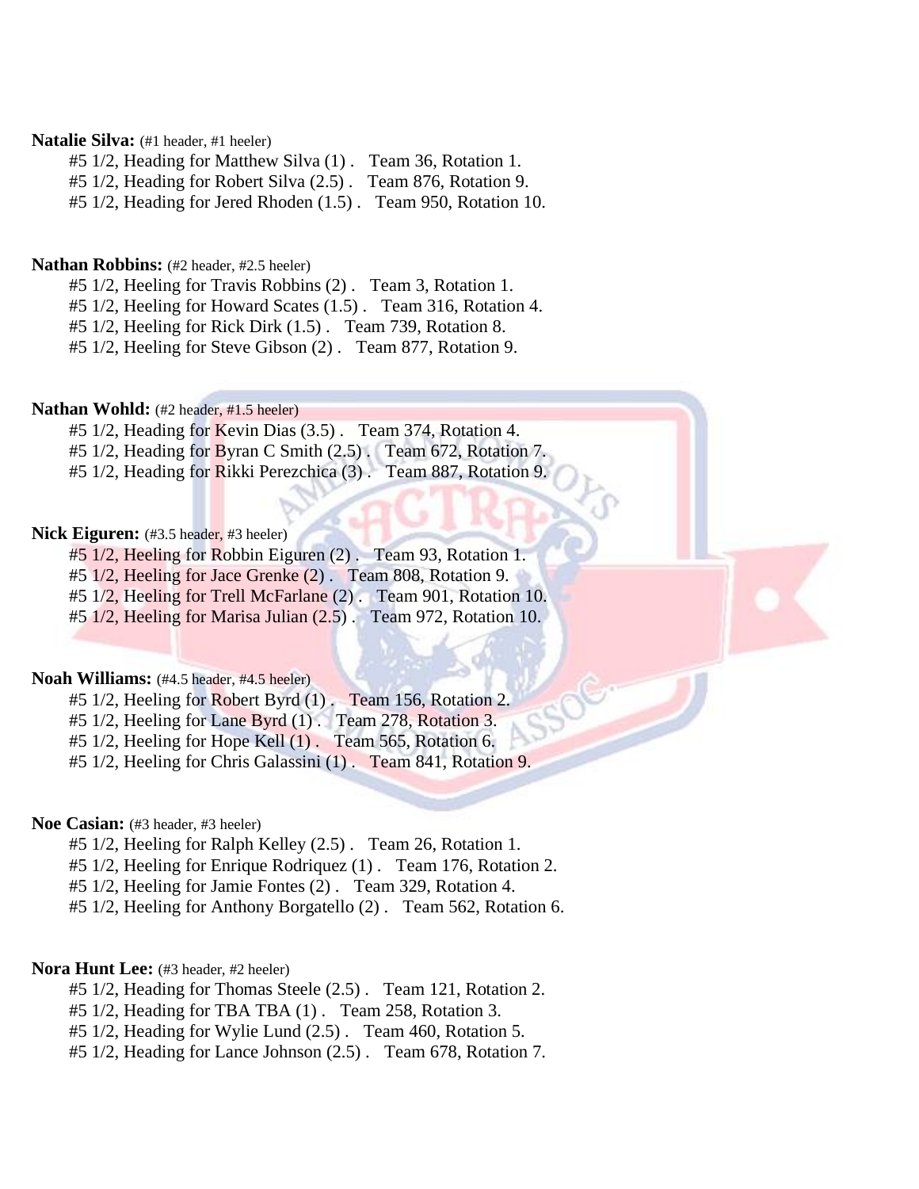**Natalie Silva:** (#1 header, #1 heeler)

#5 1/2, Heading for Matthew Silva (1) . Team 36, Rotation 1.
#5 1/2, Heading for Robert Silva (2.5) . Team 876, Rotation 9.
#5 1/2, Heading for Jered Rhoden (1.5) . Team 950, Rotation 10.

**Nathan Robbins:** (#2 header, #2.5 heeler)

#5 1/2, Heeling for Travis Robbins (2) . Team 3, Rotation 1.
#5 1/2, Heeling for Howard Scates (1.5) . Team 316, Rotation 4.
#5 1/2, Heeling for Rick Dirk (1.5) . Team 739, Rotation 8.
#5 1/2, Heeling for Steve Gibson (2) . Team 877, Rotation 9.

**Nathan Wohld:** (#2 header, #1.5 heeler)

#5 1/2, Heading for Kevin Dias (3.5) . Team 374, Rotation 4.
#5 1/2, Heading for Byran C Smith (2.5) . Team 672, Rotation 7.
#5 1/2, Heading for Rikki Perezchica (3) . Team 887, Rotation 9.

**Nick Eiguren:** (#3.5 header, #3 heeler)

#5 1/2, Heeling for Robbin Eiguren (2) . Team 93, Rotation 1.
#5 1/2, Heeling for Jace Grenke (2) . Team 808, Rotation 9.
#5 1/2, Heeling for Trell McFarlane (2) . Team 901, Rotation 10.
#5 1/2, Heeling for Marisa Julian (2.5) . Team 972, Rotation 10.

**Noah Williams:** (#4.5 header, #4.5 heeler)

#5 1/2, Heeling for Robert Byrd (1) . Team 156, Rotation 2.
#5 1/2, Heeling for Lane Byrd (1) . Team 278, Rotation 3.
#5 1/2, Heeling for Hope Kell (1) . Team 565, Rotation 6.
#5 1/2, Heeling for Chris Galassini (1) . Team 841, Rotation 9.

**Noe Casian:** (#3 header, #3 heeler)

#5 1/2, Heeling for Ralph Kelley (2.5) . Team 26, Rotation 1.
#5 1/2, Heeling for Enrique Rodriquez (1) . Team 176, Rotation 2.
#5 1/2, Heeling for Jamie Fontes (2) . Team 329, Rotation 4.
#5 1/2, Heeling for Anthony Borgatello (2) . Team 562, Rotation 6.

**Nora Hunt Lee:** (#3 header, #2 heeler)

#5 1/2, Heading for Thomas Steele (2.5) . Team 121, Rotation 2.
#5 1/2, Heading for TBA TBA (1) . Team 258, Rotation 3.
#5 1/2, Heading for Wylie Lund (2.5) . Team 460, Rotation 5.
#5 1/2, Heading for Lance Johnson (2.5) . Team 678, Rotation 7.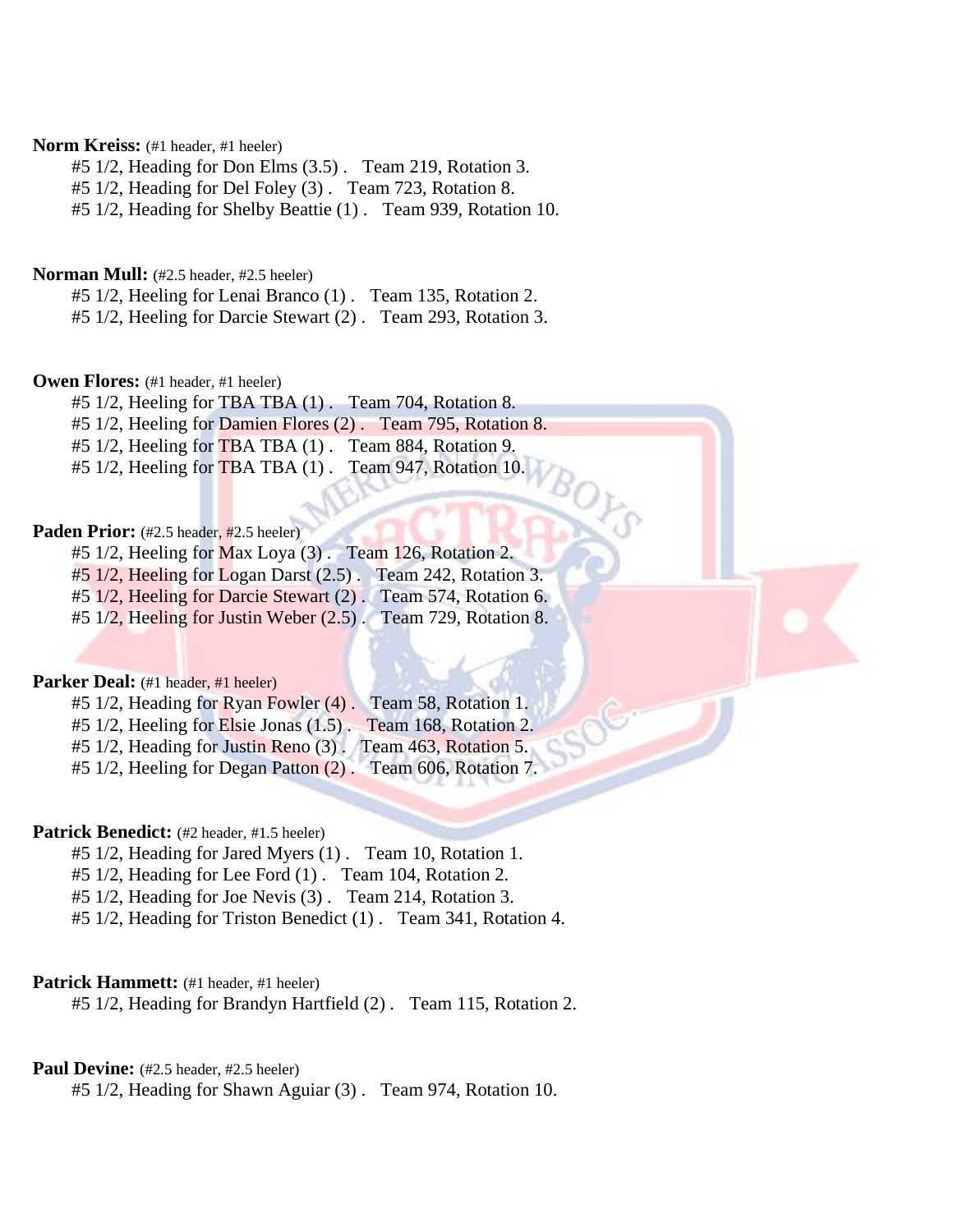**Norm Kreiss:** (#1 header, #1 heeler)

#5 1/2, Heading for Don Elms (3.5) . Team 219, Rotation 3.
#5 1/2, Heading for Del Foley (3) . Team 723, Rotation 8.
#5 1/2, Heading for Shelby Beattie (1) . Team 939, Rotation 10.

**Norman Mull:** (#2.5 header, #2.5 heeler)

#5 1/2, Heeling for Lenai Branco (1) . Team 135, Rotation 2.
#5 1/2, Heeling for Darcie Stewart (2) . Team 293, Rotation 3.

**Owen Flores:** (#1 header, #1 heeler)

#5 1/2, Heeling for TBA TBA (1) . Team 704, Rotation 8.
#5 1/2, Heeling for Damien Flores (2) . Team 795, Rotation 8.
#5 1/2, Heeling for TBA TBA (1) . Team 884, Rotation 9.
#5 1/2, Heeling for TBA TBA (1) . Team 947, Rotation 10.

**Paden Prior:** (#2.5 header, #2.5 heeler)

#5 1/2, Heeling for Max Loya (3) . Team 126, Rotation 2.
#5 1/2, Heeling for Logan Darst (2.5) . Team 242, Rotation 3.
#5 1/2, Heeling for Darcie Stewart (2) . Team 574, Rotation 6.
#5 1/2, Heeling for Justin Weber (2.5) . Team 729, Rotation 8.

**Parker Deal:** (#1 header, #1 heeler)

#5 1/2, Heading for Ryan Fowler (4) . Team 58, Rotation 1.
#5 1/2, Heeling for Elsie Jonas (1.5) . Team 168, Rotation 2.
#5 1/2, Heading for Justin Reno (3) . Team 463, Rotation 5.
#5 1/2, Heeling for Degan Patton (2) . Team 606, Rotation 7.

**Patrick Benedict:** (#2 header, #1.5 heeler)

#5 1/2, Heading for Jared Myers (1) . Team 10, Rotation 1.
#5 1/2, Heading for Lee Ford (1) . Team 104, Rotation 2.
#5 1/2, Heading for Joe Nevis (3) . Team 214, Rotation 3.
#5 1/2, Heading for Triston Benedict (1) . Team 341, Rotation 4.

**Patrick Hammett:** (#1 header, #1 heeler)

#5 1/2, Heading for Brandyn Hartfield (2) . Team 115, Rotation 2.

**Paul Devine:** (#2.5 header, #2.5 heeler)

#5 1/2, Heading for Shawn Aguiar (3) . Team 974, Rotation 10.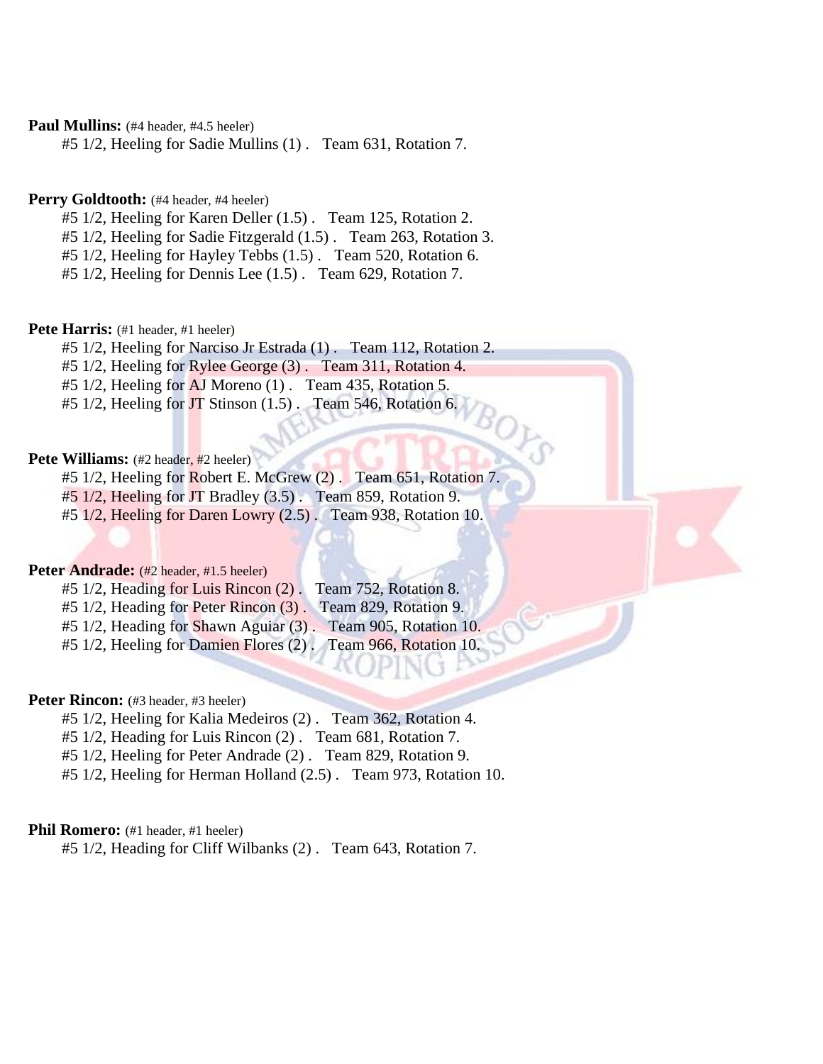**Paul Mullins:** (#4 header, #4.5 heeler)

#5 1/2, Heeling for Sadie Mullins (1) . Team 631, Rotation 7.

**Perry Goldtooth:** (#4 header, #4 heeler)

#5 1/2, Heeling for Karen Deller (1.5) . Team 125, Rotation 2.
#5 1/2, Heeling for Sadie Fitzgerald (1.5) . Team 263, Rotation 3.
#5 1/2, Heeling for Hayley Tebbs (1.5) . Team 520, Rotation 6.
#5 1/2, Heeling for Dennis Lee (1.5) . Team 629, Rotation 7.

**Pete Harris:** (#1 header, #1 heeler)

#5 1/2, Heeling for Narciso Jr Estrada (1) . Team 112, Rotation 2.
#5 1/2, Heeling for Rylee George (3) . Team 311, Rotation 4.
#5 1/2, Heeling for AJ Moreno (1) . Team 435, Rotation 5.
#5 1/2, Heeling for JT Stinson (1.5) . Team 546, Rotation 6.

**Pete Williams:** (#2 header, #2 heeler)

#5 1/2, Heeling for Robert E. McGrew (2) . Team 651, Rotation 7.
#5 1/2, Heeling for JT Bradley (3.5) . Team 859, Rotation 9.
#5 1/2, Heeling for Daren Lowry (2.5) . Team 938, Rotation 10.

**Peter Andrade:** (#2 header, #1.5 heeler)

#5 1/2, Heading for Luis Rincon (2) . Team 752, Rotation 8.
#5 1/2, Heading for Peter Rincon (3) . Team 829, Rotation 9.
#5 1/2, Heading for Shawn Aguiar (3) . Team 905, Rotation 10.
#5 1/2, Heeling for Damien Flores (2) . Team 966, Rotation 10.

**Peter Rincon:** (#3 header, #3 heeler)

#5 1/2, Heeling for Kalia Medeiros (2) . Team 362, Rotation 4.
#5 1/2, Heading for Luis Rincon (2) . Team 681, Rotation 7.
#5 1/2, Heeling for Peter Andrade (2) . Team 829, Rotation 9.
#5 1/2, Heeling for Herman Holland (2.5) . Team 973, Rotation 10.

**Phil Romero:** (#1 header, #1 heeler)

#5 1/2, Heading for Cliff Wilbanks (2) . Team 643, Rotation 7.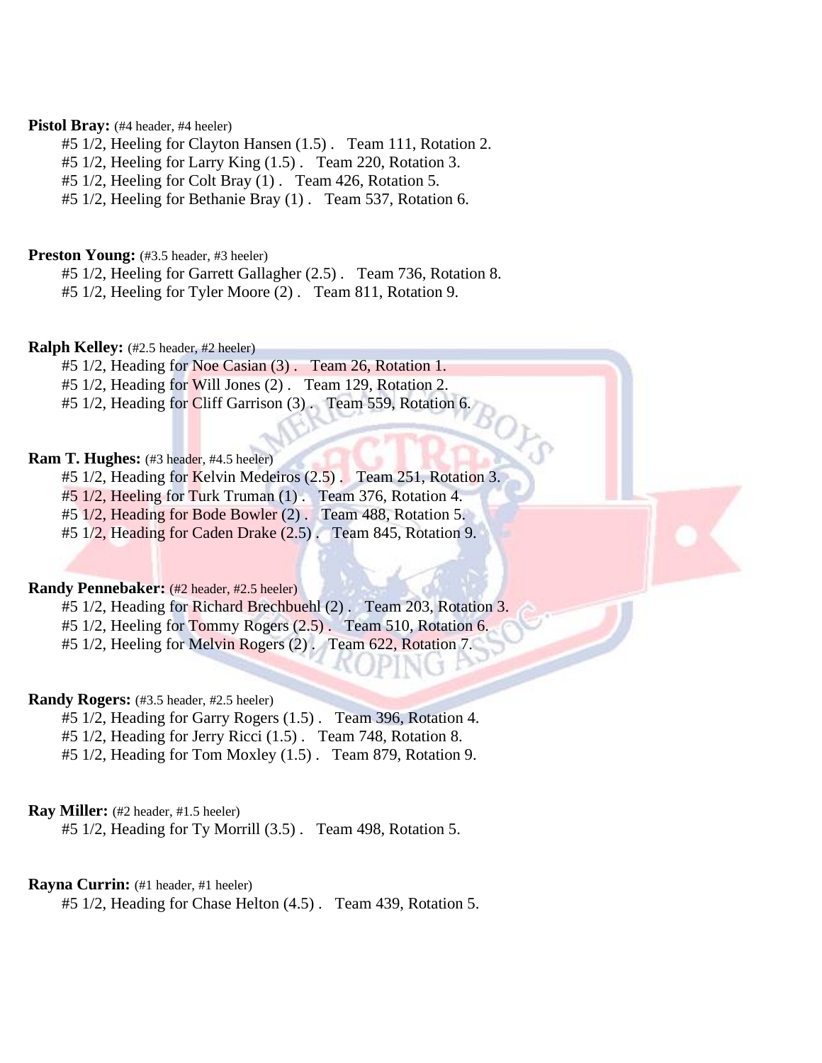**Pistol Bray:** (#4 header, #4 heeler)

#5 1/2, Heeling for Clayton Hansen (1.5) . Team 111, Rotation 2.
#5 1/2, Heeling for Larry King (1.5) . Team 220, Rotation 3.
#5 1/2, Heeling for Colt Bray (1) . Team 426, Rotation 5.
#5 1/2, Heeling for Bethanie Bray (1) . Team 537, Rotation 6.

**Preston Young:** (#3.5 header, #3 heeler)

#5 1/2, Heeling for Garrett Gallagher (2.5) . Team 736, Rotation 8.
#5 1/2, Heeling for Tyler Moore (2) . Team 811, Rotation 9.

**Ralph Kelley:** (#2.5 header, #2 heeler)

#5 1/2, Heading for Noe Casian (3) . Team 26, Rotation 1.
#5 1/2, Heading for Will Jones (2) . Team 129, Rotation 2.
#5 1/2, Heading for Cliff Garrison (3) . Team 559, Rotation 6.

**Ram T. Hughes:** (#3 header, #4.5 heeler)

#5 1/2, Heading for Kelvin Medeiros (2.5) . Team 251, Rotation 3.
#5 1/2, Heeling for Turk Truman (1) . Team 376, Rotation 4.
#5 1/2, Heading for Bode Bowler (2) . Team 488, Rotation 5.
#5 1/2, Heading for Caden Drake (2.5) . Team 845, Rotation 9.

**Randy Pennebaker:** (#2 header, #2.5 heeler)

#5 1/2, Heading for Richard Brechbuehl (2) . Team 203, Rotation 3.
#5 1/2, Heeling for Tommy Rogers (2.5) . Team 510, Rotation 6.
#5 1/2, Heeling for Melvin Rogers (2) . Team 622, Rotation 7.

**Randy Rogers:** (#3.5 header, #2.5 heeler)

#5 1/2, Heading for Garry Rogers (1.5) . Team 396, Rotation 4.
#5 1/2, Heading for Jerry Ricci (1.5) . Team 748, Rotation 8.
#5 1/2, Heading for Tom Moxley (1.5) . Team 879, Rotation 9.

**Ray Miller:** (#2 header, #1.5 heeler)

#5 1/2, Heading for Ty Morrill (3.5) . Team 498, Rotation 5.

**Rayna Currin:** (#1 header, #1 heeler)

#5 1/2, Heading for Chase Helton (4.5) . Team 439, Rotation 5.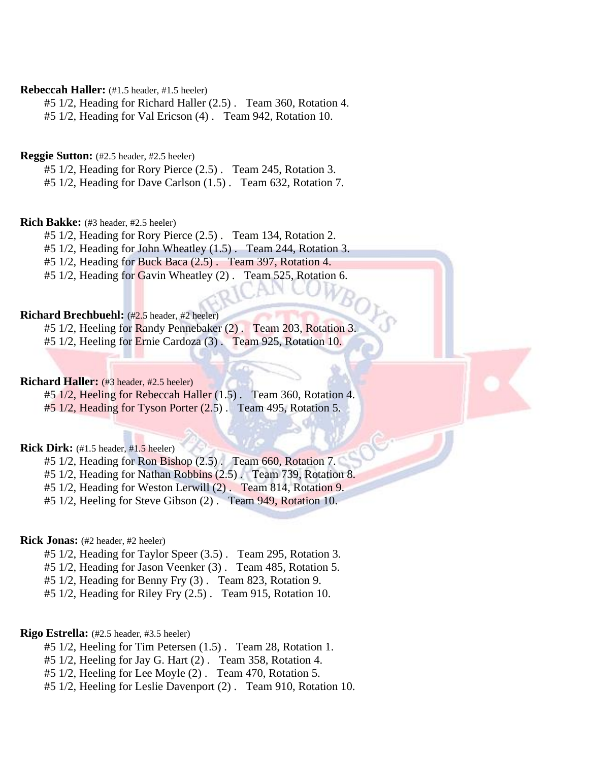**Rebeccah Haller:** (#1.5 header, #1.5 heeler)

#5 1/2, Heading for Richard Haller (2.5) . Team 360, Rotation 4.
#5 1/2, Heading for Val Ericson (4) . Team 942, Rotation 10.

**Reggie Sutton:** (#2.5 header, #2.5 heeler)

#5 1/2, Heading for Rory Pierce (2.5) . Team 245, Rotation 3.
#5 1/2, Heading for Dave Carlson (1.5) . Team 632, Rotation 7.

**Rich Bakke:** (#3 header, #2.5 heeler)

#5 1/2, Heading for Rory Pierce (2.5) . Team 134, Rotation 2.
#5 1/2, Heading for John Wheatley (1.5) . Team 244, Rotation 3.
#5 1/2, Heading for Buck Baca (2.5) . Team 397, Rotation 4.
#5 1/2, Heading for Gavin Wheatley (2) . Team 525, Rotation 6.

**Richard Brechbuehl:** (#2.5 header, #2 heeler)

#5 1/2, Heeling for Randy Pennebaker (2) . Team 203, Rotation 3.
#5 1/2, Heeling for Ernie Cardoza (3) . Team 925, Rotation 10.

**Richard Haller:** (#3 header, #2.5 heeler)

#5 1/2, Heeling for Rebeccah Haller (1.5) . Team 360, Rotation 4.
#5 1/2, Heading for Tyson Porter (2.5) . Team 495, Rotation 5.

**Rick Dirk:** (#1.5 header, #1.5 heeler)

#5 1/2, Heading for Ron Bishop (2.5) . Team 660, Rotation 7.
#5 1/2, Heading for Nathan Robbins (2.5) . Team 739, Rotation 8.
#5 1/2, Heading for Weston Lerwill (2) . Team 814, Rotation 9.
#5 1/2, Heeling for Steve Gibson (2) . Team 949, Rotation 10.

**Rick Jonas:** (#2 header, #2 heeler)

#5 1/2, Heading for Taylor Speer (3.5) . Team 295, Rotation 3.
#5 1/2, Heading for Jason Veenker (3) . Team 485, Rotation 5.
#5 1/2, Heading for Benny Fry (3) . Team 823, Rotation 9.
#5 1/2, Heading for Riley Fry (2.5) . Team 915, Rotation 10.

**Rigo Estrella:** (#2.5 header, #3.5 heeler)

#5 1/2, Heeling for Tim Petersen (1.5) . Team 28, Rotation 1.
#5 1/2, Heeling for Jay G. Hart (2) . Team 358, Rotation 4.
#5 1/2, Heeling for Lee Moyle (2) . Team 470, Rotation 5.
#5 1/2, Heeling for Leslie Davenport (2) . Team 910, Rotation 10.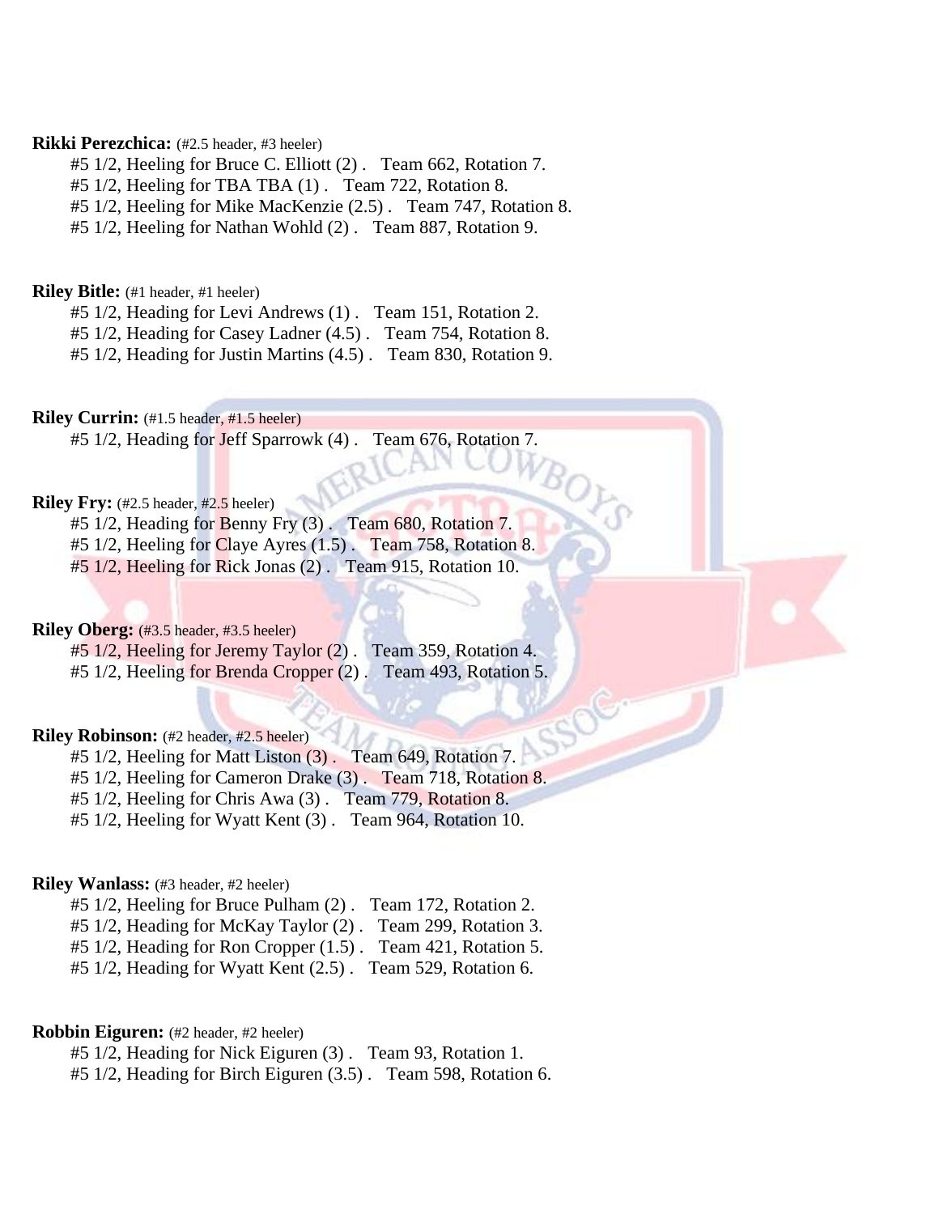**Rikki Perezchica:** (#2.5 header, #3 heeler)

#5 1/2, Heeling for Bruce C. Elliott (2) . Team 662, Rotation 7.
#5 1/2, Heeling for TBA TBA (1) . Team 722, Rotation 8.
#5 1/2, Heeling for Mike MacKenzie (2.5) . Team 747, Rotation 8.
#5 1/2, Heeling for Nathan Wohld (2) . Team 887, Rotation 9.

**Riley Bitle:** (#1 header, #1 heeler)

#5 1/2, Heading for Levi Andrews (1) . Team 151, Rotation 2.
#5 1/2, Heading for Casey Ladner (4.5) . Team 754, Rotation 8.
#5 1/2, Heading for Justin Martins (4.5) . Team 830, Rotation 9.

**Riley Currin:** (#1.5 header, #1.5 heeler)

#5 1/2, Heading for Jeff Sparrowk (4) . Team 676, Rotation 7.

**Riley Fry:** (#2.5 header, #2.5 heeler)

#5 1/2, Heading for Benny Fry (3) . Team 680, Rotation 7.
#5 1/2, Heeling for Claye Ayres (1.5) . Team 758, Rotation 8.
#5 1/2, Heeling for Rick Jonas (2) . Team 915, Rotation 10.

**Riley Oberg:** (#3.5 header, #3.5 heeler)

#5 1/2, Heeling for Jeremy Taylor (2) . Team 359, Rotation 4.
#5 1/2, Heeling for Brenda Cropper (2) . Team 493, Rotation 5.

**Riley Robinson:** (#2 header, #2.5 heeler)

#5 1/2, Heeling for Matt Liston (3) . Team 649, Rotation 7.
#5 1/2, Heeling for Cameron Drake (3) . Team 718, Rotation 8.
#5 1/2, Heeling for Chris Awa (3) . Team 779, Rotation 8.
#5 1/2, Heeling for Wyatt Kent (3) . Team 964, Rotation 10.

**Riley Wanlass:** (#3 header, #2 heeler)

#5 1/2, Heeling for Bruce Pulham (2) . Team 172, Rotation 2.
#5 1/2, Heading for McKay Taylor (2) . Team 299, Rotation 3.
#5 1/2, Heading for Ron Cropper (1.5) . Team 421, Rotation 5.
#5 1/2, Heading for Wyatt Kent (2.5) . Team 529, Rotation 6.

**Robbin Eiguren:** (#2 header, #2 heeler)

#5 1/2, Heading for Nick Eiguren (3) . Team 93, Rotation 1.
#5 1/2, Heading for Birch Eiguren (3.5) . Team 598, Rotation 6.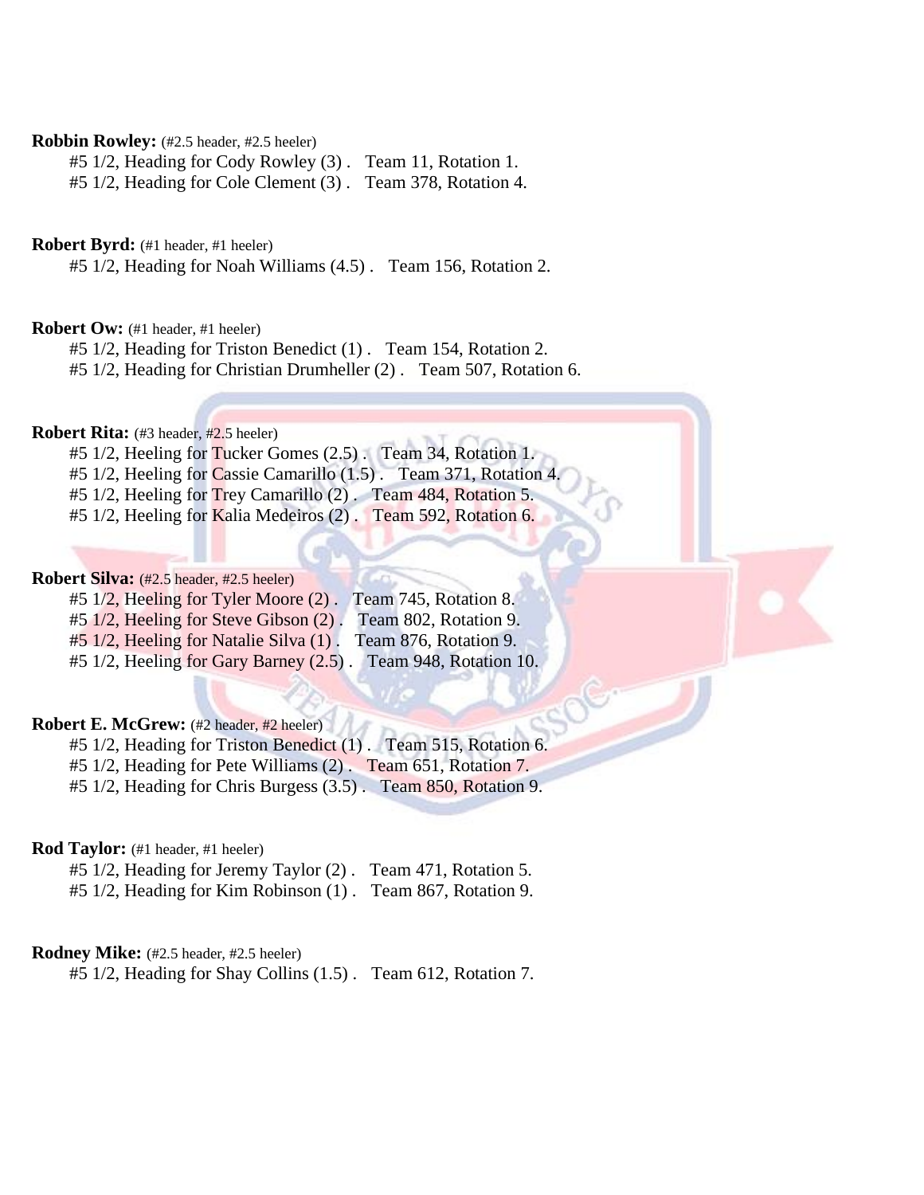**Robbin Rowley:** (#2.5 header, #2.5 heeler)

#5 1/2, Heading for Cody Rowley (3) .   Team 11, Rotation 1.
#5 1/2, Heading for Cole Clement (3) .   Team 378, Rotation 4.

**Robert Byrd:** (#1 header, #1 heeler)

#5 1/2, Heading for Noah Williams (4.5) .   Team 156, Rotation 2.

**Robert Ow:** (#1 header, #1 heeler)

#5 1/2, Heading for Triston Benedict (1) .   Team 154, Rotation 2.
#5 1/2, Heading for Christian Drumheller (2) .   Team 507, Rotation 6.

**Robert Rita:** (#3 header, #2.5 heeler)

#5 1/2, Heeling for Tucker Gomes (2.5) .   Team 34, Rotation 1.
#5 1/2, Heeling for Cassie Camarillo (1.5) .   Team 371, Rotation 4.
#5 1/2, Heeling for Trey Camarillo (2) .   Team 484, Rotation 5.
#5 1/2, Heeling for Kalia Medeiros (2) .   Team 592, Rotation 6.

**Robert Silva:** (#2.5 header, #2.5 heeler)

#5 1/2, Heeling for Tyler Moore (2) .   Team 745, Rotation 8.
#5 1/2, Heeling for Steve Gibson (2) .   Team 802, Rotation 9.
#5 1/2, Heeling for Natalie Silva (1) .   Team 876, Rotation 9.
#5 1/2, Heeling for Gary Barney (2.5) .   Team 948, Rotation 10.

**Robert E. McGrew:** (#2 header, #2 heeler)

#5 1/2, Heading for Triston Benedict (1) .   Team 515, Rotation 6.
#5 1/2, Heading for Pete Williams (2) .   Team 651, Rotation 7.
#5 1/2, Heading for Chris Burgess (3.5) .   Team 850, Rotation 9.

**Rod Taylor:** (#1 header, #1 heeler)

#5 1/2, Heading for Jeremy Taylor (2) .   Team 471, Rotation 5.
#5 1/2, Heading for Kim Robinson (1) .   Team 867, Rotation 9.

**Rodney Mike:** (#2.5 header, #2.5 heeler)

#5 1/2, Heading for Shay Collins (1.5) .   Team 612, Rotation 7.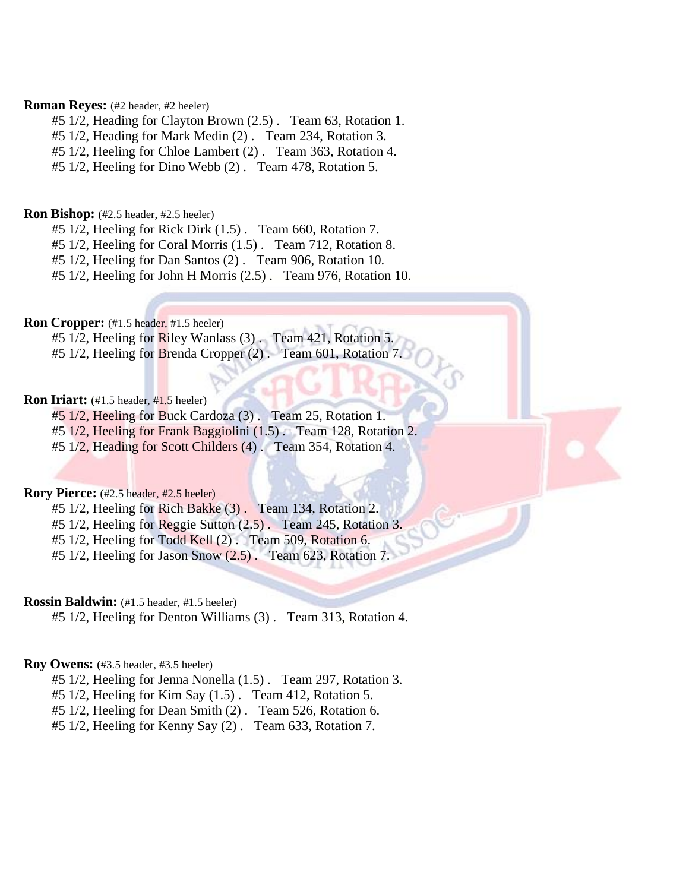**Roman Reyes:** (#2 header, #2 heeler)

#5 1/2, Heading for Clayton Brown (2.5) . Team 63, Rotation 1.
#5 1/2, Heading for Mark Medin (2) . Team 234, Rotation 3.
#5 1/2, Heeling for Chloe Lambert (2) . Team 363, Rotation 4.
#5 1/2, Heeling for Dino Webb (2) . Team 478, Rotation 5.

**Ron Bishop:** (#2.5 header, #2.5 heeler)

#5 1/2, Heeling for Rick Dirk (1.5) . Team 660, Rotation 7.
#5 1/2, Heeling for Coral Morris (1.5) . Team 712, Rotation 8.
#5 1/2, Heeling for Dan Santos (2) . Team 906, Rotation 10.
#5 1/2, Heeling for John H Morris (2.5) . Team 976, Rotation 10.

**Ron Cropper:** (#1.5 header, #1.5 heeler)

#5 1/2, Heeling for Riley Wanlass (3) . Team 421, Rotation 5.
#5 1/2, Heeling for Brenda Cropper (2) . Team 601, Rotation 7.

**Ron Iriart:** (#1.5 header, #1.5 heeler)

#5 1/2, Heeling for Buck Cardoza (3) . Team 25, Rotation 1.
#5 1/2, Heeling for Frank Baggiolini (1.5) . Team 128, Rotation 2.
#5 1/2, Heading for Scott Childers (4) . Team 354, Rotation 4.

**Rory Pierce:** (#2.5 header, #2.5 heeler)

#5 1/2, Heeling for Rich Bakke (3) . Team 134, Rotation 2.
#5 1/2, Heeling for Reggie Sutton (2.5) . Team 245, Rotation 3.
#5 1/2, Heeling for Todd Kell (2) . Team 509, Rotation 6.
#5 1/2, Heeling for Jason Snow (2.5) . Team 623, Rotation 7.

**Rossin Baldwin:** (#1.5 header, #1.5 heeler)

#5 1/2, Heeling for Denton Williams (3) . Team 313, Rotation 4.

**Roy Owens:** (#3.5 header, #3.5 heeler)

#5 1/2, Heeling for Jenna Nonella (1.5) . Team 297, Rotation 3.
#5 1/2, Heeling for Kim Say (1.5) . Team 412, Rotation 5.
#5 1/2, Heeling for Dean Smith (2) . Team 526, Rotation 6.
#5 1/2, Heeling for Kenny Say (2) . Team 633, Rotation 7.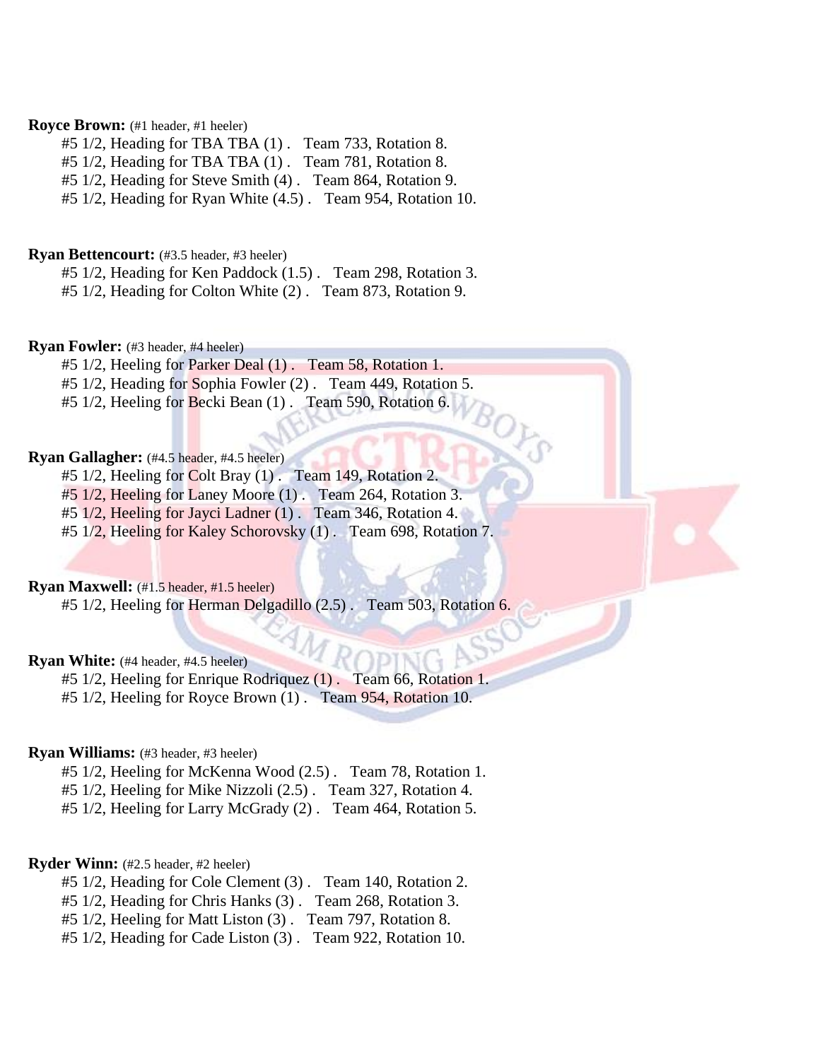**Royce Brown:** (#1 header, #1 heeler)

#5 1/2, Heading for TBA TBA (1) . Team 733, Rotation 8.
#5 1/2, Heading for TBA TBA (1) . Team 781, Rotation 8.
#5 1/2, Heading for Steve Smith (4) . Team 864, Rotation 9.
#5 1/2, Heading for Ryan White (4.5) . Team 954, Rotation 10.

**Ryan Bettencourt:** (#3.5 header, #3 heeler)

#5 1/2, Heading for Ken Paddock (1.5) . Team 298, Rotation 3.
#5 1/2, Heading for Colton White (2) . Team 873, Rotation 9.

**Ryan Fowler:** (#3 header, #4 heeler)

#5 1/2, Heeling for Parker Deal (1) . Team 58, Rotation 1.
#5 1/2, Heading for Sophia Fowler (2) . Team 449, Rotation 5.
#5 1/2, Heeling for Becki Bean (1) . Team 590, Rotation 6.

**Ryan Gallagher:** (#4.5 header, #4.5 heeler)

#5 1/2, Heeling for Colt Bray (1) . Team 149, Rotation 2.
#5 1/2, Heeling for Laney Moore (1) . Team 264, Rotation 3.
#5 1/2, Heeling for Jayci Ladner (1) . Team 346, Rotation 4.
#5 1/2, Heeling for Kaley Schorovsky (1) . Team 698, Rotation 7.

**Ryan Maxwell:** (#1.5 header, #1.5 heeler)

#5 1/2, Heeling for Herman Delgadillo (2.5) . Team 503, Rotation 6.

**Ryan White:** (#4 header, #4.5 heeler)

#5 1/2, Heeling for Enrique Rodriquez (1) . Team 66, Rotation 1.
#5 1/2, Heeling for Royce Brown (1) . Team 954, Rotation 10.

**Ryan Williams:** (#3 header, #3 heeler)

#5 1/2, Heeling for McKenna Wood (2.5) . Team 78, Rotation 1.
#5 1/2, Heeling for Mike Nizzoli (2.5) . Team 327, Rotation 4.
#5 1/2, Heeling for Larry McGrady (2) . Team 464, Rotation 5.

**Ryder Winn:** (#2.5 header, #2 heeler)

#5 1/2, Heading for Cole Clement (3) . Team 140, Rotation 2.
#5 1/2, Heading for Chris Hanks (3) . Team 268, Rotation 3.
#5 1/2, Heeling for Matt Liston (3) . Team 797, Rotation 8.
#5 1/2, Heading for Cade Liston (3) . Team 922, Rotation 10.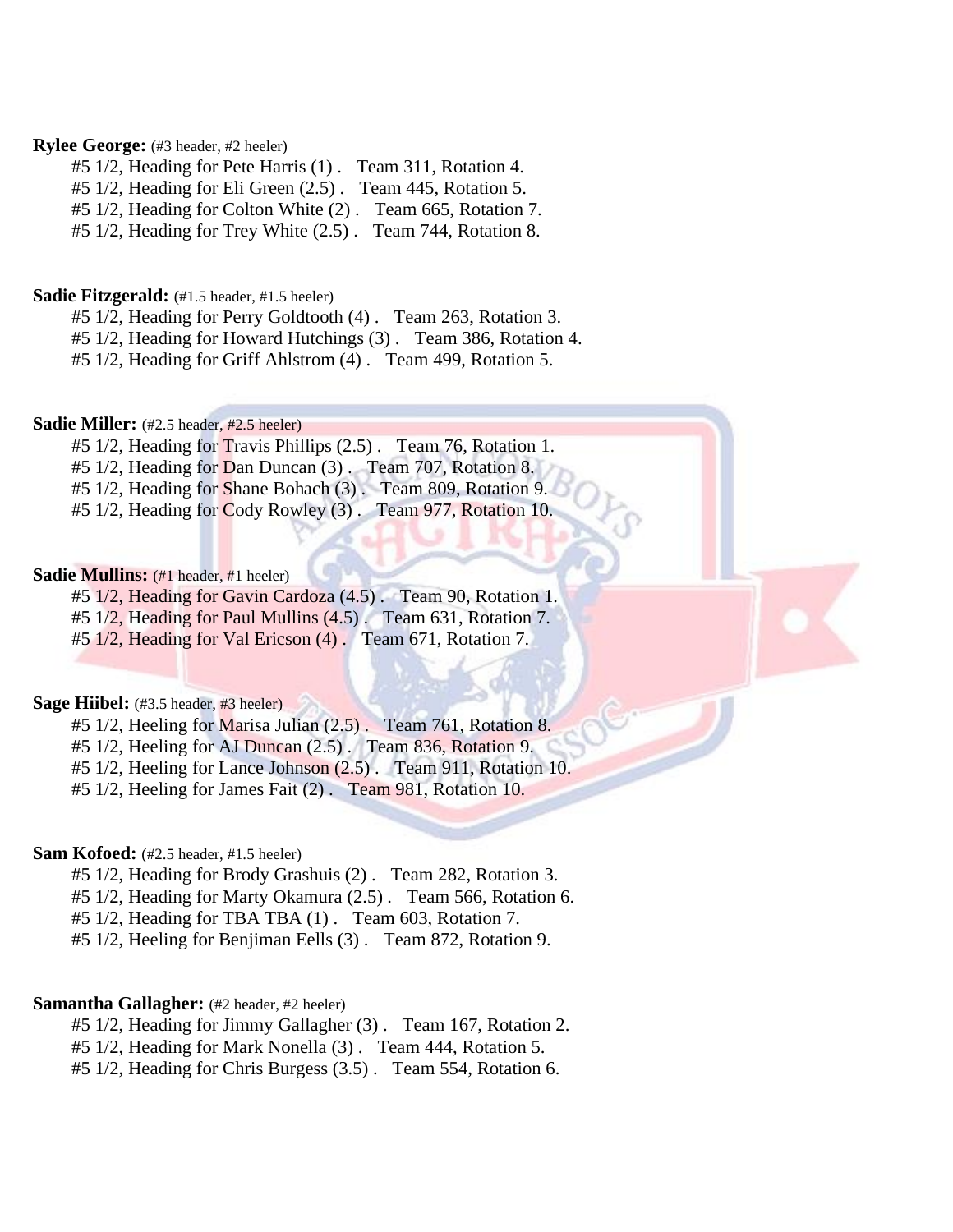**Rylee George:** (#3 header, #2 heeler)

#5 1/2, Heading for Pete Harris (1) . Team 311, Rotation 4.
#5 1/2, Heading for Eli Green (2.5) . Team 445, Rotation 5.
#5 1/2, Heading for Colton White (2) . Team 665, Rotation 7.
#5 1/2, Heading for Trey White (2.5) . Team 744, Rotation 8.

**Sadie Fitzgerald:** (#1.5 header, #1.5 heeler)

#5 1/2, Heading for Perry Goldtooth (4) . Team 263, Rotation 3.
#5 1/2, Heading for Howard Hutchings (3) . Team 386, Rotation 4.
#5 1/2, Heading for Griff Ahlstrom (4) . Team 499, Rotation 5.

**Sadie Miller:** (#2.5 header, #2.5 heeler)

#5 1/2, Heading for Travis Phillips (2.5) . Team 76, Rotation 1.
#5 1/2, Heading for Dan Duncan (3) . Team 707, Rotation 8.
#5 1/2, Heading for Shane Bohach (3) . Team 809, Rotation 9.
#5 1/2, Heading for Cody Rowley (3) . Team 977, Rotation 10.

**Sadie Mullins:** (#1 header, #1 heeler)

#5 1/2, Heading for Gavin Cardoza (4.5) . Team 90, Rotation 1.
#5 1/2, Heading for Paul Mullins (4.5) . Team 631, Rotation 7.
#5 1/2, Heading for Val Ericson (4) . Team 671, Rotation 7.

**Sage Hiibel:** (#3.5 header, #3 heeler)

#5 1/2, Heeling for Marisa Julian (2.5) . Team 761, Rotation 8.
#5 1/2, Heeling for AJ Duncan (2.5) . Team 836, Rotation 9.
#5 1/2, Heeling for Lance Johnson (2.5) . Team 911, Rotation 10.
#5 1/2, Heeling for James Fait (2) . Team 981, Rotation 10.

**Sam Kofoed:** (#2.5 header, #1.5 heeler)

#5 1/2, Heading for Brody Grashuis (2) . Team 282, Rotation 3.
#5 1/2, Heading for Marty Okamura (2.5) . Team 566, Rotation 6.
#5 1/2, Heading for TBA TBA (1) . Team 603, Rotation 7.
#5 1/2, Heeling for Benjiman Eells (3) . Team 872, Rotation 9.

**Samantha Gallagher:** (#2 header, #2 heeler)

#5 1/2, Heading for Jimmy Gallagher (3) . Team 167, Rotation 2.
#5 1/2, Heading for Mark Nonella (3) . Team 444, Rotation 5.
#5 1/2, Heading for Chris Burgess (3.5) . Team 554, Rotation 6.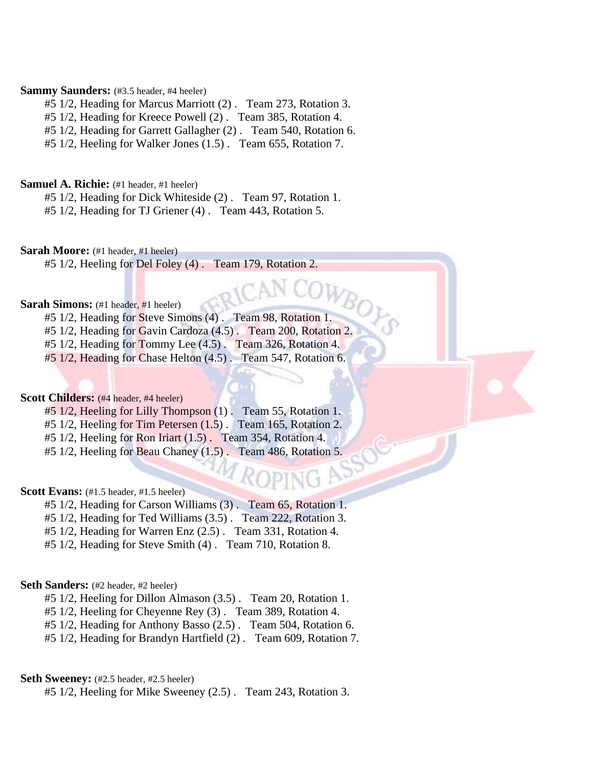**Sammy Saunders:** (#3.5 header, #4 heeler)

#5 1/2, Heading for Marcus Marriott (2) . Team 273, Rotation 3.
#5 1/2, Heading for Kreece Powell (2) . Team 385, Rotation 4.
#5 1/2, Heading for Garrett Gallagher (2) . Team 540, Rotation 6.
#5 1/2, Heeling for Walker Jones (1.5) . Team 655, Rotation 7.

**Samuel A. Richie:** (#1 header, #1 heeler)

#5 1/2, Heading for Dick Whiteside (2) . Team 97, Rotation 1.
#5 1/2, Heading for TJ Griener (4) . Team 443, Rotation 5.

**Sarah Moore:** (#1 header, #1 heeler)

#5 1/2, Heeling for Del Foley (4) . Team 179, Rotation 2.

**Sarah Simons:** (#1 header, #1 heeler)

#5 1/2, Heading for Steve Simons (4) . Team 98, Rotation 1.
#5 1/2, Heading for Gavin Cardoza (4.5) . Team 200, Rotation 2.
#5 1/2, Heading for Tommy Lee (4.5) . Team 326, Rotation 4.
#5 1/2, Heading for Chase Helton (4.5) . Team 547, Rotation 6.

**Scott Childers:** (#4 header, #4 heeler)

#5 1/2, Heeling for Lilly Thompson (1) . Team 55, Rotation 1.
#5 1/2, Heeling for Tim Petersen (1.5) . Team 165, Rotation 2.
#5 1/2, Heeling for Ron Iriart (1.5) . Team 354, Rotation 4.
#5 1/2, Heeling for Beau Chaney (1.5) . Team 486, Rotation 5.

**Scott Evans:** (#1.5 header, #1.5 heeler)

#5 1/2, Heading for Carson Williams (3) . Team 65, Rotation 1.
#5 1/2, Heading for Ted Williams (3.5) . Team 222, Rotation 3.
#5 1/2, Heading for Warren Enz (2.5) . Team 331, Rotation 4.
#5 1/2, Heading for Steve Smith (4) . Team 710, Rotation 8.

**Seth Sanders:** (#2 header, #2 heeler)

#5 1/2, Heeling for Dillon Almason (3.5) . Team 20, Rotation 1.
#5 1/2, Heeling for Cheyenne Rey (3) . Team 389, Rotation 4.
#5 1/2, Heading for Anthony Basso (2.5) . Team 504, Rotation 6.
#5 1/2, Heading for Brandyn Hartfield (2) . Team 609, Rotation 7.

**Seth Sweeney:** (#2.5 header, #2.5 heeler)

#5 1/2, Heeling for Mike Sweeney (2.5) . Team 243, Rotation 3.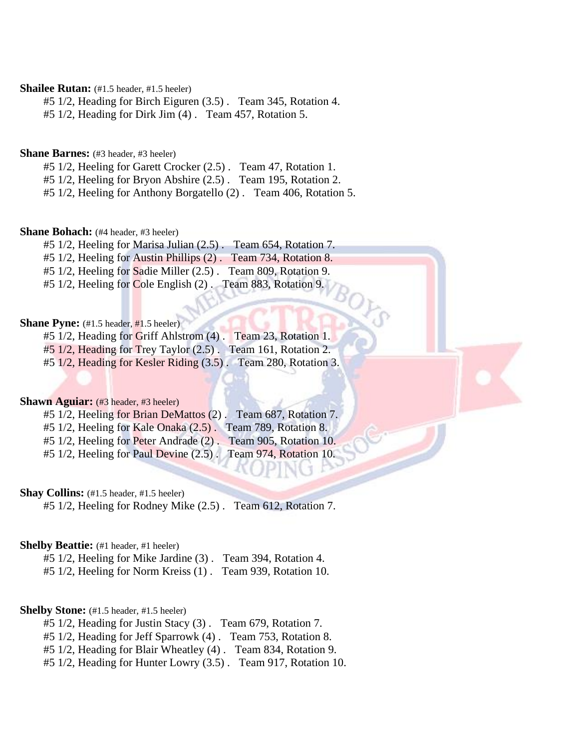**Shailee Rutan:** (#1.5 header, #1.5 heeler)

#5 1/2, Heading for Birch Eiguren (3.5) . Team 345, Rotation 4.
#5 1/2, Heading for Dirk Jim (4) . Team 457, Rotation 5.

**Shane Barnes:** (#3 header, #3 heeler)

#5 1/2, Heeling for Garett Crocker (2.5) . Team 47, Rotation 1.
#5 1/2, Heeling for Bryon Abshire (2.5) . Team 195, Rotation 2.
#5 1/2, Heeling for Anthony Borgatello (2) . Team 406, Rotation 5.

**Shane Bohach:** (#4 header, #3 heeler)

#5 1/2, Heeling for Marisa Julian (2.5) . Team 654, Rotation 7.
#5 1/2, Heeling for Austin Phillips (2) . Team 734, Rotation 8.
#5 1/2, Heeling for Sadie Miller (2.5) . Team 809, Rotation 9.
#5 1/2, Heeling for Cole English (2) . Team 883, Rotation 9.

**Shane Pyne:** (#1.5 header, #1.5 heeler)

#5 1/2, Heading for Griff Ahlstrom (4) . Team 23, Rotation 1.
#5 1/2, Heading for Trey Taylor (2.5) . Team 161, Rotation 2.
#5 1/2, Heading for Kesler Riding (3.5) . Team 280, Rotation 3.

**Shawn Aguiar:** (#3 header, #3 heeler)

#5 1/2, Heeling for Brian DeMattos (2) . Team 687, Rotation 7.
#5 1/2, Heeling for Kale Onaka (2.5) . Team 789, Rotation 8.
#5 1/2, Heeling for Peter Andrade (2) . Team 905, Rotation 10.
#5 1/2, Heeling for Paul Devine (2.5) . Team 974, Rotation 10.

**Shay Collins:** (#1.5 header, #1.5 heeler)

#5 1/2, Heeling for Rodney Mike (2.5) . Team 612, Rotation 7.

**Shelby Beattie:** (#1 header, #1 heeler)

#5 1/2, Heeling for Mike Jardine (3) . Team 394, Rotation 4.
#5 1/2, Heeling for Norm Kreiss (1) . Team 939, Rotation 10.

**Shelby Stone:** (#1.5 header, #1.5 heeler)

#5 1/2, Heading for Justin Stacy (3) . Team 679, Rotation 7.
#5 1/2, Heading for Jeff Sparrowk (4) . Team 753, Rotation 8.
#5 1/2, Heading for Blair Wheatley (4) . Team 834, Rotation 9.
#5 1/2, Heading for Hunter Lowry (3.5) . Team 917, Rotation 10.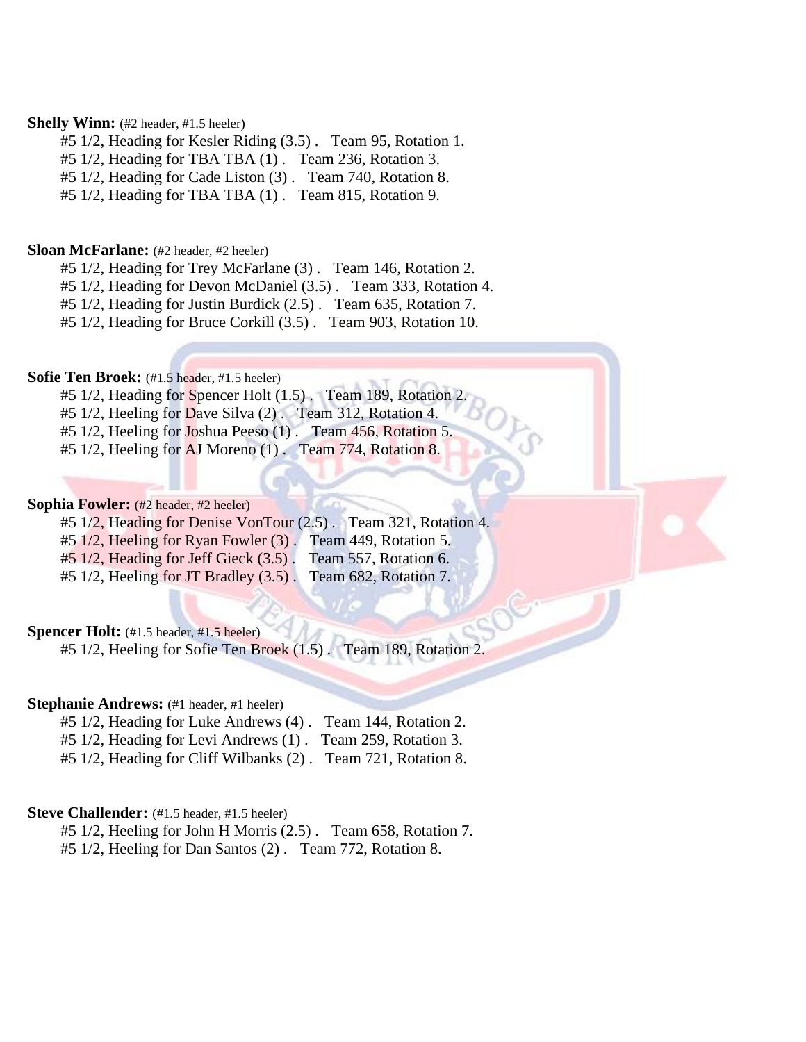**Shelly Winn:** (#2 header, #1.5 heeler)

#5 1/2, Heading for Kesler Riding (3.5) . Team 95, Rotation 1.
#5 1/2, Heading for TBA TBA (1) . Team 236, Rotation 3.
#5 1/2, Heading for Cade Liston (3) . Team 740, Rotation 8.
#5 1/2, Heading for TBA TBA (1) . Team 815, Rotation 9.

**Sloan McFarlane:** (#2 header, #2 heeler)

#5 1/2, Heading for Trey McFarlane (3) . Team 146, Rotation 2.
#5 1/2, Heading for Devon McDaniel (3.5) . Team 333, Rotation 4.
#5 1/2, Heading for Justin Burdick (2.5) . Team 635, Rotation 7.
#5 1/2, Heading for Bruce Corkill (3.5) . Team 903, Rotation 10.

**Sofie Ten Broek:** (#1.5 header, #1.5 heeler)

#5 1/2, Heading for Spencer Holt (1.5) . Team 189, Rotation 2.
#5 1/2, Heeling for Dave Silva (2) . Team 312, Rotation 4.
#5 1/2, Heeling for Joshua Peeso (1) . Team 456, Rotation 5.
#5 1/2, Heeling for AJ Moreno (1) . Team 774, Rotation 8.

**Sophia Fowler:** (#2 header, #2 heeler)

#5 1/2, Heading for Denise VonTour (2.5) . Team 321, Rotation 4.
#5 1/2, Heeling for Ryan Fowler (3) . Team 449, Rotation 5.
#5 1/2, Heading for Jeff Gieck (3.5) . Team 557, Rotation 6.
#5 1/2, Heeling for JT Bradley (3.5) . Team 682, Rotation 7.

**Spencer Holt:** (#1.5 header, #1.5 heeler)

#5 1/2, Heeling for Sofie Ten Broek (1.5) . Team 189, Rotation 2.

**Stephanie Andrews:** (#1 header, #1 heeler)

#5 1/2, Heading for Luke Andrews (4) . Team 144, Rotation 2.
#5 1/2, Heading for Levi Andrews (1) . Team 259, Rotation 3.
#5 1/2, Heading for Cliff Wilbanks (2) . Team 721, Rotation 8.

**Steve Challender:** (#1.5 header, #1.5 heeler)

#5 1/2, Heeling for John H Morris (2.5) . Team 658, Rotation 7.
#5 1/2, Heeling for Dan Santos (2) . Team 772, Rotation 8.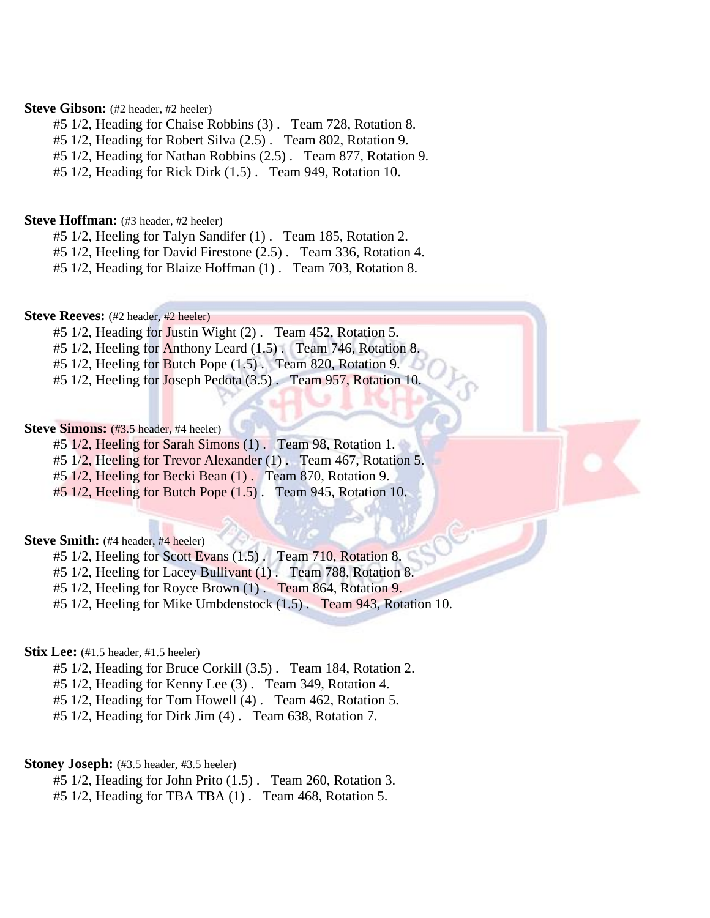**Steve Gibson:** (#2 header, #2 heeler)

#5 1/2, Heading for Chaise Robbins (3) . Team 728, Rotation 8.
#5 1/2, Heading for Robert Silva (2.5) . Team 802, Rotation 9.
#5 1/2, Heading for Nathan Robbins (2.5) . Team 877, Rotation 9.
#5 1/2, Heading for Rick Dirk (1.5) . Team 949, Rotation 10.

**Steve Hoffman:** (#3 header, #2 heeler)

#5 1/2, Heeling for Talyn Sandifer (1) . Team 185, Rotation 2.
#5 1/2, Heeling for David Firestone (2.5) . Team 336, Rotation 4.
#5 1/2, Heading for Blaize Hoffman (1) . Team 703, Rotation 8.

**Steve Reeves:** (#2 header, #2 heeler)

#5 1/2, Heading for Justin Wight (2) . Team 452, Rotation 5.
#5 1/2, Heeling for Anthony Leard (1.5) . Team 746, Rotation 8.
#5 1/2, Heeling for Butch Pope (1.5) . Team 820, Rotation 9.
#5 1/2, Heeling for Joseph Pedota (3.5) . Team 957, Rotation 10.

**Steve Simons:** (#3.5 header, #4 heeler)

#5 1/2, Heeling for Sarah Simons (1) . Team 98, Rotation 1.
#5 1/2, Heeling for Trevor Alexander (1) . Team 467, Rotation 5.
#5 1/2, Heeling for Becki Bean (1) . Team 870, Rotation 9.
#5 1/2, Heeling for Butch Pope (1.5) . Team 945, Rotation 10.

**Steve Smith:** (#4 header, #4 heeler)

#5 1/2, Heeling for Scott Evans (1.5) . Team 710, Rotation 8.
#5 1/2, Heeling for Lacey Bullivant (1) . Team 788, Rotation 8.
#5 1/2, Heeling for Royce Brown (1) . Team 864, Rotation 9.
#5 1/2, Heeling for Mike Umbdenstock (1.5) . Team 943, Rotation 10.

**Stix Lee:** (#1.5 header, #1.5 heeler)

#5 1/2, Heading for Bruce Corkill (3.5) . Team 184, Rotation 2.
#5 1/2, Heading for Kenny Lee (3) . Team 349, Rotation 4.
#5 1/2, Heading for Tom Howell (4) . Team 462, Rotation 5.
#5 1/2, Heading for Dirk Jim (4) . Team 638, Rotation 7.

**Stoney Joseph:** (#3.5 header, #3.5 heeler)

#5 1/2, Heading for John Prito (1.5) . Team 260, Rotation 3.
#5 1/2, Heading for TBA TBA (1) . Team 468, Rotation 5.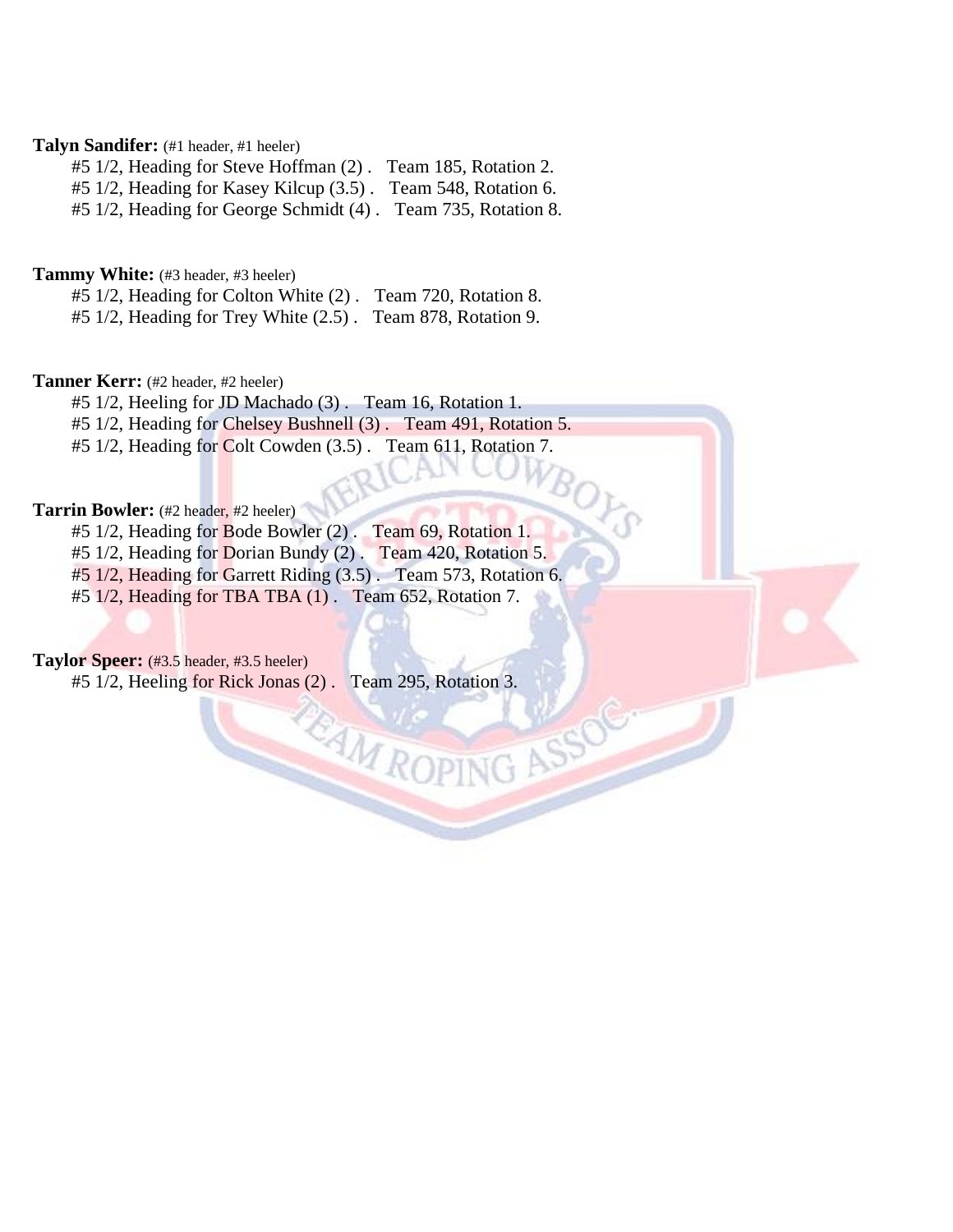**Talyn Sandifer:** (#1 header, #1 heeler)

#5 1/2, Heading for Steve Hoffman (2) . Team 185, Rotation 2.
#5 1/2, Heading for Kasey Kilcup (3.5) . Team 548, Rotation 6.
#5 1/2, Heading for George Schmidt (4) . Team 735, Rotation 8.

**Tammy White:** (#3 header, #3 heeler)

#5 1/2, Heading for Colton White (2) . Team 720, Rotation 8.
#5 1/2, Heading for Trey White (2.5) . Team 878, Rotation 9.

**Tanner Kerr:** (#2 header, #2 heeler)

#5 1/2, Heeling for JD Machado (3) . Team 16, Rotation 1.
#5 1/2, Heading for Chelsey Bushnell (3) . Team 491, Rotation 5.
#5 1/2, Heading for Colt Cowden (3.5) . Team 611, Rotation 7.

**Tarrin Bowler:** (#2 header, #2 heeler)

#5 1/2, Heading for Bode Bowler (2) . Team 69, Rotation 1.
#5 1/2, Heading for Dorian Bundy (2) . Team 420, Rotation 5.
#5 1/2, Heading for Garrett Riding (3.5) . Team 573, Rotation 6.
#5 1/2, Heading for TBA TBA (1) . Team 652, Rotation 7.

**Taylor Speer:** (#3.5 header, #3.5 heeler)

#5 1/2, Heeling for Rick Jonas (2) . Team 295, Rotation 3.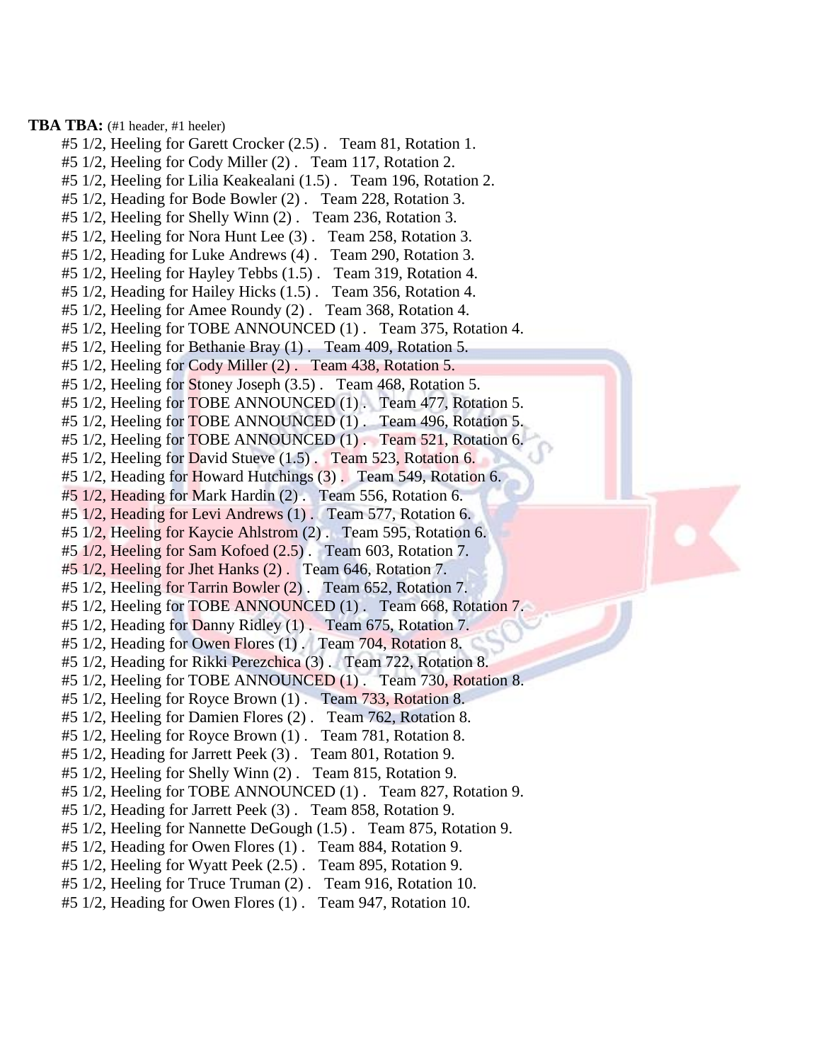**TBA TBA:** (#1 header, #1 heeler)

#5 1/2, Heeling for Garett Crocker (2.5) . Team 81, Rotation 1.
#5 1/2, Heeling for Cody Miller (2) . Team 117, Rotation 2.
#5 1/2, Heeling for Lilia Keakealani (1.5) . Team 196, Rotation 2.
#5 1/2, Heading for Bode Bowler (2) . Team 228, Rotation 3.
#5 1/2, Heeling for Shelly Winn (2) . Team 236, Rotation 3.
#5 1/2, Heeling for Nora Hunt Lee (3) . Team 258, Rotation 3.
#5 1/2, Heading for Luke Andrews (4) . Team 290, Rotation 3.
#5 1/2, Heeling for Hayley Tebbs (1.5) . Team 319, Rotation 4.
#5 1/2, Heading for Hailey Hicks (1.5) . Team 356, Rotation 4.
#5 1/2, Heeling for Amee Roundy (2) . Team 368, Rotation 4.
#5 1/2, Heeling for TOBE ANNOUNCED (1) . Team 375, Rotation 4.
#5 1/2, Heeling for Bethanie Bray (1) . Team 409, Rotation 5.
#5 1/2, Heeling for Cody Miller (2) . Team 438, Rotation 5.
#5 1/2, Heeling for Stoney Joseph (3.5) . Team 468, Rotation 5.
#5 1/2, Heeling for TOBE ANNOUNCED (1) . Team 477, Rotation 5.
#5 1/2, Heeling for TOBE ANNOUNCED (1) . Team 496, Rotation 5.
#5 1/2, Heeling for TOBE ANNOUNCED (1) . Team 521, Rotation 6.
#5 1/2, Heeling for David Stueve (1.5) . Team 523, Rotation 6.
#5 1/2, Heading for Howard Hutchings (3) . Team 549, Rotation 6.
#5 1/2, Heading for Mark Hardin (2) . Team 556, Rotation 6.
#5 1/2, Heading for Levi Andrews (1) . Team 577, Rotation 6.
#5 1/2, Heeling for Kaycie Ahlstrom (2) . Team 595, Rotation 6.
#5 1/2, Heeling for Sam Kofoed (2.5) . Team 603, Rotation 7.
#5 1/2, Heeling for Jhet Hanks (2) . Team 646, Rotation 7.
#5 1/2, Heeling for Tarrin Bowler (2) . Team 652, Rotation 7.
#5 1/2, Heeling for TOBE ANNOUNCED (1) . Team 668, Rotation 7.
#5 1/2, Heading for Danny Ridley (1) . Team 675, Rotation 7.
#5 1/2, Heading for Owen Flores (1) . Team 704, Rotation 8.
#5 1/2, Heading for Rikki Perezchica (3) . Team 722, Rotation 8.
#5 1/2, Heeling for TOBE ANNOUNCED (1) . Team 730, Rotation 8.
#5 1/2, Heeling for Royce Brown (1) . Team 733, Rotation 8.
#5 1/2, Heeling for Damien Flores (2) . Team 762, Rotation 8.
#5 1/2, Heeling for Royce Brown (1) . Team 781, Rotation 8.
#5 1/2, Heading for Jarrett Peek (3) . Team 801, Rotation 9.
#5 1/2, Heeling for Shelly Winn (2) . Team 815, Rotation 9.
#5 1/2, Heeling for TOBE ANNOUNCED (1) . Team 827, Rotation 9.
#5 1/2, Heading for Jarrett Peek (3) . Team 858, Rotation 9.
#5 1/2, Heeling for Nannette DeGough (1.5) . Team 875, Rotation 9.
#5 1/2, Heading for Owen Flores (1) . Team 884, Rotation 9.
#5 1/2, Heeling for Wyatt Peek (2.5) . Team 895, Rotation 9.
#5 1/2, Heeling for Truce Truman (2) . Team 916, Rotation 10.
#5 1/2, Heading for Owen Flores (1) . Team 947, Rotation 10.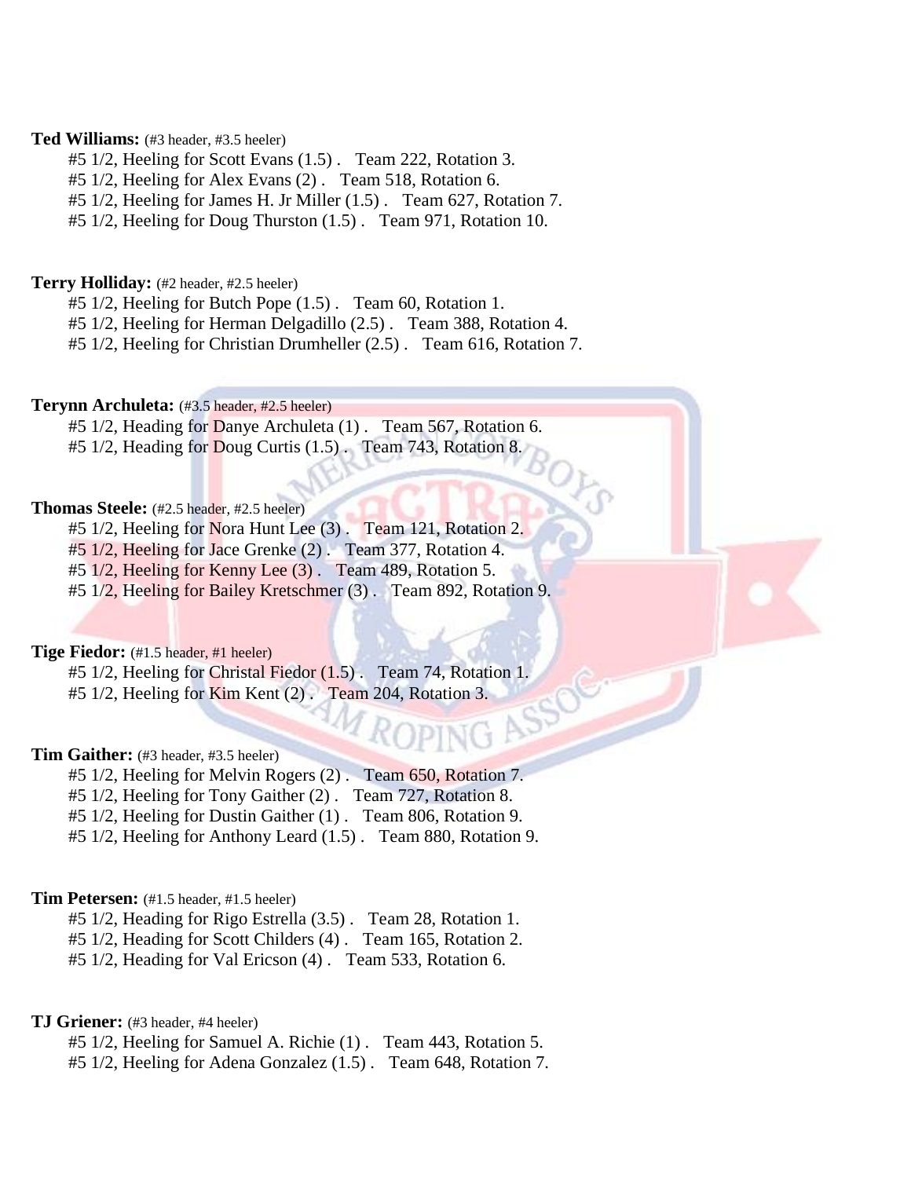**Ted Williams:** (#3 header, #3.5 heeler)

#5 1/2, Heeling for Scott Evans (1.5) . Team 222, Rotation 3.
#5 1/2, Heeling for Alex Evans (2) . Team 518, Rotation 6.
#5 1/2, Heeling for James H. Jr Miller (1.5) . Team 627, Rotation 7.
#5 1/2, Heeling for Doug Thurston (1.5) . Team 971, Rotation 10.

**Terry Holliday:** (#2 header, #2.5 heeler)

#5 1/2, Heeling for Butch Pope (1.5) . Team 60, Rotation 1.
#5 1/2, Heeling for Herman Delgadillo (2.5) . Team 388, Rotation 4.
#5 1/2, Heeling for Christian Drumheller (2.5) . Team 616, Rotation 7.

**Terynn Archuleta:** (#3.5 header, #2.5 heeler)

#5 1/2, Heading for Danye Archuleta (1) . Team 567, Rotation 6.
#5 1/2, Heading for Doug Curtis (1.5) . Team 743, Rotation 8.

**Thomas Steele:** (#2.5 header, #2.5 heeler)

#5 1/2, Heeling for Nora Hunt Lee (3) . Team 121, Rotation 2.
#5 1/2, Heeling for Jace Grenke (2) . Team 377, Rotation 4.
#5 1/2, Heeling for Kenny Lee (3) . Team 489, Rotation 5.
#5 1/2, Heeling for Bailey Kretschmer (3) . Team 892, Rotation 9.

**Tige Fiedor:** (#1.5 header, #1 heeler)

#5 1/2, Heeling for Christal Fiedor (1.5) . Team 74, Rotation 1.
#5 1/2, Heeling for Kim Kent (2) . Team 204, Rotation 3.

**Tim Gaither:** (#3 header, #3.5 heeler)

#5 1/2, Heeling for Melvin Rogers (2) . Team 650, Rotation 7.
#5 1/2, Heeling for Tony Gaither (2) . Team 727, Rotation 8.
#5 1/2, Heeling for Dustin Gaither (1) . Team 806, Rotation 9.
#5 1/2, Heeling for Anthony Leard (1.5) . Team 880, Rotation 9.

**Tim Petersen:** (#1.5 header, #1.5 heeler)

#5 1/2, Heading for Rigo Estrella (3.5) . Team 28, Rotation 1.
#5 1/2, Heading for Scott Childers (4) . Team 165, Rotation 2.
#5 1/2, Heading for Val Ericson (4) . Team 533, Rotation 6.

**TJ Griener:** (#3 header, #4 heeler)

#5 1/2, Heeling for Samuel A. Richie (1) . Team 443, Rotation 5.
#5 1/2, Heeling for Adena Gonzalez (1.5) . Team 648, Rotation 7.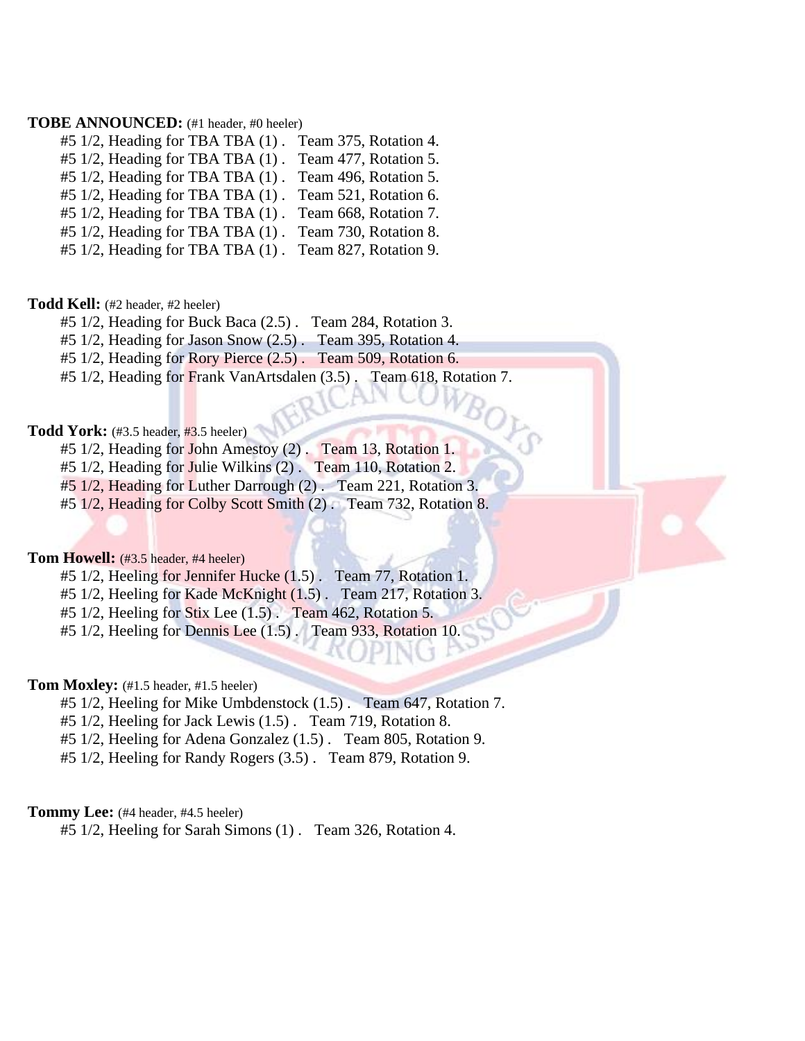**TOBE ANNOUNCED:** (#1 header, #0 heeler)

#5 1/2, Heading for TBA TBA (1) . Team 375, Rotation 4.
#5 1/2, Heading for TBA TBA (1) . Team 477, Rotation 5.
#5 1/2, Heading for TBA TBA (1) . Team 496, Rotation 5.
#5 1/2, Heading for TBA TBA (1) . Team 521, Rotation 6.
#5 1/2, Heading for TBA TBA (1) . Team 668, Rotation 7.
#5 1/2, Heading for TBA TBA (1) . Team 730, Rotation 8.
#5 1/2, Heading for TBA TBA (1) . Team 827, Rotation 9.

**Todd Kell:** (#2 header, #2 heeler)

#5 1/2, Heading for Buck Baca (2.5) . Team 284, Rotation 3.
#5 1/2, Heading for Jason Snow (2.5) . Team 395, Rotation 4.
#5 1/2, Heading for Rory Pierce (2.5) . Team 509, Rotation 6.
#5 1/2, Heading for Frank VanArtsdalen (3.5) . Team 618, Rotation 7.

**Todd York:** (#3.5 header, #3.5 heeler)

#5 1/2, Heading for John Amestoy (2) . Team 13, Rotation 1.
#5 1/2, Heading for Julie Wilkins (2) . Team 110, Rotation 2.
#5 1/2, Heading for Luther Darrough (2) . Team 221, Rotation 3.
#5 1/2, Heading for Colby Scott Smith (2) . Team 732, Rotation 8.

**Tom Howell:** (#3.5 header, #4 heeler)

#5 1/2, Heeling for Jennifer Hucke (1.5) . Team 77, Rotation 1.
#5 1/2, Heeling for Kade McKnight (1.5) . Team 217, Rotation 3.
#5 1/2, Heeling for Stix Lee (1.5) . Team 462, Rotation 5.
#5 1/2, Heeling for Dennis Lee (1.5) . Team 933, Rotation 10.

**Tom Moxley:** (#1.5 header, #1.5 heeler)

#5 1/2, Heeling for Mike Umbdenstock (1.5) . Team 647, Rotation 7.
#5 1/2, Heeling for Jack Lewis (1.5) . Team 719, Rotation 8.
#5 1/2, Heeling for Adena Gonzalez (1.5) . Team 805, Rotation 9.
#5 1/2, Heeling for Randy Rogers (3.5) . Team 879, Rotation 9.

**Tommy Lee:** (#4 header, #4.5 heeler)

#5 1/2, Heeling for Sarah Simons (1) . Team 326, Rotation 4.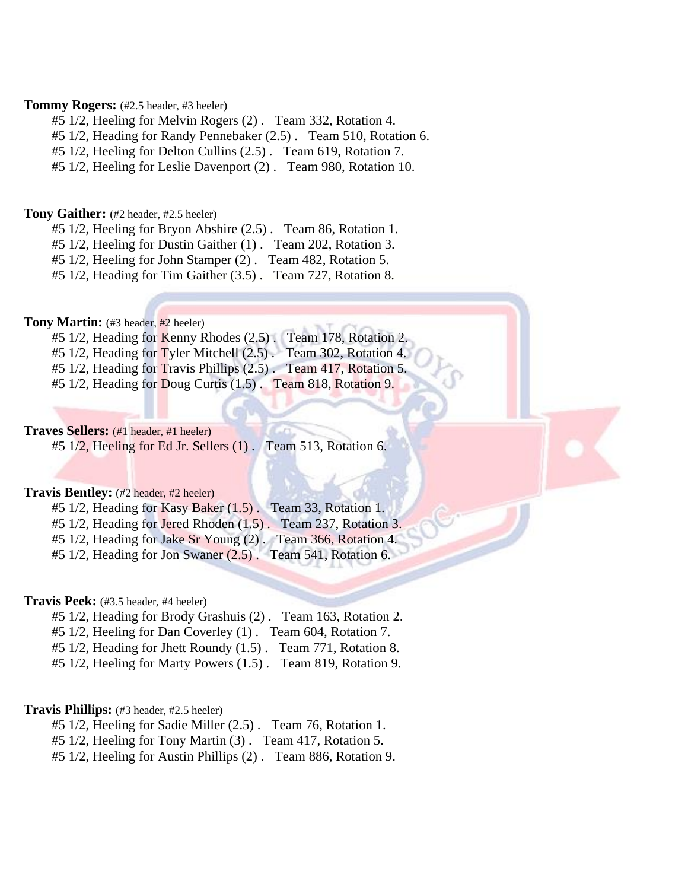**Tommy Rogers:** (#2.5 header, #3 heeler)

#5 1/2, Heeling for Melvin Rogers (2) . Team 332, Rotation 4.
#5 1/2, Heading for Randy Pennebaker (2.5) . Team 510, Rotation 6.
#5 1/2, Heeling for Delton Cullins (2.5) . Team 619, Rotation 7.
#5 1/2, Heeling for Leslie Davenport (2) . Team 980, Rotation 10.

**Tony Gaither:** (#2 header, #2.5 heeler)

#5 1/2, Heeling for Bryon Abshire (2.5) . Team 86, Rotation 1.
#5 1/2, Heeling for Dustin Gaither (1) . Team 202, Rotation 3.
#5 1/2, Heeling for John Stamper (2) . Team 482, Rotation 5.
#5 1/2, Heading for Tim Gaither (3.5) . Team 727, Rotation 8.

**Tony Martin:** (#3 header, #2 heeler)

#5 1/2, Heading for Kenny Rhodes (2.5) . Team 178, Rotation 2.
#5 1/2, Heading for Tyler Mitchell (2.5) . Team 302, Rotation 4.
#5 1/2, Heading for Travis Phillips (2.5) . Team 417, Rotation 5.
#5 1/2, Heading for Doug Curtis (1.5) . Team 818, Rotation 9.

**Traves Sellers:** (#1 header, #1 heeler)

#5 1/2, Heeling for Ed Jr. Sellers (1) . Team 513, Rotation 6.

**Travis Bentley:** (#2 header, #2 heeler)

#5 1/2, Heading for Kasy Baker (1.5) . Team 33, Rotation 1.
#5 1/2, Heading for Jered Rhoden (1.5) . Team 237, Rotation 3.
#5 1/2, Heading for Jake Sr Young (2) . Team 366, Rotation 4.
#5 1/2, Heading for Jon Swaner (2.5) . Team 541, Rotation 6.

**Travis Peek:** (#3.5 header, #4 heeler)

#5 1/2, Heading for Brody Grashuis (2) . Team 163, Rotation 2.
#5 1/2, Heeling for Dan Coverley (1) . Team 604, Rotation 7.
#5 1/2, Heading for Jhett Roundy (1.5) . Team 771, Rotation 8.
#5 1/2, Heeling for Marty Powers (1.5) . Team 819, Rotation 9.

**Travis Phillips:** (#3 header, #2.5 heeler)

#5 1/2, Heeling for Sadie Miller (2.5) . Team 76, Rotation 1.
#5 1/2, Heeling for Tony Martin (3) . Team 417, Rotation 5.
#5 1/2, Heeling for Austin Phillips (2) . Team 886, Rotation 9.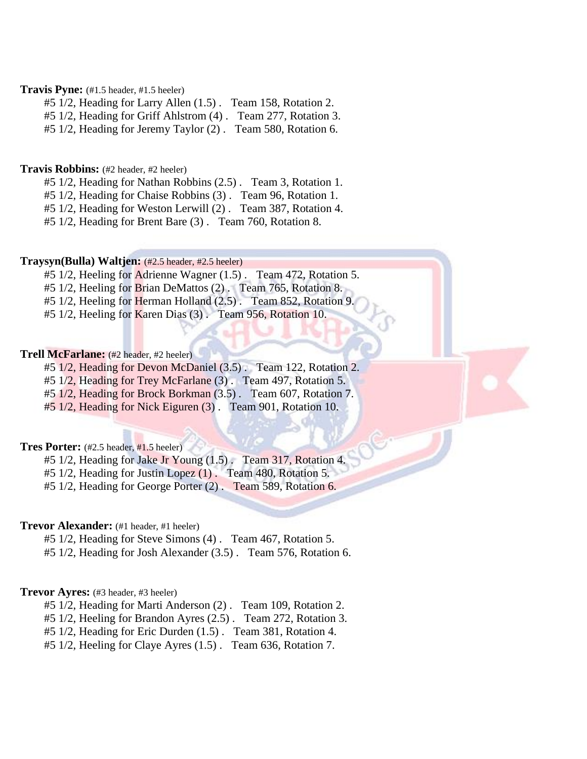**Travis Pyne:** (#1.5 header, #1.5 heeler)

#5 1/2, Heading for Larry Allen (1.5) . Team 158, Rotation 2.
#5 1/2, Heading for Griff Ahlstrom (4) . Team 277, Rotation 3.
#5 1/2, Heading for Jeremy Taylor (2) . Team 580, Rotation 6.

**Travis Robbins:** (#2 header, #2 heeler)

#5 1/2, Heading for Nathan Robbins (2.5) . Team 3, Rotation 1.
#5 1/2, Heading for Chaise Robbins (3) . Team 96, Rotation 1.
#5 1/2, Heading for Weston Lerwill (2) . Team 387, Rotation 4.
#5 1/2, Heading for Brent Bare (3) . Team 760, Rotation 8.

**Traysyn(Bulla) Waltjen:** (#2.5 header, #2.5 heeler)

#5 1/2, Heeling for Adrienne Wagner (1.5) . Team 472, Rotation 5.
#5 1/2, Heeling for Brian DeMattos (2) . Team 765, Rotation 8.
#5 1/2, Heeling for Herman Holland (2.5) . Team 852, Rotation 9.
#5 1/2, Heeling for Karen Dias (3) . Team 956, Rotation 10.

**Trell McFarlane:** (#2 header, #2 heeler)

#5 1/2, Heading for Devon McDaniel (3.5) . Team 122, Rotation 2.
#5 1/2, Heading for Trey McFarlane (3) . Team 497, Rotation 5.
#5 1/2, Heading for Brock Borkman (3.5) . Team 607, Rotation 7.
#5 1/2, Heading for Nick Eiguren (3) . Team 901, Rotation 10.

**Tres Porter:** (#2.5 header, #1.5 heeler)

#5 1/2, Heading for Jake Jr Young (1.5) . Team 317, Rotation 4.
#5 1/2, Heading for Justin Lopez (1) . Team 480, Rotation 5.
#5 1/2, Heading for George Porter (2) . Team 589, Rotation 6.

**Trevor Alexander:** (#1 header, #1 heeler)

#5 1/2, Heading for Steve Simons (4) . Team 467, Rotation 5.
#5 1/2, Heading for Josh Alexander (3.5) . Team 576, Rotation 6.

**Trevor Ayres:** (#3 header, #3 heeler)

#5 1/2, Heading for Marti Anderson (2) . Team 109, Rotation 2.
#5 1/2, Heeling for Brandon Ayres (2.5) . Team 272, Rotation 3.
#5 1/2, Heading for Eric Durden (1.5) . Team 381, Rotation 4.
#5 1/2, Heeling for Claye Ayres (1.5) . Team 636, Rotation 7.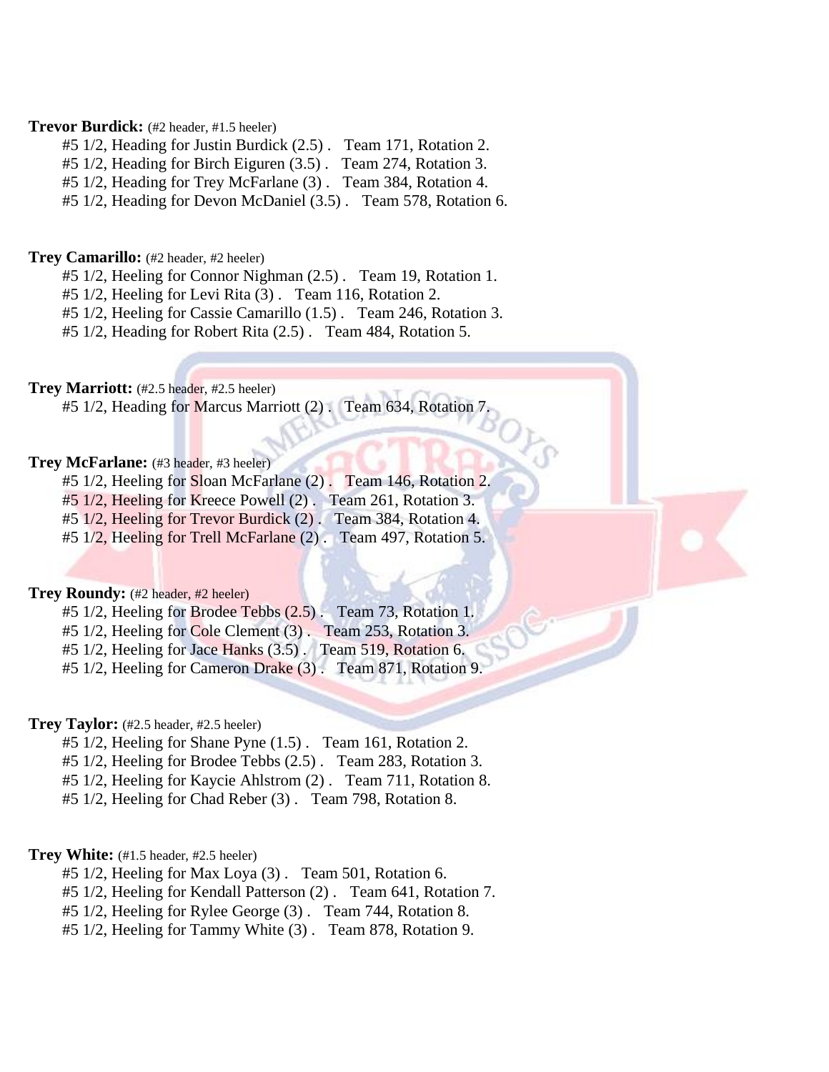**Trevor Burdick:** (#2 header, #1.5 heeler)

#5 1/2, Heading for Justin Burdick (2.5) . Team 171, Rotation 2.
#5 1/2, Heading for Birch Eiguren (3.5) . Team 274, Rotation 3.
#5 1/2, Heading for Trey McFarlane (3) . Team 384, Rotation 4.
#5 1/2, Heading for Devon McDaniel (3.5) . Team 578, Rotation 6.

**Trey Camarillo:** (#2 header, #2 heeler)

#5 1/2, Heeling for Connor Nighman (2.5) . Team 19, Rotation 1.
#5 1/2, Heeling for Levi Rita (3) . Team 116, Rotation 2.
#5 1/2, Heeling for Cassie Camarillo (1.5) . Team 246, Rotation 3.
#5 1/2, Heading for Robert Rita (2.5) . Team 484, Rotation 5.

**Trey Marriott:** (#2.5 header, #2.5 heeler)

#5 1/2, Heading for Marcus Marriott (2) . Team 634, Rotation 7.

**Trey McFarlane:** (#3 header, #3 heeler)

#5 1/2, Heeling for Sloan McFarlane (2) . Team 146, Rotation 2.
#5 1/2, Heeling for Kreece Powell (2) . Team 261, Rotation 3.
#5 1/2, Heeling for Trevor Burdick (2) . Team 384, Rotation 4.
#5 1/2, Heeling for Trell McFarlane (2) . Team 497, Rotation 5.

**Trey Roundy:** (#2 header, #2 heeler)

#5 1/2, Heeling for Brodee Tebbs (2.5) . Team 73, Rotation 1.
#5 1/2, Heeling for Cole Clement (3) . Team 253, Rotation 3.
#5 1/2, Heeling for Jace Hanks (3.5) . Team 519, Rotation 6.
#5 1/2, Heeling for Cameron Drake (3) . Team 871, Rotation 9.

**Trey Taylor:** (#2.5 header, #2.5 heeler)

#5 1/2, Heeling for Shane Pyne (1.5) . Team 161, Rotation 2.
#5 1/2, Heeling for Brodee Tebbs (2.5) . Team 283, Rotation 3.
#5 1/2, Heeling for Kaycie Ahlstrom (2) . Team 711, Rotation 8.
#5 1/2, Heeling for Chad Reber (3) . Team 798, Rotation 8.

**Trey White:** (#1.5 header, #2.5 heeler)

#5 1/2, Heeling for Max Loya (3) . Team 501, Rotation 6.
#5 1/2, Heeling for Kendall Patterson (2) . Team 641, Rotation 7.
#5 1/2, Heeling for Rylee George (3) . Team 744, Rotation 8.
#5 1/2, Heeling for Tammy White (3) . Team 878, Rotation 9.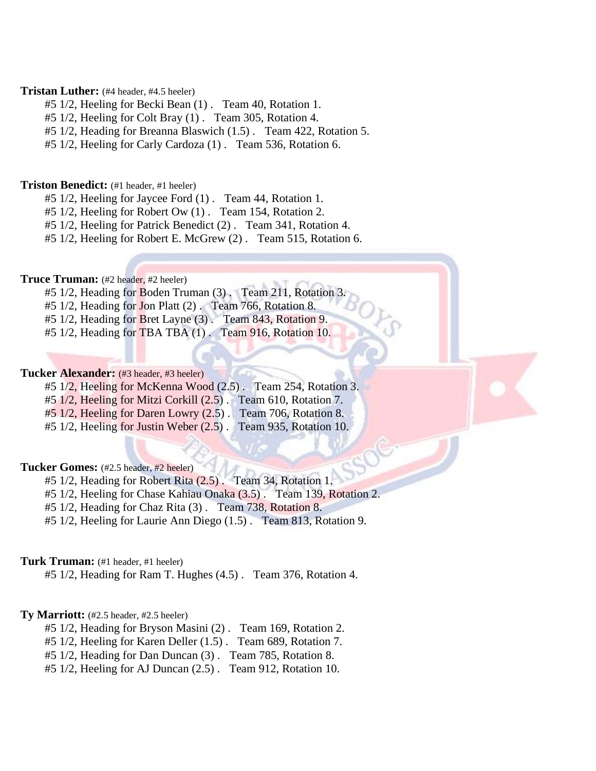**Tristan Luther:** (#4 header, #4.5 heeler)

#5 1/2, Heeling for Becki Bean (1) . Team 40, Rotation 1.
#5 1/2, Heeling for Colt Bray (1) . Team 305, Rotation 4.
#5 1/2, Heading for Breanna Blaswich (1.5) . Team 422, Rotation 5.
#5 1/2, Heeling for Carly Cardoza (1) . Team 536, Rotation 6.

**Triston Benedict:** (#1 header, #1 heeler)

#5 1/2, Heeling for Jaycee Ford (1) . Team 44, Rotation 1.
#5 1/2, Heeling for Robert Ow (1) . Team 154, Rotation 2.
#5 1/2, Heeling for Patrick Benedict (2) . Team 341, Rotation 4.
#5 1/2, Heeling for Robert E. McGrew (2) . Team 515, Rotation 6.

**Truce Truman:** (#2 header, #2 heeler)

#5 1/2, Heading for Boden Truman (3) . Team 211, Rotation 3.
#5 1/2, Heading for Jon Platt (2) . Team 766, Rotation 8.
#5 1/2, Heading for Bret Layne (3) . Team 843, Rotation 9.
#5 1/2, Heading for TBA TBA (1) . Team 916, Rotation 10.

**Tucker Alexander:** (#3 header, #3 heeler)

#5 1/2, Heeling for McKenna Wood (2.5) . Team 254, Rotation 3.
#5 1/2, Heeling for Mitzi Corkill (2.5) . Team 610, Rotation 7.
#5 1/2, Heeling for Daren Lowry (2.5) . Team 706, Rotation 8.
#5 1/2, Heeling for Justin Weber (2.5) . Team 935, Rotation 10.

**Tucker Gomes:** (#2.5 header, #2 heeler)

#5 1/2, Heading for Robert Rita (2.5) . Team 34, Rotation 1.
#5 1/2, Heeling for Chase Kahiau Onaka (3.5) . Team 139, Rotation 2.
#5 1/2, Heading for Chaz Rita (3) . Team 738, Rotation 8.
#5 1/2, Heeling for Laurie Ann Diego (1.5) . Team 813, Rotation 9.

**Turk Truman:** (#1 header, #1 heeler)

#5 1/2, Heading for Ram T. Hughes (4.5) . Team 376, Rotation 4.

**Ty Marriott:** (#2.5 header, #2.5 heeler)

#5 1/2, Heading for Bryson Masini (2) . Team 169, Rotation 2.
#5 1/2, Heeling for Karen Deller (1.5) . Team 689, Rotation 7.
#5 1/2, Heading for Dan Duncan (3) . Team 785, Rotation 8.
#5 1/2, Heeling for AJ Duncan (2.5) . Team 912, Rotation 10.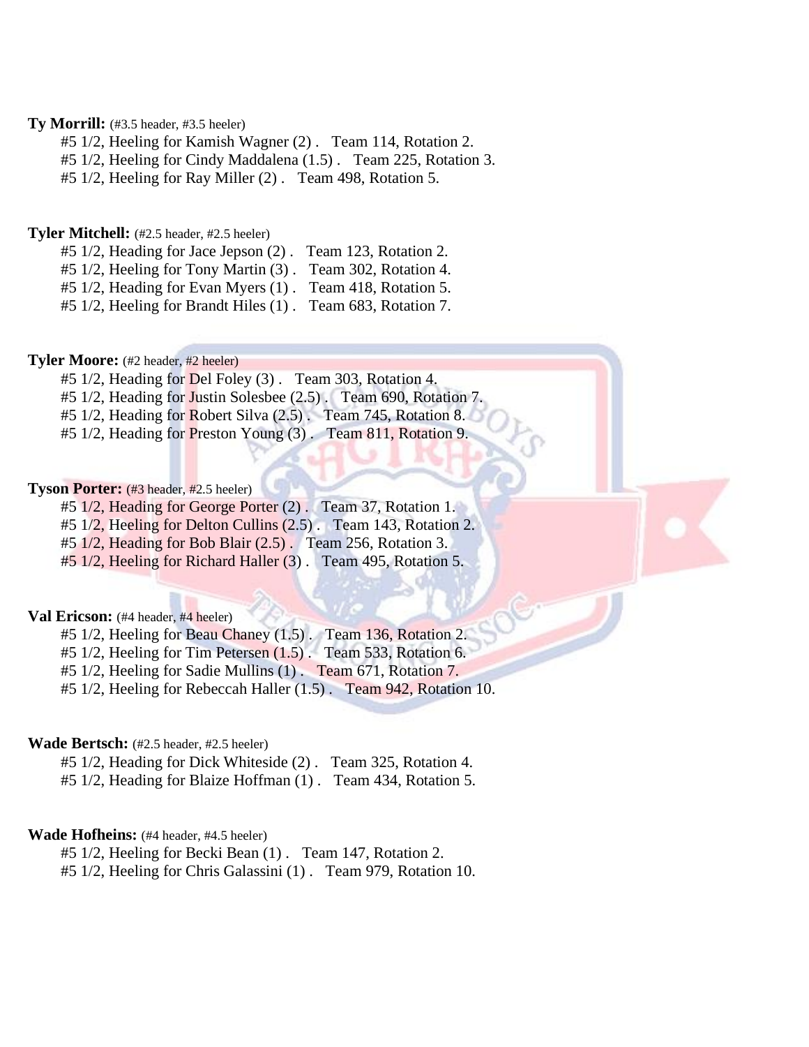**Ty Morrill:** (#3.5 header, #3.5 heeler)

#5 1/2, Heeling for Kamish Wagner (2) . Team 114, Rotation 2.
#5 1/2, Heeling for Cindy Maddalena (1.5) . Team 225, Rotation 3.
#5 1/2, Heeling for Ray Miller (2) . Team 498, Rotation 5.

**Tyler Mitchell:** (#2.5 header, #2.5 heeler)

#5 1/2, Heading for Jace Jepson (2) . Team 123, Rotation 2.
#5 1/2, Heeling for Tony Martin (3) . Team 302, Rotation 4.
#5 1/2, Heading for Evan Myers (1) . Team 418, Rotation 5.
#5 1/2, Heeling for Brandt Hiles (1) . Team 683, Rotation 7.

**Tyler Moore:** (#2 header, #2 heeler)

#5 1/2, Heading for Del Foley (3) . Team 303, Rotation 4.
#5 1/2, Heading for Justin Solesbee (2.5) . Team 690, Rotation 7.
#5 1/2, Heading for Robert Silva (2.5) . Team 745, Rotation 8.
#5 1/2, Heading for Preston Young (3) . Team 811, Rotation 9.

**Tyson Porter:** (#3 header, #2.5 heeler)

#5 1/2, Heading for George Porter (2) . Team 37, Rotation 1.
#5 1/2, Heeling for Delton Cullins (2.5) . Team 143, Rotation 2.
#5 1/2, Heading for Bob Blair (2.5) . Team 256, Rotation 3.
#5 1/2, Heeling for Richard Haller (3) . Team 495, Rotation 5.

**Val Ericson:** (#4 header, #4 heeler)

#5 1/2, Heeling for Beau Chaney (1.5) . Team 136, Rotation 2.
#5 1/2, Heeling for Tim Petersen (1.5) . Team 533, Rotation 6.
#5 1/2, Heeling for Sadie Mullins (1) . Team 671, Rotation 7.
#5 1/2, Heeling for Rebeccah Haller (1.5) . Team 942, Rotation 10.

**Wade Bertsch:** (#2.5 header, #2.5 heeler)

#5 1/2, Heading for Dick Whiteside (2) . Team 325, Rotation 4.
#5 1/2, Heading for Blaize Hoffman (1) . Team 434, Rotation 5.

**Wade Hofheins:** (#4 header, #4.5 heeler)

#5 1/2, Heeling for Becki Bean (1) . Team 147, Rotation 2.
#5 1/2, Heeling for Chris Galassini (1) . Team 979, Rotation 10.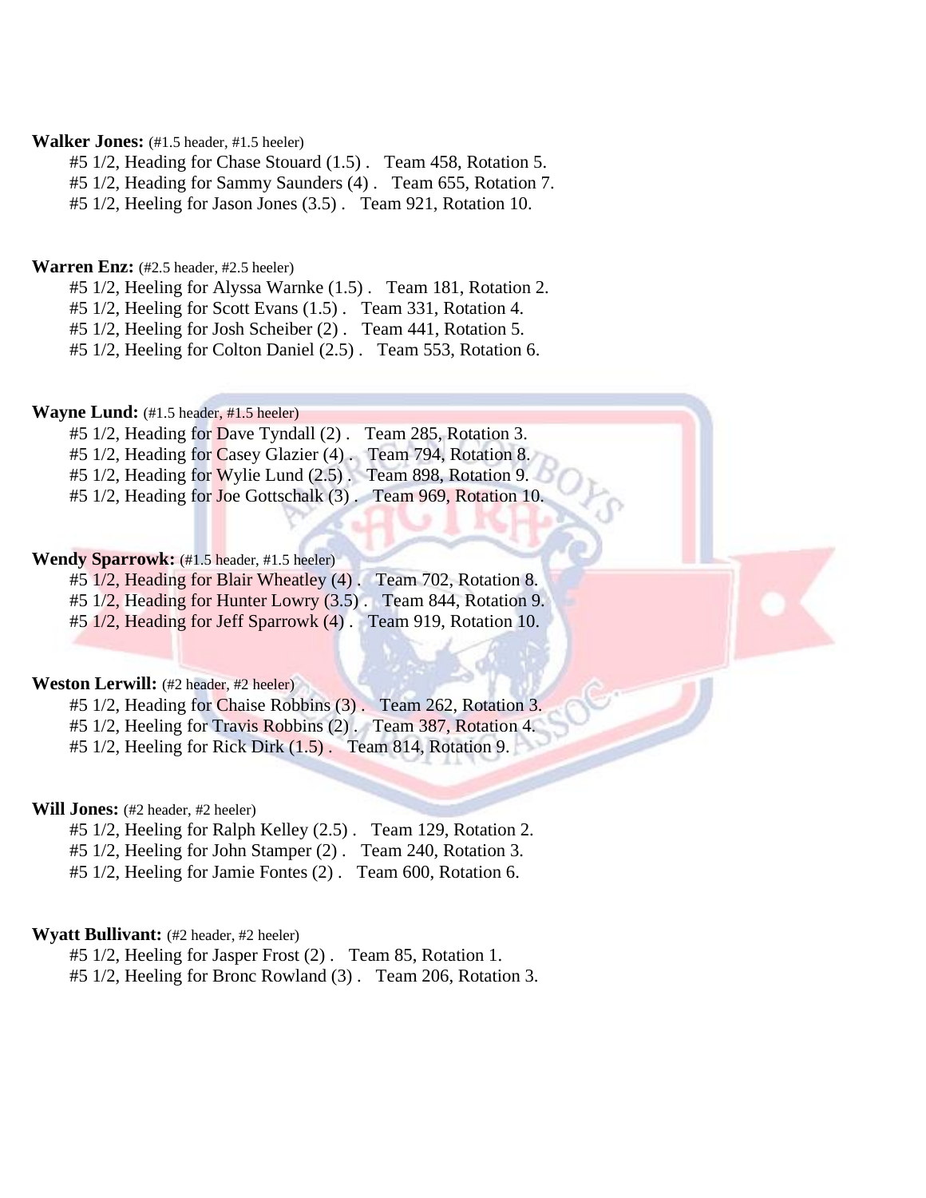**Walker Jones:** (#1.5 header, #1.5 heeler)

#5 1/2, Heading for Chase Stouard (1.5) . Team 458, Rotation 5.
#5 1/2, Heading for Sammy Saunders (4) . Team 655, Rotation 7.
#5 1/2, Heeling for Jason Jones (3.5) . Team 921, Rotation 10.

**Warren Enz:** (#2.5 header, #2.5 heeler)

#5 1/2, Heeling for Alyssa Warnke (1.5) . Team 181, Rotation 2.
#5 1/2, Heeling for Scott Evans (1.5) . Team 331, Rotation 4.
#5 1/2, Heeling for Josh Scheiber (2) . Team 441, Rotation 5.
#5 1/2, Heeling for Colton Daniel (2.5) . Team 553, Rotation 6.

**Wayne Lund:** (#1.5 header, #1.5 heeler)

#5 1/2, Heading for Dave Tyndall (2) . Team 285, Rotation 3.
#5 1/2, Heading for Casey Glazier (4) . Team 794, Rotation 8.
#5 1/2, Heading for Wylie Lund (2.5) . Team 898, Rotation 9.
#5 1/2, Heading for Joe Gottschalk (3) . Team 969, Rotation 10.

**Wendy Sparrowk:** (#1.5 header, #1.5 heeler)

#5 1/2, Heading for Blair Wheatley (4) . Team 702, Rotation 8.
#5 1/2, Heading for Hunter Lowry (3.5) . Team 844, Rotation 9.
#5 1/2, Heading for Jeff Sparrowk (4) . Team 919, Rotation 10.

**Weston Lerwill:** (#2 header, #2 heeler)

#5 1/2, Heading for Chaise Robbins (3) . Team 262, Rotation 3.
#5 1/2, Heeling for Travis Robbins (2) . Team 387, Rotation 4.
#5 1/2, Heeling for Rick Dirk (1.5) . Team 814, Rotation 9.

**Will Jones:** (#2 header, #2 heeler)

#5 1/2, Heeling for Ralph Kelley (2.5) . Team 129, Rotation 2.
#5 1/2, Heeling for John Stamper (2) . Team 240, Rotation 3.
#5 1/2, Heeling for Jamie Fontes (2) . Team 600, Rotation 6.

**Wyatt Bullivant:** (#2 header, #2 heeler)

#5 1/2, Heeling for Jasper Frost (2) . Team 85, Rotation 1.
#5 1/2, Heeling for Bronc Rowland (3) . Team 206, Rotation 3.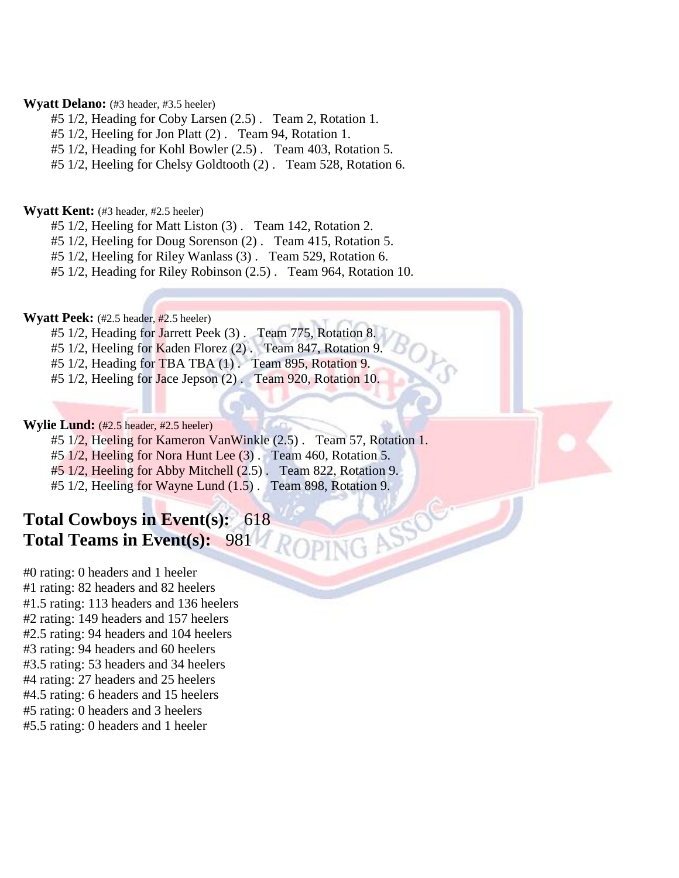**Wyatt Delano:** (#3 header, #3.5 heeler)

#5 1/2, Heading for Coby Larsen (2.5) . Team 2, Rotation 1.
#5 1/2, Heeling for Jon Platt (2) . Team 94, Rotation 1.
#5 1/2, Heading for Kohl Bowler (2.5) . Team 403, Rotation 5.
#5 1/2, Heeling for Chelsy Goldtooth (2) . Team 528, Rotation 6.

**Wyatt Kent:** (#3 header, #2.5 heeler)

#5 1/2, Heeling for Matt Liston (3) . Team 142, Rotation 2.
#5 1/2, Heeling for Doug Sorenson (2) . Team 415, Rotation 5.
#5 1/2, Heeling for Riley Wanlass (3) . Team 529, Rotation 6.
#5 1/2, Heading for Riley Robinson (2.5) . Team 964, Rotation 10.

**Wyatt Peek:** (#2.5 header, #2.5 heeler)

#5 1/2, Heading for Jarrett Peek (3) . Team 775, Rotation 8.
#5 1/2, Heeling for Kaden Florez (2) . Team 847, Rotation 9.
#5 1/2, Heading for TBA TBA (1) . Team 895, Rotation 9.
#5 1/2, Heeling for Jace Jepson (2) . Team 920, Rotation 10.

**Wylie Lund:** (#2.5 header, #2.5 heeler)

#5 1/2, Heeling for Kameron VanWinkle (2.5) . Team 57, Rotation 1.
#5 1/2, Heeling for Nora Hunt Lee (3) . Team 460, Rotation 5.
#5 1/2, Heeling for Abby Mitchell (2.5) . Team 822, Rotation 9.
#5 1/2, Heeling for Wayne Lund (1.5) . Team 898, Rotation 9.

## Total Cowboys in Event(s): 618
## Total Teams in Event(s): 981

#0 rating: 0 headers and 1 heeler
#1 rating: 82 headers and 82 heelers
#1.5 rating: 113 headers and 136 heelers
#2 rating: 149 headers and 157 heelers
#2.5 rating: 94 headers and 104 heelers
#3 rating: 94 headers and 60 heelers
#3.5 rating: 53 headers and 34 heelers
#4 rating: 27 headers and 25 heelers
#4.5 rating: 6 headers and 15 heelers
#5 rating: 0 headers and 3 heelers
#5.5 rating: 0 headers and 1 heeler